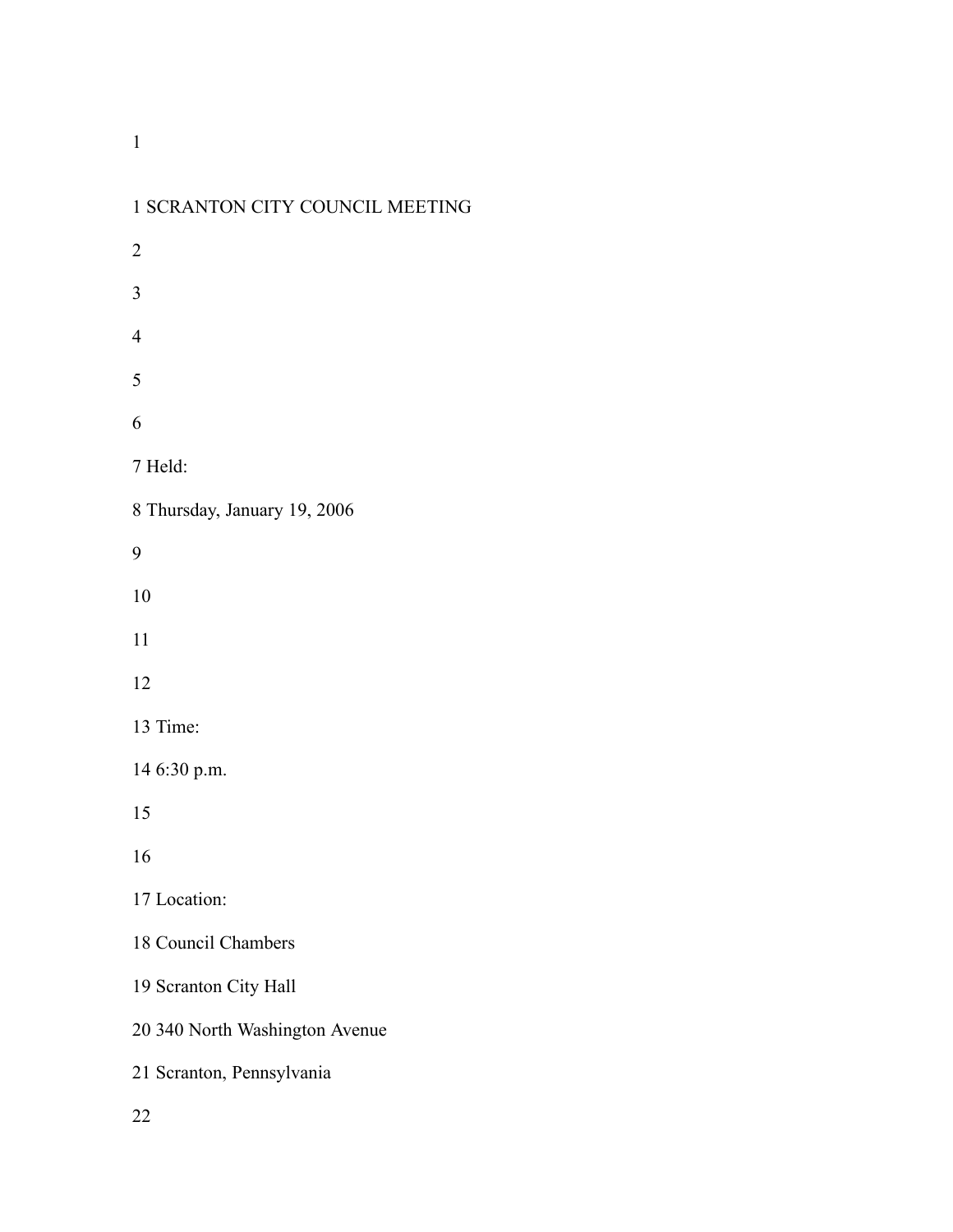1 SCRANTON CITY COUNCIL MEETING

2

3

4

5

6

7 Held:

8 Thursday, January 19, 2006

9

10

11

12

13 Time:

14 6:30 p.m.

15

16

17 Location:

18 Council Chambers

19 Scranton City Hall

20 340 North Washington Avenue

21 Scranton, Pennsylvania

22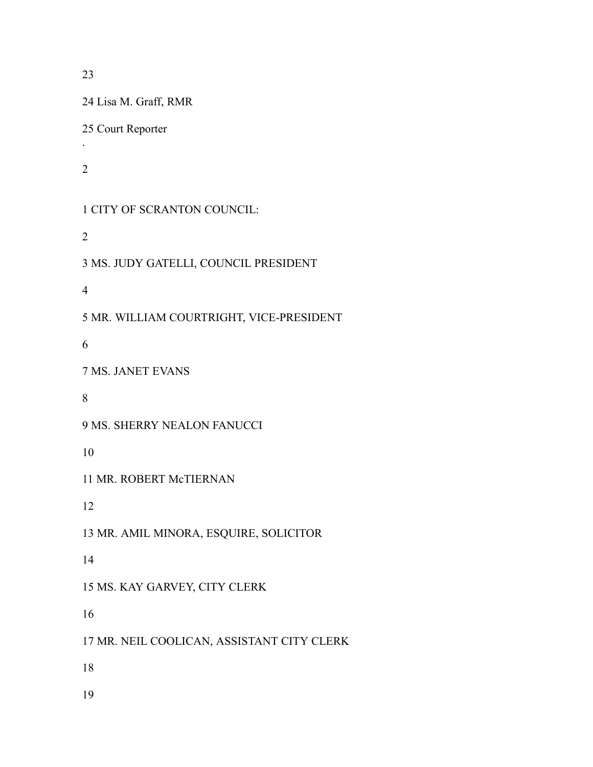23

24 Lisa M. Graff, RMR

25 Court Reporter

.

2

1 CITY OF SCRANTON COUNCIL:

2

3 MS. JUDY GATELLI, COUNCIL PRESIDENT

4

5 MR. WILLIAM COURTRIGHT, VICE-PRESIDENT

6

7 MS. JANET EVANS

8

9 MS. SHERRY NEALON FANUCCI

10

11 MR. ROBERT McTIERNAN

12

13 MR. AMIL MINORA, ESQUIRE, SOLICITOR

14

15 MS. KAY GARVEY, CITY CLERK

16

17 MR. NEIL COOLICAN, ASSISTANT CITY CLERK

18

19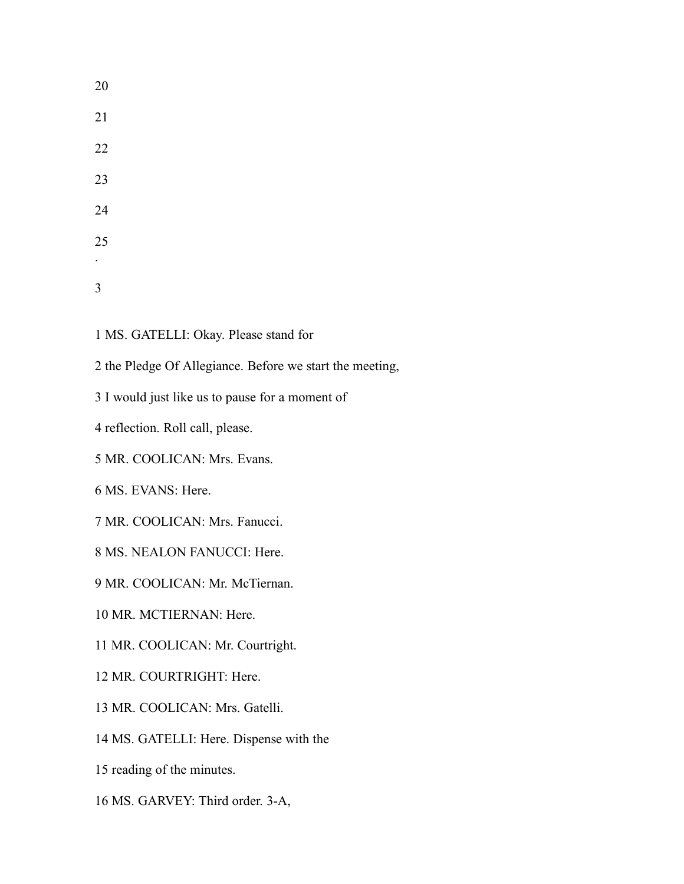1 MS. GATELLI: Okay. Please stand for

2 the Pledge Of Allegiance. Before we start the meeting,

3 I would just like us to pause for a moment of

4 reflection. Roll call, please.

5 MR. COOLICAN: Mrs. Evans.

6 MS. EVANS: Here.

7 MR. COOLICAN: Mrs. Fanucci.

8 MS. NEALON FANUCCI: Here.

9 MR. COOLICAN: Mr. McTiernan.

10 MR. MCTIERNAN: Here.

11 MR. COOLICAN: Mr. Courtright.

12 MR. COURTRIGHT: Here.

13 MR. COOLICAN: Mrs. Gatelli.

14 MS. GATELLI: Here. Dispense with the

15 reading of the minutes.

16 MS. GARVEY: Third order. 3-A,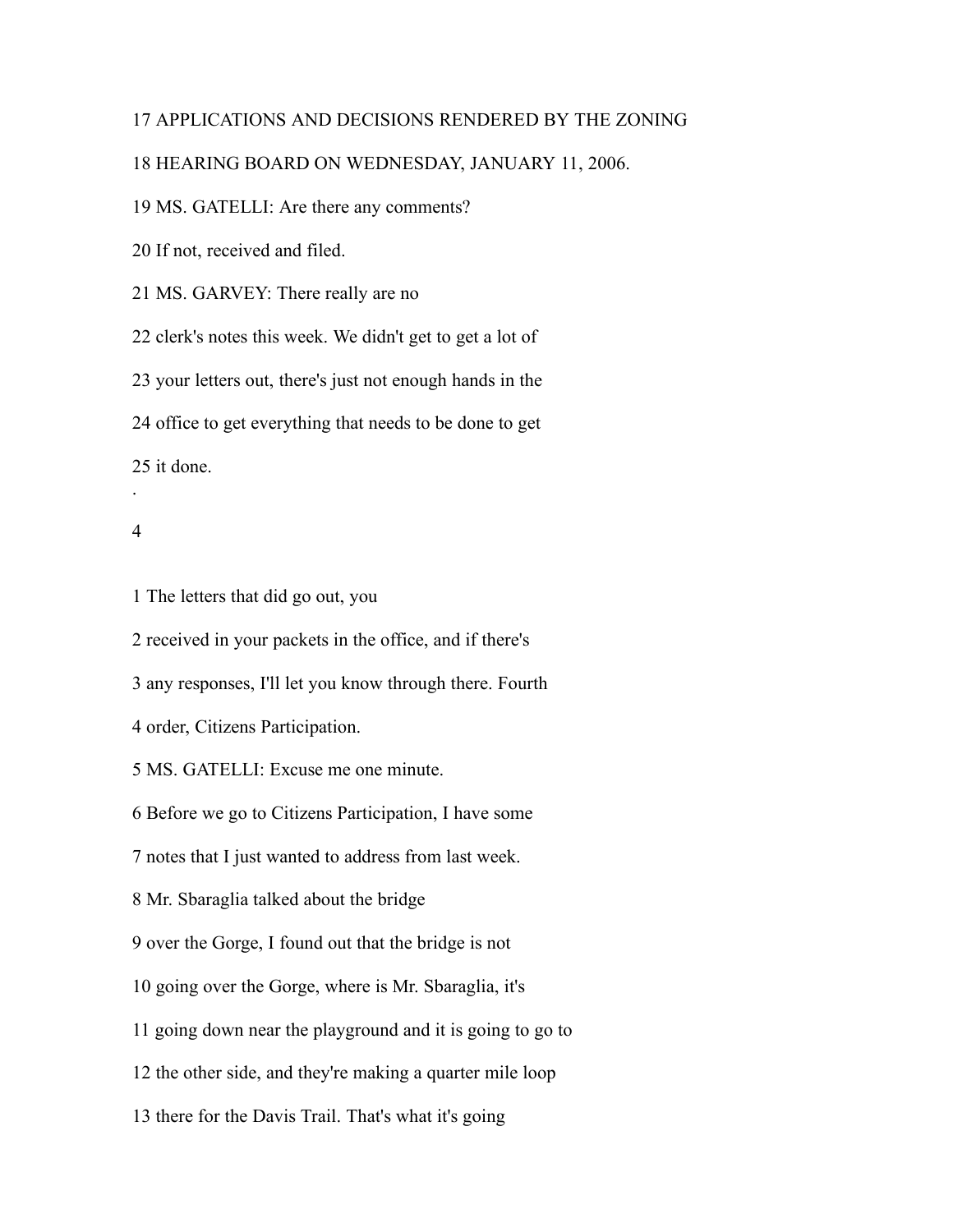17 APPLICATIONS AND DECISIONS RENDERED BY THE ZONING

18 HEARING BOARD ON WEDNESDAY, JANUARY 11, 2006.

19 MS. GATELLI: Are there any comments?

20 If not, received and filed.

21 MS. GARVEY: There really are no

22 clerk's notes this week. We didn't get to get a lot of

23 your letters out, there's just not enough hands in the

24 office to get everything that needs to be done to get

25 it done.

.

4

1 The letters that did go out, you

2 received in your packets in the office, and if there's

3 any responses, I'll let you know through there. Fourth

4 order, Citizens Participation.

5 MS. GATELLI: Excuse me one minute.

6 Before we go to Citizens Participation, I have some

7 notes that I just wanted to address from last week.

8 Mr. Sbaraglia talked about the bridge

9 over the Gorge, I found out that the bridge is not

10 going over the Gorge, where is Mr. Sbaraglia, it's

11 going down near the playground and it is going to go to

12 the other side, and they're making a quarter mile loop

13 there for the Davis Trail. That's what it's going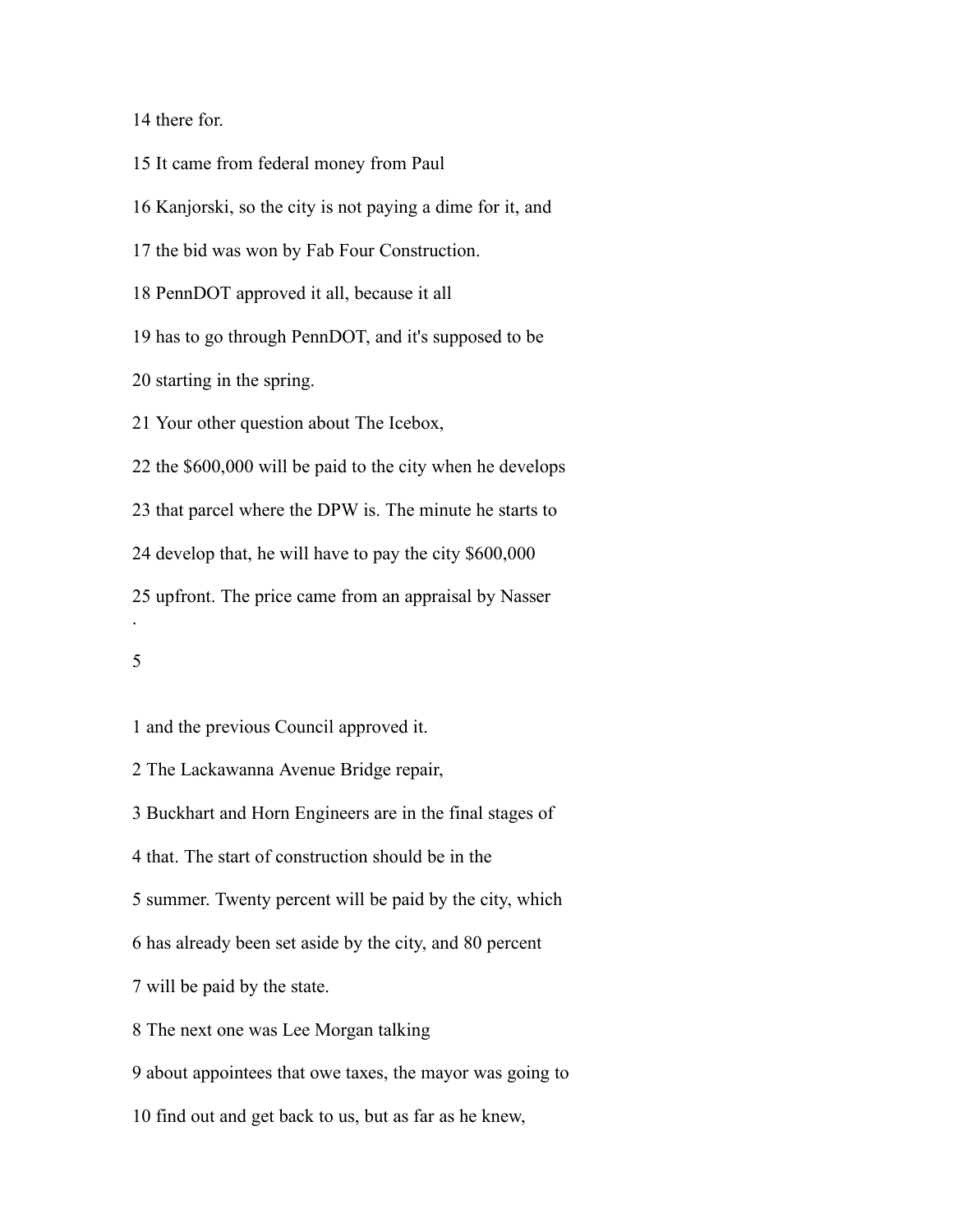14 there for.

15 It came from federal money from Paul

16 Kanjorski, so the city is not paying a dime for it, and

17 the bid was won by Fab Four Construction.

18 PennDOT approved it all, because it all

19 has to go through PennDOT, and it's supposed to be

20 starting in the spring.

21 Your other question about The Icebox,

22 the $600,000 will be paid to the city when he develops

23 that parcel where the DPW is. The minute he starts to

24 develop that, he will have to pay the city $600,000

25 upfront. The price came from an appraisal by Nasser

1 and the previous Council approved it.

2 The Lackawanna Avenue Bridge repair,

3 Buckhart and Horn Engineers are in the final stages of

4 that. The start of construction should be in the

5 summer. Twenty percent will be paid by the city, which

6 has already been set aside by the city, and 80 percent

7 will be paid by the state.

8 The next one was Lee Morgan talking

9 about appointees that owe taxes, the mayor was going to

10 find out and get back to us, but as far as he knew,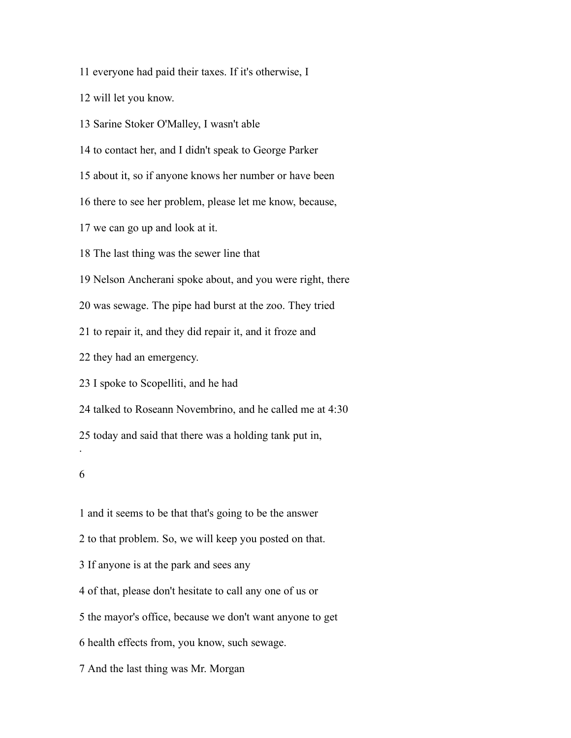11 everyone had paid their taxes. If it's otherwise, I

12 will let you know.

13 Sarine Stoker O'Malley, I wasn't able

14 to contact her, and I didn't speak to George Parker

15 about it, so if anyone knows her number or have been

16 there to see her problem, please let me know, because,

17 we can go up and look at it.

18 The last thing was the sewer line that

19 Nelson Ancherani spoke about, and you were right, there

20 was sewage. The pipe had burst at the zoo. They tried

21 to repair it, and they did repair it, and it froze and

22 they had an emergency.

23 I spoke to Scopelliti, and he had

24 talked to Roseann Novembrino, and he called me at 4:30

25 today and said that there was a holding tank put in,

1 and it seems to be that that's going to be the answer

2 to that problem. So, we will keep you posted on that.

3 If anyone is at the park and sees any

4 of that, please don't hesitate to call any one of us or

5 the mayor's office, because we don't want anyone to get

6 health effects from, you know, such sewage.

7 And the last thing was Mr. Morgan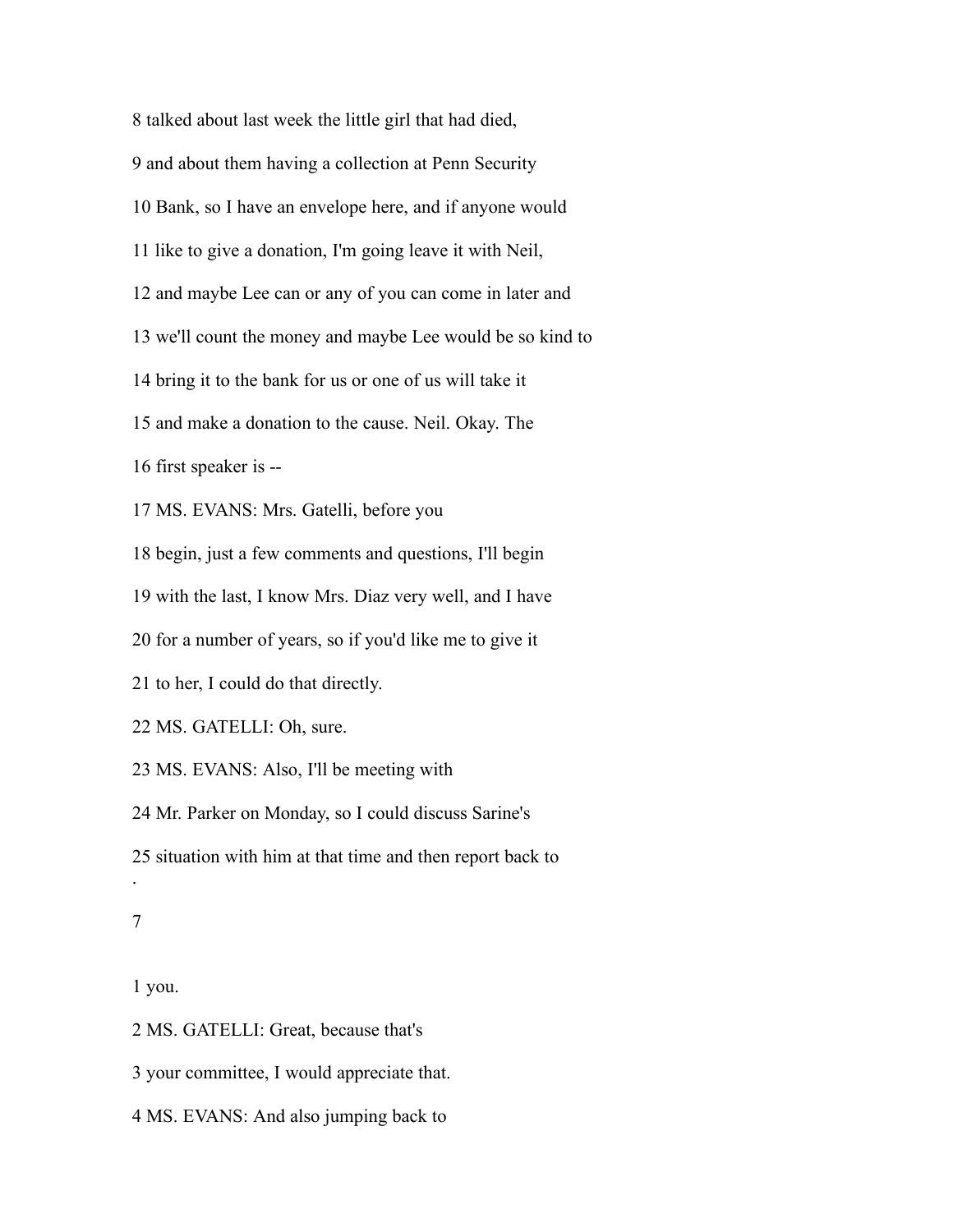8 talked about last week the little girl that had died,

9 and about them having a collection at Penn Security

10 Bank, so I have an envelope here, and if anyone would

11 like to give a donation, I'm going leave it with Neil,

12 and maybe Lee can or any of you can come in later and

13 we'll count the money and maybe Lee would be so kind to

14 bring it to the bank for us or one of us will take it

15 and make a donation to the cause. Neil. Okay. The

16 first speaker is --

17 MS. EVANS: Mrs. Gatelli, before you

18 begin, just a few comments and questions, I'll begin

19 with the last, I know Mrs. Diaz very well, and I have

20 for a number of years, so if you'd like me to give it

21 to her, I could do that directly.

22 MS. GATELLI: Oh, sure.

23 MS. EVANS: Also, I'll be meeting with

24 Mr. Parker on Monday, so I could discuss Sarine's

25 situation with him at that time and then report back to

1 you.

2 MS. GATELLI: Great, because that's

3 your committee, I would appreciate that.

4 MS. EVANS: And also jumping back to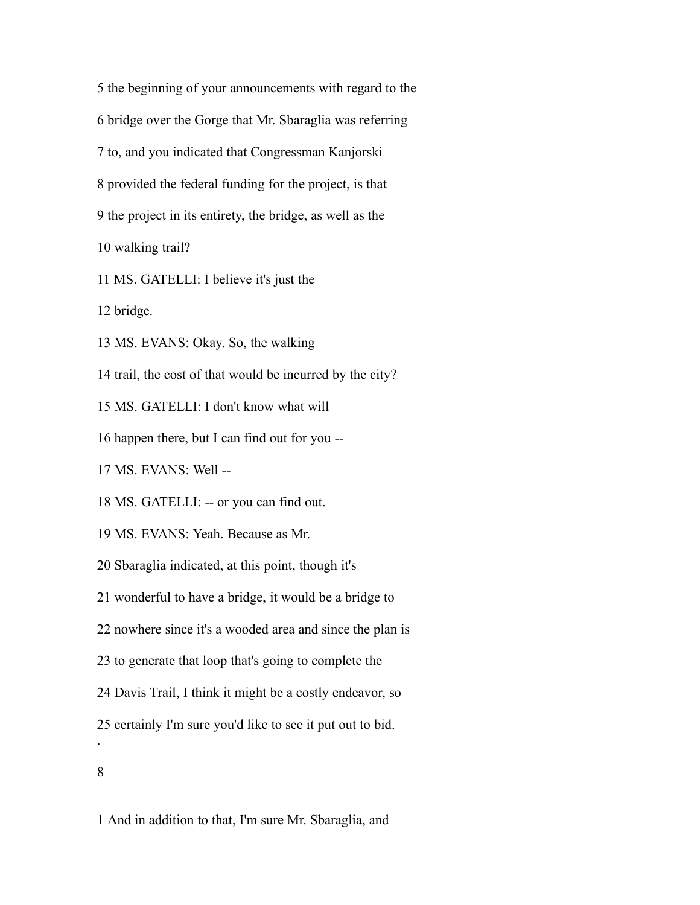5 the beginning of your announcements with regard to the

6 bridge over the Gorge that Mr. Sbaraglia was referring

7 to, and you indicated that Congressman Kanjorski

8 provided the federal funding for the project, is that

9 the project in its entirety, the bridge, as well as the

10 walking trail?

11 MS. GATELLI: I believe it's just the

12 bridge.

13 MS. EVANS: Okay. So, the walking

14 trail, the cost of that would be incurred by the city?

15 MS. GATELLI: I don't know what will

16 happen there, but I can find out for you --

17 MS. EVANS: Well --

18 MS. GATELLI: -- or you can find out.

19 MS. EVANS: Yeah. Because as Mr.

20 Sbaraglia indicated, at this point, though it's

21 wonderful to have a bridge, it would be a bridge to

22 nowhere since it's a wooded area and since the plan is

23 to generate that loop that's going to complete the

24 Davis Trail, I think it might be a costly endeavor, so

25 certainly I'm sure you'd like to see it put out to bid.

1 And in addition to that, I'm sure Mr. Sbaraglia, and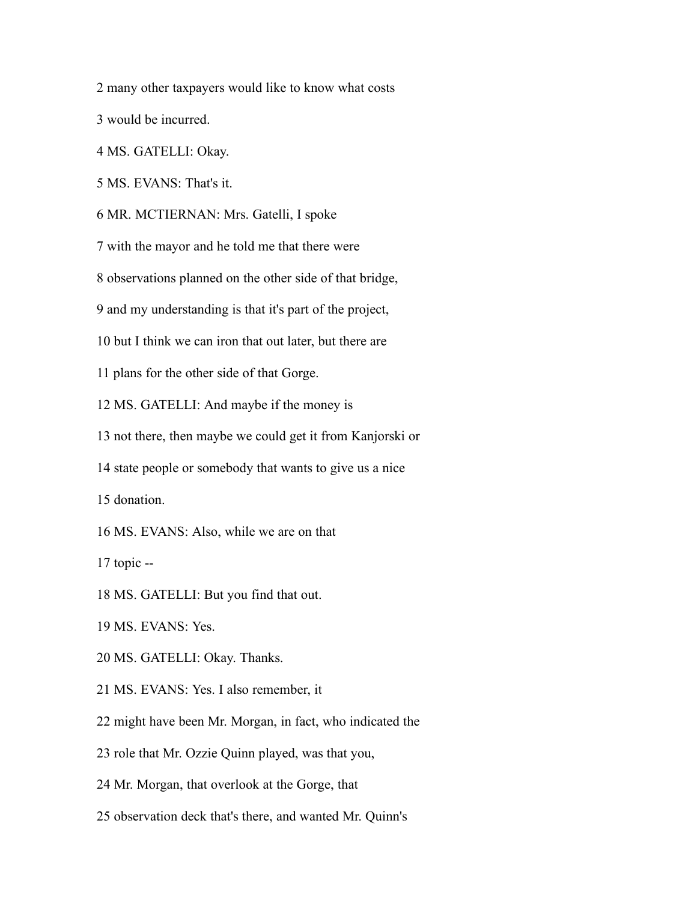2 many other taxpayers would like to know what costs

3 would be incurred.

4 MS. GATELLI: Okay.

5 MS. EVANS: That's it.

6 MR. MCTIERNAN: Mrs. Gatelli, I spoke

7 with the mayor and he told me that there were

8 observations planned on the other side of that bridge,

9 and my understanding is that it's part of the project,

10 but I think we can iron that out later, but there are

11 plans for the other side of that Gorge.

12 MS. GATELLI: And maybe if the money is

13 not there, then maybe we could get it from Kanjorski or

14 state people or somebody that wants to give us a nice

15 donation.

16 MS. EVANS: Also, while we are on that

17 topic --

18 MS. GATELLI: But you find that out.

19 MS. EVANS: Yes.

20 MS. GATELLI: Okay. Thanks.

21 MS. EVANS: Yes. I also remember, it

22 might have been Mr. Morgan, in fact, who indicated the

23 role that Mr. Ozzie Quinn played, was that you,

24 Mr. Morgan, that overlook at the Gorge, that

25 observation deck that's there, and wanted Mr. Quinn's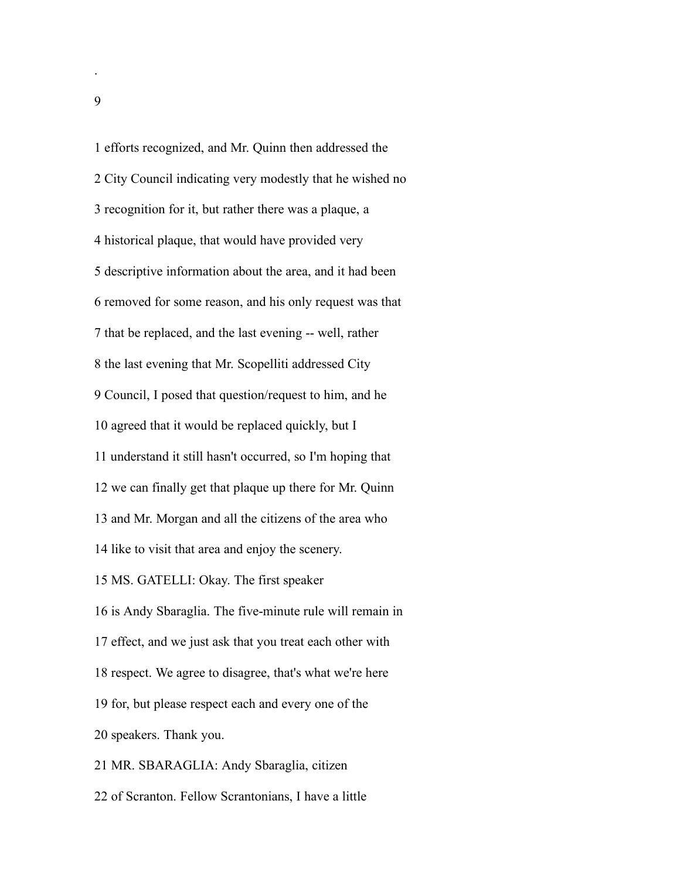1 efforts recognized, and Mr. Quinn then addressed the

2 City Council indicating very modestly that he wished no

3 recognition for it, but rather there was a plaque, a

4 historical plaque, that would have provided very

5 descriptive information about the area, and it had been

6 removed for some reason, and his only request was that

7 that be replaced, and the last evening -- well, rather

8 the last evening that Mr. Scopelliti addressed City

9 Council, I posed that question/request to him, and he

10 agreed that it would be replaced quickly, but I

11 understand it still hasn't occurred, so I'm hoping that

12 we can finally get that plaque up there for Mr. Quinn

13 and Mr. Morgan and all the citizens of the area who

14 like to visit that area and enjoy the scenery.

15 MS. GATELLI: Okay. The first speaker

16 is Andy Sbaraglia. The five-minute rule will remain in

17 effect, and we just ask that you treat each other with

18 respect. We agree to disagree, that's what we're here

19 for, but please respect each and every one of the

20 speakers. Thank you.

21 MR. SBARAGLIA: Andy Sbaraglia, citizen

22 of Scranton. Fellow Scrantonians, I have a little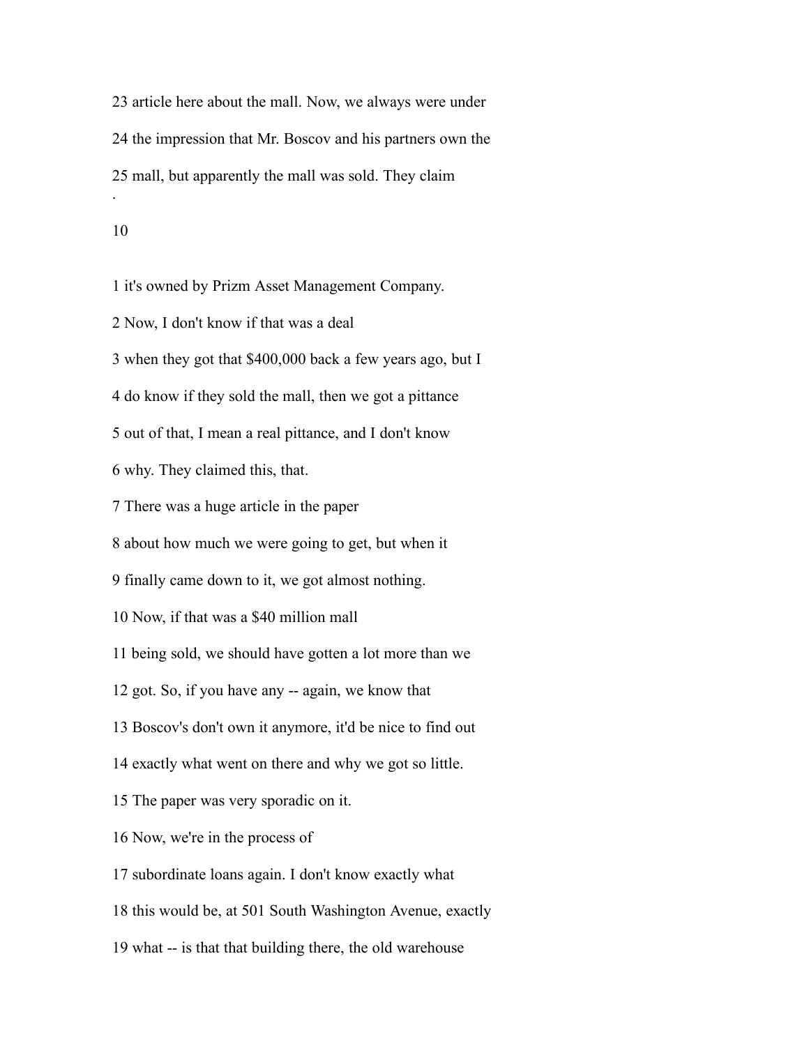23 article here about the mall. Now, we always were under

24 the impression that Mr. Boscov and his partners own the

25 mall, but apparently the mall was sold. They claim

1 it's owned by Prizm Asset Management Company.

2 Now, I don't know if that was a deal

3 when they got that $400,000 back a few years ago, but I

4 do know if they sold the mall, then we got a pittance

5 out of that, I mean a real pittance, and I don't know

6 why. They claimed this, that.

7 There was a huge article in the paper

8 about how much we were going to get, but when it

9 finally came down to it, we got almost nothing.

10 Now, if that was a $40 million mall

11 being sold, we should have gotten a lot more than we

12 got. So, if you have any -- again, we know that

13 Boscov's don't own it anymore, it'd be nice to find out

14 exactly what went on there and why we got so little.

15 The paper was very sporadic on it.

16 Now, we're in the process of

17 subordinate loans again. I don't know exactly what

18 this would be, at 501 South Washington Avenue, exactly

19 what -- is that that building there, the old warehouse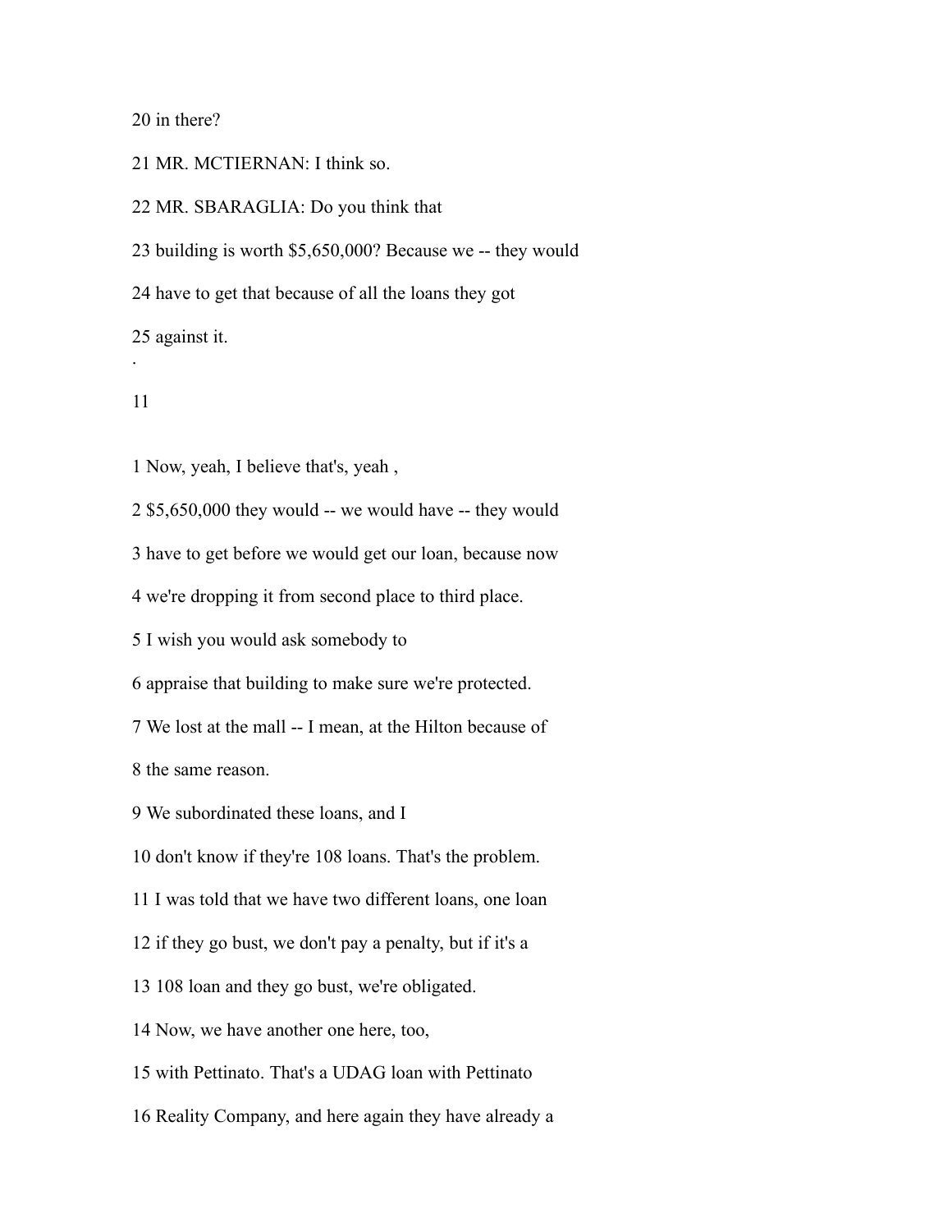20 in there?

21 MR. MCTIERNAN: I think so.

22 MR. SBARAGLIA: Do you think that

23 building is worth $5,650,000? Because we -- they would

24 have to get that because of all the loans they got

25 against it.

1 Now, yeah, I believe that's, yeah ,

2 $5,650,000 they would -- we would have -- they would

3 have to get before we would get our loan, because now

4 we're dropping it from second place to third place.

5 I wish you would ask somebody to

6 appraise that building to make sure we're protected.

7 We lost at the mall -- I mean, at the Hilton because of

8 the same reason.

9 We subordinated these loans, and I

10 don't know if they're 108 loans. That's the problem.

11 I was told that we have two different loans, one loan

12 if they go bust, we don't pay a penalty, but if it's a

13 108 loan and they go bust, we're obligated.

14 Now, we have another one here, too,

15 with Pettinato. That's a UDAG loan with Pettinato

16 Reality Company, and here again they have already a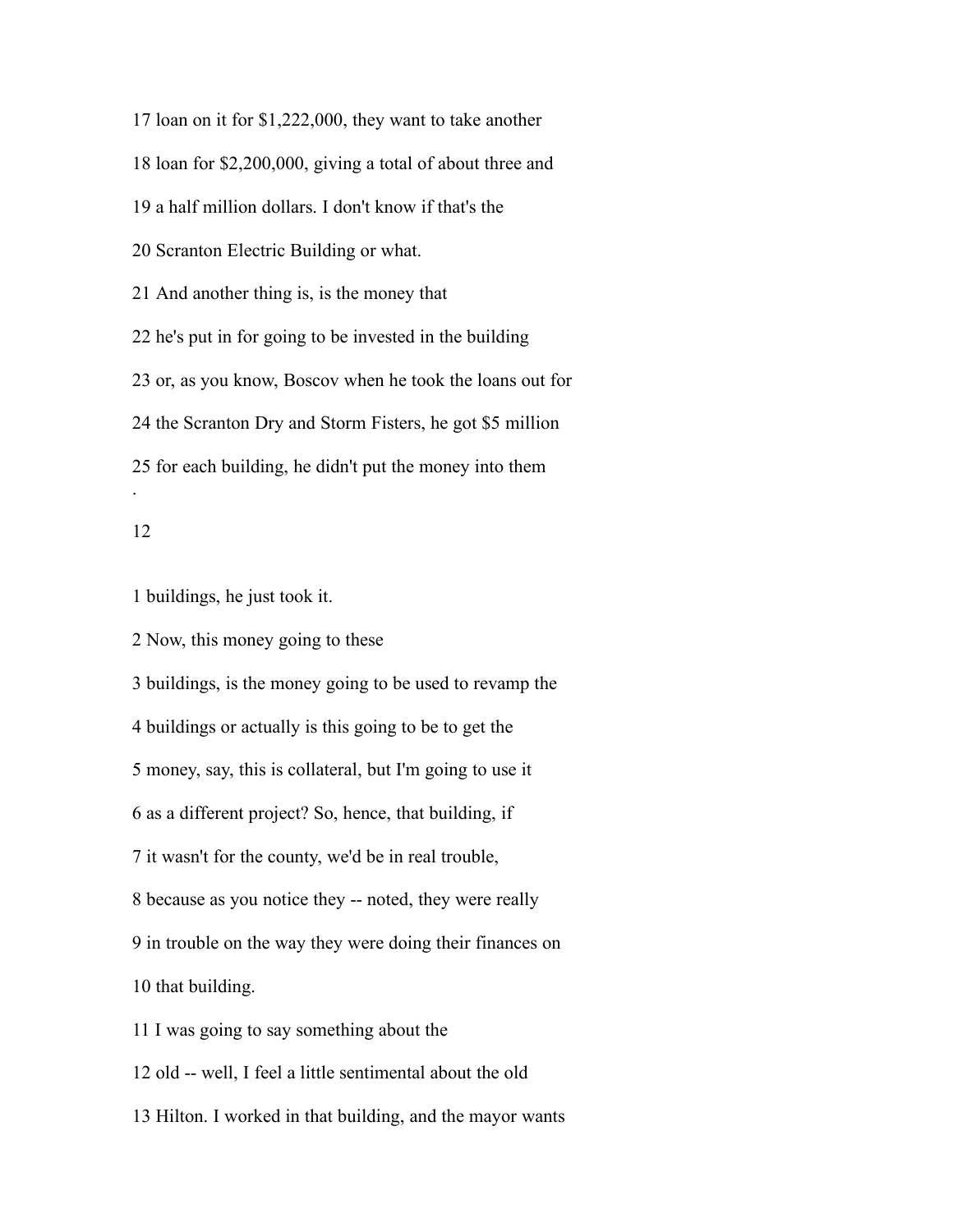17 loan on it for $1,222,000, they want to take another

18 loan for $2,200,000, giving a total of about three and

19 a half million dollars. I don't know if that's the

20 Scranton Electric Building or what.

21 And another thing is, is the money that

22 he's put in for going to be invested in the building

23 or, as you know, Boscov when he took the loans out for

24 the Scranton Dry and Storm Fisters, he got $5 million

25 for each building, he didn't put the money into them

1 buildings, he just took it.

2 Now, this money going to these

3 buildings, is the money going to be used to revamp the

4 buildings or actually is this going to be to get the

5 money, say, this is collateral, but I'm going to use it

6 as a different project? So, hence, that building, if

7 it wasn't for the county, we'd be in real trouble,

8 because as you notice they -- noted, they were really

9 in trouble on the way they were doing their finances on

10 that building.

11 I was going to say something about the

12 old -- well, I feel a little sentimental about the old

13 Hilton. I worked in that building, and the mayor wants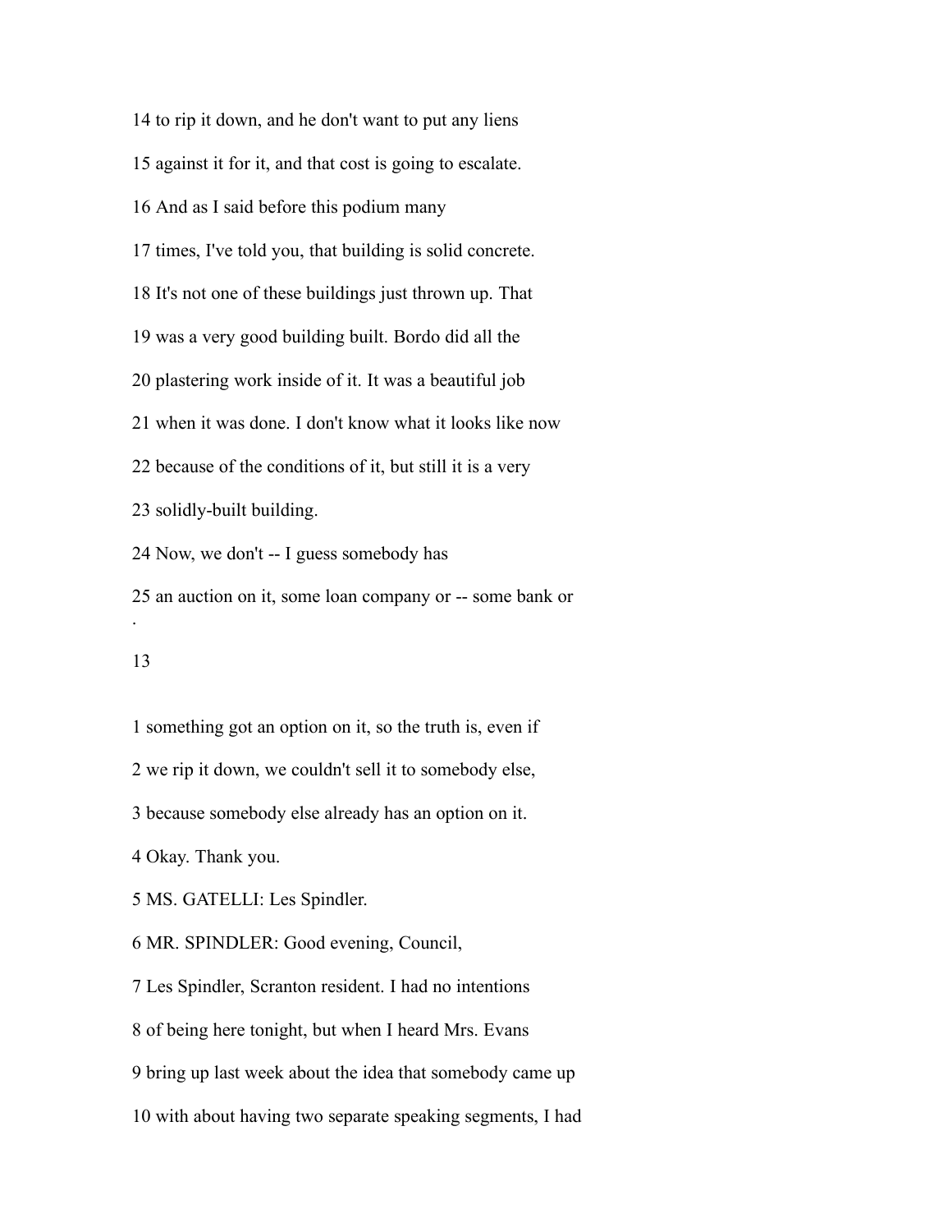14 to rip it down, and he don't want to put any liens

15 against it for it, and that cost is going to escalate.

16 And as I said before this podium many

17 times, I've told you, that building is solid concrete.

18 It's not one of these buildings just thrown up. That

19 was a very good building built. Bordo did all the

20 plastering work inside of it. It was a beautiful job

21 when it was done. I don't know what it looks like now

22 because of the conditions of it, but still it is a very

23 solidly-built building.

24 Now, we don't -- I guess somebody has

25 an auction on it, some loan company or -- some bank or

1 something got an option on it, so the truth is, even if

2 we rip it down, we couldn't sell it to somebody else,

3 because somebody else already has an option on it.

4 Okay. Thank you.

5 MS. GATELLI: Les Spindler.

6 MR. SPINDLER: Good evening, Council,

7 Les Spindler, Scranton resident. I had no intentions

8 of being here tonight, but when I heard Mrs. Evans

9 bring up last week about the idea that somebody came up

10 with about having two separate speaking segments, I had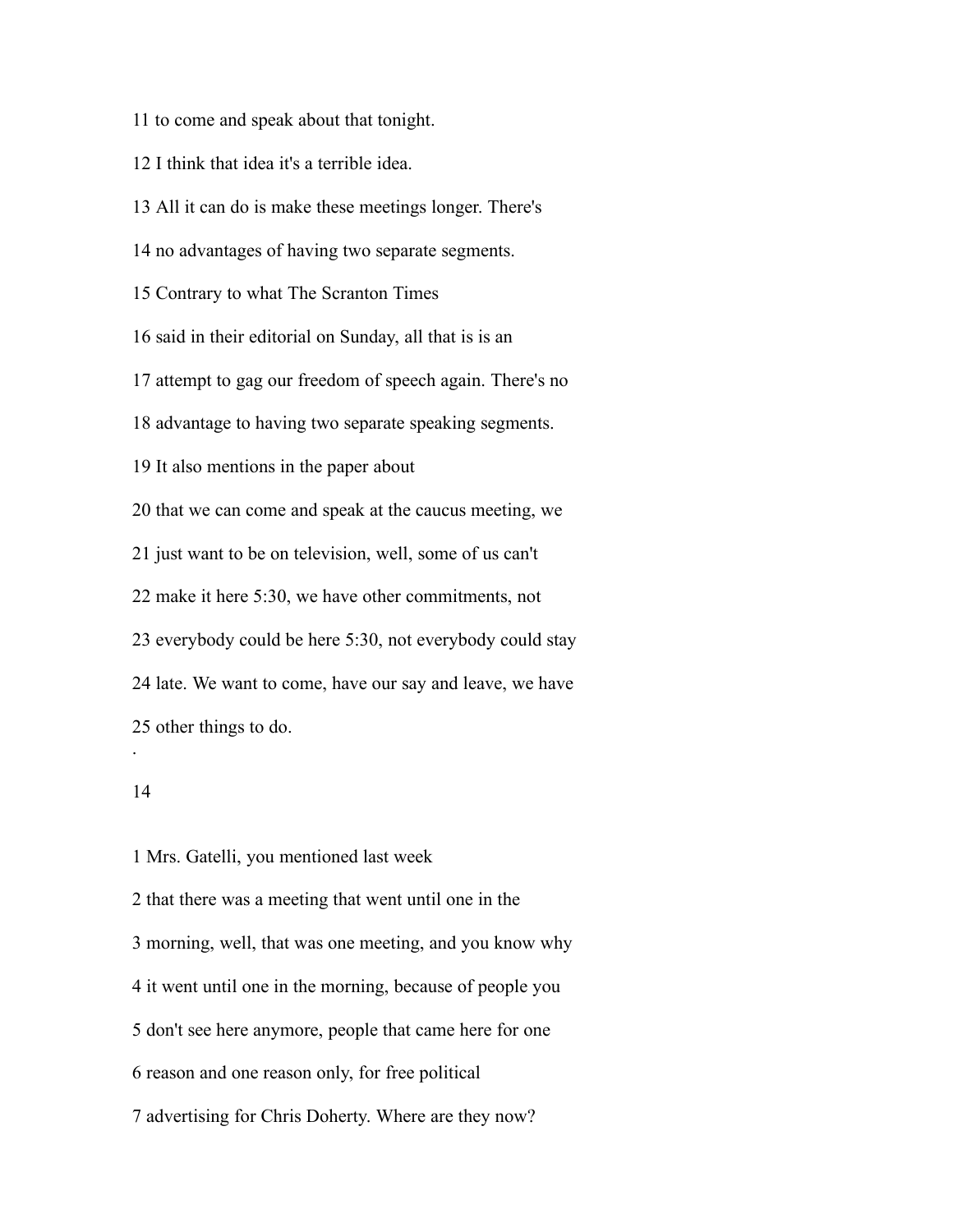11 to come and speak about that tonight.

12 I think that idea it's a terrible idea.

13 All it can do is make these meetings longer. There's

14 no advantages of having two separate segments.

15 Contrary to what The Scranton Times

16 said in their editorial on Sunday, all that is is an

17 attempt to gag our freedom of speech again. There's no

18 advantage to having two separate speaking segments.

19 It also mentions in the paper about

20 that we can come and speak at the caucus meeting, we

21 just want to be on television, well, some of us can't

22 make it here 5:30, we have other commitments, not

23 everybody could be here 5:30, not everybody could stay

24 late. We want to come, have our say and leave, we have

25 other things to do.

1 Mrs. Gatelli, you mentioned last week

2 that there was a meeting that went until one in the

3 morning, well, that was one meeting, and you know why

4 it went until one in the morning, because of people you

5 don't see here anymore, people that came here for one

6 reason and one reason only, for free political

7 advertising for Chris Doherty. Where are they now?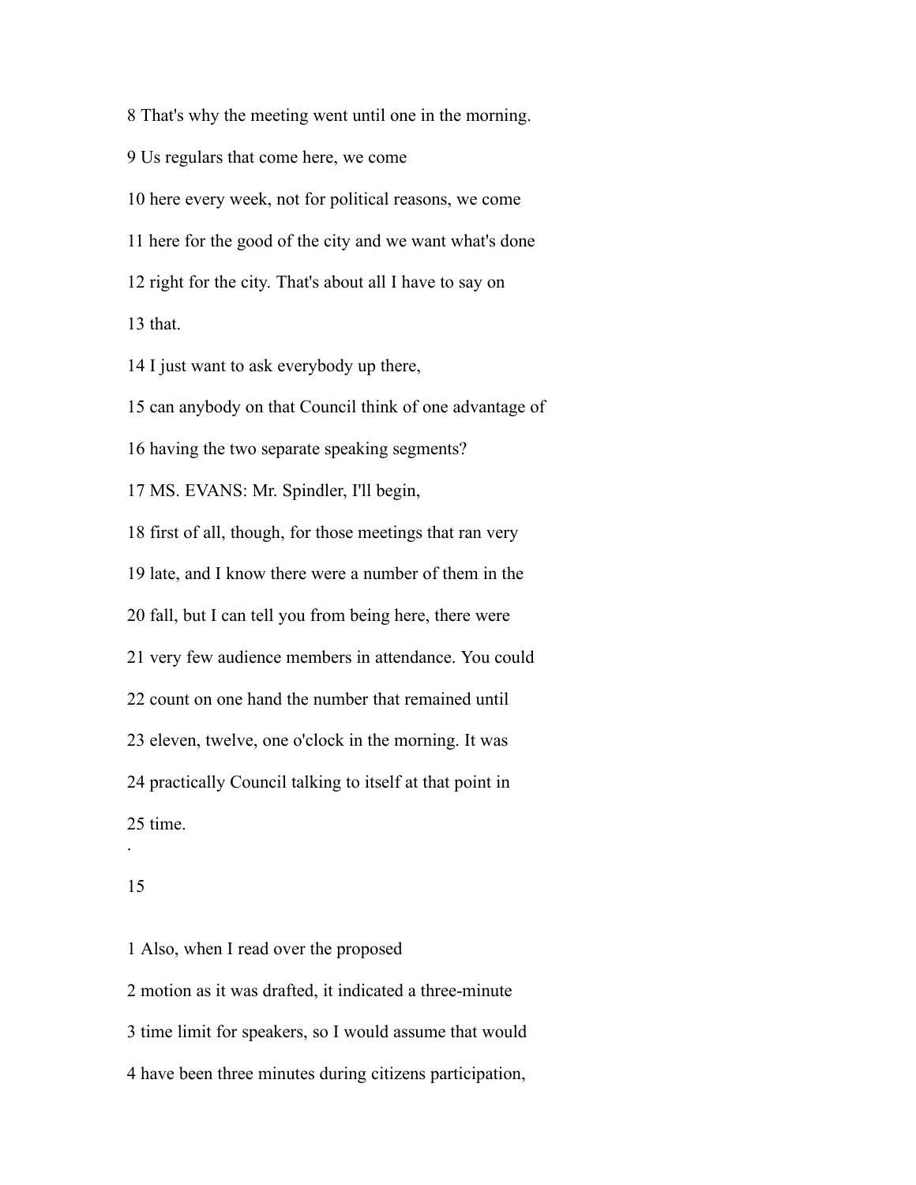8 That's why the meeting went until one in the morning.

9 Us regulars that come here, we come

10 here every week, not for political reasons, we come

11 here for the good of the city and we want what's done

12 right for the city. That's about all I have to say on

13 that.

14 I just want to ask everybody up there,

15 can anybody on that Council think of one advantage of

16 having the two separate speaking segments?

17 MS. EVANS: Mr. Spindler, I'll begin,

18 first of all, though, for those meetings that ran very

19 late, and I know there were a number of them in the

20 fall, but I can tell you from being here, there were

21 very few audience members in attendance. You could

22 count on one hand the number that remained until

23 eleven, twelve, one o'clock in the morning. It was

24 practically Council talking to itself at that point in

25 time.

1 Also, when I read over the proposed

2 motion as it was drafted, it indicated a three-minute

3 time limit for speakers, so I would assume that would

4 have been three minutes during citizens participation,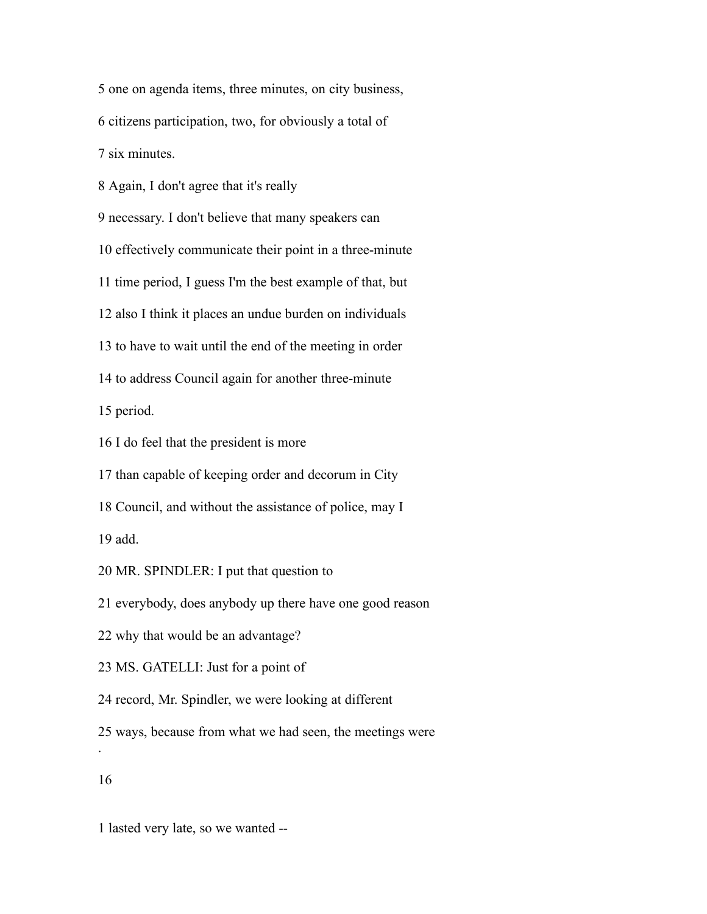5 one on agenda items, three minutes, on city business,

6 citizens participation, two, for obviously a total of

7 six minutes.

8 Again, I don't agree that it's really

9 necessary. I don't believe that many speakers can

10 effectively communicate their point in a three-minute

11 time period, I guess I'm the best example of that, but

12 also I think it places an undue burden on individuals

13 to have to wait until the end of the meeting in order

14 to address Council again for another three-minute

15 period.

16 I do feel that the president is more

17 than capable of keeping order and decorum in City

18 Council, and without the assistance of police, may I

19 add.

20 MR. SPINDLER: I put that question to

21 everybody, does anybody up there have one good reason

22 why that would be an advantage?

23 MS. GATELLI: Just for a point of

24 record, Mr. Spindler, we were looking at different

25 ways, because from what we had seen, the meetings were

1 lasted very late, so we wanted --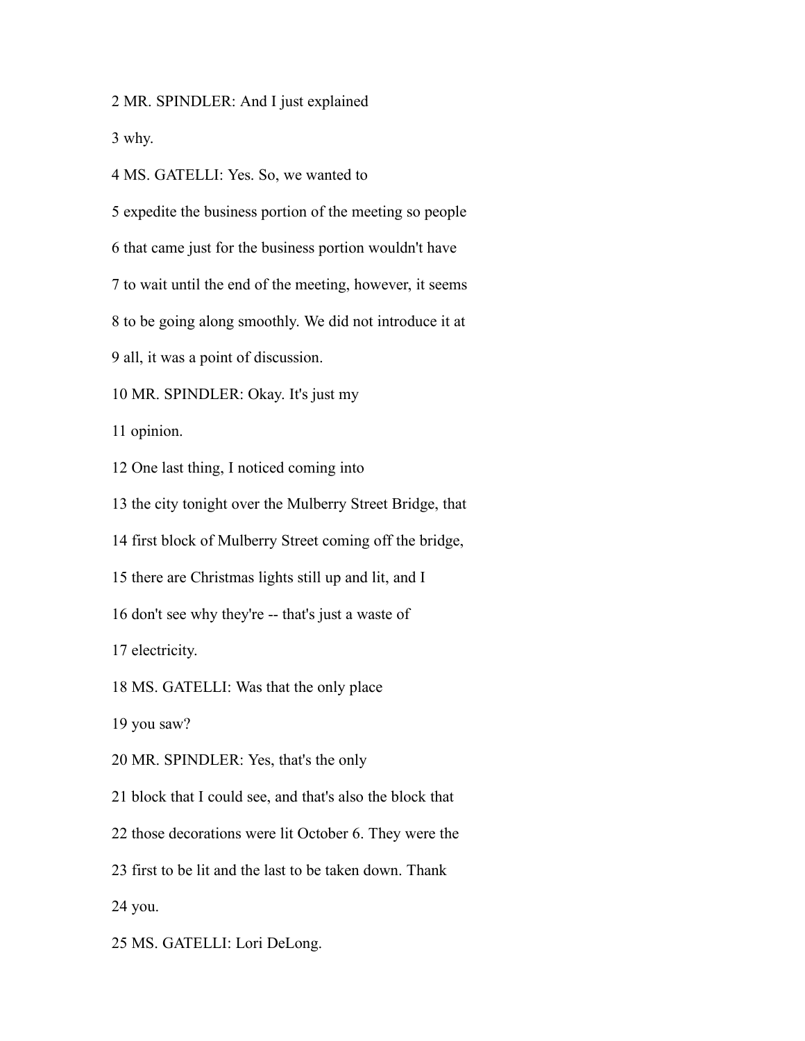2 MR. SPINDLER: And I just explained

3 why.

4 MS. GATELLI: Yes. So, we wanted to

5 expedite the business portion of the meeting so people

6 that came just for the business portion wouldn't have

7 to wait until the end of the meeting, however, it seems

8 to be going along smoothly. We did not introduce it at

9 all, it was a point of discussion.

10 MR. SPINDLER: Okay. It's just my

11 opinion.

12 One last thing, I noticed coming into

13 the city tonight over the Mulberry Street Bridge, that

14 first block of Mulberry Street coming off the bridge,

15 there are Christmas lights still up and lit, and I

16 don't see why they're -- that's just a waste of

17 electricity.

18 MS. GATELLI: Was that the only place

19 you saw?

20 MR. SPINDLER: Yes, that's the only

21 block that I could see, and that's also the block that

22 those decorations were lit October 6. They were the

23 first to be lit and the last to be taken down. Thank

24 you.

25 MS. GATELLI: Lori DeLong.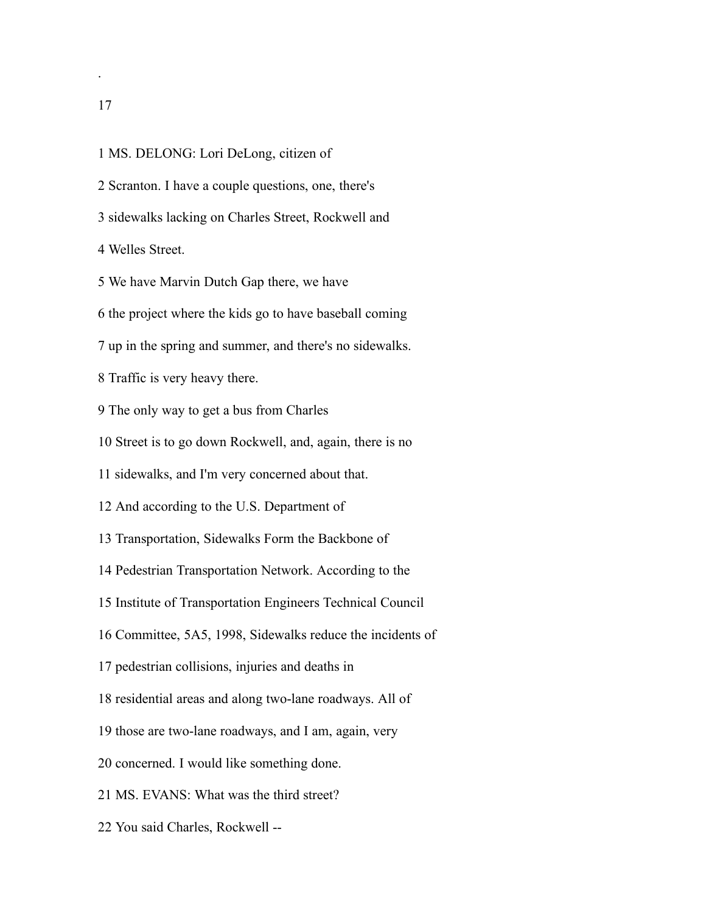1 MS. DELONG: Lori DeLong, citizen of

2 Scranton. I have a couple questions, one, there's

3 sidewalks lacking on Charles Street, Rockwell and

4 Welles Street.

5 We have Marvin Dutch Gap there, we have

6 the project where the kids go to have baseball coming

7 up in the spring and summer, and there's no sidewalks.

8 Traffic is very heavy there.

9 The only way to get a bus from Charles

10 Street is to go down Rockwell, and, again, there is no

11 sidewalks, and I'm very concerned about that.

12 And according to the U.S. Department of

13 Transportation, Sidewalks Form the Backbone of

14 Pedestrian Transportation Network. According to the

15 Institute of Transportation Engineers Technical Council

16 Committee, 5A5, 1998, Sidewalks reduce the incidents of

17 pedestrian collisions, injuries and deaths in

18 residential areas and along two-lane roadways. All of

19 those are two-lane roadways, and I am, again, very

20 concerned. I would like something done.

21 MS. EVANS: What was the third street?

22 You said Charles, Rockwell --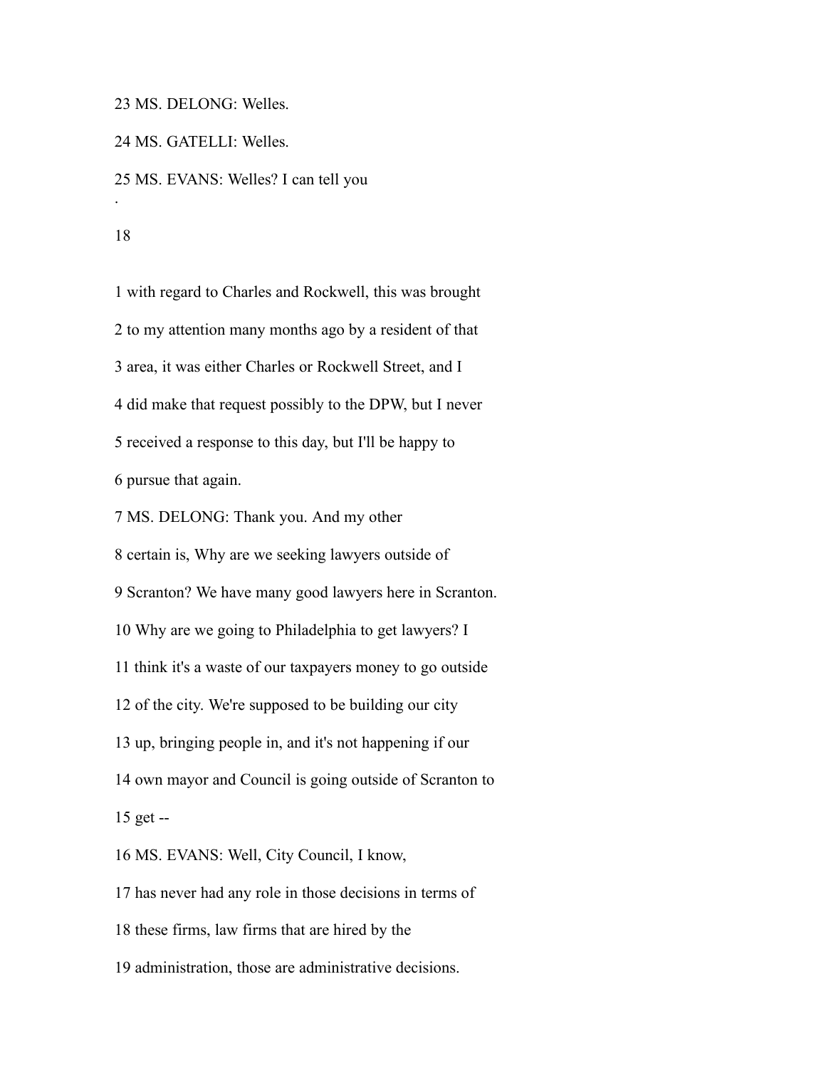23 MS. DELONG: Welles.

24 MS. GATELLI: Welles.

25 MS. EVANS: Welles? I can tell you

.

1 with regard to Charles and Rockwell, this was brought

2 to my attention many months ago by a resident of that

3 area, it was either Charles or Rockwell Street, and I

4 did make that request possibly to the DPW, but I never

5 received a response to this day, but I'll be happy to

6 pursue that again.

7 MS. DELONG: Thank you. And my other

8 certain is, Why are we seeking lawyers outside of

9 Scranton? We have many good lawyers here in Scranton.

10 Why are we going to Philadelphia to get lawyers? I

11 think it's a waste of our taxpayers money to go outside

12 of the city. We're supposed to be building our city

13 up, bringing people in, and it's not happening if our

14 own mayor and Council is going outside of Scranton to

15 get --

16 MS. EVANS: Well, City Council, I know,

17 has never had any role in those decisions in terms of

18 these firms, law firms that are hired by the

19 administration, those are administrative decisions.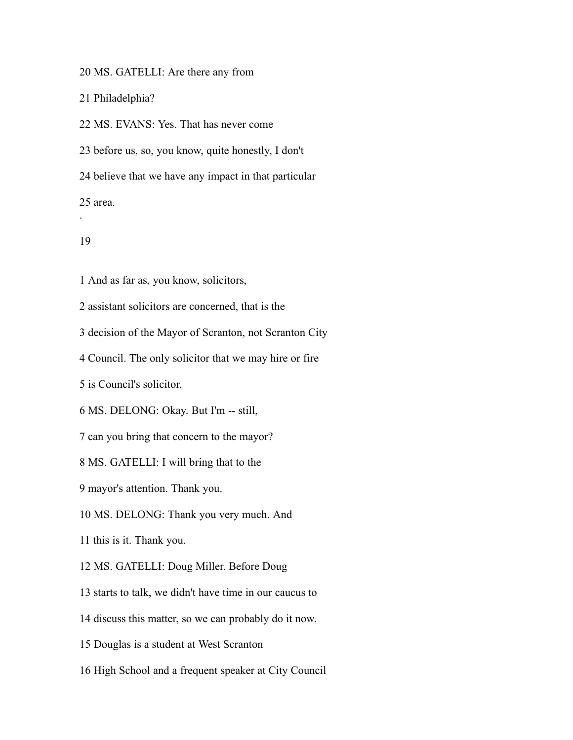20 MS. GATELLI: Are there any from

21 Philadelphia?

22 MS. EVANS: Yes. That has never come

23 before us, so, you know, quite honestly, I don't

24 believe that we have any impact in that particular

25 area.

1 And as far as, you know, solicitors,

2 assistant solicitors are concerned, that is the

3 decision of the Mayor of Scranton, not Scranton City

4 Council. The only solicitor that we may hire or fire

5 is Council's solicitor.

6 MS. DELONG: Okay. But I'm -- still,

7 can you bring that concern to the mayor?

8 MS. GATELLI: I will bring that to the

9 mayor's attention. Thank you.

10 MS. DELONG: Thank you very much. And

11 this is it. Thank you.

12 MS. GATELLI: Doug Miller. Before Doug

13 starts to talk, we didn't have time in our caucus to

14 discuss this matter, so we can probably do it now.

15 Douglas is a student at West Scranton

16 High School and a frequent speaker at City Council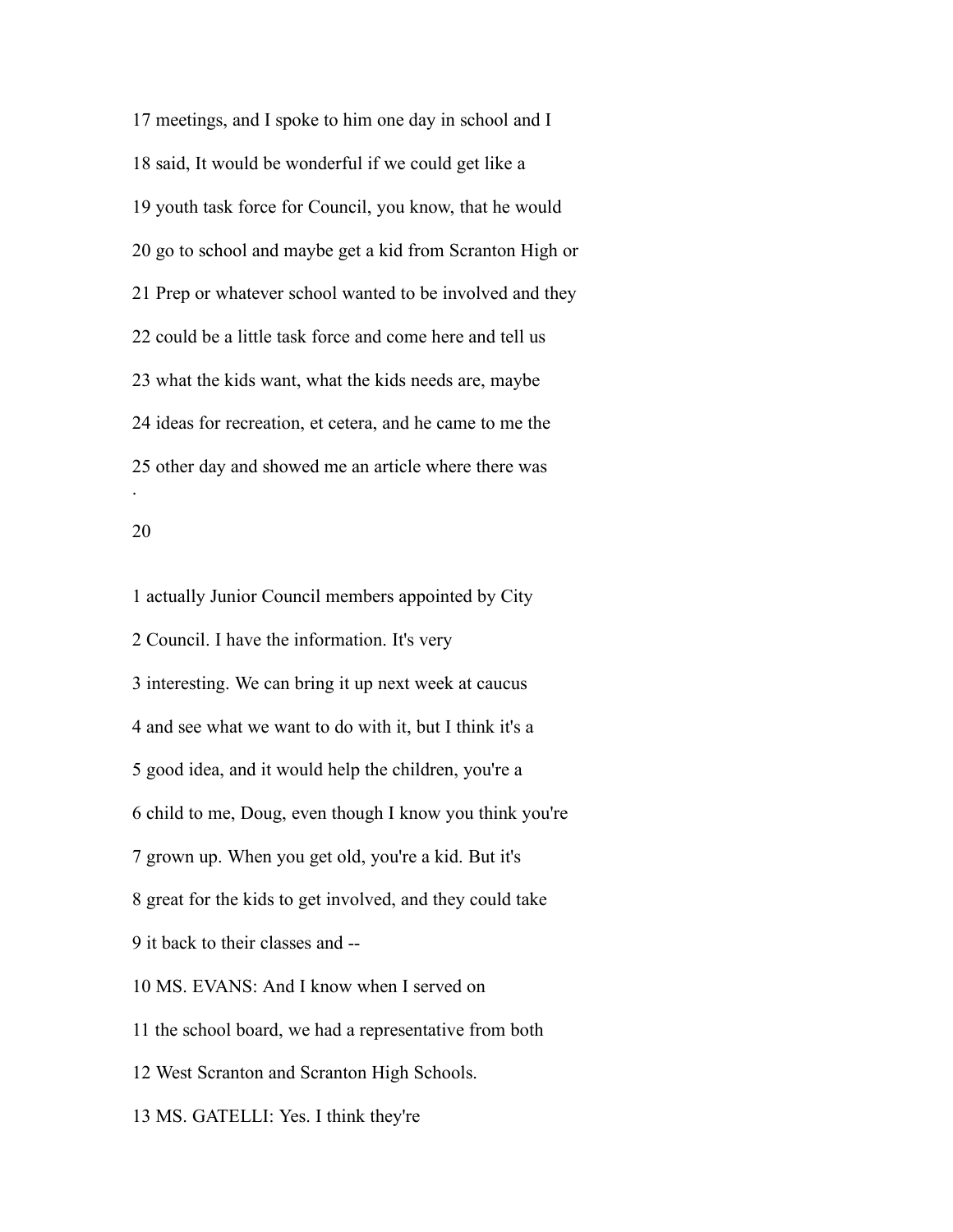17 meetings, and I spoke to him one day in school and I

18 said, It would be wonderful if we could get like a

19 youth task force for Council, you know, that he would

20 go to school and maybe get a kid from Scranton High or

21 Prep or whatever school wanted to be involved and they

22 could be a little task force and come here and tell us

23 what the kids want, what the kids needs are, maybe

24 ideas for recreation, et cetera, and he came to me the

25 other day and showed me an article where there was

1 actually Junior Council members appointed by City

2 Council. I have the information. It's very

3 interesting. We can bring it up next week at caucus

4 and see what we want to do with it, but I think it's a

5 good idea, and it would help the children, you're a

6 child to me, Doug, even though I know you think you're

7 grown up. When you get old, you're a kid. But it's

8 great for the kids to get involved, and they could take

9 it back to their classes and --

10 MS. EVANS: And I know when I served on

11 the school board, we had a representative from both

12 West Scranton and Scranton High Schools.

13 MS. GATELLI: Yes. I think they're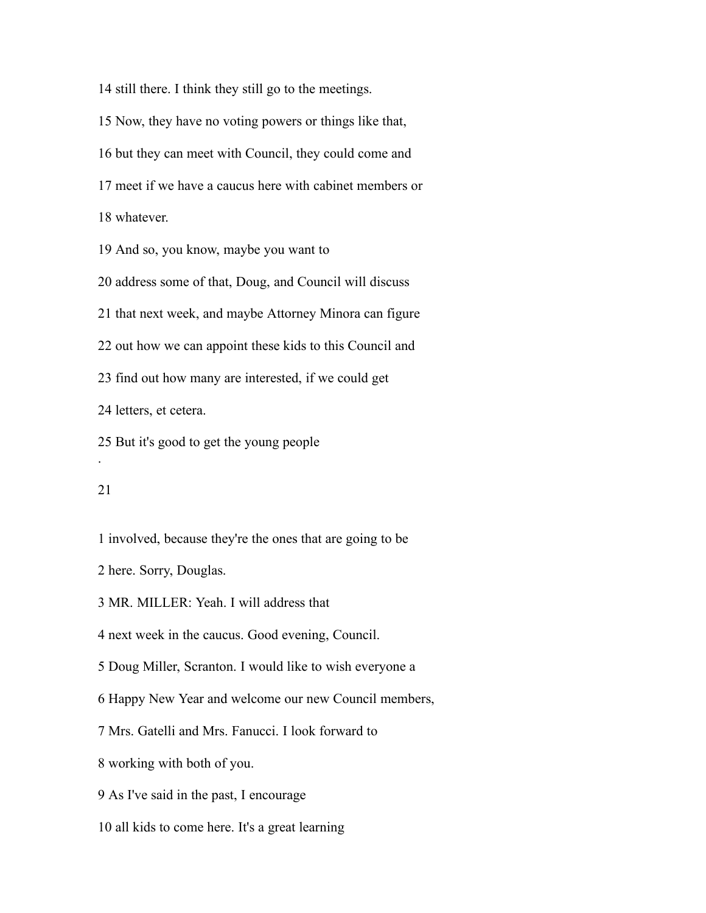14 still there. I think they still go to the meetings.

15 Now, they have no voting powers or things like that,

16 but they can meet with Council, they could come and

17 meet if we have a caucus here with cabinet members or

18 whatever.

19 And so, you know, maybe you want to

20 address some of that, Doug, and Council will discuss

21 that next week, and maybe Attorney Minora can figure

22 out how we can appoint these kids to this Council and

23 find out how many are interested, if we could get

24 letters, et cetera.

25 But it's good to get the young people

1 involved, because they're the ones that are going to be

2 here. Sorry, Douglas.

3 MR. MILLER: Yeah. I will address that

4 next week in the caucus. Good evening, Council.

5 Doug Miller, Scranton. I would like to wish everyone a

6 Happy New Year and welcome our new Council members,

7 Mrs. Gatelli and Mrs. Fanucci. I look forward to

8 working with both of you.

9 As I've said in the past, I encourage

10 all kids to come here. It's a great learning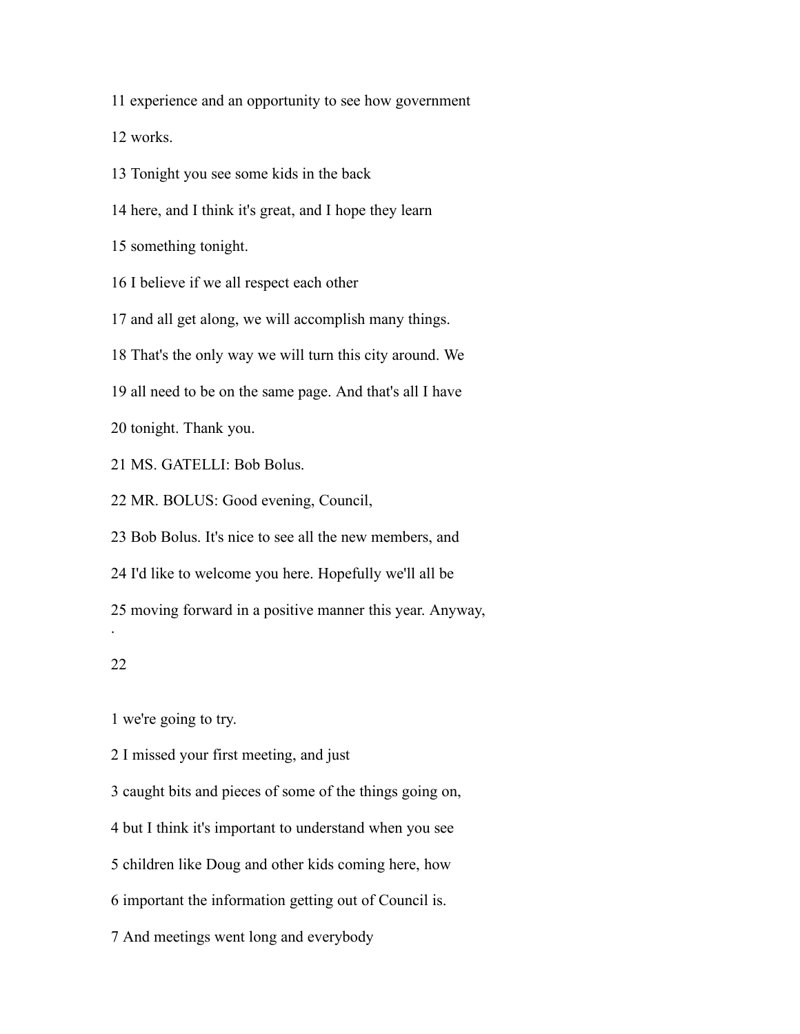11 experience and an opportunity to see how government

12 works.

13 Tonight you see some kids in the back

14 here, and I think it's great, and I hope they learn

15 something tonight.

16 I believe if we all respect each other

17 and all get along, we will accomplish many things.

18 That's the only way we will turn this city around. We

19 all need to be on the same page. And that's all I have

20 tonight. Thank you.

21 MS. GATELLI: Bob Bolus.

22 MR. BOLUS: Good evening, Council,

23 Bob Bolus. It's nice to see all the new members, and

24 I'd like to welcome you here. Hopefully we'll all be

25 moving forward in a positive manner this year. Anyway,

1 we're going to try.

2 I missed your first meeting, and just

3 caught bits and pieces of some of the things going on,

4 but I think it's important to understand when you see

5 children like Doug and other kids coming here, how

6 important the information getting out of Council is.

7 And meetings went long and everybody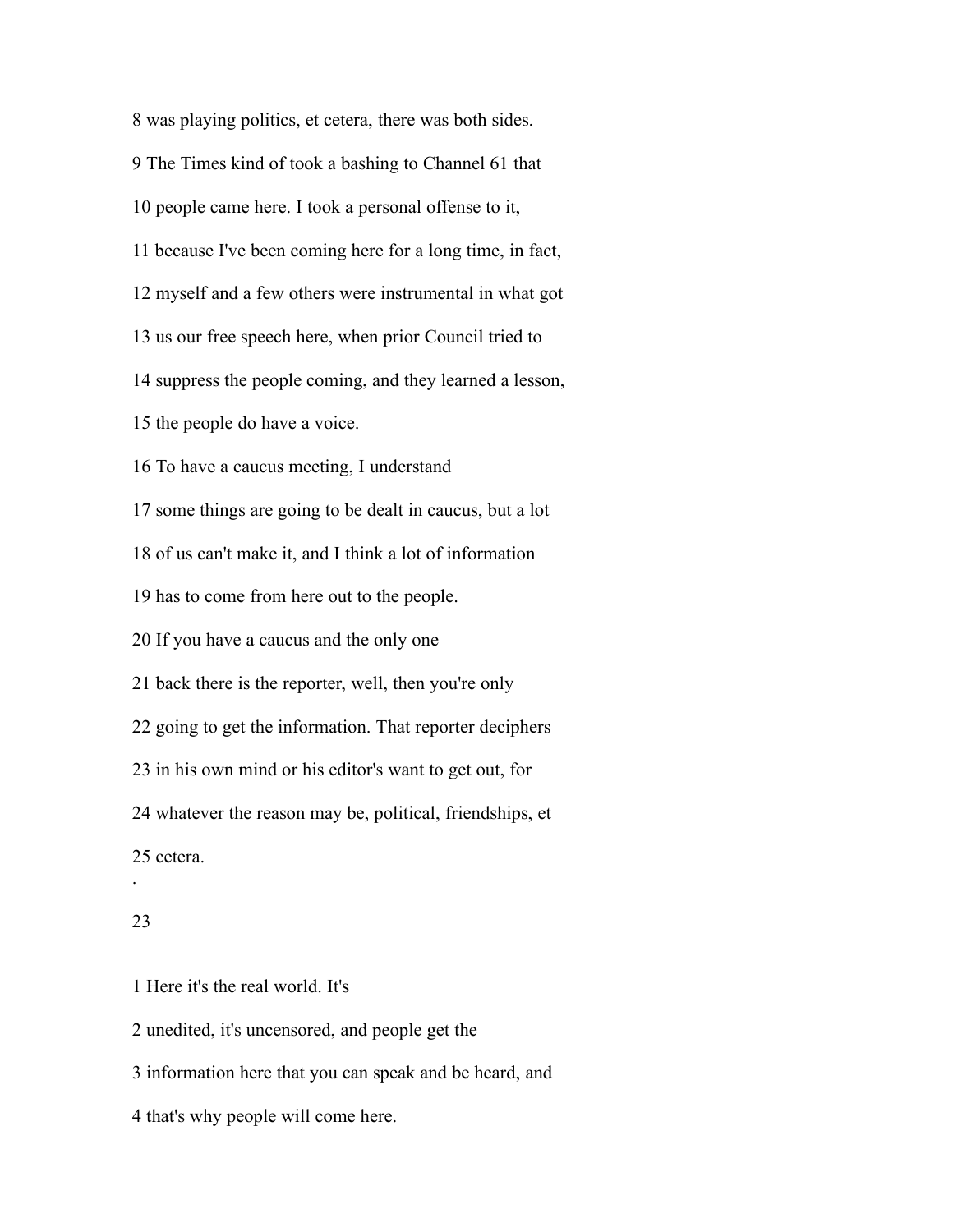8 was playing politics, et cetera, there was both sides.

9 The Times kind of took a bashing to Channel 61 that

10 people came here. I took a personal offense to it,

11 because I've been coming here for a long time, in fact,

12 myself and a few others were instrumental in what got

13 us our free speech here, when prior Council tried to

14 suppress the people coming, and they learned a lesson,

15 the people do have a voice.

16 To have a caucus meeting, I understand

17 some things are going to be dealt in caucus, but a lot

18 of us can't make it, and I think a lot of information

19 has to come from here out to the people.

20 If you have a caucus and the only one

21 back there is the reporter, well, then you're only

22 going to get the information. That reporter deciphers

23 in his own mind or his editor's want to get out, for

24 whatever the reason may be, political, friendships, et

25 cetera.

1 Here it's the real world. It's

2 unedited, it's uncensored, and people get the

3 information here that you can speak and be heard, and

4 that's why people will come here.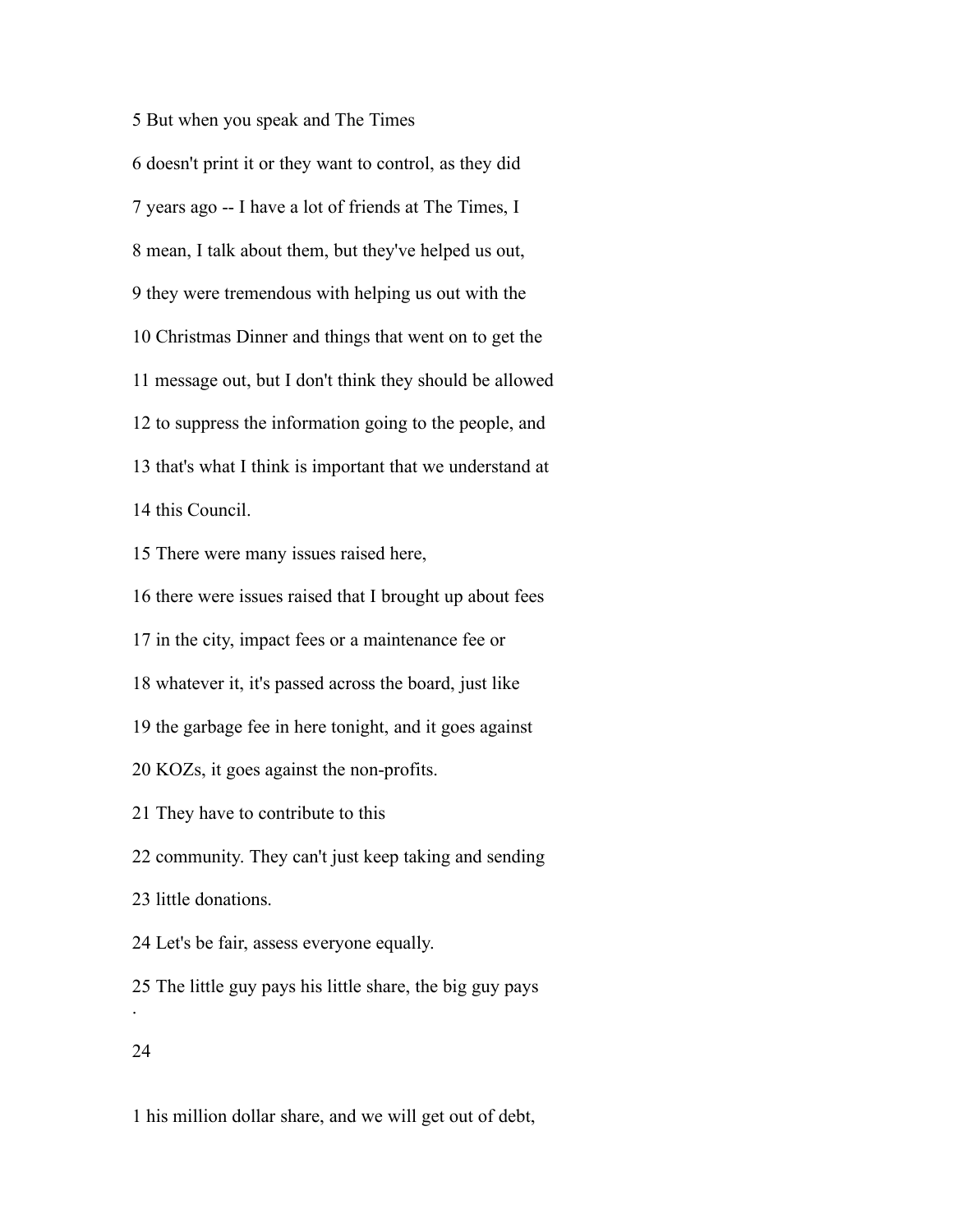5 But when you speak and The Times

6 doesn't print it or they want to control, as they did

7 years ago -- I have a lot of friends at The Times, I

8 mean, I talk about them, but they've helped us out,

9 they were tremendous with helping us out with the

10 Christmas Dinner and things that went on to get the

11 message out, but I don't think they should be allowed

12 to suppress the information going to the people, and

13 that's what I think is important that we understand at

14 this Council.

15 There were many issues raised here,

16 there were issues raised that I brought up about fees

17 in the city, impact fees or a maintenance fee or

18 whatever it, it's passed across the board, just like

19 the garbage fee in here tonight, and it goes against

20 KOZs, it goes against the non-profits.

21 They have to contribute to this

22 community. They can't just keep taking and sending

23 little donations.

24 Let's be fair, assess everyone equally.

25 The little guy pays his little share, the big guy pays

1 his million dollar share, and we will get out of debt,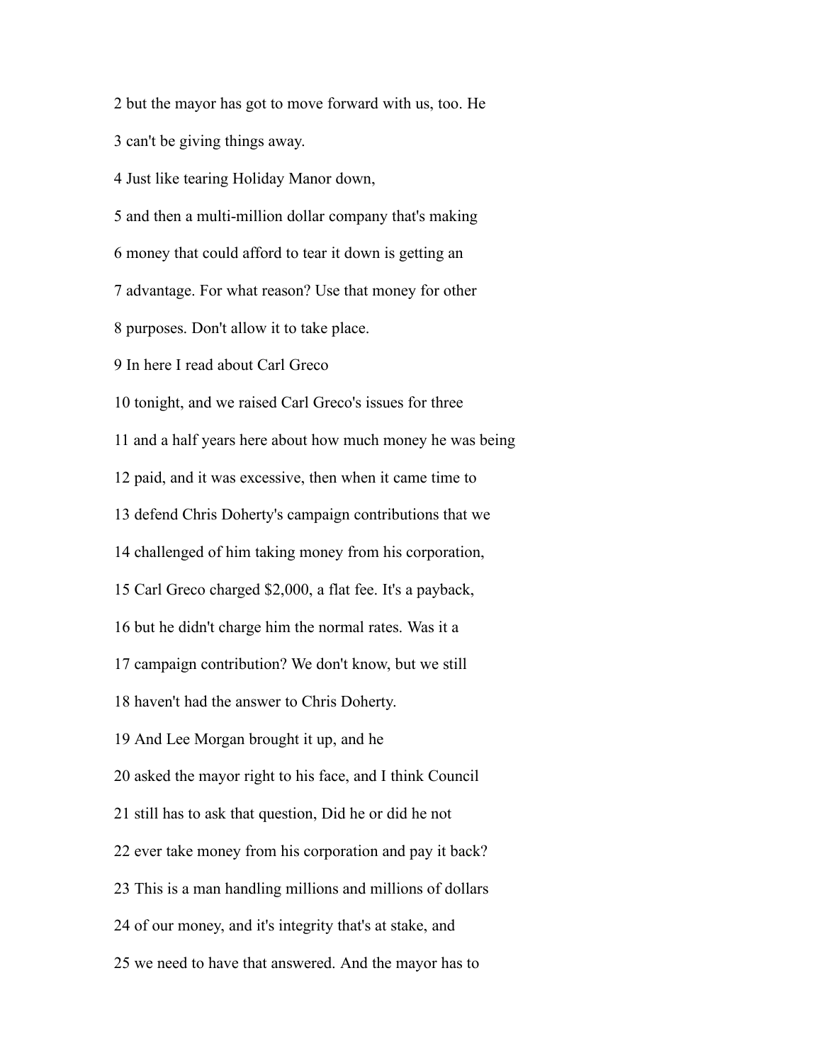2 but the mayor has got to move forward with us, too. He

3 can't be giving things away.

4 Just like tearing Holiday Manor down,

5 and then a multi-million dollar company that's making

6 money that could afford to tear it down is getting an

7 advantage. For what reason? Use that money for other

8 purposes. Don't allow it to take place.

9 In here I read about Carl Greco

10 tonight, and we raised Carl Greco's issues for three

11 and a half years here about how much money he was being

12 paid, and it was excessive, then when it came time to

13 defend Chris Doherty's campaign contributions that we

14 challenged of him taking money from his corporation,

15 Carl Greco charged $2,000, a flat fee. It's a payback,

16 but he didn't charge him the normal rates. Was it a

17 campaign contribution? We don't know, but we still

18 haven't had the answer to Chris Doherty.

19 And Lee Morgan brought it up, and he

20 asked the mayor right to his face, and I think Council

21 still has to ask that question, Did he or did he not

22 ever take money from his corporation and pay it back?

23 This is a man handling millions and millions of dollars

24 of our money, and it's integrity that's at stake, and

25 we need to have that answered. And the mayor has to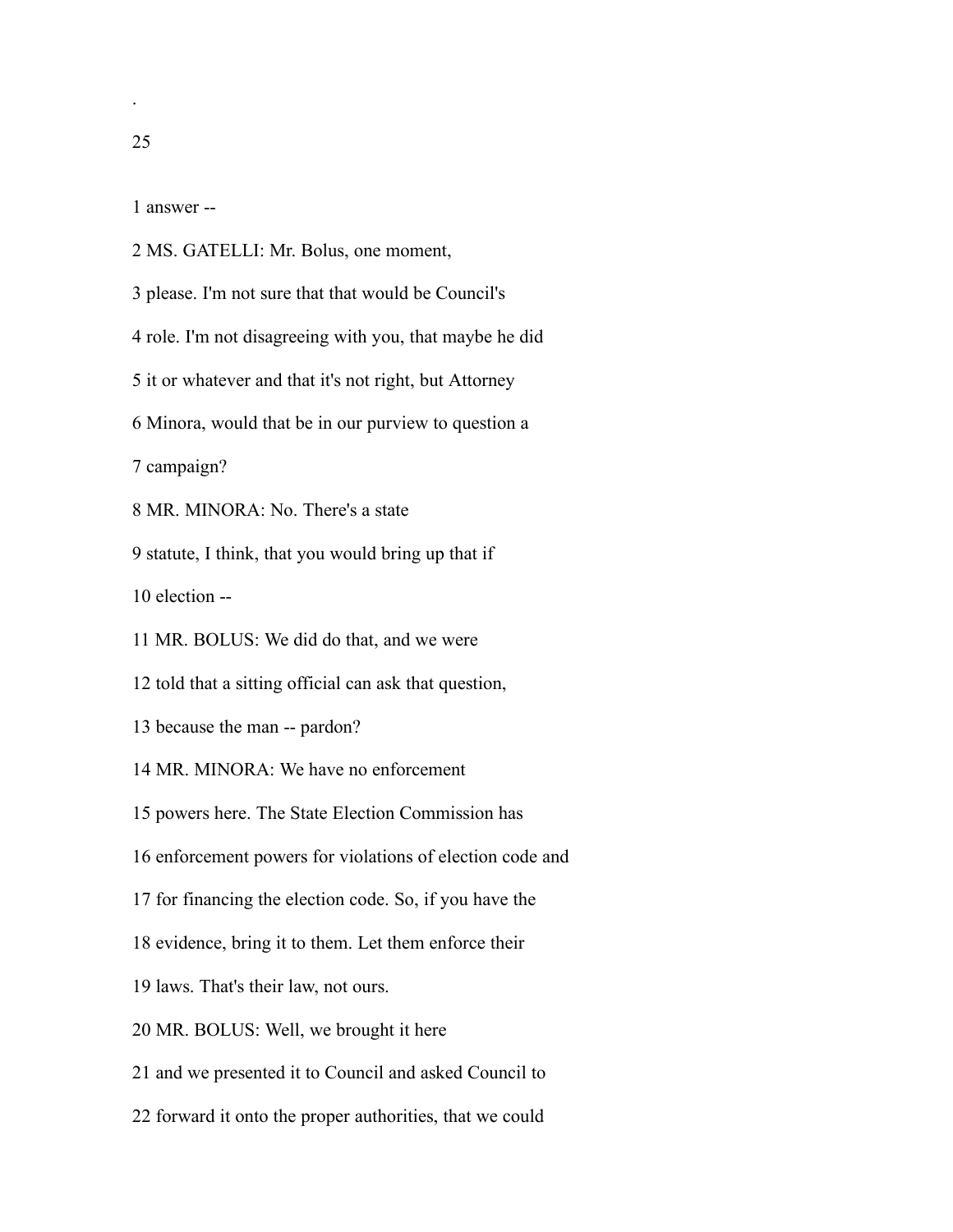1 answer --

2 MS. GATELLI: Mr. Bolus, one moment,

3 please. I'm not sure that that would be Council's

4 role. I'm not disagreeing with you, that maybe he did

5 it or whatever and that it's not right, but Attorney

6 Minora, would that be in our purview to question a

7 campaign?

8 MR. MINORA: No. There's a state

9 statute, I think, that you would bring up that if

10 election --

11 MR. BOLUS: We did do that, and we were

12 told that a sitting official can ask that question,

13 because the man -- pardon?

14 MR. MINORA: We have no enforcement

15 powers here. The State Election Commission has

16 enforcement powers for violations of election code and

17 for financing the election code. So, if you have the

18 evidence, bring it to them. Let them enforce their

19 laws. That's their law, not ours.

20 MR. BOLUS: Well, we brought it here

21 and we presented it to Council and asked Council to

22 forward it onto the proper authorities, that we could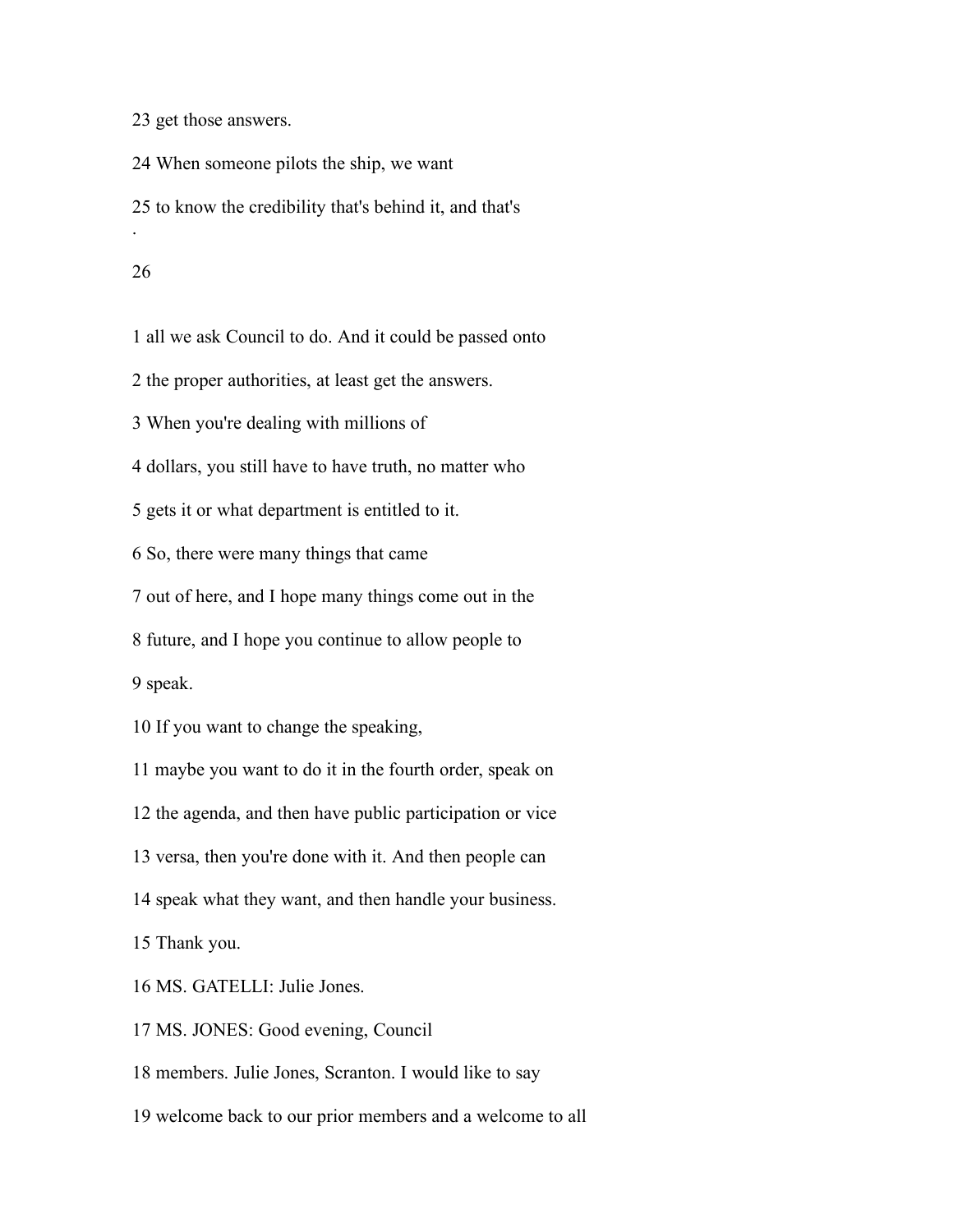23 get those answers.

24 When someone pilots the ship, we want

25 to know the credibility that's behind it, and that's

1 all we ask Council to do. And it could be passed onto

2 the proper authorities, at least get the answers.

3 When you're dealing with millions of

4 dollars, you still have to have truth, no matter who

5 gets it or what department is entitled to it.

6 So, there were many things that came

7 out of here, and I hope many things come out in the

8 future, and I hope you continue to allow people to

9 speak.

10 If you want to change the speaking,

11 maybe you want to do it in the fourth order, speak on

12 the agenda, and then have public participation or vice

13 versa, then you're done with it. And then people can

14 speak what they want, and then handle your business.

15 Thank you.

16 MS. GATELLI: Julie Jones.

17 MS. JONES: Good evening, Council

18 members. Julie Jones, Scranton. I would like to say

19 welcome back to our prior members and a welcome to all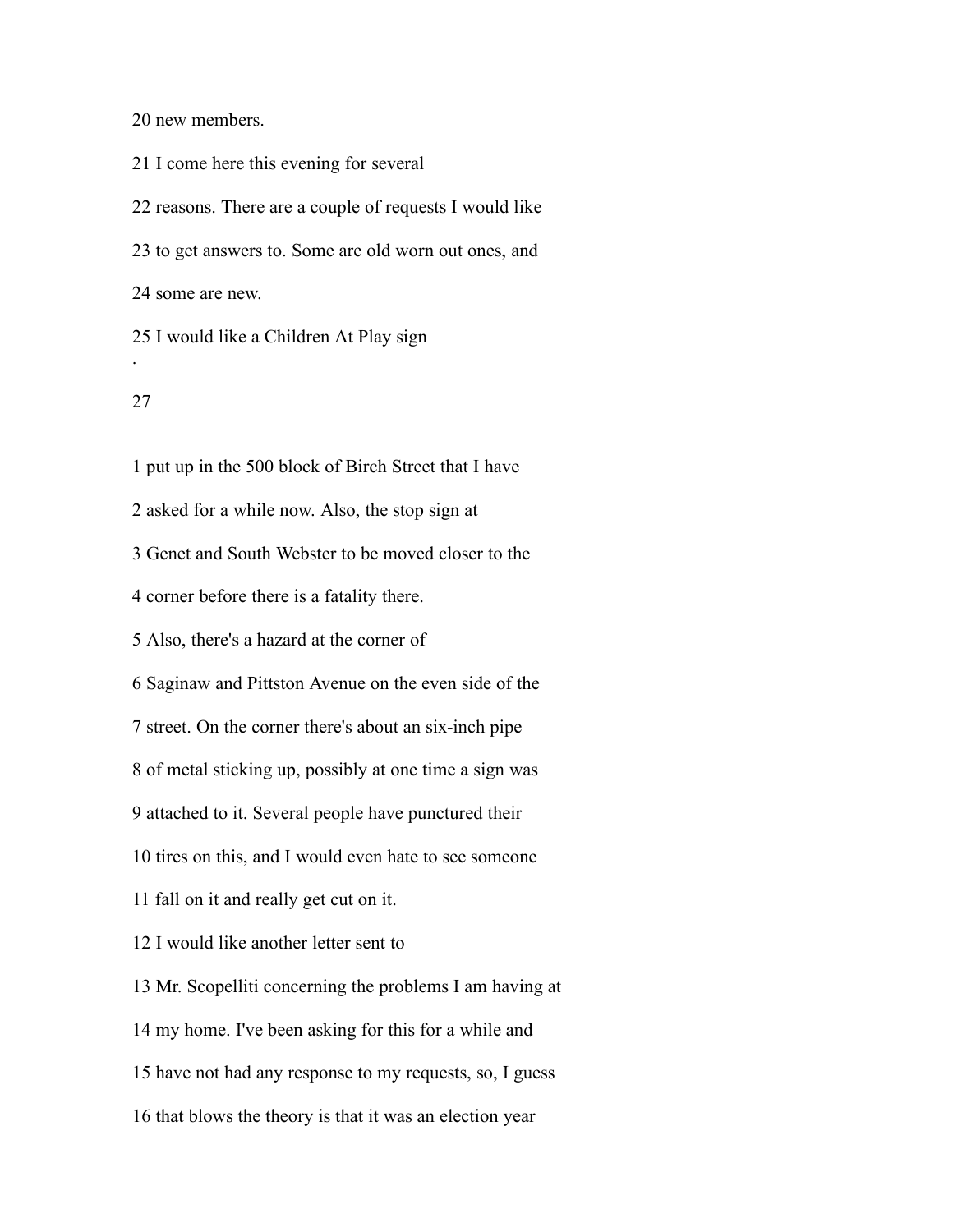20 new members.

21 I come here this evening for several

22 reasons. There are a couple of requests I would like

23 to get answers to. Some are old worn out ones, and

24 some are new.

25 I would like a Children At Play sign

1 put up in the 500 block of Birch Street that I have

2 asked for a while now. Also, the stop sign at

3 Genet and South Webster to be moved closer to the

4 corner before there is a fatality there.

5 Also, there's a hazard at the corner of

6 Saginaw and Pittston Avenue on the even side of the

7 street. On the corner there's about an six-inch pipe

8 of metal sticking up, possibly at one time a sign was

9 attached to it. Several people have punctured their

10 tires on this, and I would even hate to see someone

11 fall on it and really get cut on it.

12 I would like another letter sent to

13 Mr. Scopelliti concerning the problems I am having at

14 my home. I've been asking for this for a while and

15 have not had any response to my requests, so, I guess

16 that blows the theory is that it was an election year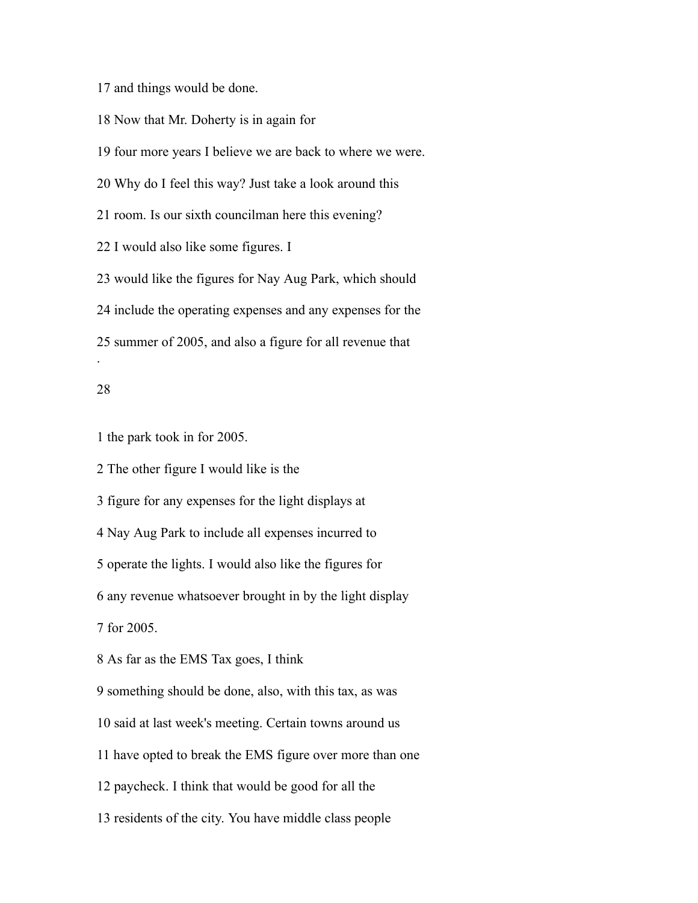17 and things would be done.

18 Now that Mr. Doherty is in again for

19 four more years I believe we are back to where we were.

20 Why do I feel this way? Just take a look around this

21 room. Is our sixth councilman here this evening?

22 I would also like some figures. I

23 would like the figures for Nay Aug Park, which should

24 include the operating expenses and any expenses for the

25 summer of 2005, and also a figure for all revenue that

1 the park took in for 2005.

2 The other figure I would like is the

3 figure for any expenses for the light displays at

4 Nay Aug Park to include all expenses incurred to

5 operate the lights. I would also like the figures for

6 any revenue whatsoever brought in by the light display

7 for 2005.

8 As far as the EMS Tax goes, I think

9 something should be done, also, with this tax, as was

10 said at last week's meeting. Certain towns around us

11 have opted to break the EMS figure over more than one

12 paycheck. I think that would be good for all the

13 residents of the city. You have middle class people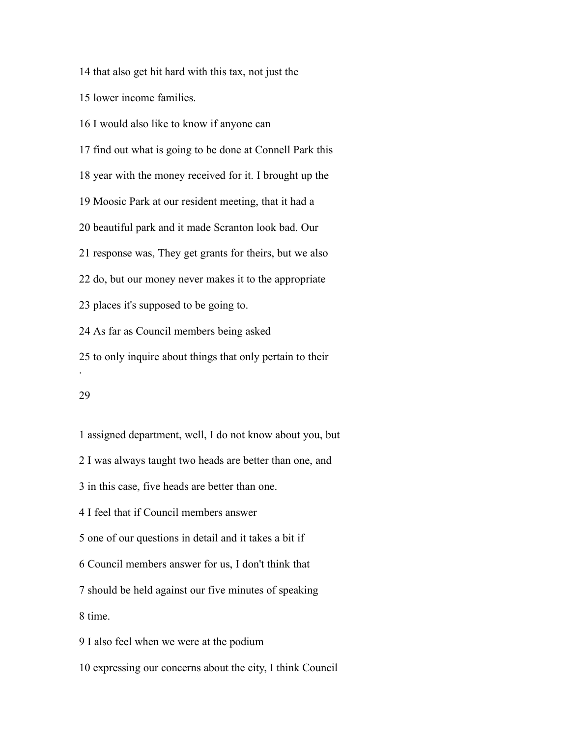14 that also get hit hard with this tax, not just the

15 lower income families.

16 I would also like to know if anyone can

17 find out what is going to be done at Connell Park this

18 year with the money received for it. I brought up the

19 Moosic Park at our resident meeting, that it had a

20 beautiful park and it made Scranton look bad. Our

21 response was, They get grants for theirs, but we also

22 do, but our money never makes it to the appropriate

23 places it's supposed to be going to.

24 As far as Council members being asked

25 to only inquire about things that only pertain to their

1 assigned department, well, I do not know about you, but

2 I was always taught two heads are better than one, and

3 in this case, five heads are better than one.

4 I feel that if Council members answer

5 one of our questions in detail and it takes a bit if

6 Council members answer for us, I don't think that

7 should be held against our five minutes of speaking

8 time.

9 I also feel when we were at the podium

10 expressing our concerns about the city, I think Council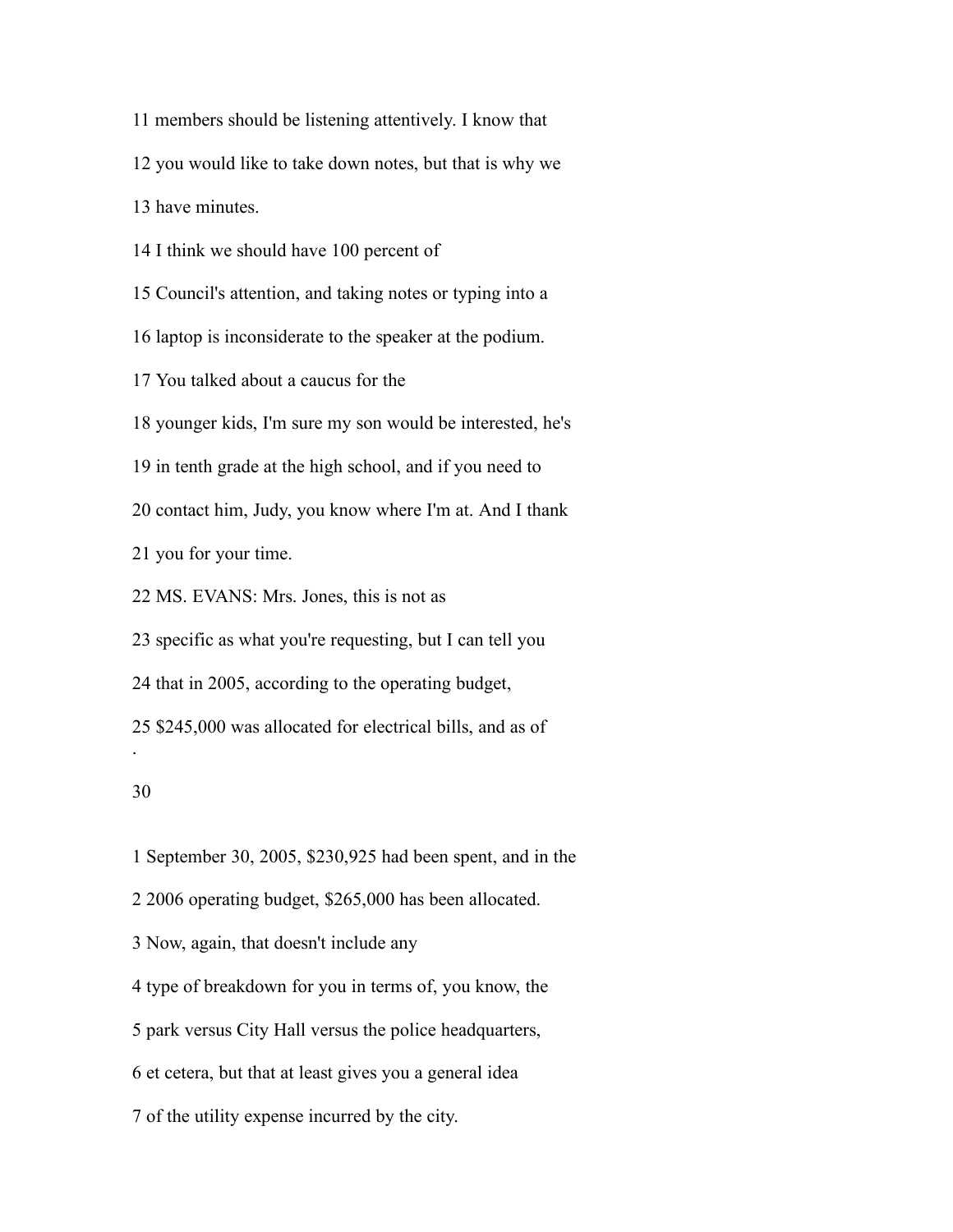11 members should be listening attentively. I know that

12 you would like to take down notes, but that is why we

13 have minutes.

14 I think we should have 100 percent of

15 Council's attention, and taking notes or typing into a

16 laptop is inconsiderate to the speaker at the podium.

17 You talked about a caucus for the

18 younger kids, I'm sure my son would be interested, he's

19 in tenth grade at the high school, and if you need to

20 contact him, Judy, you know where I'm at. And I thank

21 you for your time.

22 MS. EVANS: Mrs. Jones, this is not as

23 specific as what you're requesting, but I can tell you

24 that in 2005, according to the operating budget,

25 $245,000 was allocated for electrical bills, and as of

1 September 30, 2005, $230,925 had been spent, and in the

2 2006 operating budget, $265,000 has been allocated.

3 Now, again, that doesn't include any

4 type of breakdown for you in terms of, you know, the

5 park versus City Hall versus the police headquarters,

6 et cetera, but that at least gives you a general idea

7 of the utility expense incurred by the city.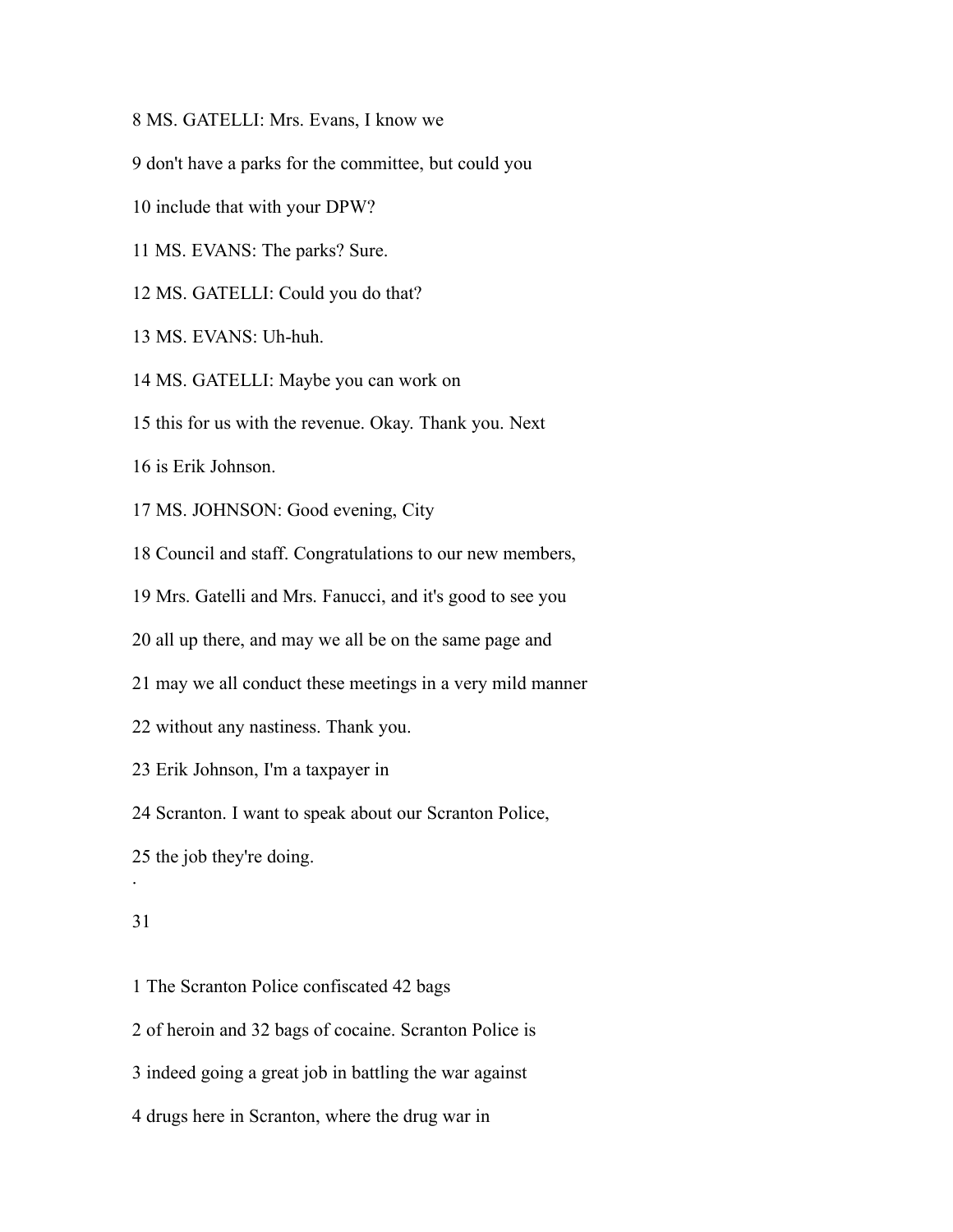8 MS. GATELLI: Mrs. Evans, I know we

9 don't have a parks for the committee, but could you

10 include that with your DPW?

11 MS. EVANS: The parks? Sure.

12 MS. GATELLI: Could you do that?

13 MS. EVANS: Uh-huh.

14 MS. GATELLI: Maybe you can work on

15 this for us with the revenue. Okay. Thank you. Next

16 is Erik Johnson.

17 MS. JOHNSON: Good evening, City

18 Council and staff. Congratulations to our new members,

19 Mrs. Gatelli and Mrs. Fanucci, and it's good to see you

20 all up there, and may we all be on the same page and

21 may we all conduct these meetings in a very mild manner

22 without any nastiness. Thank you.

23 Erik Johnson, I'm a taxpayer in

24 Scranton. I want to speak about our Scranton Police,

25 the job they're doing.

.

31

1 The Scranton Police confiscated 42 bags

2 of heroin and 32 bags of cocaine. Scranton Police is

3 indeed going a great job in battling the war against

4 drugs here in Scranton, where the drug war in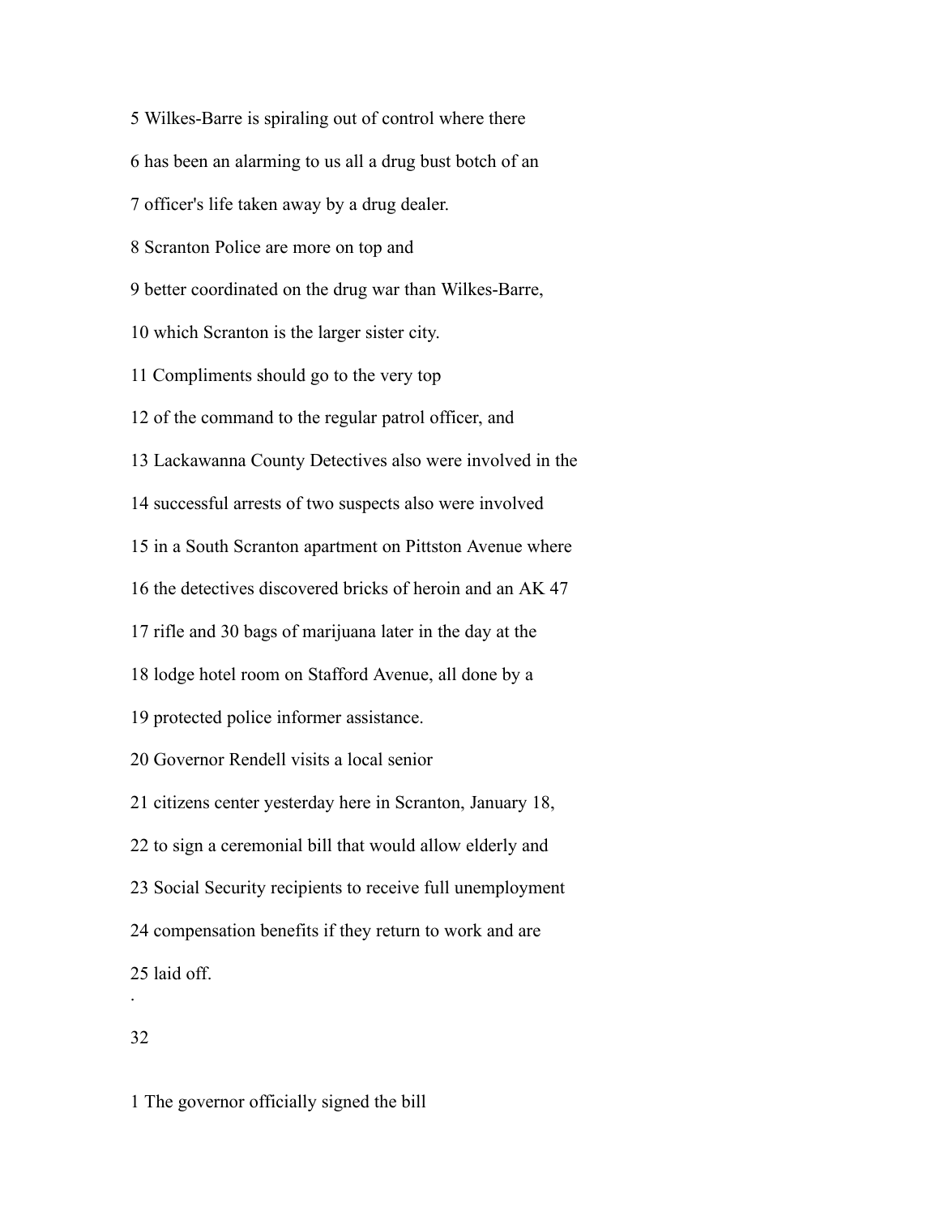5 Wilkes-Barre is spiraling out of control where there

6 has been an alarming to us all a drug bust botch of an

7 officer's life taken away by a drug dealer.

8 Scranton Police are more on top and

9 better coordinated on the drug war than Wilkes-Barre,

10 which Scranton is the larger sister city.

11 Compliments should go to the very top

12 of the command to the regular patrol officer, and

13 Lackawanna County Detectives also were involved in the

14 successful arrests of two suspects also were involved

15 in a South Scranton apartment on Pittston Avenue where

16 the detectives discovered bricks of heroin and an AK 47

17 rifle and 30 bags of marijuana later in the day at the

18 lodge hotel room on Stafford Avenue, all done by a

19 protected police informer assistance.

20 Governor Rendell visits a local senior

21 citizens center yesterday here in Scranton, January 18,

22 to sign a ceremonial bill that would allow elderly and

23 Social Security recipients to receive full unemployment

24 compensation benefits if they return to work and are

25 laid off.

1 The governor officially signed the bill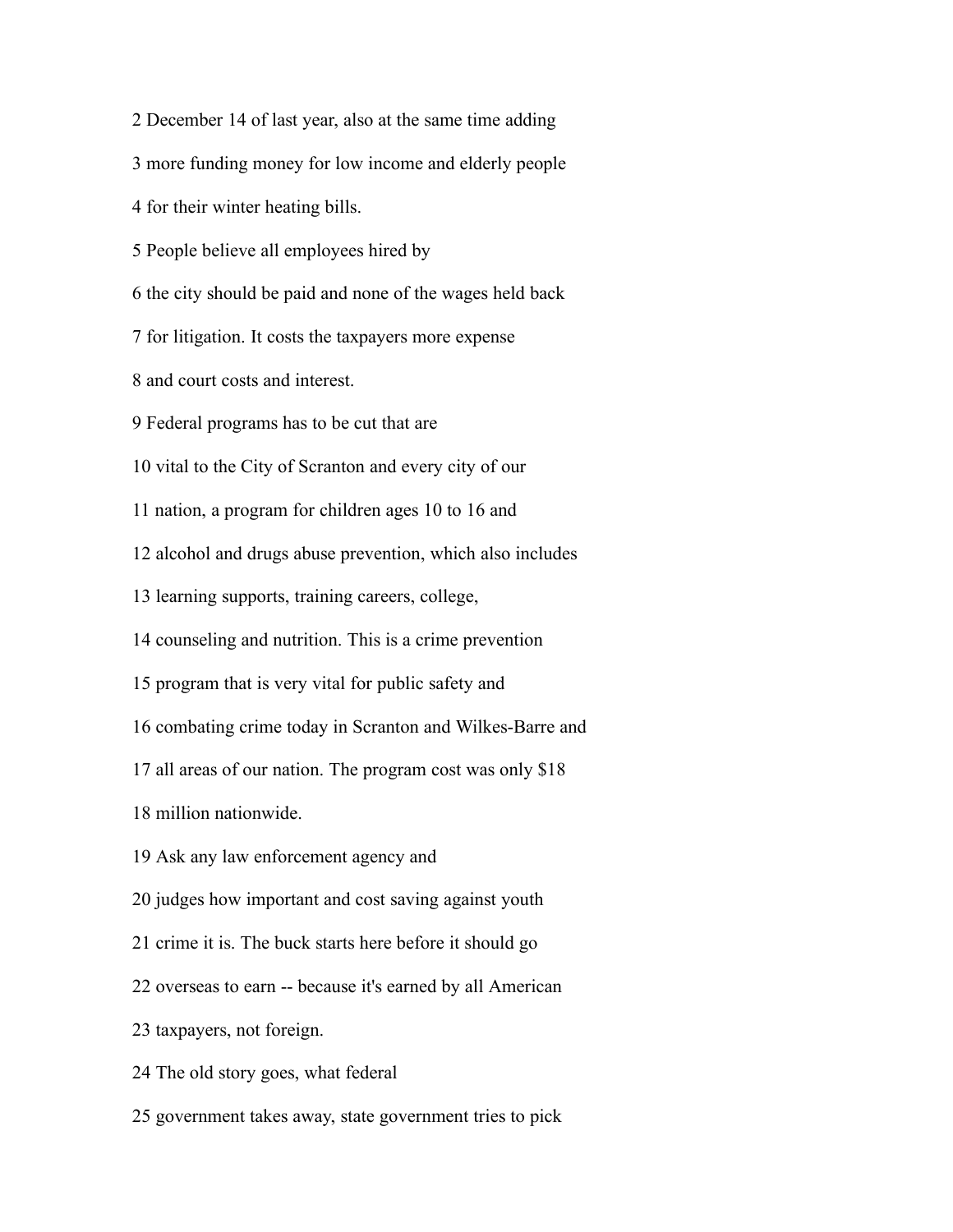2 December 14 of last year, also at the same time adding

3 more funding money for low income and elderly people

4 for their winter heating bills.

5 People believe all employees hired by

6 the city should be paid and none of the wages held back

7 for litigation. It costs the taxpayers more expense

8 and court costs and interest.

9 Federal programs has to be cut that are

10 vital to the City of Scranton and every city of our

11 nation, a program for children ages 10 to 16 and

12 alcohol and drugs abuse prevention, which also includes

13 learning supports, training careers, college,

14 counseling and nutrition. This is a crime prevention

15 program that is very vital for public safety and

16 combating crime today in Scranton and Wilkes-Barre and

17 all areas of our nation. The program cost was only $18

18 million nationwide.

19 Ask any law enforcement agency and

20 judges how important and cost saving against youth

21 crime it is. The buck starts here before it should go

22 overseas to earn -- because it's earned by all American

23 taxpayers, not foreign.

24 The old story goes, what federal

25 government takes away, state government tries to pick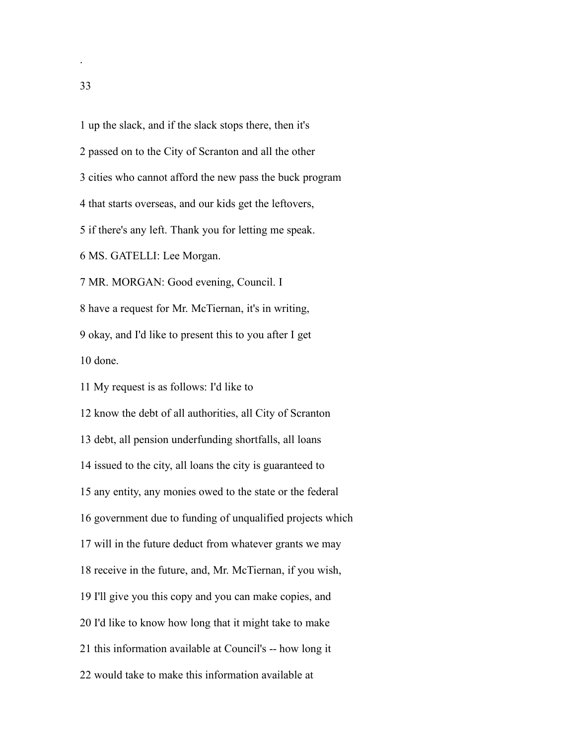1 up the slack, and if the slack stops there, then it's

2 passed on to the City of Scranton and all the other

3 cities who cannot afford the new pass the buck program

4 that starts overseas, and our kids get the leftovers,

5 if there's any left. Thank you for letting me speak.

6 MS. GATELLI: Lee Morgan.

7 MR. MORGAN: Good evening, Council. I

8 have a request for Mr. McTiernan, it's in writing,

9 okay, and I'd like to present this to you after I get

10 done.

11 My request is as follows: I'd like to

12 know the debt of all authorities, all City of Scranton

13 debt, all pension underfunding shortfalls, all loans

14 issued to the city, all loans the city is guaranteed to

15 any entity, any monies owed to the state or the federal

16 government due to funding of unqualified projects which

17 will in the future deduct from whatever grants we may

18 receive in the future, and, Mr. McTiernan, if you wish,

19 I'll give you this copy and you can make copies, and

20 I'd like to know how long that it might take to make

21 this information available at Council's -- how long it

22 would take to make this information available at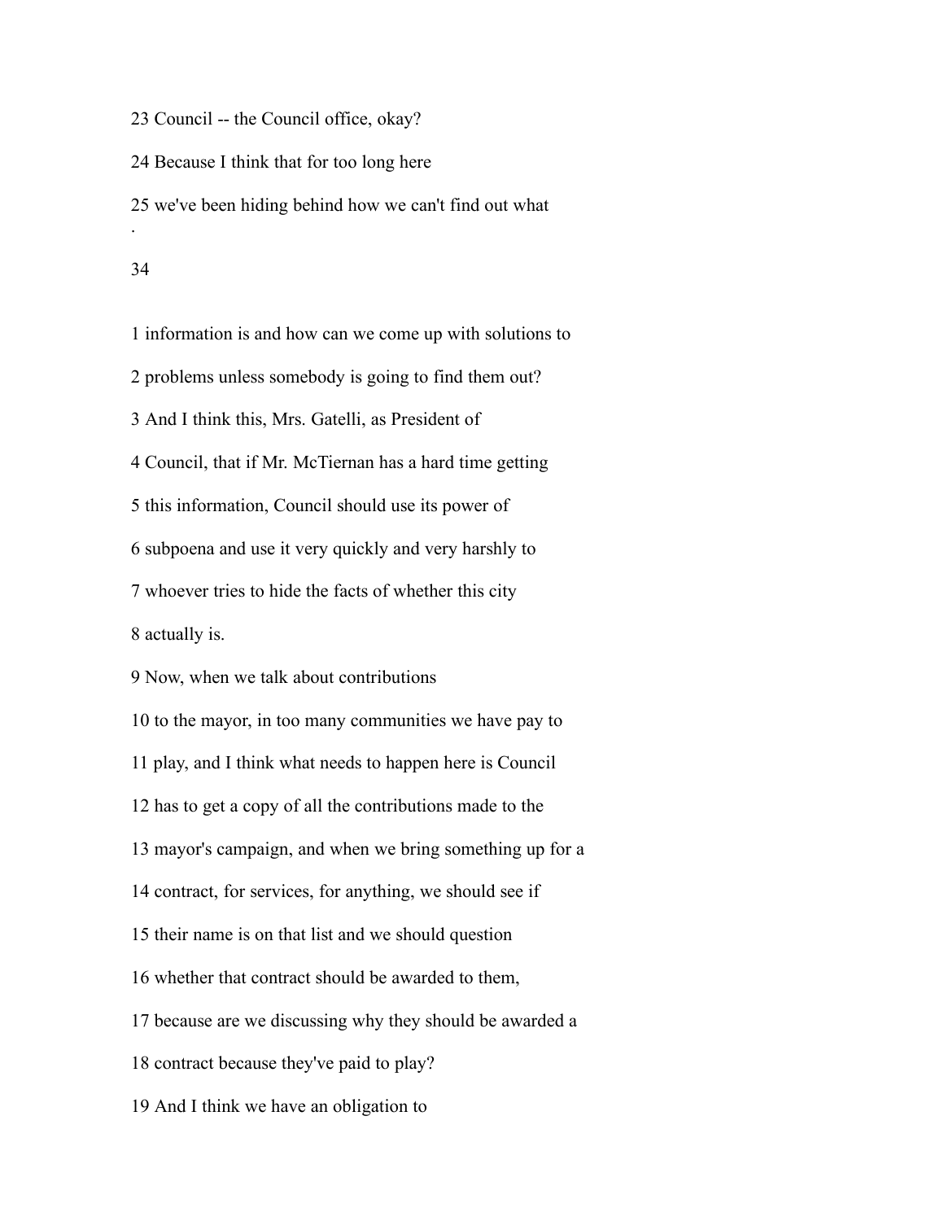23 Council -- the Council office, okay?

24 Because I think that for too long here

25 we've been hiding behind how we can't find out what

1 information is and how can we come up with solutions to

2 problems unless somebody is going to find them out?

3 And I think this, Mrs. Gatelli, as President of

4 Council, that if Mr. McTiernan has a hard time getting

5 this information, Council should use its power of

6 subpoena and use it very quickly and very harshly to

7 whoever tries to hide the facts of whether this city

8 actually is.

9 Now, when we talk about contributions

10 to the mayor, in too many communities we have pay to

11 play, and I think what needs to happen here is Council

12 has to get a copy of all the contributions made to the

13 mayor's campaign, and when we bring something up for a

14 contract, for services, for anything, we should see if

15 their name is on that list and we should question

16 whether that contract should be awarded to them,

17 because are we discussing why they should be awarded a

18 contract because they've paid to play?

19 And I think we have an obligation to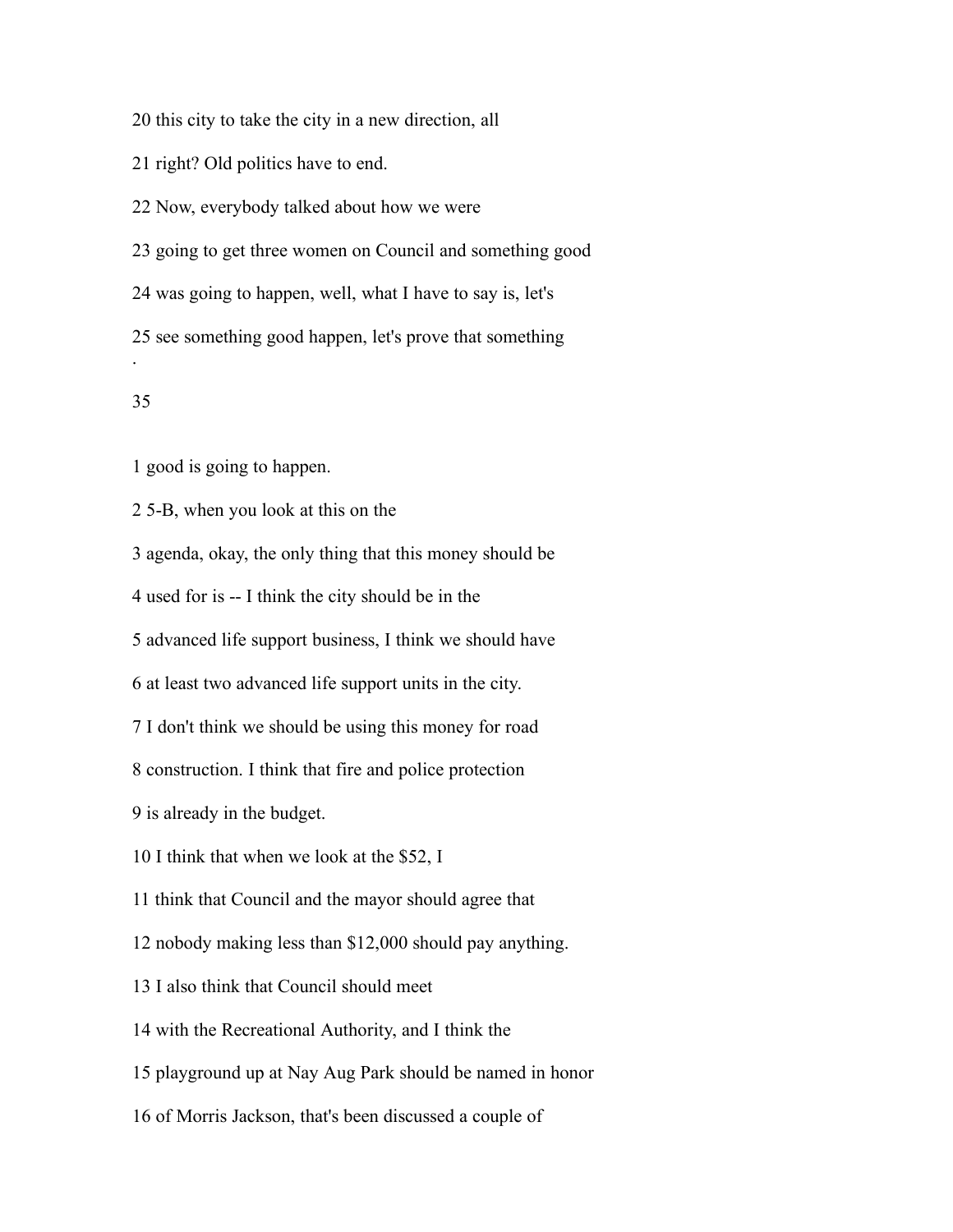20 this city to take the city in a new direction, all

21 right? Old politics have to end.

22 Now, everybody talked about how we were

23 going to get three women on Council and something good

24 was going to happen, well, what I have to say is, let's

25 see something good happen, let's prove that something

1 good is going to happen.

2 5-B, when you look at this on the

3 agenda, okay, the only thing that this money should be

4 used for is -- I think the city should be in the

5 advanced life support business, I think we should have

6 at least two advanced life support units in the city.

7 I don't think we should be using this money for road

8 construction. I think that fire and police protection

9 is already in the budget.

10 I think that when we look at the $52, I

11 think that Council and the mayor should agree that

12 nobody making less than $12,000 should pay anything.

13 I also think that Council should meet

14 with the Recreational Authority, and I think the

15 playground up at Nay Aug Park should be named in honor

16 of Morris Jackson, that's been discussed a couple of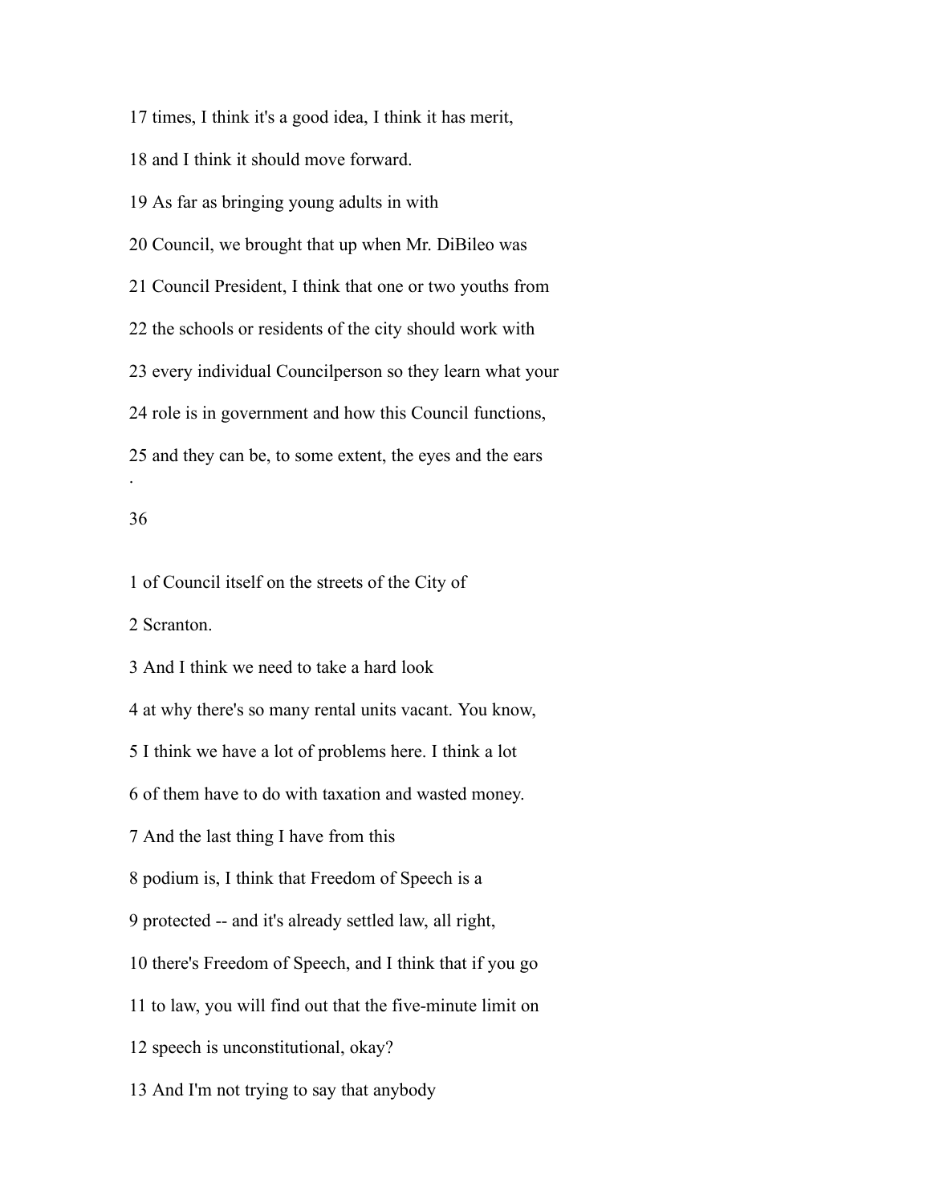17 times, I think it's a good idea, I think it has merit,

18 and I think it should move forward.

19 As far as bringing young adults in with

20 Council, we brought that up when Mr. DiBileo was

21 Council President, I think that one or two youths from

22 the schools or residents of the city should work with

23 every individual Councilperson so they learn what your

24 role is in government and how this Council functions,

25 and they can be, to some extent, the eyes and the ears

1 of Council itself on the streets of the City of

2 Scranton.

3 And I think we need to take a hard look

4 at why there's so many rental units vacant. You know,

5 I think we have a lot of problems here. I think a lot

6 of them have to do with taxation and wasted money.

7 And the last thing I have from this

8 podium is, I think that Freedom of Speech is a

9 protected -- and it's already settled law, all right,

10 there's Freedom of Speech, and I think that if you go

11 to law, you will find out that the five-minute limit on

12 speech is unconstitutional, okay?

13 And I'm not trying to say that anybody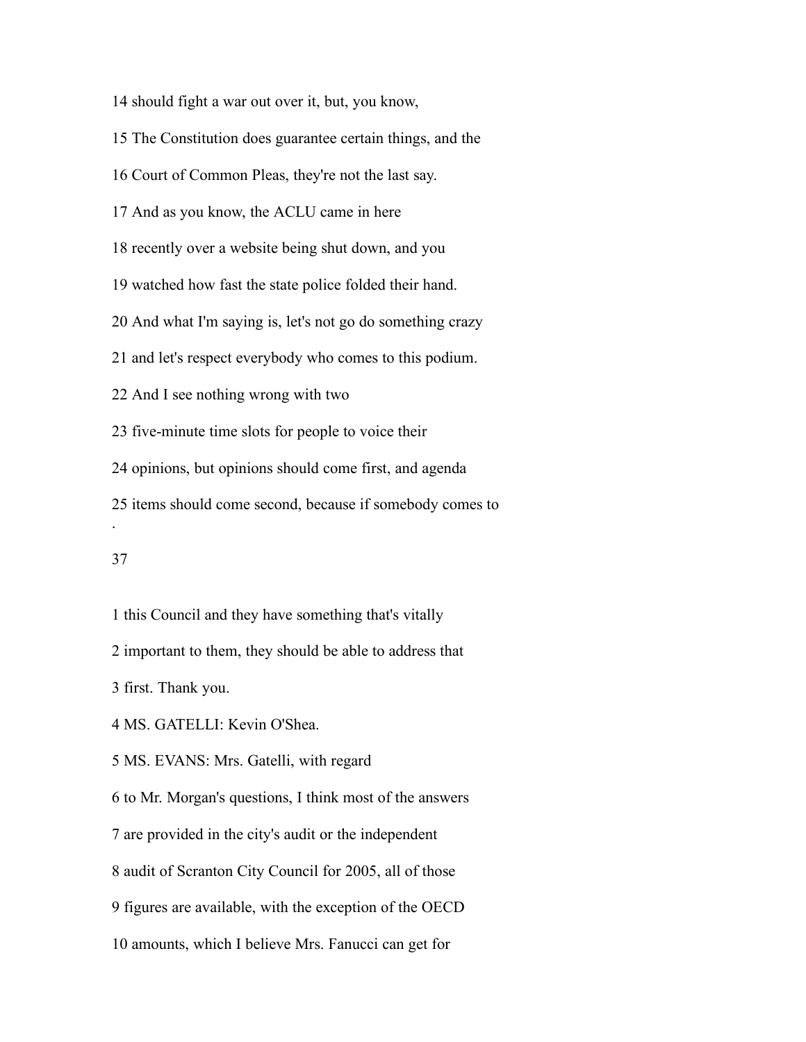14 should fight a war out over it, but, you know,

15 The Constitution does guarantee certain things, and the

16 Court of Common Pleas, they're not the last say.

17 And as you know, the ACLU came in here

18 recently over a website being shut down, and you

19 watched how fast the state police folded their hand.

20 And what I'm saying is, let's not go do something crazy

21 and let's respect everybody who comes to this podium.

22 And I see nothing wrong with two

23 five-minute time slots for people to voice their

24 opinions, but opinions should come first, and agenda

25 items should come second, because if somebody comes to

1 this Council and they have something that's vitally

2 important to them, they should be able to address that

3 first. Thank you.

4 MS. GATELLI: Kevin O'Shea.

5 MS. EVANS: Mrs. Gatelli, with regard

6 to Mr. Morgan's questions, I think most of the answers

7 are provided in the city's audit or the independent

8 audit of Scranton City Council for 2005, all of those

9 figures are available, with the exception of the OECD

10 amounts, which I believe Mrs. Fanucci can get for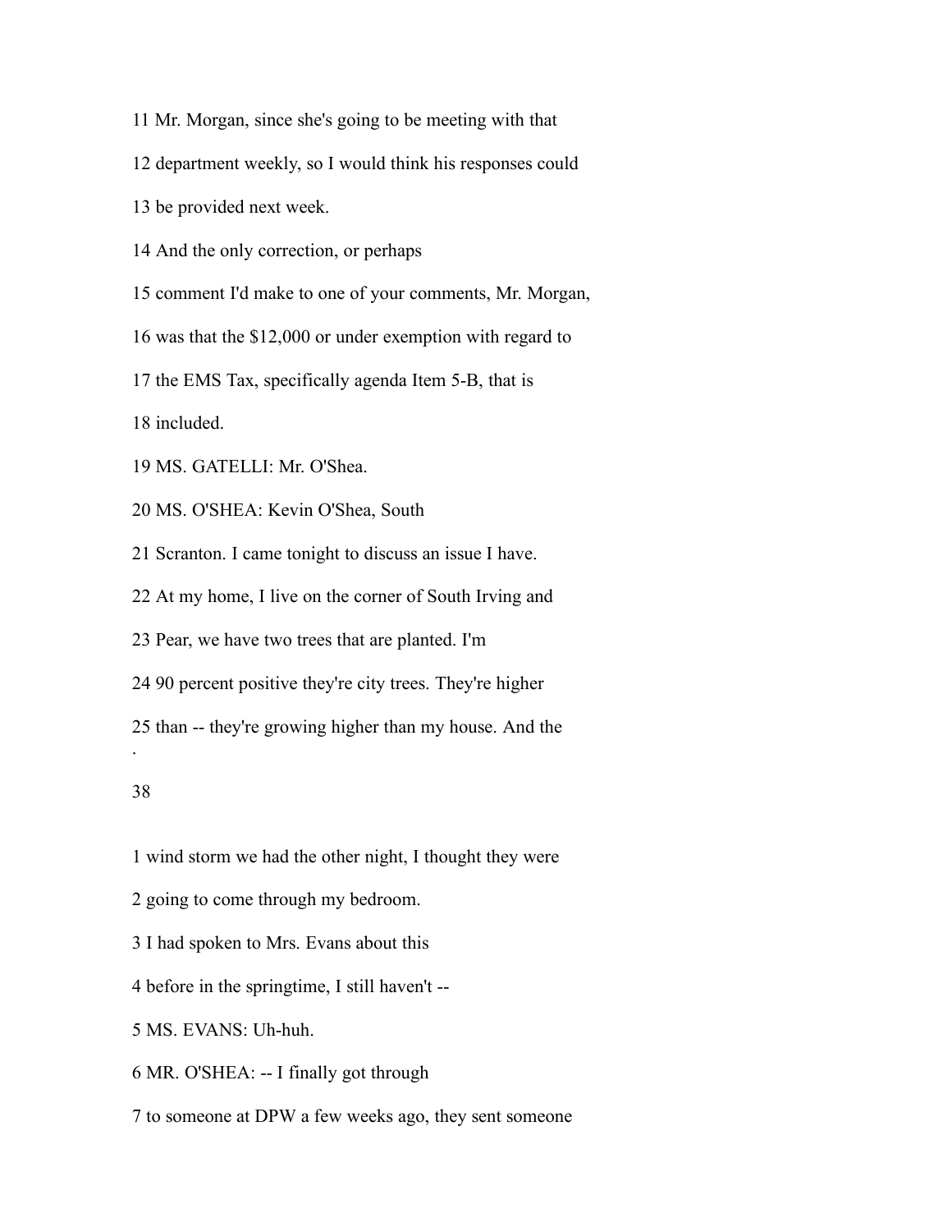11 Mr. Morgan, since she's going to be meeting with that

12 department weekly, so I would think his responses could

13 be provided next week.

14 And the only correction, or perhaps

15 comment I'd make to one of your comments, Mr. Morgan,

16 was that the $12,000 or under exemption with regard to

17 the EMS Tax, specifically agenda Item 5-B, that is

18 included.

19 MS. GATELLI: Mr. O'Shea.

20 MS. O'SHEA: Kevin O'Shea, South

21 Scranton. I came tonight to discuss an issue I have.

22 At my home, I live on the corner of South Irving and

23 Pear, we have two trees that are planted. I'm

24 90 percent positive they're city trees. They're higher

25 than -- they're growing higher than my house. And the

1 wind storm we had the other night, I thought they were

2 going to come through my bedroom.

3 I had spoken to Mrs. Evans about this

4 before in the springtime, I still haven't --

5 MS. EVANS: Uh-huh.

6 MR. O'SHEA: -- I finally got through

7 to someone at DPW a few weeks ago, they sent someone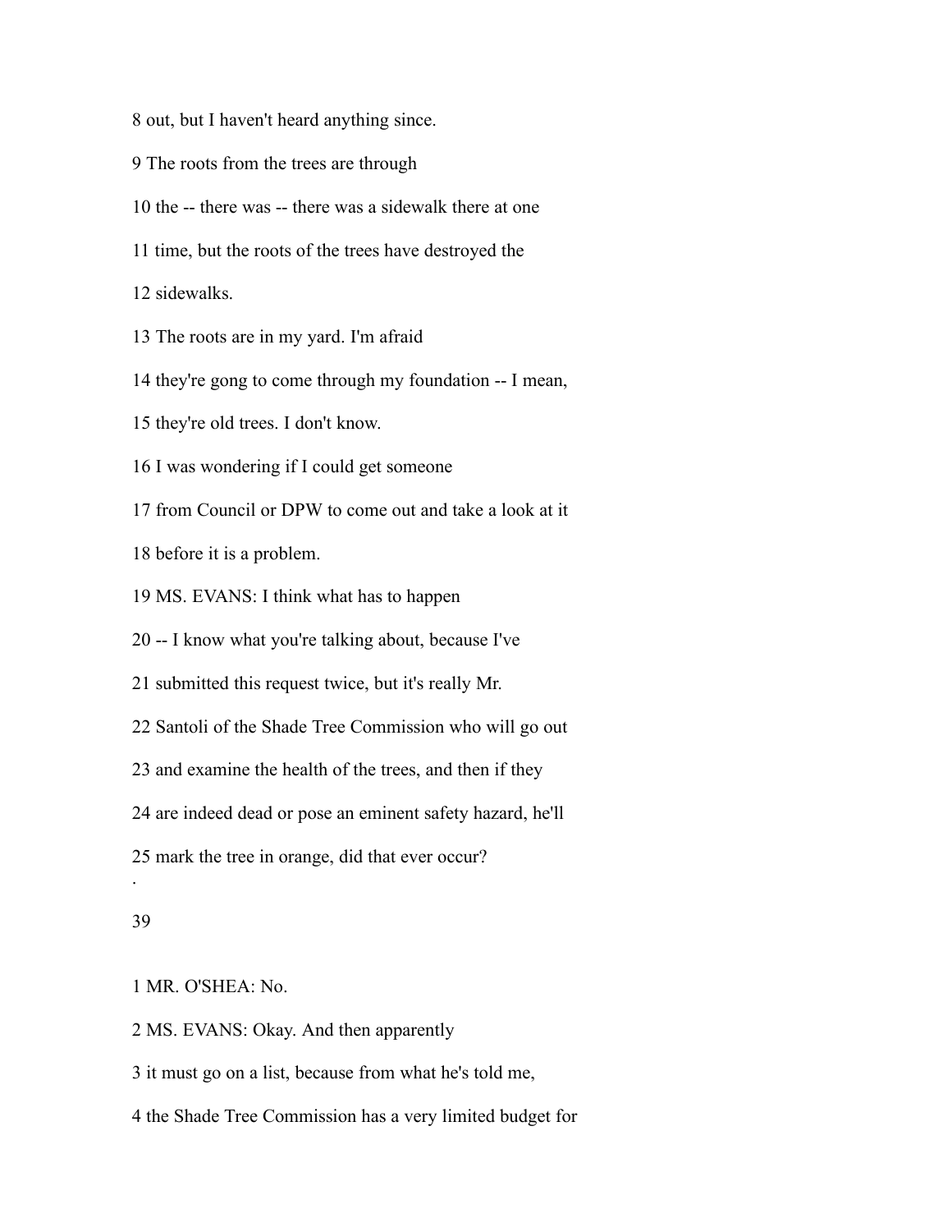8 out, but I haven't heard anything since.

9 The roots from the trees are through

10 the -- there was -- there was a sidewalk there at one

11 time, but the roots of the trees have destroyed the

12 sidewalks.

13 The roots are in my yard. I'm afraid

14 they're gong to come through my foundation -- I mean,

15 they're old trees. I don't know.

16 I was wondering if I could get someone

17 from Council or DPW to come out and take a look at it

18 before it is a problem.

19 MS. EVANS: I think what has to happen

20 -- I know what you're talking about, because I've

21 submitted this request twice, but it's really Mr.

22 Santoli of the Shade Tree Commission who will go out

23 and examine the health of the trees, and then if they

24 are indeed dead or pose an eminent safety hazard, he'll

25 mark the tree in orange, did that ever occur?

1 MR. O'SHEA: No.

2 MS. EVANS: Okay. And then apparently

3 it must go on a list, because from what he's told me,

4 the Shade Tree Commission has a very limited budget for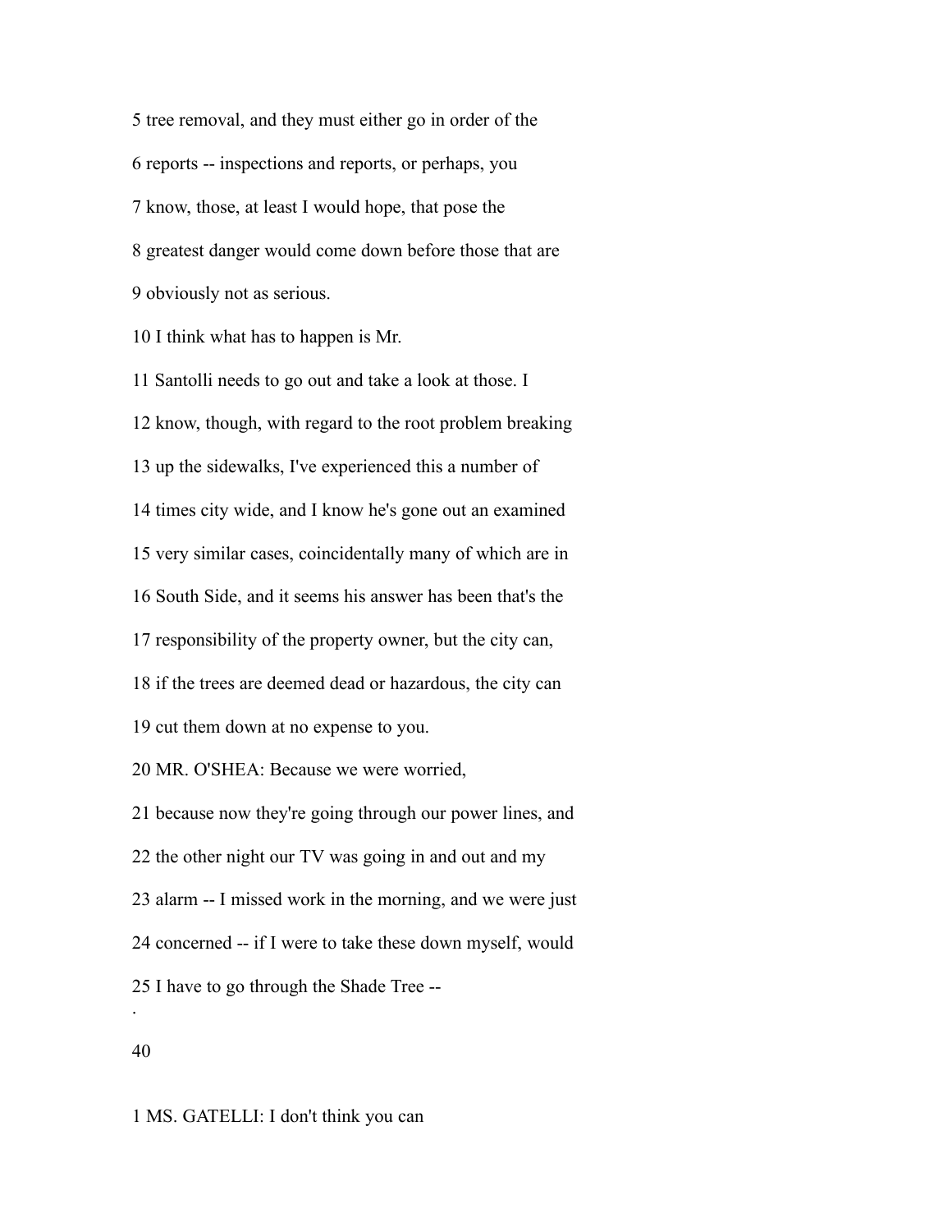5 tree removal, and they must either go in order of the

6 reports -- inspections and reports, or perhaps, you

7 know, those, at least I would hope, that pose the

8 greatest danger would come down before those that are

9 obviously not as serious.

10 I think what has to happen is Mr.

11 Santolli needs to go out and take a look at those. I

12 know, though, with regard to the root problem breaking

13 up the sidewalks, I've experienced this a number of

14 times city wide, and I know he's gone out an examined

15 very similar cases, coincidentally many of which are in

16 South Side, and it seems his answer has been that's the

17 responsibility of the property owner, but the city can,

18 if the trees are deemed dead or hazardous, the city can

19 cut them down at no expense to you.

20 MR. O'SHEA: Because we were worried,

21 because now they're going through our power lines, and

22 the other night our TV was going in and out and my

23 alarm -- I missed work in the morning, and we were just

24 concerned -- if I were to take these down myself, would

25 I have to go through the Shade Tree --

1 MS. GATELLI: I don't think you can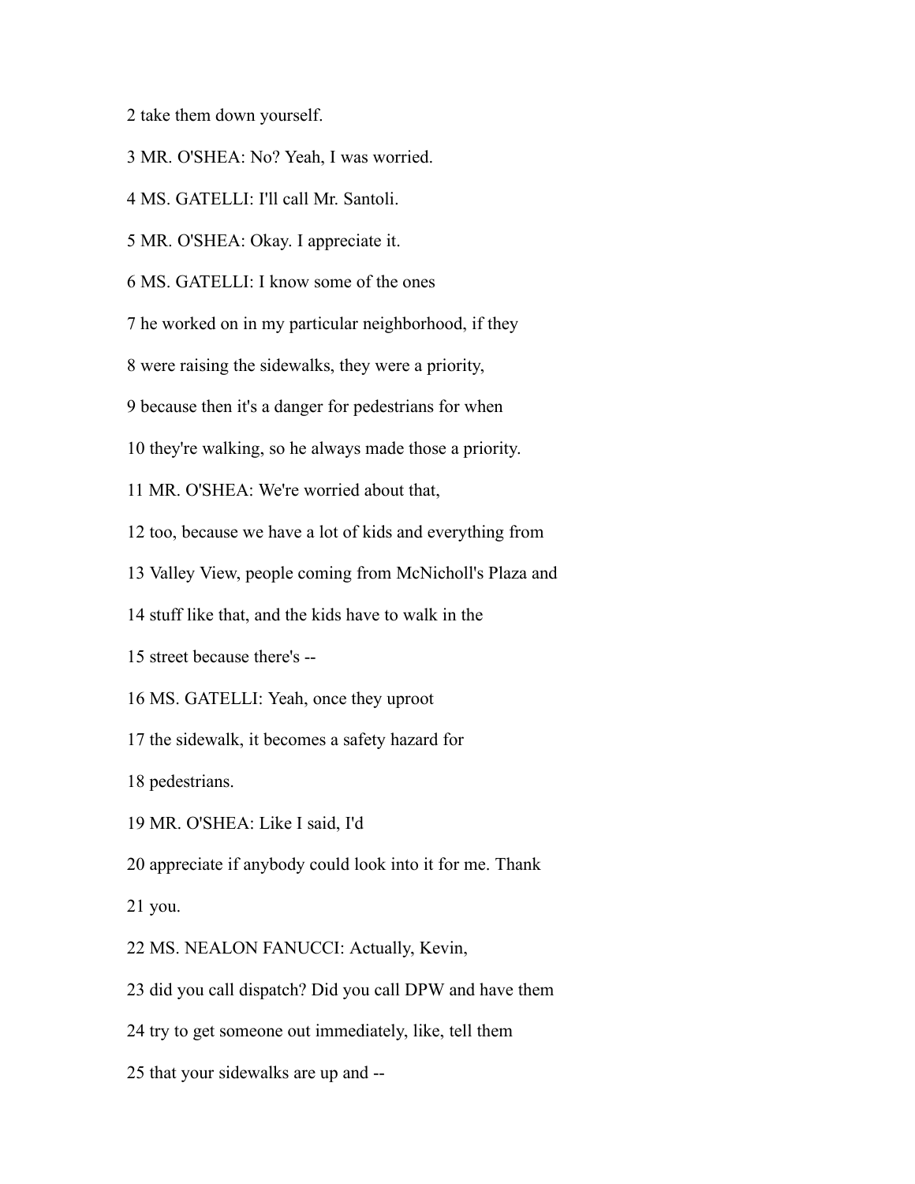2 take them down yourself.

3 MR. O'SHEA: No? Yeah, I was worried.

4 MS. GATELLI: I'll call Mr. Santoli.

5 MR. O'SHEA: Okay. I appreciate it.

6 MS. GATELLI: I know some of the ones

7 he worked on in my particular neighborhood, if they

8 were raising the sidewalks, they were a priority,

9 because then it's a danger for pedestrians for when

10 they're walking, so he always made those a priority.

11 MR. O'SHEA: We're worried about that,

12 too, because we have a lot of kids and everything from

13 Valley View, people coming from McNicholl's Plaza and

14 stuff like that, and the kids have to walk in the

15 street because there's --

16 MS. GATELLI: Yeah, once they uproot

17 the sidewalk, it becomes a safety hazard for

18 pedestrians.

19 MR. O'SHEA: Like I said, I'd

20 appreciate if anybody could look into it for me. Thank

21 you.

22 MS. NEALON FANUCCI: Actually, Kevin,

23 did you call dispatch? Did you call DPW and have them

24 try to get someone out immediately, like, tell them

25 that your sidewalks are up and --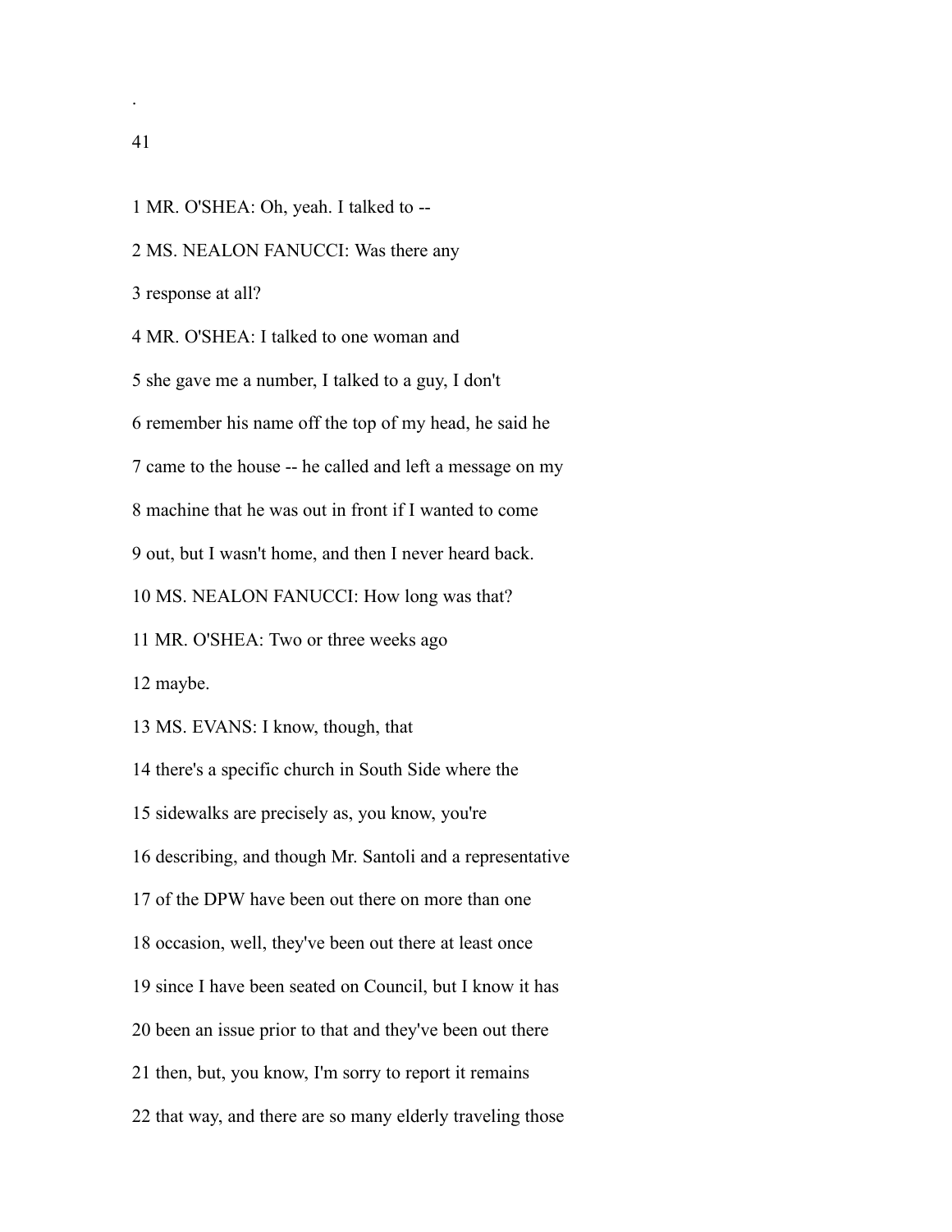1 MR. O'SHEA: Oh, yeah. I talked to --

2 MS. NEALON FANUCCI: Was there any

3 response at all?

4 MR. O'SHEA: I talked to one woman and

5 she gave me a number, I talked to a guy, I don't

6 remember his name off the top of my head, he said he

7 came to the house -- he called and left a message on my

8 machine that he was out in front if I wanted to come

9 out, but I wasn't home, and then I never heard back.

10 MS. NEALON FANUCCI: How long was that?

11 MR. O'SHEA: Two or three weeks ago

12 maybe.

13 MS. EVANS: I know, though, that

14 there's a specific church in South Side where the

15 sidewalks are precisely as, you know, you're

16 describing, and though Mr. Santoli and a representative

17 of the DPW have been out there on more than one

18 occasion, well, they've been out there at least once

19 since I have been seated on Council, but I know it has

20 been an issue prior to that and they've been out there

21 then, but, you know, I'm sorry to report it remains

22 that way, and there are so many elderly traveling those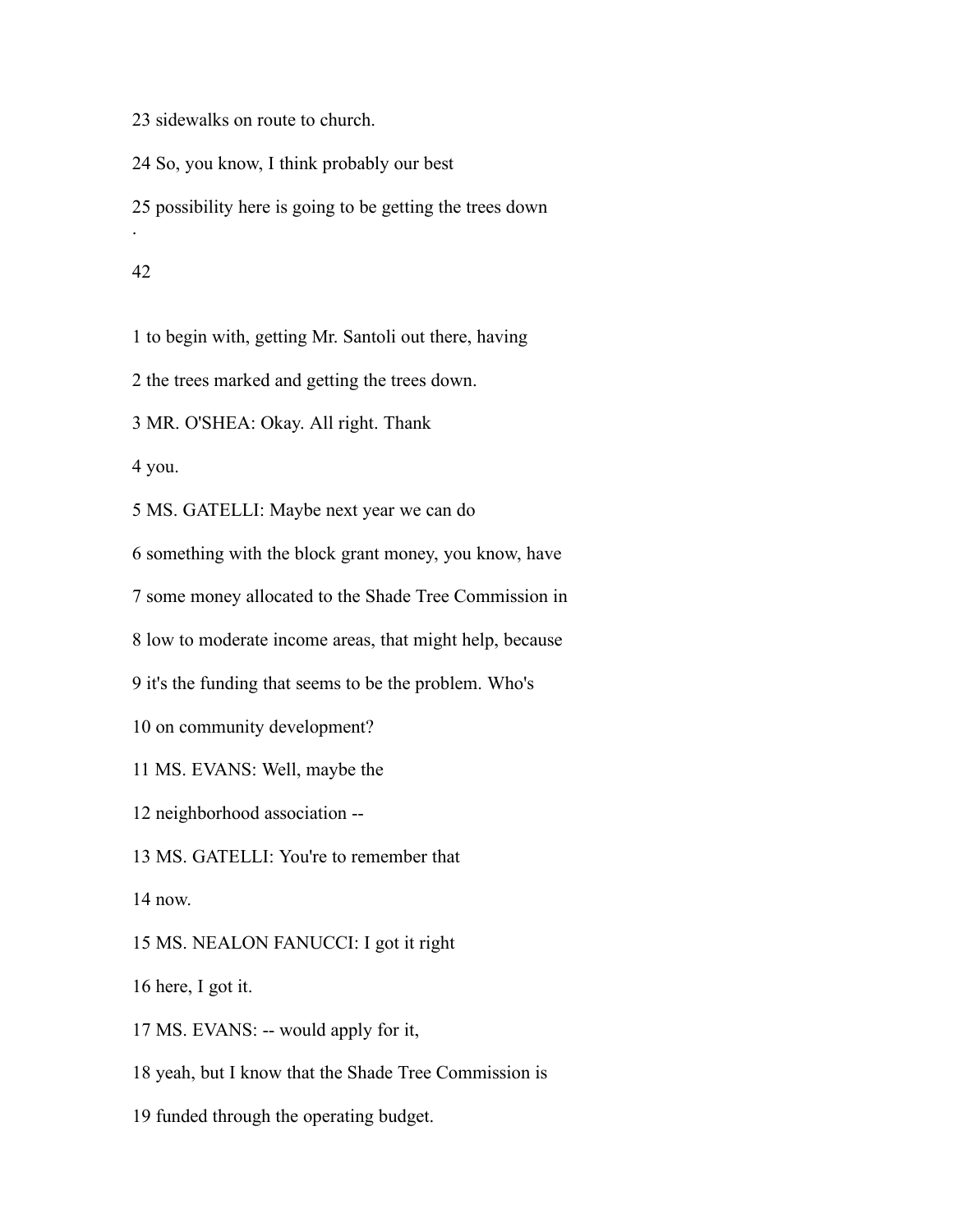23 sidewalks on route to church.

24 So, you know, I think probably our best

25 possibility here is going to be getting the trees down

.

1 to begin with, getting Mr. Santoli out there, having

2 the trees marked and getting the trees down.

3 MR. O'SHEA: Okay. All right. Thank

4 you.

5 MS. GATELLI: Maybe next year we can do

6 something with the block grant money, you know, have

7 some money allocated to the Shade Tree Commission in

8 low to moderate income areas, that might help, because

9 it's the funding that seems to be the problem. Who's

10 on community development?

11 MS. EVANS: Well, maybe the

12 neighborhood association --

13 MS. GATELLI: You're to remember that

14 now.

15 MS. NEALON FANUCCI: I got it right

16 here, I got it.

17 MS. EVANS: -- would apply for it,

18 yeah, but I know that the Shade Tree Commission is

19 funded through the operating budget.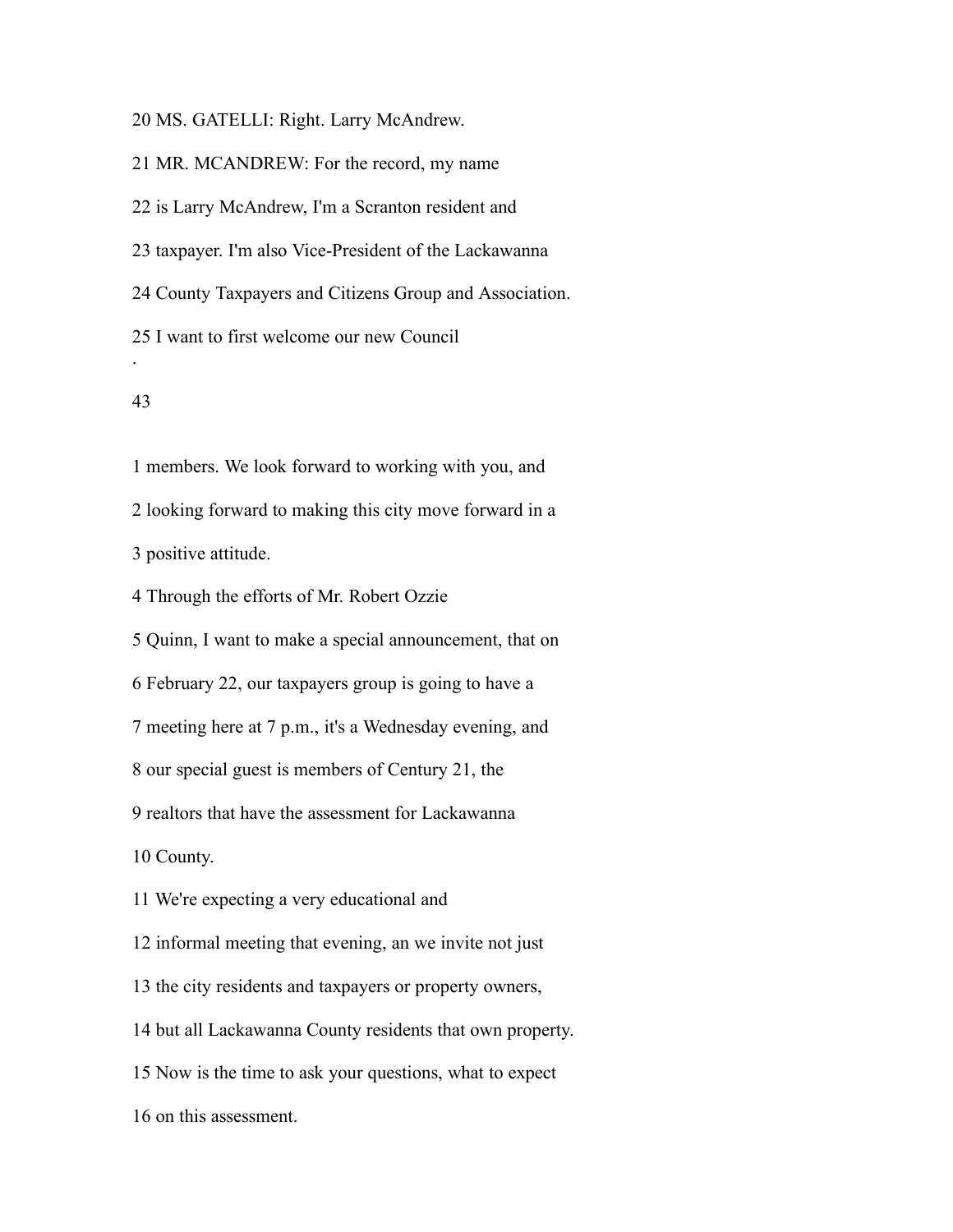20 MS. GATELLI: Right. Larry McAndrew.

21 MR. MCANDREW: For the record, my name

22 is Larry McAndrew, I'm a Scranton resident and

23 taxpayer. I'm also Vice-President of the Lackawanna

24 County Taxpayers and Citizens Group and Association.

25 I want to first welcome our new Council

.

43

1 members. We look forward to working with you, and

2 looking forward to making this city move forward in a

3 positive attitude.

4 Through the efforts of Mr. Robert Ozzie

5 Quinn, I want to make a special announcement, that on

6 February 22, our taxpayers group is going to have a

7 meeting here at 7 p.m., it's a Wednesday evening, and

8 our special guest is members of Century 21, the

9 realtors that have the assessment for Lackawanna

10 County.

11 We're expecting a very educational and

12 informal meeting that evening, an we invite not just

13 the city residents and taxpayers or property owners,

14 but all Lackawanna County residents that own property.

15 Now is the time to ask your questions, what to expect

16 on this assessment.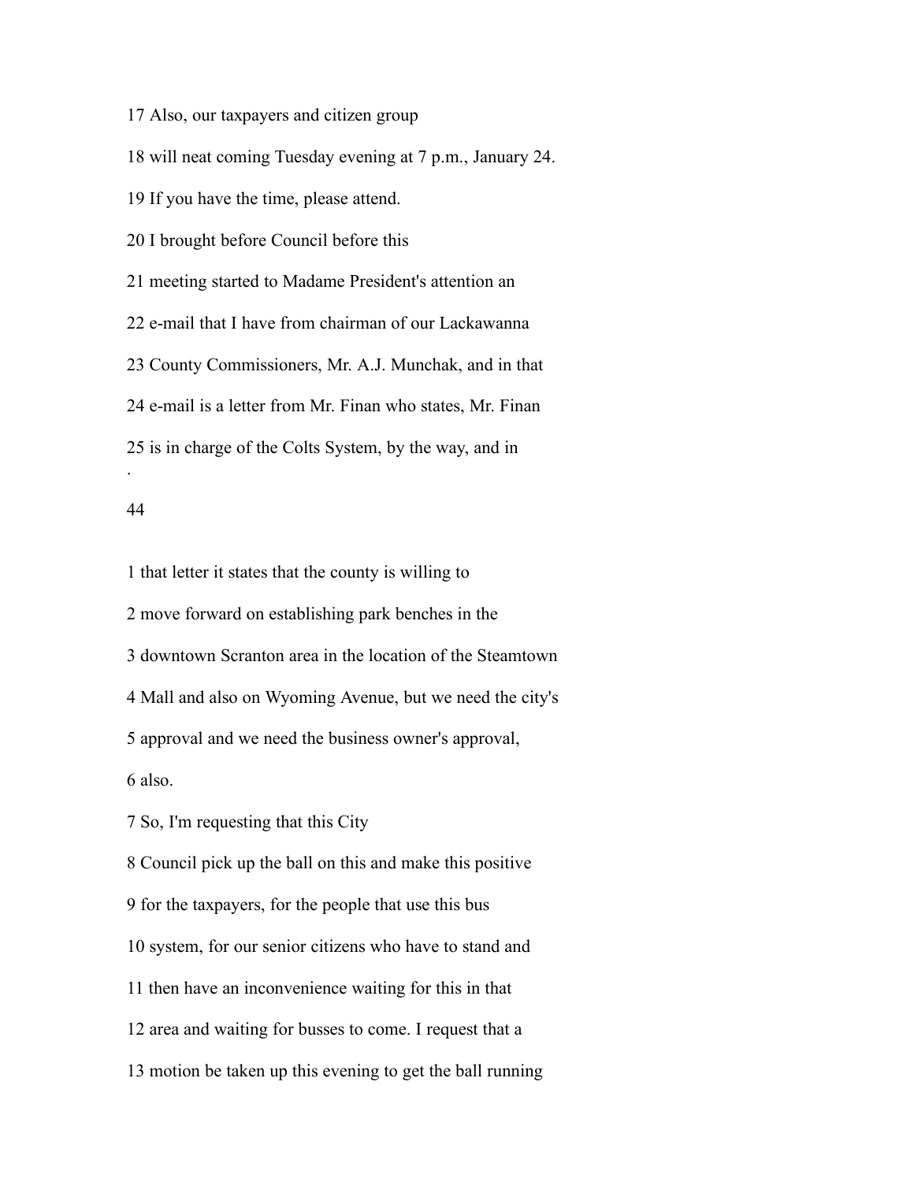17 Also, our taxpayers and citizen group

18 will neat coming Tuesday evening at 7 p.m., January 24.

19 If you have the time, please attend.

20 I brought before Council before this

21 meeting started to Madame President's attention an

22 e-mail that I have from chairman of our Lackawanna

23 County Commissioners, Mr. A.J. Munchak, and in that

24 e-mail is a letter from Mr. Finan who states, Mr. Finan

25 is in charge of the Colts System, by the way, and in

.

1 that letter it states that the county is willing to

2 move forward on establishing park benches in the

3 downtown Scranton area in the location of the Steamtown

4 Mall and also on Wyoming Avenue, but we need the city's

5 approval and we need the business owner's approval,

6 also.

7 So, I'm requesting that this City

8 Council pick up the ball on this and make this positive

9 for the taxpayers, for the people that use this bus

10 system, for our senior citizens who have to stand and

11 then have an inconvenience waiting for this in that

12 area and waiting for busses to come. I request that a

13 motion be taken up this evening to get the ball running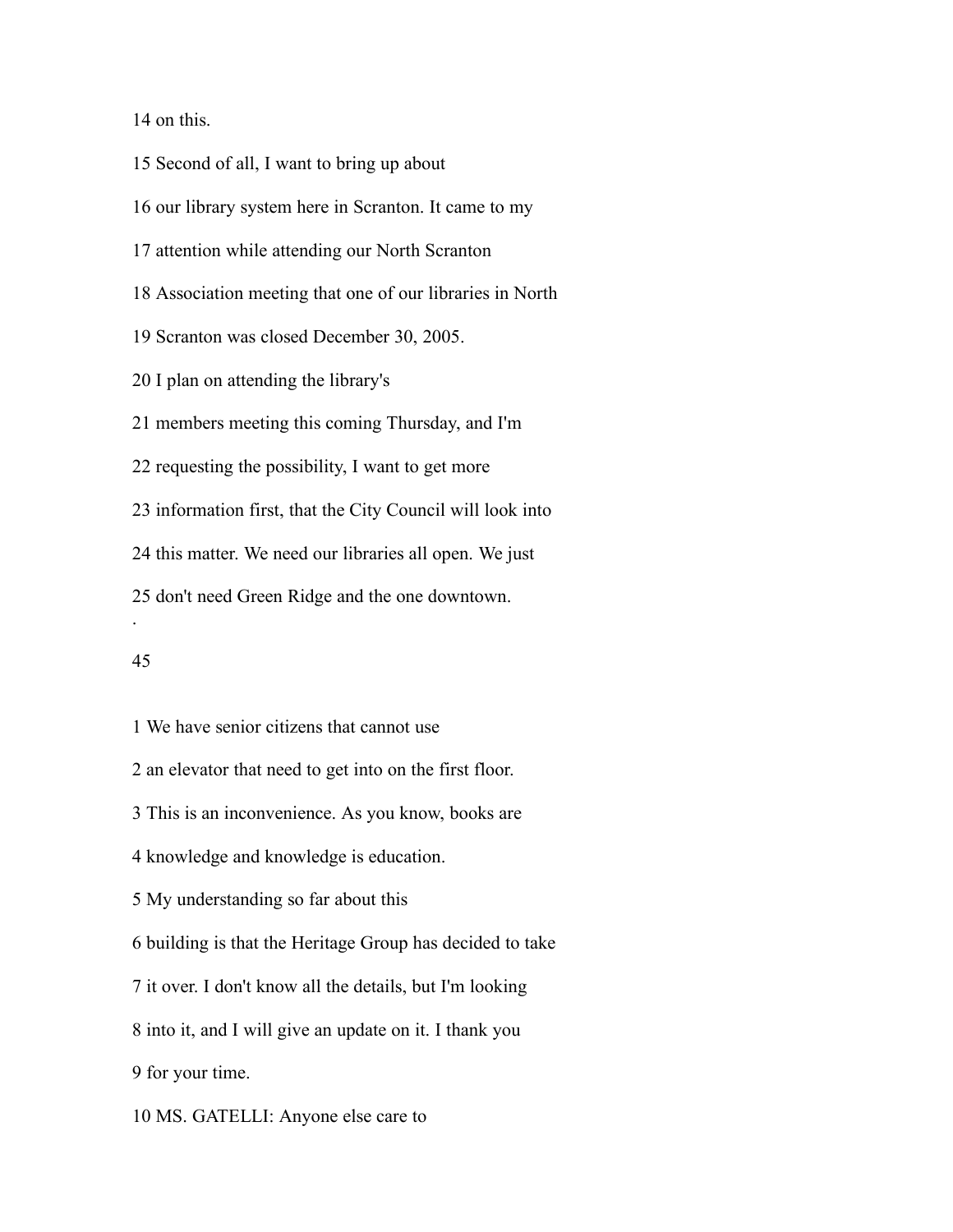14 on this.

15 Second of all, I want to bring up about

16 our library system here in Scranton. It came to my

17 attention while attending our North Scranton

18 Association meeting that one of our libraries in North

19 Scranton was closed December 30, 2005.

20 I plan on attending the library's

21 members meeting this coming Thursday, and I'm

22 requesting the possibility, I want to get more

23 information first, that the City Council will look into

24 this matter. We need our libraries all open. We just

25 don't need Green Ridge and the one downtown.

1 We have senior citizens that cannot use

2 an elevator that need to get into on the first floor.

3 This is an inconvenience. As you know, books are

4 knowledge and knowledge is education.

5 My understanding so far about this

6 building is that the Heritage Group has decided to take

7 it over. I don't know all the details, but I'm looking

8 into it, and I will give an update on it. I thank you

9 for your time.

10 MS. GATELLI: Anyone else care to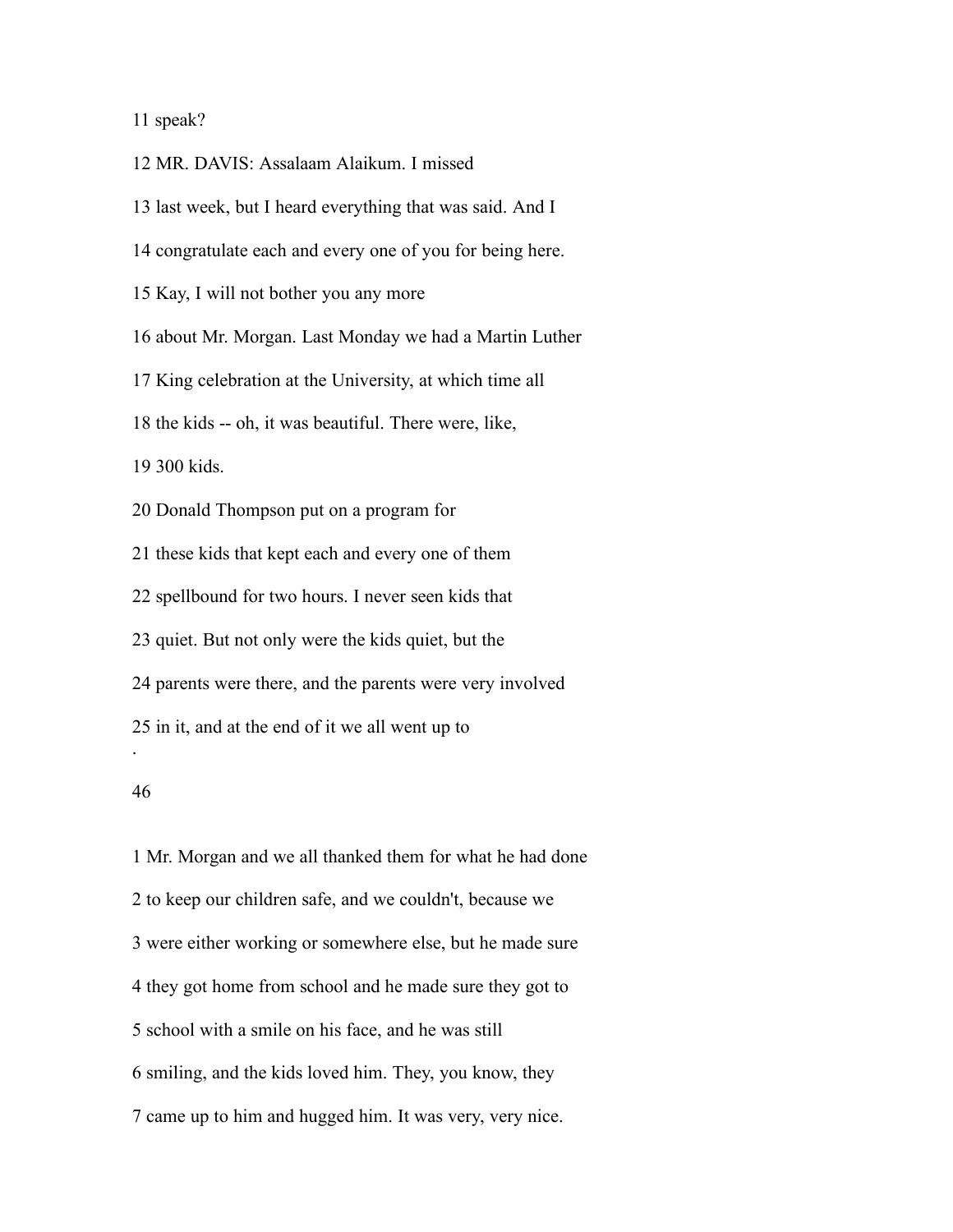11 speak?

12 MR. DAVIS: Assalaam Alaikum. I missed

13 last week, but I heard everything that was said. And I

14 congratulate each and every one of you for being here.

15 Kay, I will not bother you any more

16 about Mr. Morgan. Last Monday we had a Martin Luther

17 King celebration at the University, at which time all

18 the kids -- oh, it was beautiful. There were, like,

19 300 kids.

20 Donald Thompson put on a program for

21 these kids that kept each and every one of them

22 spellbound for two hours. I never seen kids that

23 quiet. But not only were the kids quiet, but the

24 parents were there, and the parents were very involved

25 in it, and at the end of it we all went up to

1 Mr. Morgan and we all thanked them for what he had done

2 to keep our children safe, and we couldn't, because we

3 were either working or somewhere else, but he made sure

4 they got home from school and he made sure they got to

5 school with a smile on his face, and he was still

6 smiling, and the kids loved him. They, you know, they

7 came up to him and hugged him. It was very, very nice.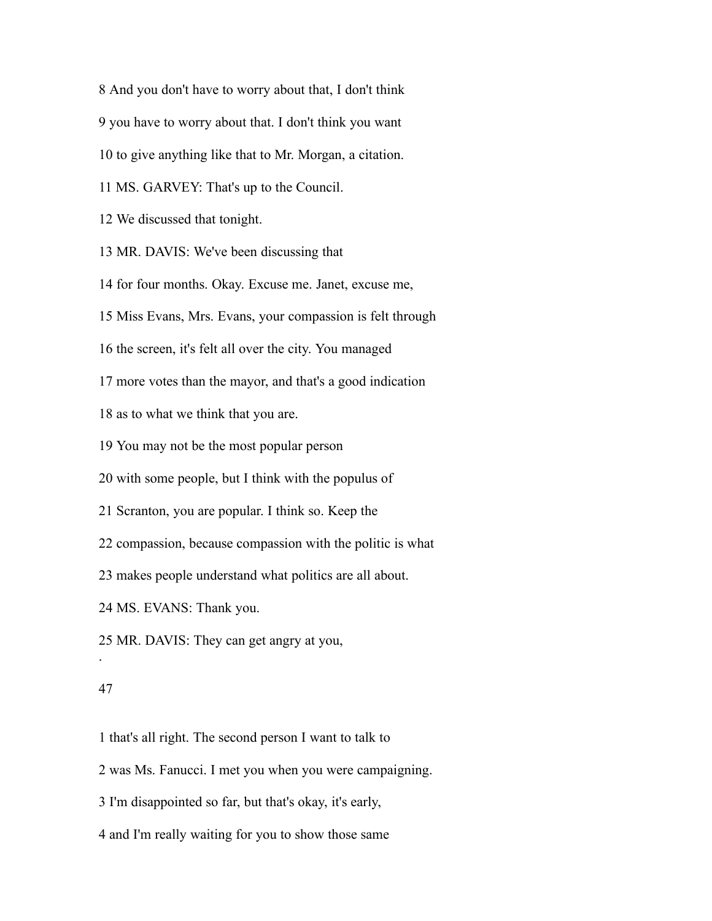8 And you don't have to worry about that, I don't think

9 you have to worry about that. I don't think you want

10 to give anything like that to Mr. Morgan, a citation.

11 MS. GARVEY: That's up to the Council.

12 We discussed that tonight.

13 MR. DAVIS: We've been discussing that

14 for four months. Okay. Excuse me. Janet, excuse me,

15 Miss Evans, Mrs. Evans, your compassion is felt through

16 the screen, it's felt all over the city. You managed

17 more votes than the mayor, and that's a good indication

18 as to what we think that you are.

19 You may not be the most popular person

20 with some people, but I think with the populus of

21 Scranton, you are popular. I think so. Keep the

22 compassion, because compassion with the politic is what

23 makes people understand what politics are all about.

24 MS. EVANS: Thank you.

25 MR. DAVIS: They can get angry at you,

1 that's all right. The second person I want to talk to

2 was Ms. Fanucci. I met you when you were campaigning.

3 I'm disappointed so far, but that's okay, it's early,

4 and I'm really waiting for you to show those same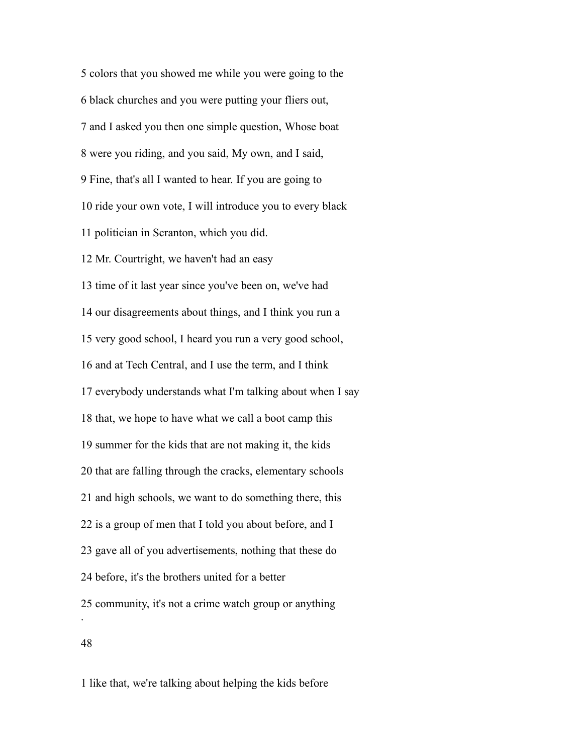5 colors that you showed me while you were going to the

6 black churches and you were putting your fliers out,

7 and I asked you then one simple question, Whose boat

8 were you riding, and you said, My own, and I said,

9 Fine, that's all I wanted to hear. If you are going to

10 ride your own vote, I will introduce you to every black

11 politician in Scranton, which you did.

12 Mr. Courtright, we haven't had an easy

13 time of it last year since you've been on, we've had

14 our disagreements about things, and I think you run a

15 very good school, I heard you run a very good school,

16 and at Tech Central, and I use the term, and I think

17 everybody understands what I'm talking about when I say

18 that, we hope to have what we call a boot camp this

19 summer for the kids that are not making it, the kids

20 that are falling through the cracks, elementary schools

21 and high schools, we want to do something there, this

22 is a group of men that I told you about before, and I

23 gave all of you advertisements, nothing that these do

24 before, it's the brothers united for a better

25 community, it's not a crime watch group or anything

.

48

1 like that, we're talking about helping the kids before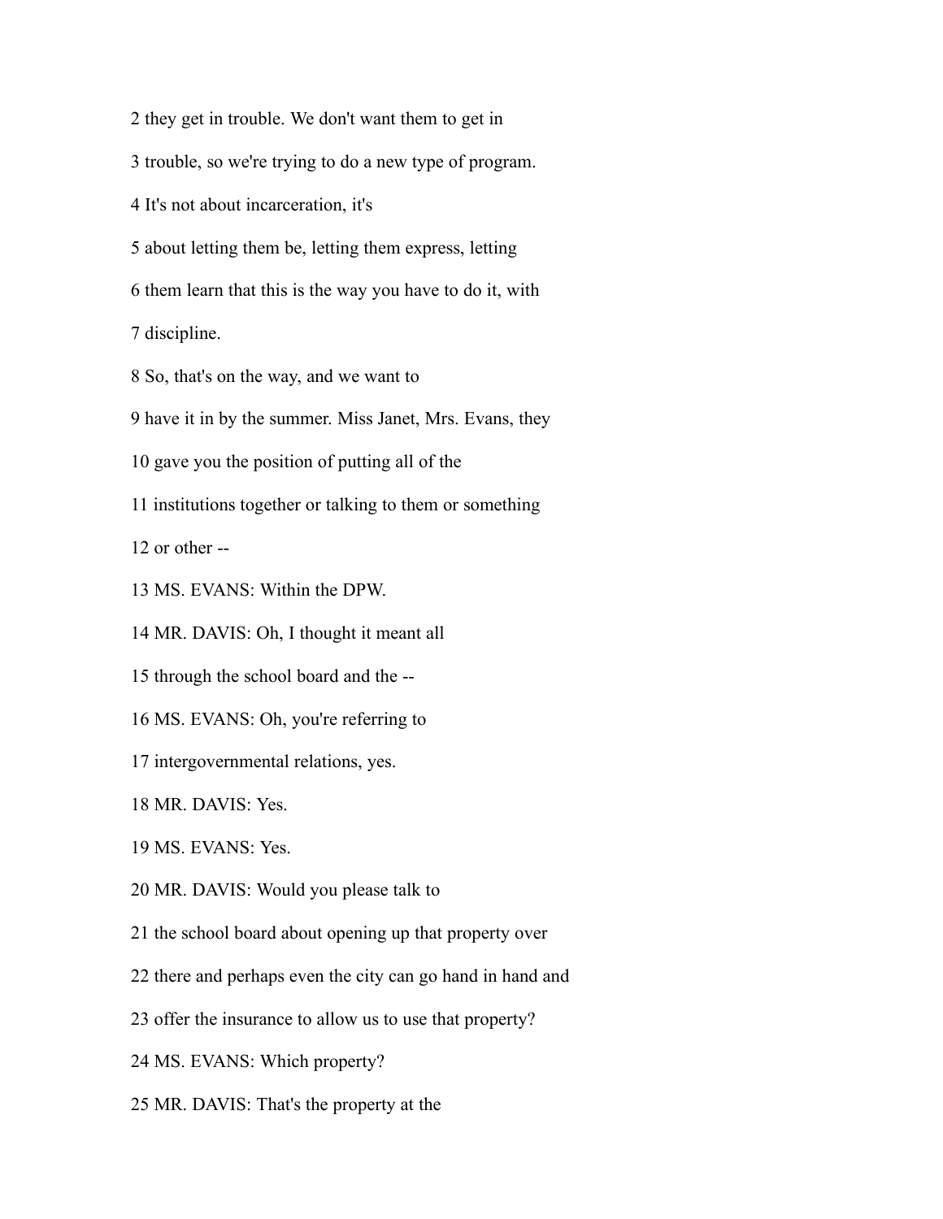2 they get in trouble. We don't want them to get in

3 trouble, so we're trying to do a new type of program.

4 It's not about incarceration, it's

5 about letting them be, letting them express, letting

6 them learn that this is the way you have to do it, with

7 discipline.

8 So, that's on the way, and we want to

9 have it in by the summer. Miss Janet, Mrs. Evans, they

10 gave you the position of putting all of the

11 institutions together or talking to them or something

12 or other --

13 MS. EVANS: Within the DPW.

14 MR. DAVIS: Oh, I thought it meant all

15 through the school board and the --

16 MS. EVANS: Oh, you're referring to

17 intergovernmental relations, yes.

18 MR. DAVIS: Yes.

19 MS. EVANS: Yes.

20 MR. DAVIS: Would you please talk to

21 the school board about opening up that property over

22 there and perhaps even the city can go hand in hand and

23 offer the insurance to allow us to use that property?

24 MS. EVANS: Which property?

25 MR. DAVIS: That's the property at the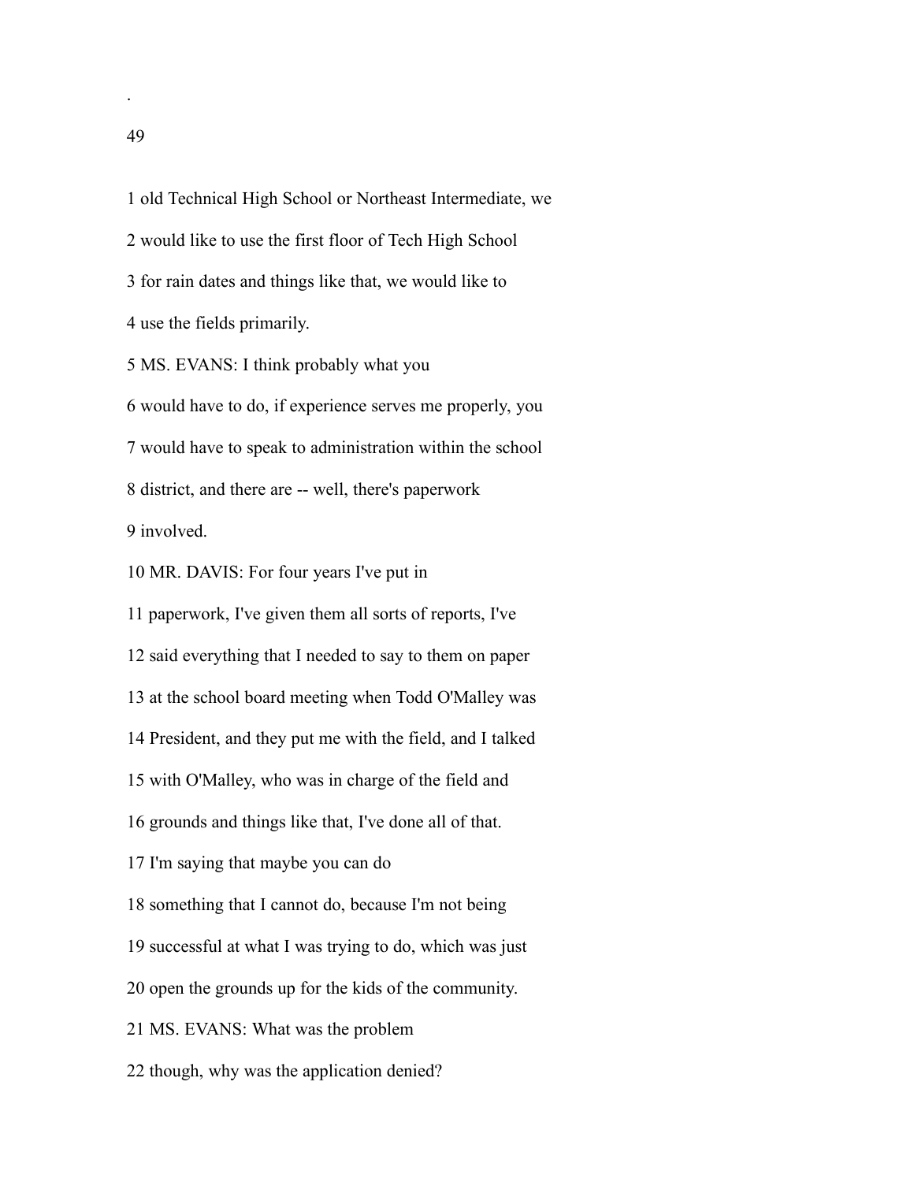1 old Technical High School or Northeast Intermediate, we

2 would like to use the first floor of Tech High School

3 for rain dates and things like that, we would like to

4 use the fields primarily.

5 MS. EVANS: I think probably what you

6 would have to do, if experience serves me properly, you

7 would have to speak to administration within the school

8 district, and there are -- well, there's paperwork

9 involved.

10 MR. DAVIS: For four years I've put in

11 paperwork, I've given them all sorts of reports, I've

12 said everything that I needed to say to them on paper

13 at the school board meeting when Todd O'Malley was

14 President, and they put me with the field, and I talked

15 with O'Malley, who was in charge of the field and

16 grounds and things like that, I've done all of that.

17 I'm saying that maybe you can do

18 something that I cannot do, because I'm not being

19 successful at what I was trying to do, which was just

20 open the grounds up for the kids of the community.

21 MS. EVANS: What was the problem

22 though, why was the application denied?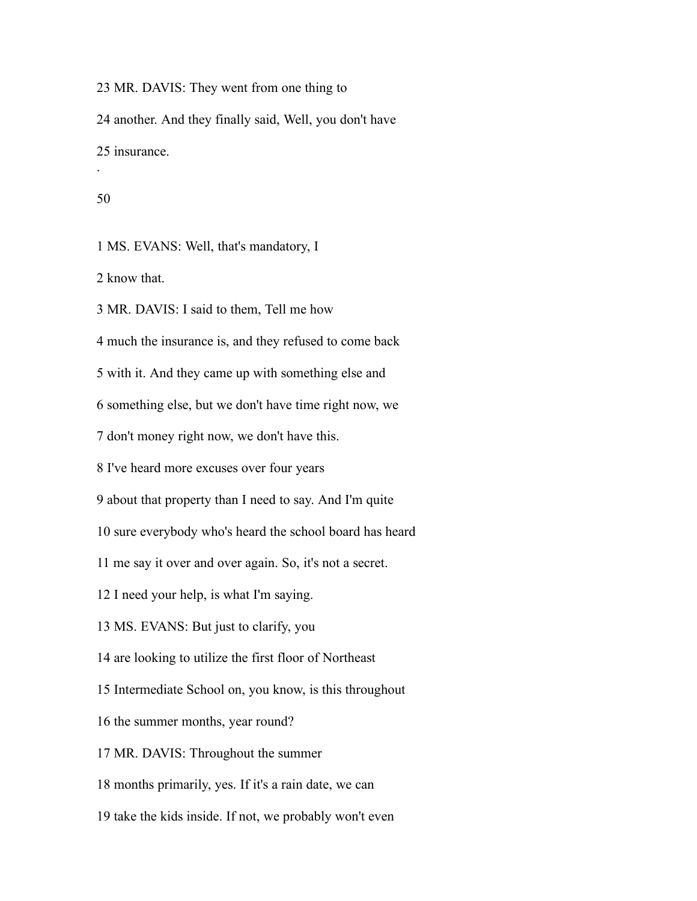23 MR. DAVIS: They went from one thing to

24 another. And they finally said, Well, you don't have

25 insurance.

1 MS. EVANS: Well, that's mandatory, I

2 know that.

3 MR. DAVIS: I said to them, Tell me how

4 much the insurance is, and they refused to come back

5 with it. And they came up with something else and

6 something else, but we don't have time right now, we

7 don't money right now, we don't have this.

8 I've heard more excuses over four years

9 about that property than I need to say. And I'm quite

10 sure everybody who's heard the school board has heard

11 me say it over and over again. So, it's not a secret.

12 I need your help, is what I'm saying.

13 MS. EVANS: But just to clarify, you

14 are looking to utilize the first floor of Northeast

15 Intermediate School on, you know, is this throughout

16 the summer months, year round?

17 MR. DAVIS: Throughout the summer

18 months primarily, yes. If it's a rain date, we can

19 take the kids inside. If not, we probably won't even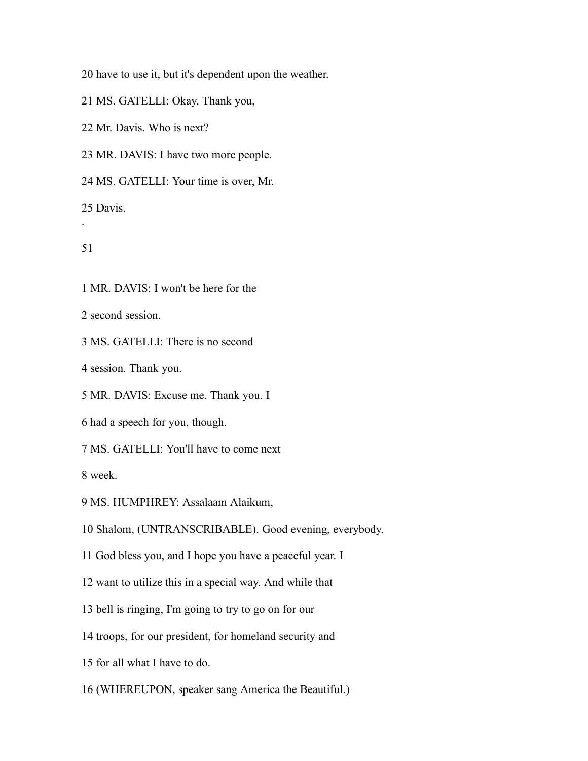20 have to use it, but it's dependent upon the weather.

21 MS. GATELLI: Okay. Thank you,

22 Mr. Davis. Who is next?

23 MR. DAVIS: I have two more people.

24 MS. GATELLI: Your time is over, Mr.

25 Davis.

1 MR. DAVIS: I won't be here for the

2 second session.

3 MS. GATELLI: There is no second

4 session. Thank you.

5 MR. DAVIS: Excuse me. Thank you. I

6 had a speech for you, though.

7 MS. GATELLI: You'll have to come next

8 week.

9 MS. HUMPHREY: Assalaam Alaikum,

10 Shalom, (UNTRANSCRIBABLE). Good evening, everybody.

11 God bless you, and I hope you have a peaceful year. I

12 want to utilize this in a special way. And while that

13 bell is ringing, I'm going to try to go on for our

14 troops, for our president, for homeland security and

15 for all what I have to do.

16 (WHEREUPON, speaker sang America the Beautiful.)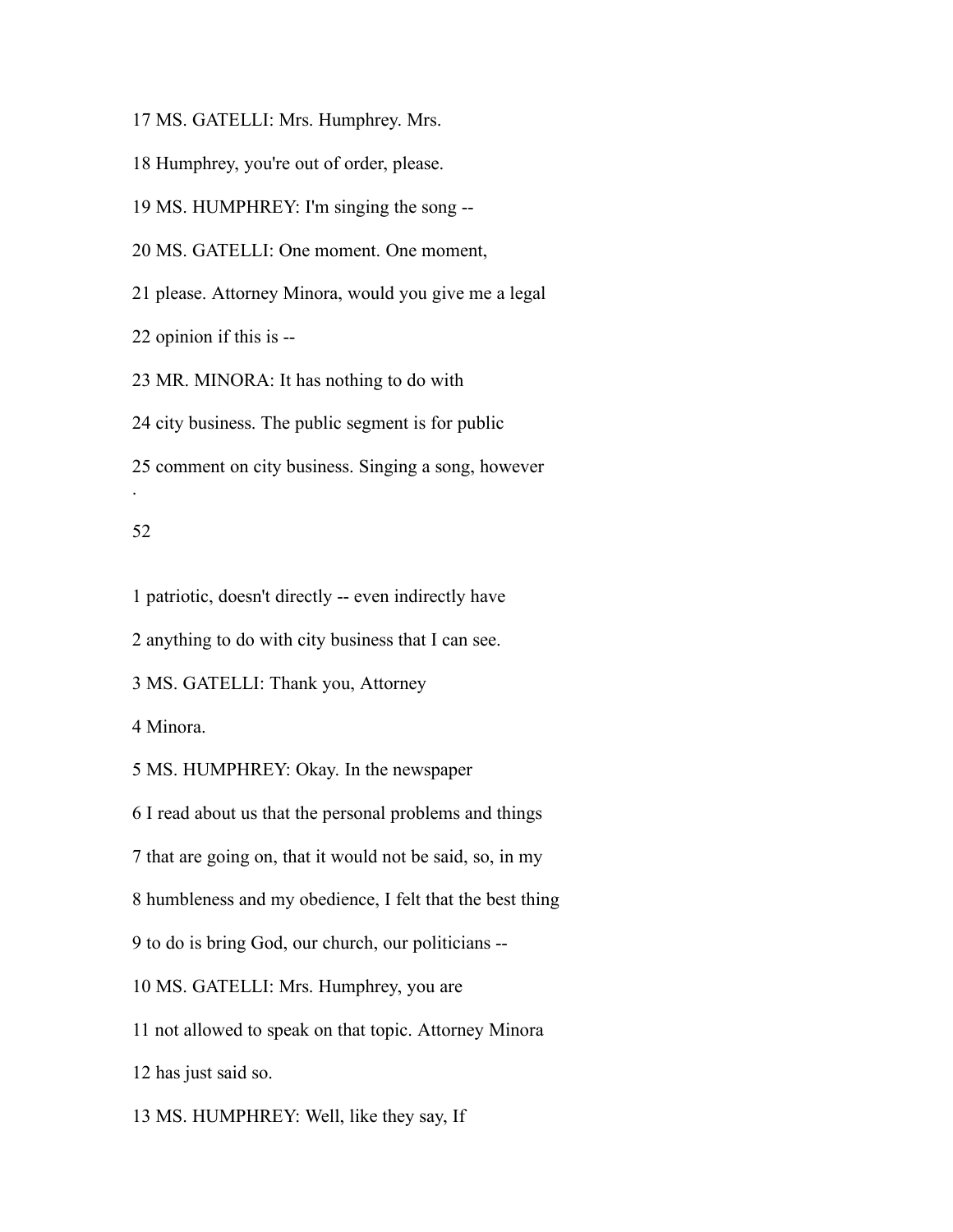17 MS. GATELLI: Mrs. Humphrey. Mrs.

18 Humphrey, you're out of order, please.

19 MS. HUMPHREY: I'm singing the song --

20 MS. GATELLI: One moment. One moment,

21 please. Attorney Minora, would you give me a legal

22 opinion if this is --

23 MR. MINORA: It has nothing to do with

24 city business. The public segment is for public

25 comment on city business. Singing a song, however

1 patriotic, doesn't directly -- even indirectly have

2 anything to do with city business that I can see.

3 MS. GATELLI: Thank you, Attorney

4 Minora.

5 MS. HUMPHREY: Okay. In the newspaper

6 I read about us that the personal problems and things

7 that are going on, that it would not be said, so, in my

8 humbleness and my obedience, I felt that the best thing

9 to do is bring God, our church, our politicians --

10 MS. GATELLI: Mrs. Humphrey, you are

11 not allowed to speak on that topic. Attorney Minora

12 has just said so.

13 MS. HUMPHREY: Well, like they say, If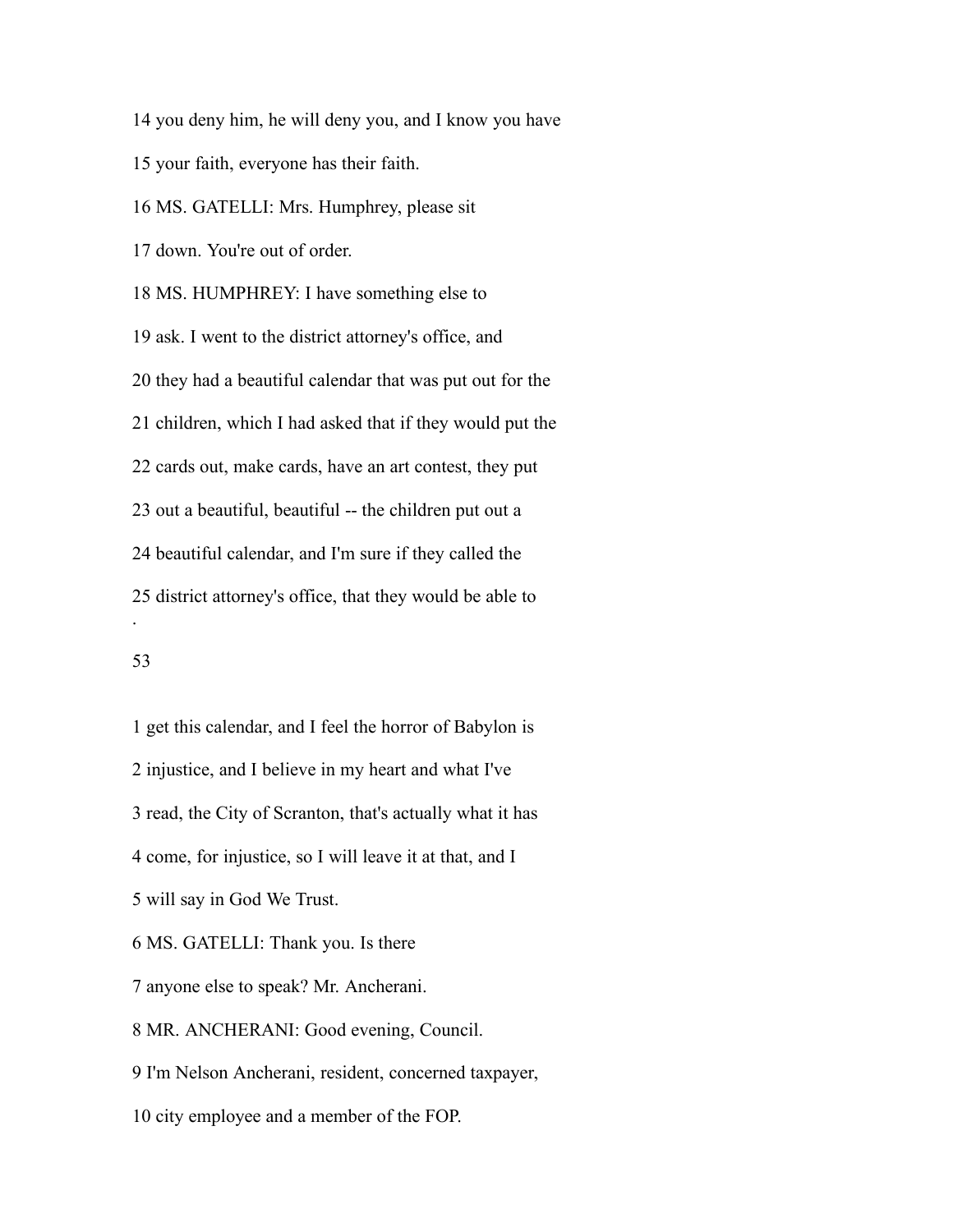14 you deny him, he will deny you, and I know you have

15 your faith, everyone has their faith.

16 MS. GATELLI: Mrs. Humphrey, please sit

17 down. You're out of order.

18 MS. HUMPHREY: I have something else to

19 ask. I went to the district attorney's office, and

20 they had a beautiful calendar that was put out for the

21 children, which I had asked that if they would put the

22 cards out, make cards, have an art contest, they put

23 out a beautiful, beautiful -- the children put out a

24 beautiful calendar, and I'm sure if they called the

25 district attorney's office, that they would be able to

.

53

1 get this calendar, and I feel the horror of Babylon is

2 injustice, and I believe in my heart and what I've

3 read, the City of Scranton, that's actually what it has

4 come, for injustice, so I will leave it at that, and I

5 will say in God We Trust.

6 MS. GATELLI: Thank you. Is there

7 anyone else to speak? Mr. Ancherani.

8 MR. ANCHERANI: Good evening, Council.

9 I'm Nelson Ancherani, resident, concerned taxpayer,

10 city employee and a member of the FOP.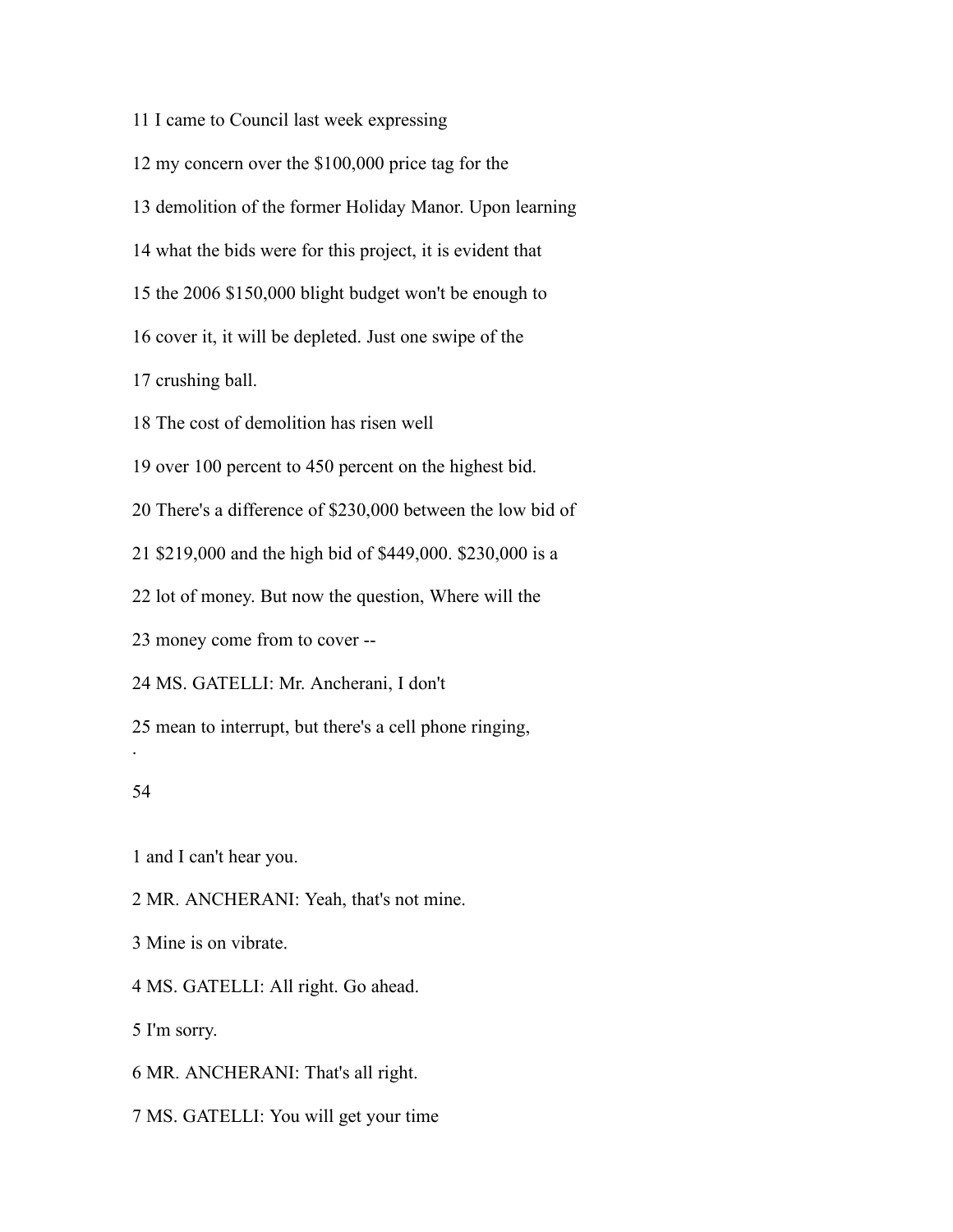11 I came to Council last week expressing

12 my concern over the $100,000 price tag for the

13 demolition of the former Holiday Manor. Upon learning

14 what the bids were for this project, it is evident that

15 the 2006 $150,000 blight budget won't be enough to

16 cover it, it will be depleted. Just one swipe of the

17 crushing ball.

18 The cost of demolition has risen well

19 over 100 percent to 450 percent on the highest bid.

20 There's a difference of $230,000 between the low bid of

21 $219,000 and the high bid of $449,000. $230,000 is a

22 lot of money. But now the question, Where will the

23 money come from to cover --

24 MS. GATELLI: Mr. Ancherani, I don't

25 mean to interrupt, but there's a cell phone ringing,

1 and I can't hear you.

2 MR. ANCHERANI: Yeah, that's not mine.

3 Mine is on vibrate.

4 MS. GATELLI: All right. Go ahead.

5 I'm sorry.

6 MR. ANCHERANI: That's all right.

7 MS. GATELLI: You will get your time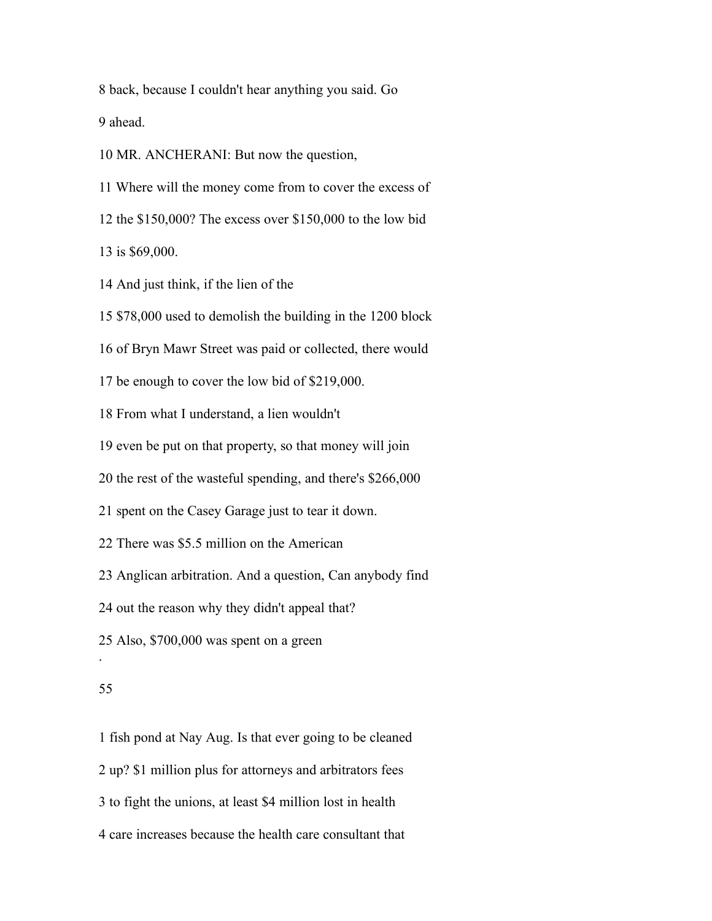8 back, because I couldn't hear anything you said. Go

9 ahead.

10 MR. ANCHERANI: But now the question,

11 Where will the money come from to cover the excess of

12 the $150,000? The excess over $150,000 to the low bid

13 is $69,000.

14 And just think, if the lien of the

15 $78,000 used to demolish the building in the 1200 block

16 of Bryn Mawr Street was paid or collected, there would

17 be enough to cover the low bid of $219,000.

18 From what I understand, a lien wouldn't

19 even be put on that property, so that money will join

20 the rest of the wasteful spending, and there's $266,000

21 spent on the Casey Garage just to tear it down.

22 There was $5.5 million on the American

23 Anglican arbitration. And a question, Can anybody find

24 out the reason why they didn't appeal that?

25 Also, $700,000 was spent on a green

1 fish pond at Nay Aug. Is that ever going to be cleaned

2 up? $1 million plus for attorneys and arbitrators fees

3 to fight the unions, at least $4 million lost in health

4 care increases because the health care consultant that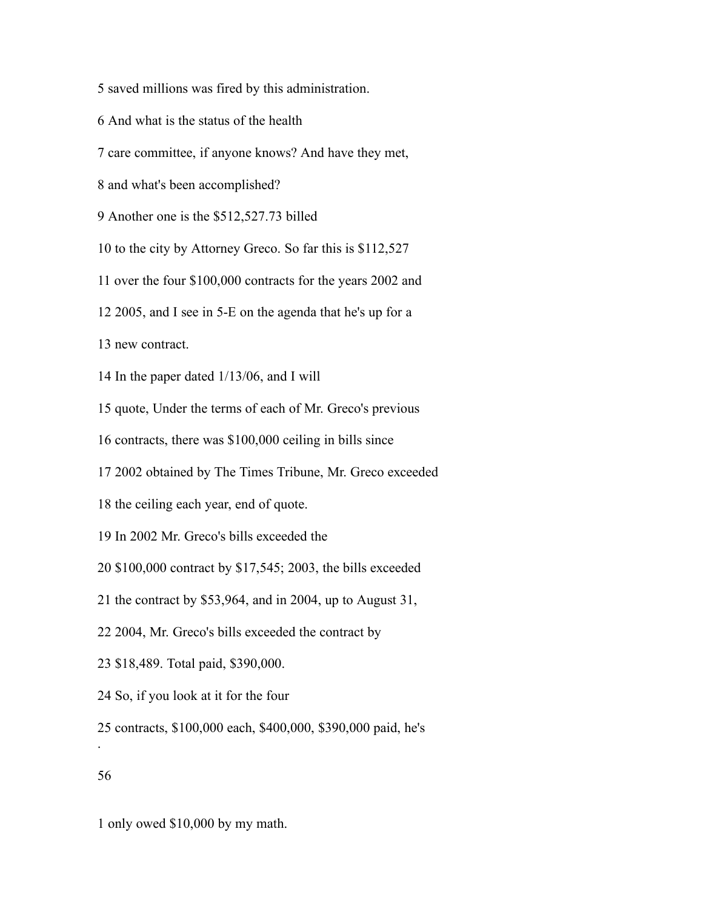5 saved millions was fired by this administration.

6 And what is the status of the health

7 care committee, if anyone knows? And have they met,

8 and what's been accomplished?

9 Another one is the $512,527.73 billed

10 to the city by Attorney Greco. So far this is $112,527

11 over the four $100,000 contracts for the years 2002 and

12 2005, and I see in 5-E on the agenda that he's up for a

13 new contract.

14 In the paper dated 1/13/06, and I will

15 quote, Under the terms of each of Mr. Greco's previous

16 contracts, there was $100,000 ceiling in bills since

17 2002 obtained by The Times Tribune, Mr. Greco exceeded

18 the ceiling each year, end of quote.

19 In 2002 Mr. Greco's bills exceeded the

20 $100,000 contract by $17,545; 2003, the bills exceeded

21 the contract by $53,964, and in 2004, up to August 31,

22 2004, Mr. Greco's bills exceeded the contract by

23 $18,489. Total paid, $390,000.

24 So, if you look at it for the four

25 contracts, $100,000 each, $400,000, $390,000 paid, he's

56

1 only owed $10,000 by my math.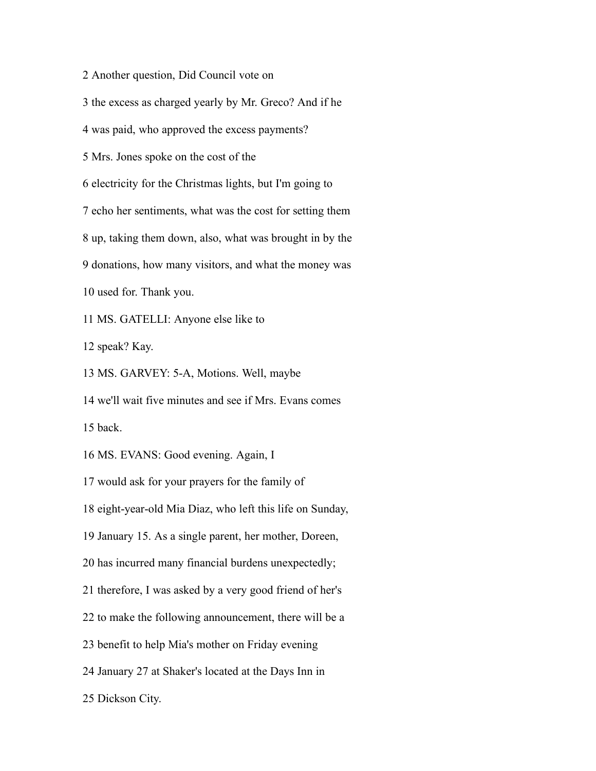2 Another question, Did Council vote on

3 the excess as charged yearly by Mr. Greco? And if he

4 was paid, who approved the excess payments?

5 Mrs. Jones spoke on the cost of the

6 electricity for the Christmas lights, but I'm going to

7 echo her sentiments, what was the cost for setting them

8 up, taking them down, also, what was brought in by the

9 donations, how many visitors, and what the money was

10 used for. Thank you.

11 MS. GATELLI: Anyone else like to

12 speak? Kay.

13 MS. GARVEY: 5-A, Motions. Well, maybe

14 we'll wait five minutes and see if Mrs. Evans comes

15 back.

16 MS. EVANS: Good evening. Again, I

17 would ask for your prayers for the family of

18 eight-year-old Mia Diaz, who left this life on Sunday,

19 January 15. As a single parent, her mother, Doreen,

20 has incurred many financial burdens unexpectedly;

21 therefore, I was asked by a very good friend of her's

22 to make the following announcement, there will be a

23 benefit to help Mia's mother on Friday evening

24 January 27 at Shaker's located at the Days Inn in

25 Dickson City.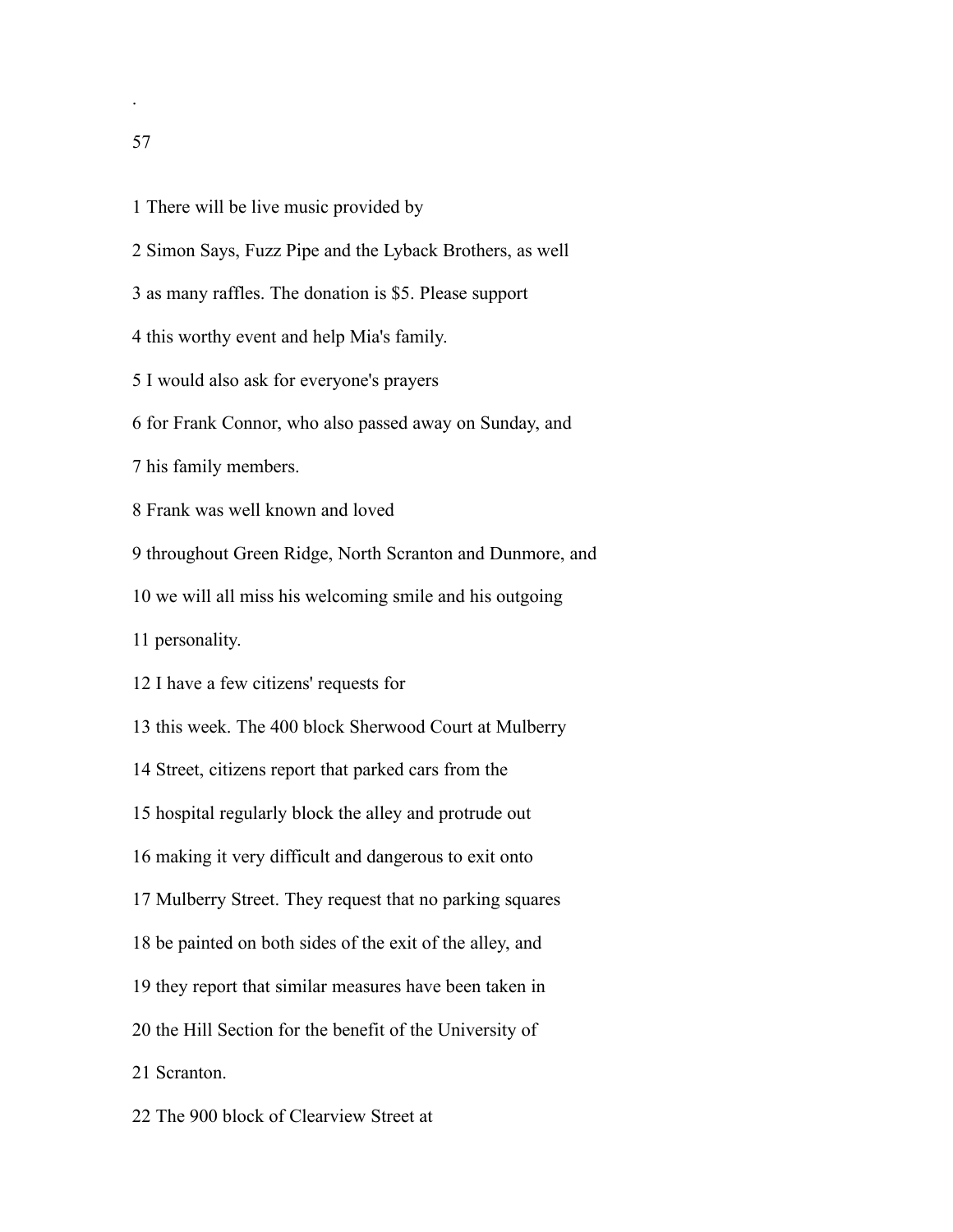1 There will be live music provided by

2 Simon Says, Fuzz Pipe and the Lyback Brothers, as well

3 as many raffles. The donation is $5. Please support

4 this worthy event and help Mia's family.

5 I would also ask for everyone's prayers

6 for Frank Connor, who also passed away on Sunday, and

7 his family members.

8 Frank was well known and loved

9 throughout Green Ridge, North Scranton and Dunmore, and

10 we will all miss his welcoming smile and his outgoing

11 personality.

12 I have a few citizens' requests for

13 this week. The 400 block Sherwood Court at Mulberry

14 Street, citizens report that parked cars from the

15 hospital regularly block the alley and protrude out

16 making it very difficult and dangerous to exit onto

17 Mulberry Street. They request that no parking squares

18 be painted on both sides of the exit of the alley, and

19 they report that similar measures have been taken in

20 the Hill Section for the benefit of the University of

21 Scranton.

22 The 900 block of Clearview Street at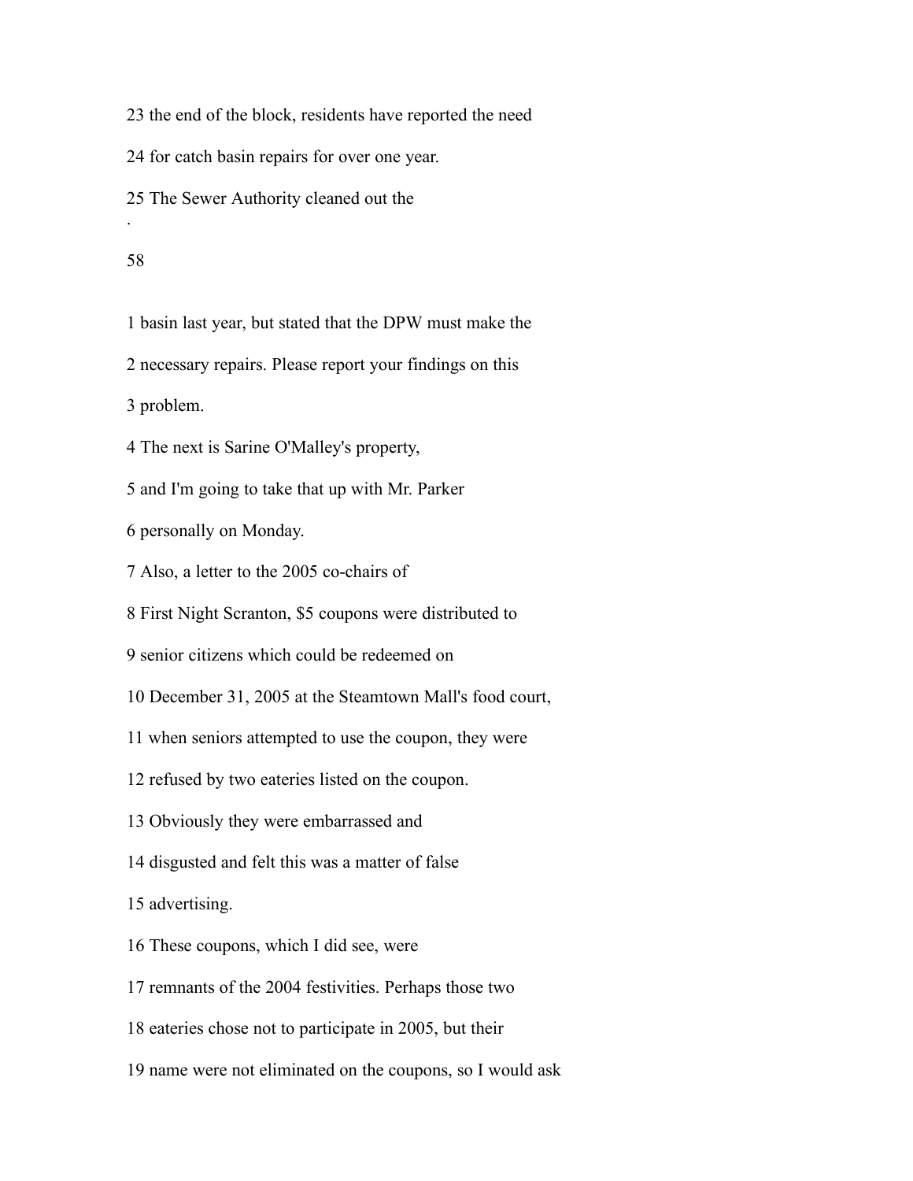23 the end of the block, residents have reported the need

24 for catch basin repairs for over one year.

25 The Sewer Authority cleaned out the

1 basin last year, but stated that the DPW must make the

2 necessary repairs. Please report your findings on this

3 problem.

4 The next is Sarine O'Malley's property,

5 and I'm going to take that up with Mr. Parker

6 personally on Monday.

7 Also, a letter to the 2005 co-chairs of

8 First Night Scranton, $5 coupons were distributed to

9 senior citizens which could be redeemed on

10 December 31, 2005 at the Steamtown Mall's food court,

11 when seniors attempted to use the coupon, they were

12 refused by two eateries listed on the coupon.

13 Obviously they were embarrassed and

14 disgusted and felt this was a matter of false

15 advertising.

16 These coupons, which I did see, were

17 remnants of the 2004 festivities. Perhaps those two

18 eateries chose not to participate in 2005, but their

19 name were not eliminated on the coupons, so I would ask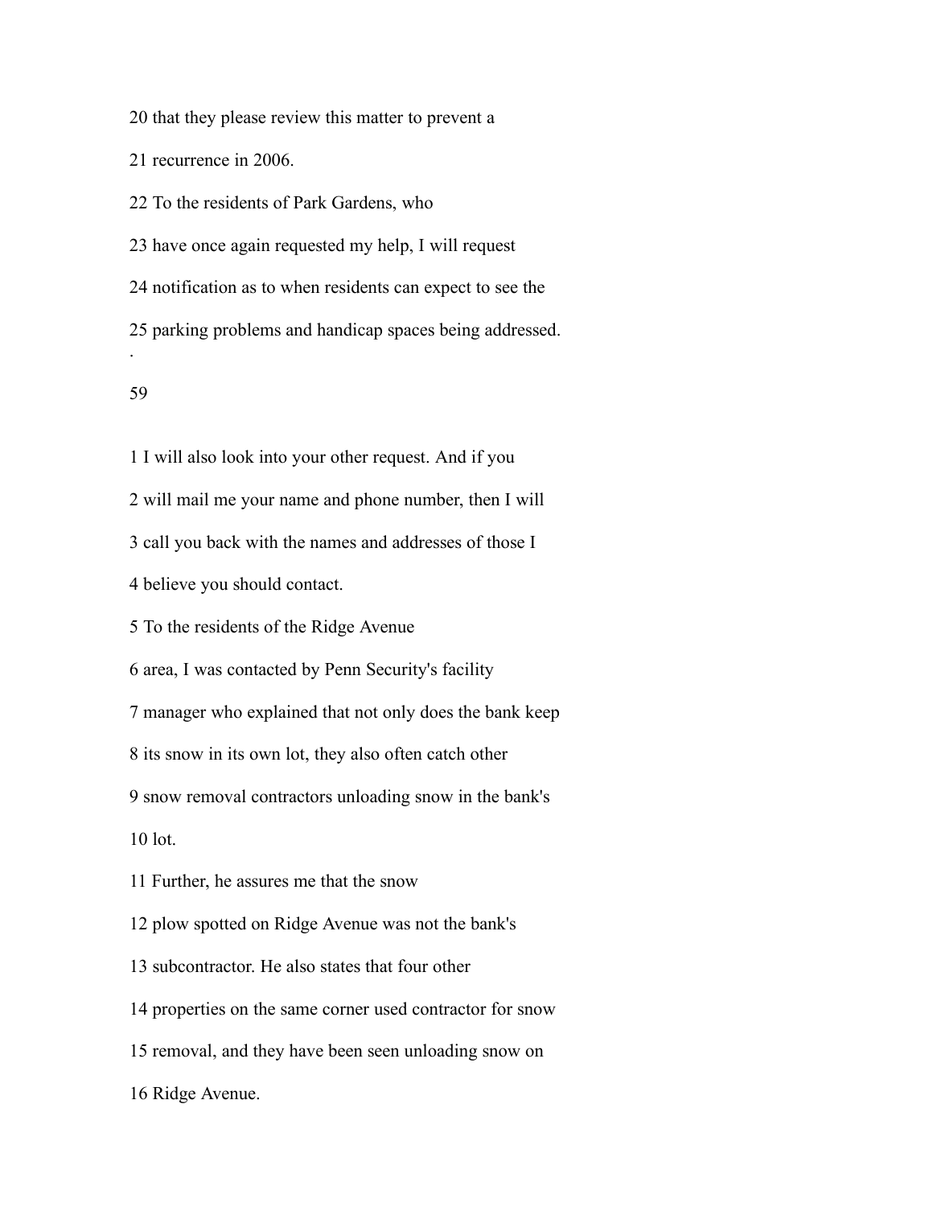20 that they please review this matter to prevent a

21 recurrence in 2006.

22 To the residents of Park Gardens, who

23 have once again requested my help, I will request

24 notification as to when residents can expect to see the

25 parking problems and handicap spaces being addressed.

1 I will also look into your other request. And if you

2 will mail me your name and phone number, then I will

3 call you back with the names and addresses of those I

4 believe you should contact.

5 To the residents of the Ridge Avenue

6 area, I was contacted by Penn Security's facility

7 manager who explained that not only does the bank keep

8 its snow in its own lot, they also often catch other

9 snow removal contractors unloading snow in the bank's

10 lot.

11 Further, he assures me that the snow

12 plow spotted on Ridge Avenue was not the bank's

13 subcontractor. He also states that four other

14 properties on the same corner used contractor for snow

15 removal, and they have been seen unloading snow on

16 Ridge Avenue.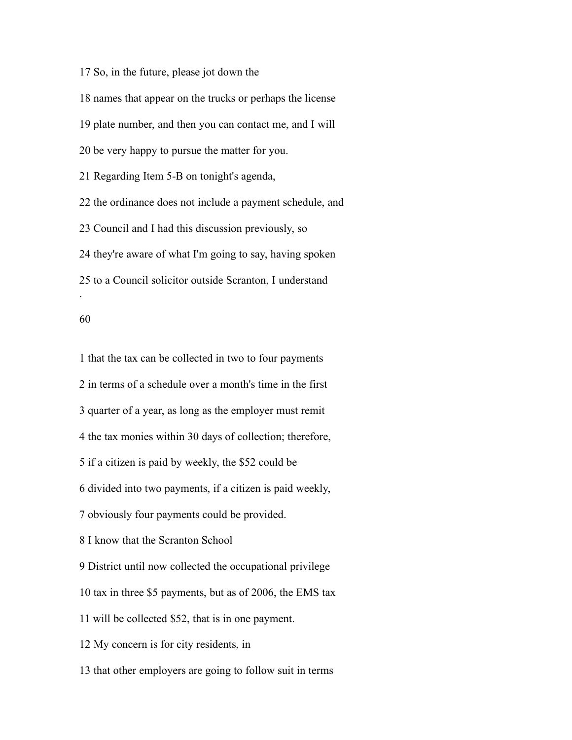17 So, in the future, please jot down the

18 names that appear on the trucks or perhaps the license

19 plate number, and then you can contact me, and I will

20 be very happy to pursue the matter for you.

21 Regarding Item 5-B on tonight's agenda,

22 the ordinance does not include a payment schedule, and

23 Council and I had this discussion previously, so

24 they're aware of what I'm going to say, having spoken

25 to a Council solicitor outside Scranton, I understand

1 that the tax can be collected in two to four payments

2 in terms of a schedule over a month's time in the first

3 quarter of a year, as long as the employer must remit

4 the tax monies within 30 days of collection; therefore,

5 if a citizen is paid by weekly, the $52 could be

6 divided into two payments, if a citizen is paid weekly,

7 obviously four payments could be provided.

8 I know that the Scranton School

9 District until now collected the occupational privilege

10 tax in three $5 payments, but as of 2006, the EMS tax

11 will be collected $52, that is in one payment.

12 My concern is for city residents, in

13 that other employers are going to follow suit in terms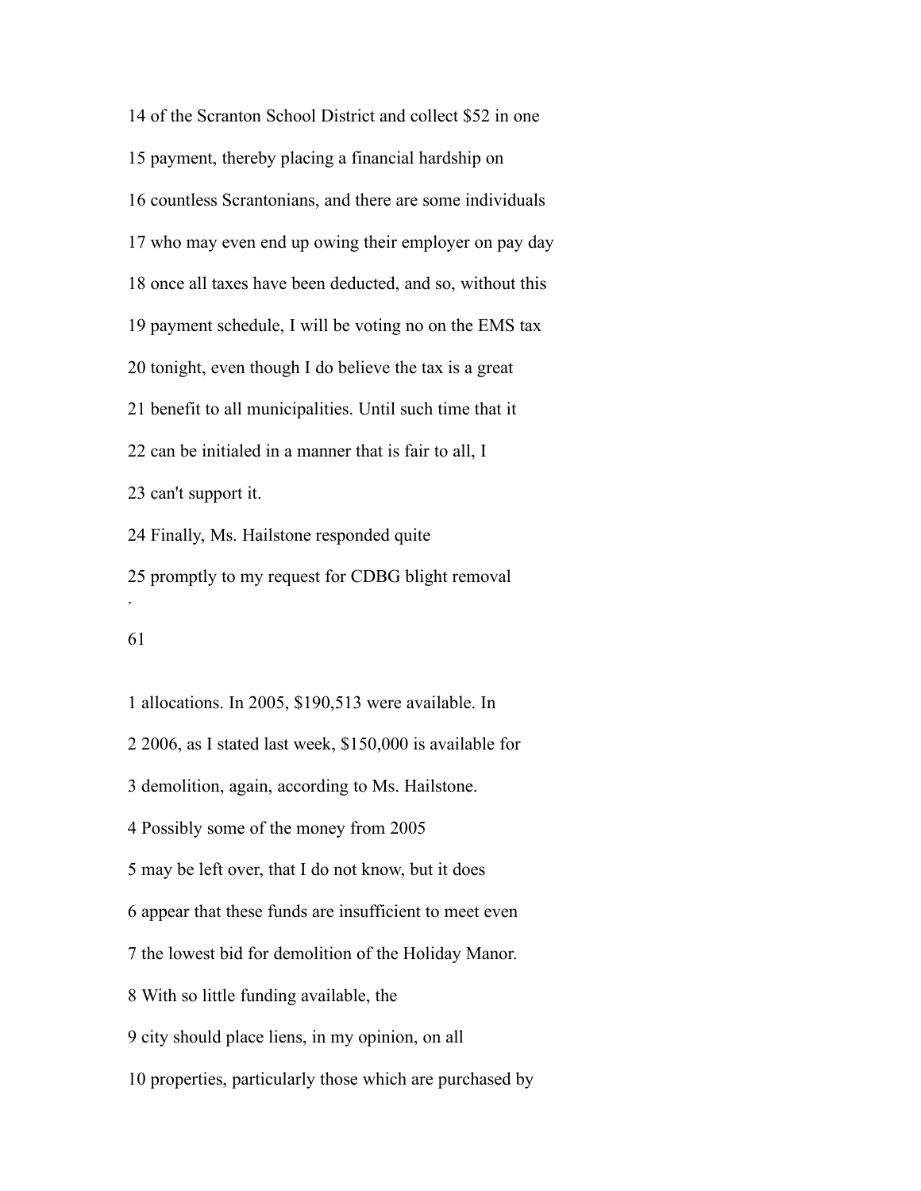14 of the Scranton School District and collect $52 in one

15 payment, thereby placing a financial hardship on

16 countless Scrantonians, and there are some individuals

17 who may even end up owing their employer on pay day

18 once all taxes have been deducted, and so, without this

19 payment schedule, I will be voting no on the EMS tax

20 tonight, even though I do believe the tax is a great

21 benefit to all municipalities. Until such time that it

22 can be initialed in a manner that is fair to all, I

23 can't support it.

24 Finally, Ms. Hailstone responded quite

25 promptly to my request for CDBG blight removal

.

61

1 allocations. In 2005, $190,513 were available. In

2 2006, as I stated last week, $150,000 is available for

3 demolition, again, according to Ms. Hailstone.

4 Possibly some of the money from 2005

5 may be left over, that I do not know, but it does

6 appear that these funds are insufficient to meet even

7 the lowest bid for demolition of the Holiday Manor.

8 With so little funding available, the

9 city should place liens, in my opinion, on all

10 properties, particularly those which are purchased by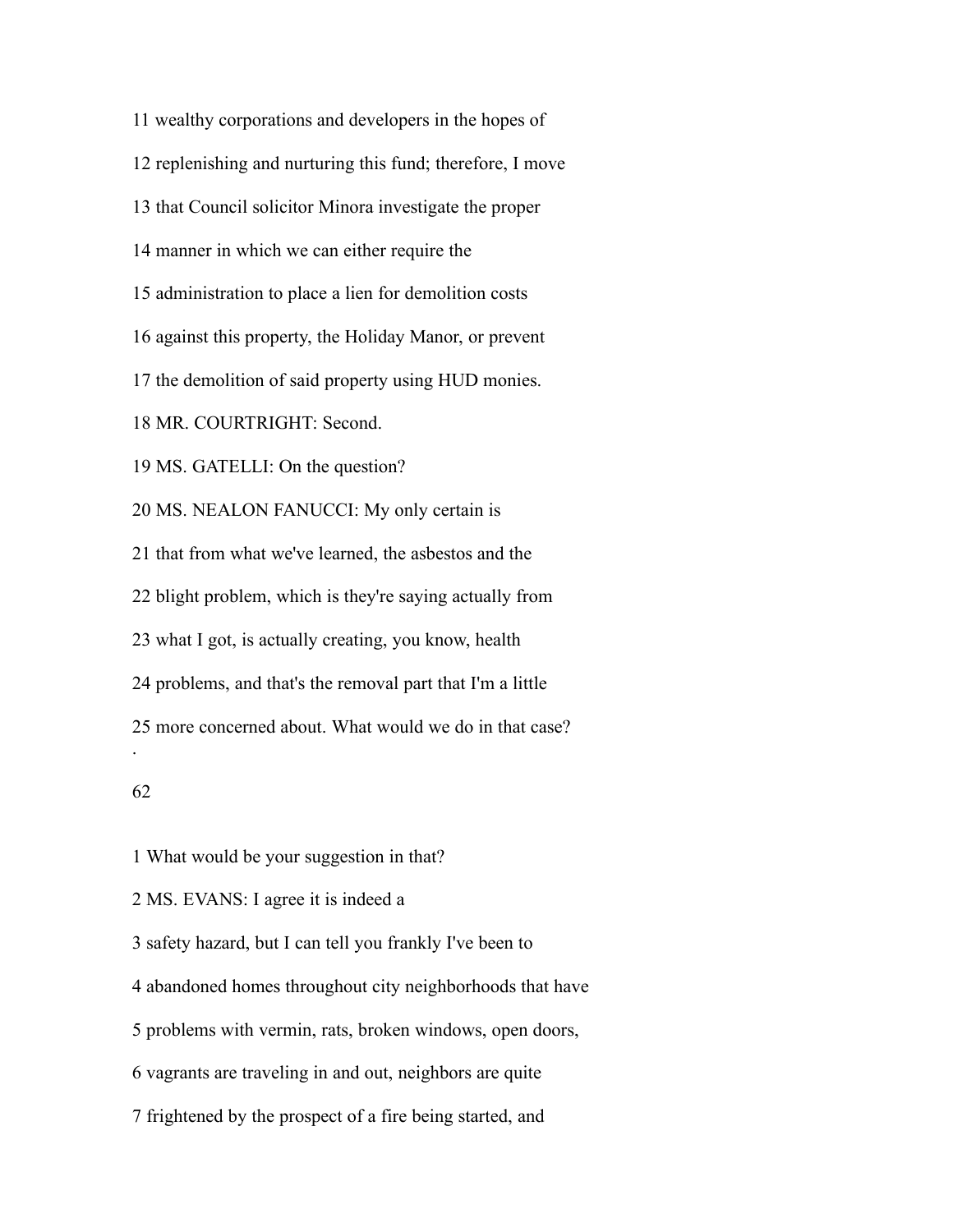11 wealthy corporations and developers in the hopes of

12 replenishing and nurturing this fund; therefore, I move

13 that Council solicitor Minora investigate the proper

14 manner in which we can either require the

15 administration to place a lien for demolition costs

16 against this property, the Holiday Manor, or prevent

17 the demolition of said property using HUD monies.

18 MR. COURTRIGHT: Second.

19 MS. GATELLI: On the question?

20 MS. NEALON FANUCCI: My only certain is

21 that from what we've learned, the asbestos and the

22 blight problem, which is they're saying actually from

23 what I got, is actually creating, you know, health

24 problems, and that's the removal part that I'm a little

25 more concerned about. What would we do in that case?

1 What would be your suggestion in that?

2 MS. EVANS: I agree it is indeed a

3 safety hazard, but I can tell you frankly I've been to

4 abandoned homes throughout city neighborhoods that have

5 problems with vermin, rats, broken windows, open doors,

6 vagrants are traveling in and out, neighbors are quite

7 frightened by the prospect of a fire being started, and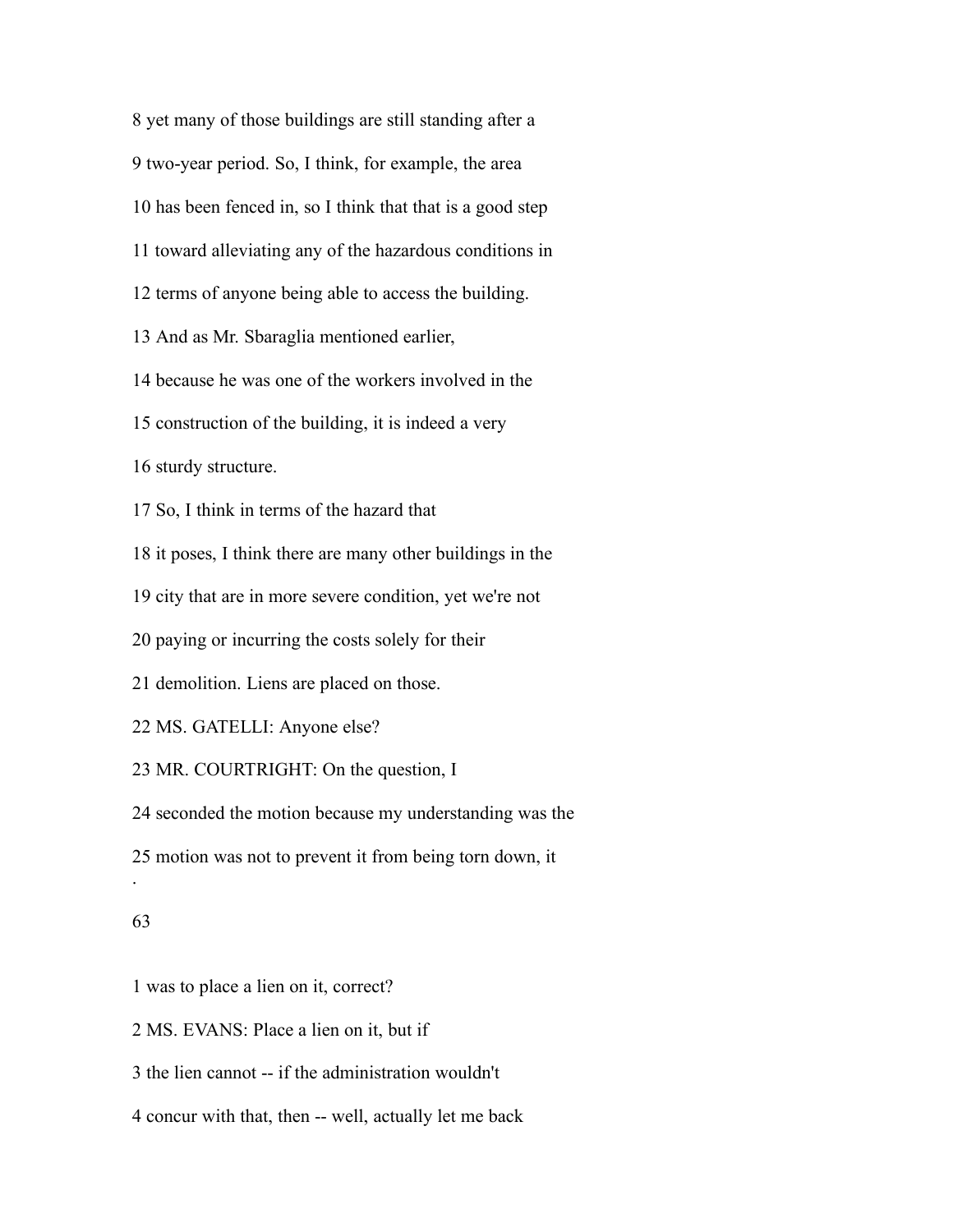8 yet many of those buildings are still standing after a

9 two-year period. So, I think, for example, the area

10 has been fenced in, so I think that that is a good step

11 toward alleviating any of the hazardous conditions in

12 terms of anyone being able to access the building.

13 And as Mr. Sbaraglia mentioned earlier,

14 because he was one of the workers involved in the

15 construction of the building, it is indeed a very

16 sturdy structure.

17 So, I think in terms of the hazard that

18 it poses, I think there are many other buildings in the

19 city that are in more severe condition, yet we're not

20 paying or incurring the costs solely for their

21 demolition. Liens are placed on those.

22 MS. GATELLI: Anyone else?

23 MR. COURTRIGHT: On the question, I

24 seconded the motion because my understanding was the

25 motion was not to prevent it from being torn down, it

1 was to place a lien on it, correct?

2 MS. EVANS: Place a lien on it, but if

3 the lien cannot -- if the administration wouldn't

4 concur with that, then -- well, actually let me back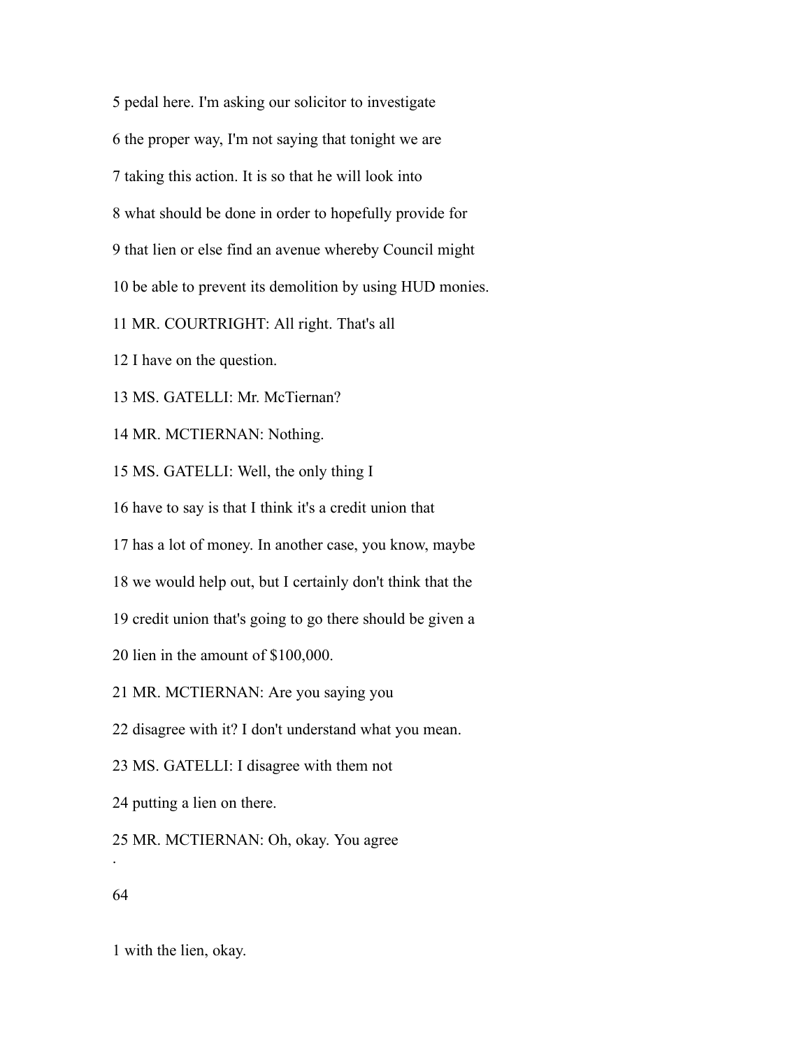5 pedal here. I'm asking our solicitor to investigate

6 the proper way, I'm not saying that tonight we are

7 taking this action. It is so that he will look into

8 what should be done in order to hopefully provide for

9 that lien or else find an avenue whereby Council might

10 be able to prevent its demolition by using HUD monies.

11 MR. COURTRIGHT: All right. That's all

12 I have on the question.

13 MS. GATELLI: Mr. McTiernan?

14 MR. MCTIERNAN: Nothing.

15 MS. GATELLI: Well, the only thing I

16 have to say is that I think it's a credit union that

17 has a lot of money. In another case, you know, maybe

18 we would help out, but I certainly don't think that the

19 credit union that's going to go there should be given a

20 lien in the amount of $100,000.

21 MR. MCTIERNAN: Are you saying you

22 disagree with it? I don't understand what you mean.

23 MS. GATELLI: I disagree with them not

24 putting a lien on there.

25 MR. MCTIERNAN: Oh, okay. You agree

1 with the lien, okay.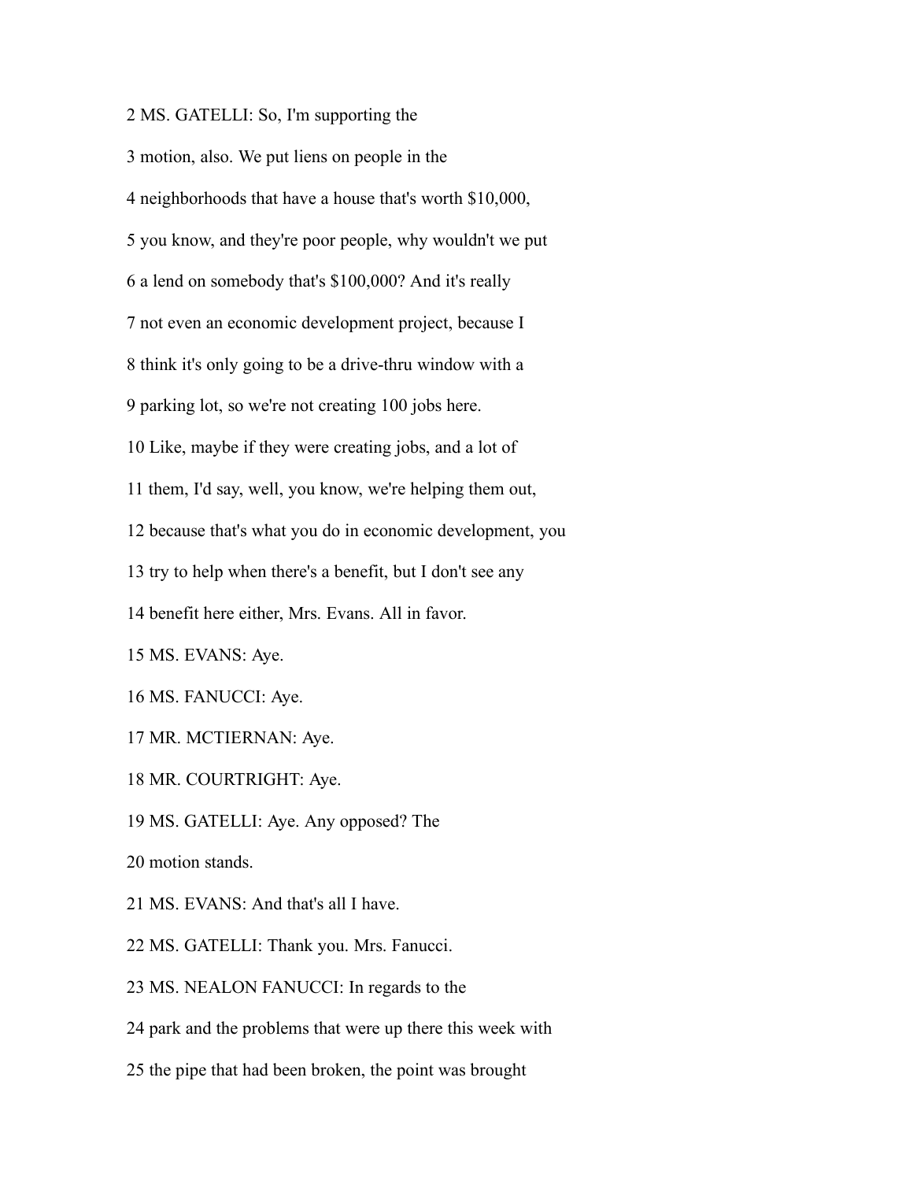2 MS. GATELLI: So, I'm supporting the

3 motion, also. We put liens on people in the

4 neighborhoods that have a house that's worth $10,000,

5 you know, and they're poor people, why wouldn't we put

6 a lend on somebody that's $100,000? And it's really

7 not even an economic development project, because I

8 think it's only going to be a drive-thru window with a

9 parking lot, so we're not creating 100 jobs here.

10 Like, maybe if they were creating jobs, and a lot of

11 them, I'd say, well, you know, we're helping them out,

12 because that's what you do in economic development, you

13 try to help when there's a benefit, but I don't see any

14 benefit here either, Mrs. Evans. All in favor.

15 MS. EVANS: Aye.

16 MS. FANUCCI: Aye.

17 MR. MCTIERNAN: Aye.

18 MR. COURTRIGHT: Aye.

19 MS. GATELLI: Aye. Any opposed? The

20 motion stands.

21 MS. EVANS: And that's all I have.

22 MS. GATELLI: Thank you. Mrs. Fanucci.

23 MS. NEALON FANUCCI: In regards to the

24 park and the problems that were up there this week with

25 the pipe that had been broken, the point was brought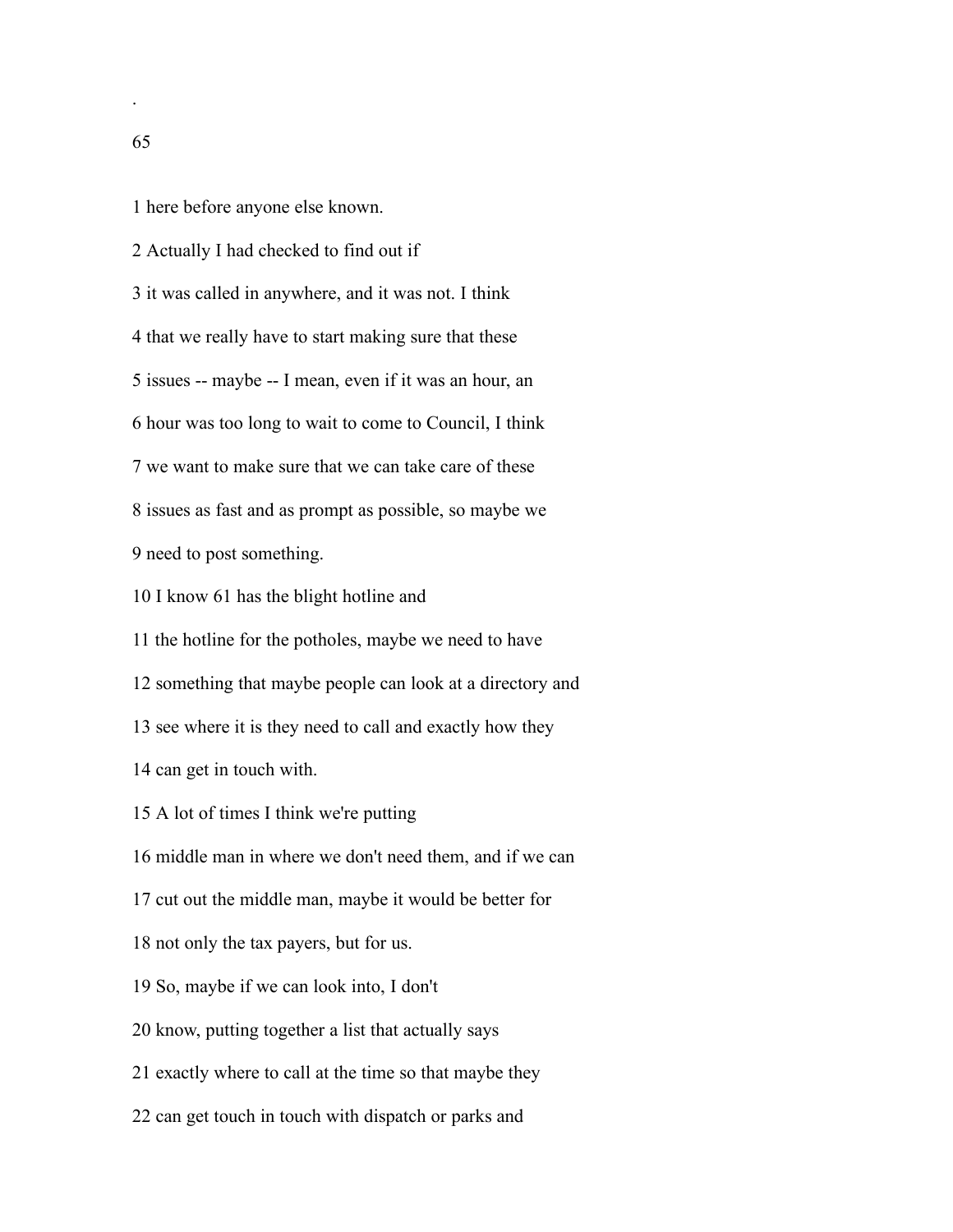1 here before anyone else known.

2 Actually I had checked to find out if

3 it was called in anywhere, and it was not. I think

4 that we really have to start making sure that these

5 issues -- maybe -- I mean, even if it was an hour, an

6 hour was too long to wait to come to Council, I think

7 we want to make sure that we can take care of these

8 issues as fast and as prompt as possible, so maybe we

9 need to post something.

10 I know 61 has the blight hotline and

11 the hotline for the potholes, maybe we need to have

12 something that maybe people can look at a directory and

13 see where it is they need to call and exactly how they

14 can get in touch with.

15 A lot of times I think we're putting

16 middle man in where we don't need them, and if we can

17 cut out the middle man, maybe it would be better for

18 not only the tax payers, but for us.

19 So, maybe if we can look into, I don't

20 know, putting together a list that actually says

21 exactly where to call at the time so that maybe they

22 can get touch in touch with dispatch or parks and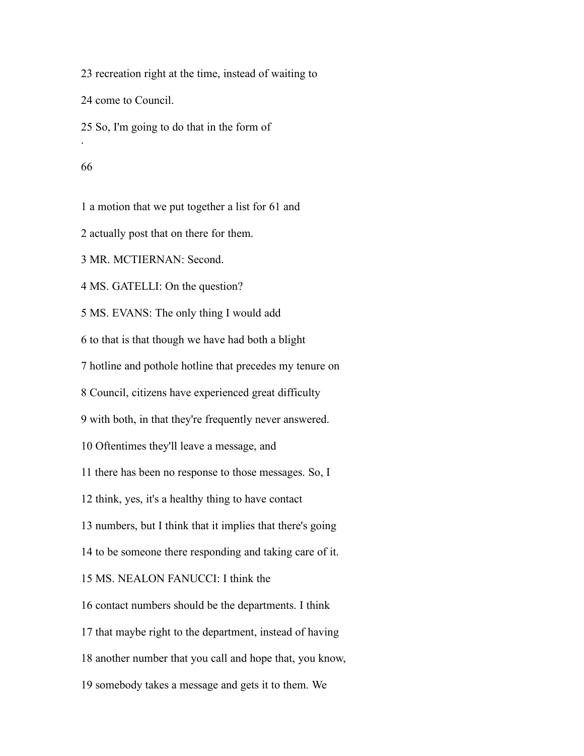23 recreation right at the time, instead of waiting to

24 come to Council.

25 So, I'm going to do that in the form of

.

66

1 a motion that we put together a list for 61 and

2 actually post that on there for them.

3 MR. MCTIERNAN: Second.

4 MS. GATELLI: On the question?

5 MS. EVANS: The only thing I would add

6 to that is that though we have had both a blight

7 hotline and pothole hotline that precedes my tenure on

8 Council, citizens have experienced great difficulty

9 with both, in that they're frequently never answered.

10 Oftentimes they'll leave a message, and

11 there has been no response to those messages. So, I

12 think, yes, it's a healthy thing to have contact

13 numbers, but I think that it implies that there's going

14 to be someone there responding and taking care of it.

15 MS. NEALON FANUCCI: I think the

16 contact numbers should be the departments. I think

17 that maybe right to the department, instead of having

18 another number that you call and hope that, you know,

19 somebody takes a message and gets it to them. We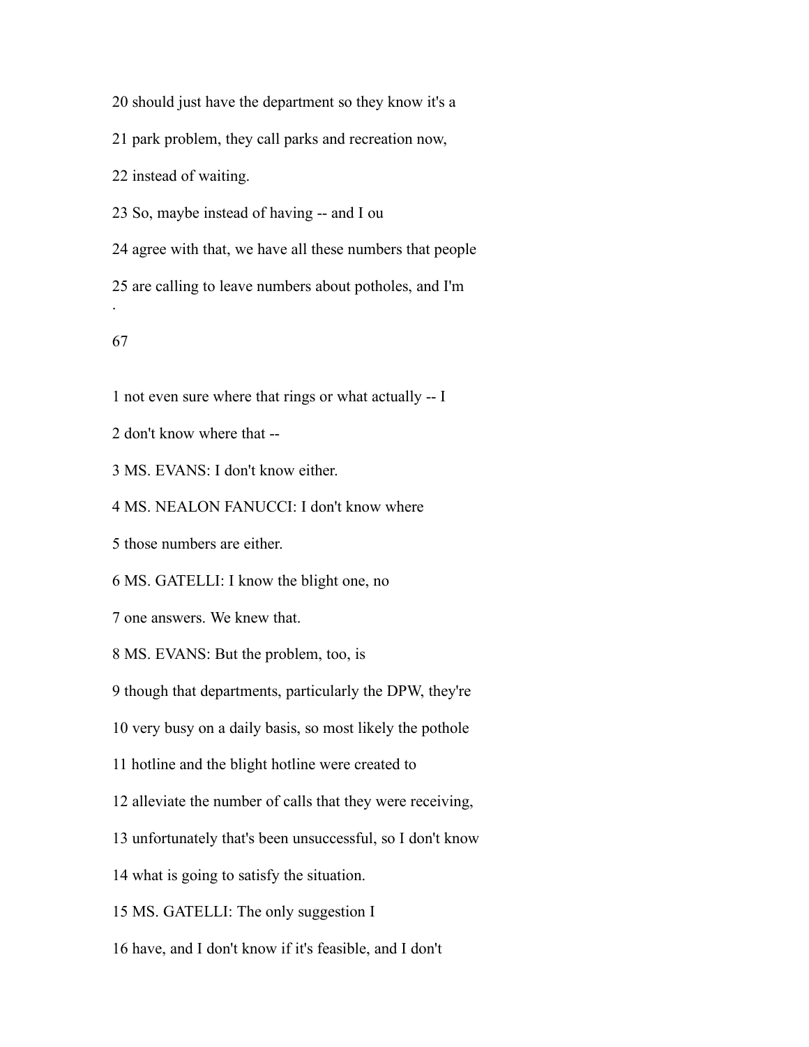20 should just have the department so they know it's a

21 park problem, they call parks and recreation now,

22 instead of waiting.

23 So, maybe instead of having -- and I ou

24 agree with that, we have all these numbers that people

25 are calling to leave numbers about potholes, and I'm

.

1 not even sure where that rings or what actually -- I

2 don't know where that --

3 MS. EVANS: I don't know either.

4 MS. NEALON FANUCCI: I don't know where

5 those numbers are either.

6 MS. GATELLI: I know the blight one, no

7 one answers. We knew that.

8 MS. EVANS: But the problem, too, is

9 though that departments, particularly the DPW, they're

10 very busy on a daily basis, so most likely the pothole

11 hotline and the blight hotline were created to

12 alleviate the number of calls that they were receiving,

13 unfortunately that's been unsuccessful, so I don't know

14 what is going to satisfy the situation.

15 MS. GATELLI: The only suggestion I

16 have, and I don't know if it's feasible, and I don't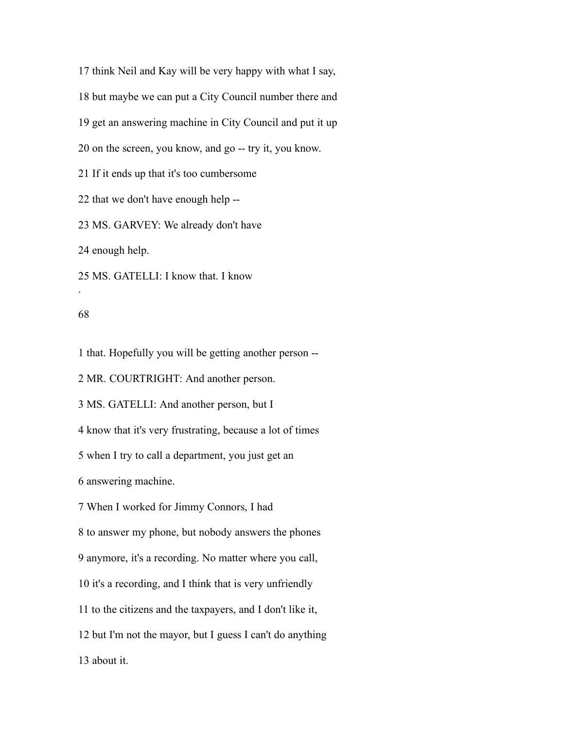17 think Neil and Kay will be very happy with what I say,

18 but maybe we can put a City Council number there and

19 get an answering machine in City Council and put it up

20 on the screen, you know, and go -- try it, you know.

21 If it ends up that it's too cumbersome

22 that we don't have enough help --

23 MS. GARVEY: We already don't have

24 enough help.

25 MS. GATELLI: I know that. I know

1 that. Hopefully you will be getting another person --

2 MR. COURTRIGHT: And another person.

3 MS. GATELLI: And another person, but I

4 know that it's very frustrating, because a lot of times

5 when I try to call a department, you just get an

6 answering machine.

7 When I worked for Jimmy Connors, I had

8 to answer my phone, but nobody answers the phones

9 anymore, it's a recording. No matter where you call,

10 it's a recording, and I think that is very unfriendly

11 to the citizens and the taxpayers, and I don't like it,

12 but I'm not the mayor, but I guess I can't do anything

13 about it.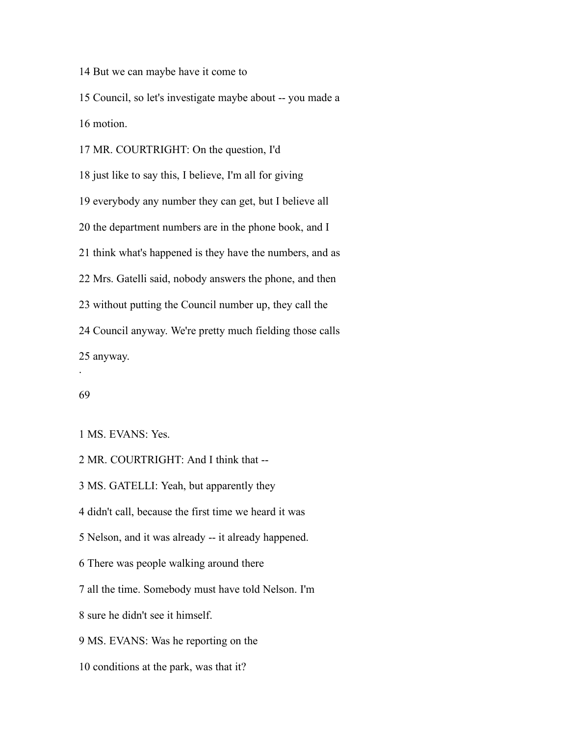14 But we can maybe have it come to

15 Council, so let's investigate maybe about -- you made a

16 motion.

17 MR. COURTRIGHT: On the question, I'd

18 just like to say this, I believe, I'm all for giving

19 everybody any number they can get, but I believe all

20 the department numbers are in the phone book, and I

21 think what's happened is they have the numbers, and as

22 Mrs. Gatelli said, nobody answers the phone, and then

23 without putting the Council number up, they call the

24 Council anyway. We're pretty much fielding those calls

25 anyway.

1 MS. EVANS: Yes.

2 MR. COURTRIGHT: And I think that --

3 MS. GATELLI: Yeah, but apparently they

4 didn't call, because the first time we heard it was

5 Nelson, and it was already -- it already happened.

6 There was people walking around there

7 all the time. Somebody must have told Nelson. I'm

8 sure he didn't see it himself.

9 MS. EVANS: Was he reporting on the

10 conditions at the park, was that it?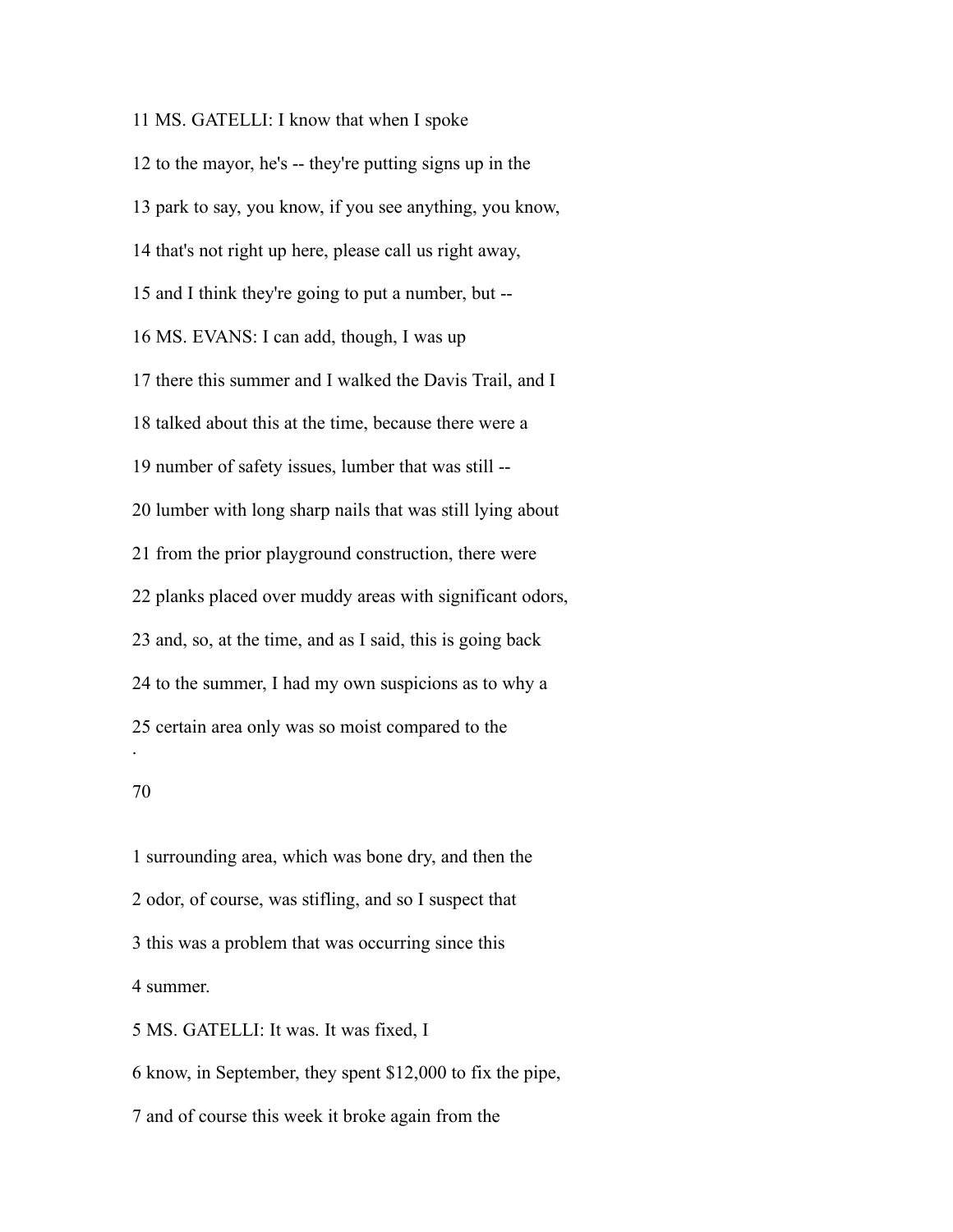11 MS. GATELLI: I know that when I spoke

12 to the mayor, he's -- they're putting signs up in the

13 park to say, you know, if you see anything, you know,

14 that's not right up here, please call us right away,

15 and I think they're going to put a number, but --

16 MS. EVANS: I can add, though, I was up

17 there this summer and I walked the Davis Trail, and I

18 talked about this at the time, because there were a

19 number of safety issues, lumber that was still --

20 lumber with long sharp nails that was still lying about

21 from the prior playground construction, there were

22 planks placed over muddy areas with significant odors,

23 and, so, at the time, and as I said, this is going back

24 to the summer, I had my own suspicions as to why a

25 certain area only was so moist compared to the

1 surrounding area, which was bone dry, and then the

2 odor, of course, was stifling, and so I suspect that

3 this was a problem that was occurring since this

4 summer.

5 MS. GATELLI: It was. It was fixed, I

6 know, in September, they spent $12,000 to fix the pipe,

7 and of course this week it broke again from the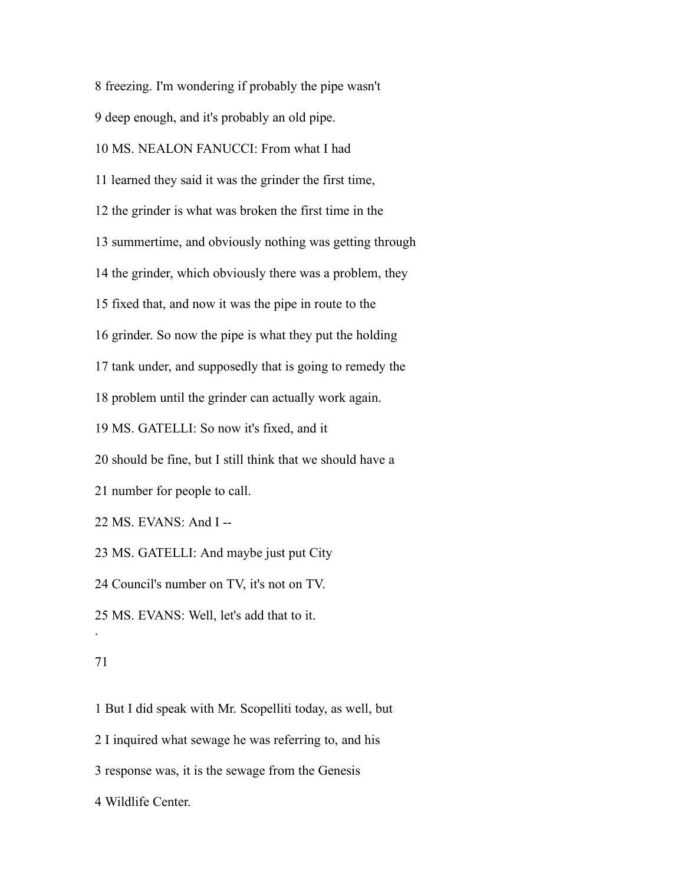8 freezing. I'm wondering if probably the pipe wasn't

9 deep enough, and it's probably an old pipe.

10 MS. NEALON FANUCCI: From what I had

11 learned they said it was the grinder the first time,

12 the grinder is what was broken the first time in the

13 summertime, and obviously nothing was getting through

14 the grinder, which obviously there was a problem, they

15 fixed that, and now it was the pipe in route to the

16 grinder. So now the pipe is what they put the holding

17 tank under, and supposedly that is going to remedy the

18 problem until the grinder can actually work again.

19 MS. GATELLI: So now it's fixed, and it

20 should be fine, but I still think that we should have a

21 number for people to call.

22 MS. EVANS: And I --

23 MS. GATELLI: And maybe just put City

24 Council's number on TV, it's not on TV.

25 MS. EVANS: Well, let's add that to it.

1 But I did speak with Mr. Scopelliti today, as well, but

2 I inquired what sewage he was referring to, and his

3 response was, it is the sewage from the Genesis

4 Wildlife Center.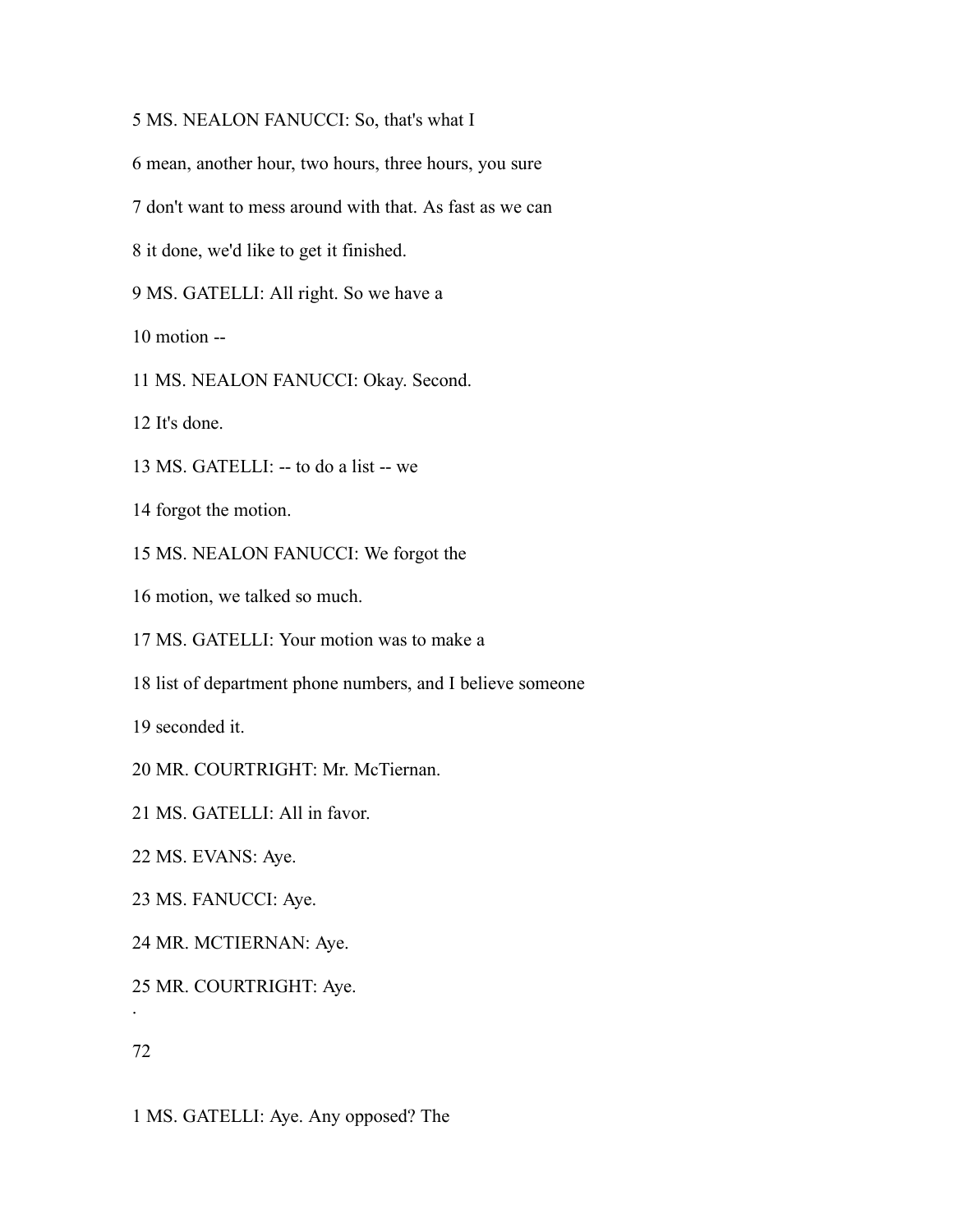5 MS. NEALON FANUCCI: So, that's what I

6 mean, another hour, two hours, three hours, you sure

7 don't want to mess around with that. As fast as we can

8 it done, we'd like to get it finished.

9 MS. GATELLI: All right. So we have a

10 motion --

11 MS. NEALON FANUCCI: Okay. Second.

12 It's done.

13 MS. GATELLI: -- to do a list -- we

14 forgot the motion.

15 MS. NEALON FANUCCI: We forgot the

16 motion, we talked so much.

17 MS. GATELLI: Your motion was to make a

18 list of department phone numbers, and I believe someone

19 seconded it.

20 MR. COURTRIGHT: Mr. McTiernan.

21 MS. GATELLI: All in favor.

22 MS. EVANS: Aye.

23 MS. FANUCCI: Aye.

24 MR. MCTIERNAN: Aye.

25 MR. COURTRIGHT: Aye.

.

1 MS. GATELLI: Aye. Any opposed? The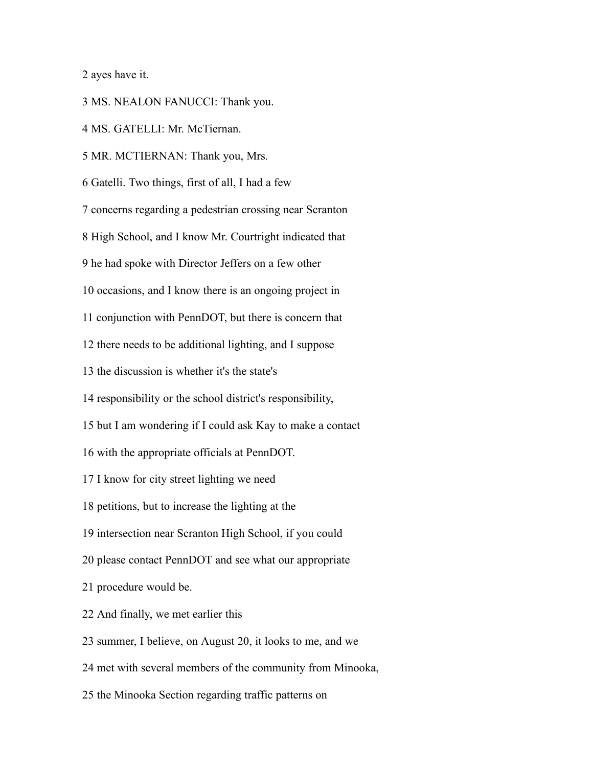2 ayes have it.

3 MS. NEALON FANUCCI: Thank you.

4 MS. GATELLI: Mr. McTiernan.

5 MR. MCTIERNAN: Thank you, Mrs.

6 Gatelli. Two things, first of all, I had a few

7 concerns regarding a pedestrian crossing near Scranton

8 High School, and I know Mr. Courtright indicated that

9 he had spoke with Director Jeffers on a few other

10 occasions, and I know there is an ongoing project in

11 conjunction with PennDOT, but there is concern that

12 there needs to be additional lighting, and I suppose

13 the discussion is whether it's the state's

14 responsibility or the school district's responsibility,

15 but I am wondering if I could ask Kay to make a contact

16 with the appropriate officials at PennDOT.

17 I know for city street lighting we need

18 petitions, but to increase the lighting at the

19 intersection near Scranton High School, if you could

20 please contact PennDOT and see what our appropriate

21 procedure would be.

22 And finally, we met earlier this

23 summer, I believe, on August 20, it looks to me, and we

24 met with several members of the community from Minooka,

25 the Minooka Section regarding traffic patterns on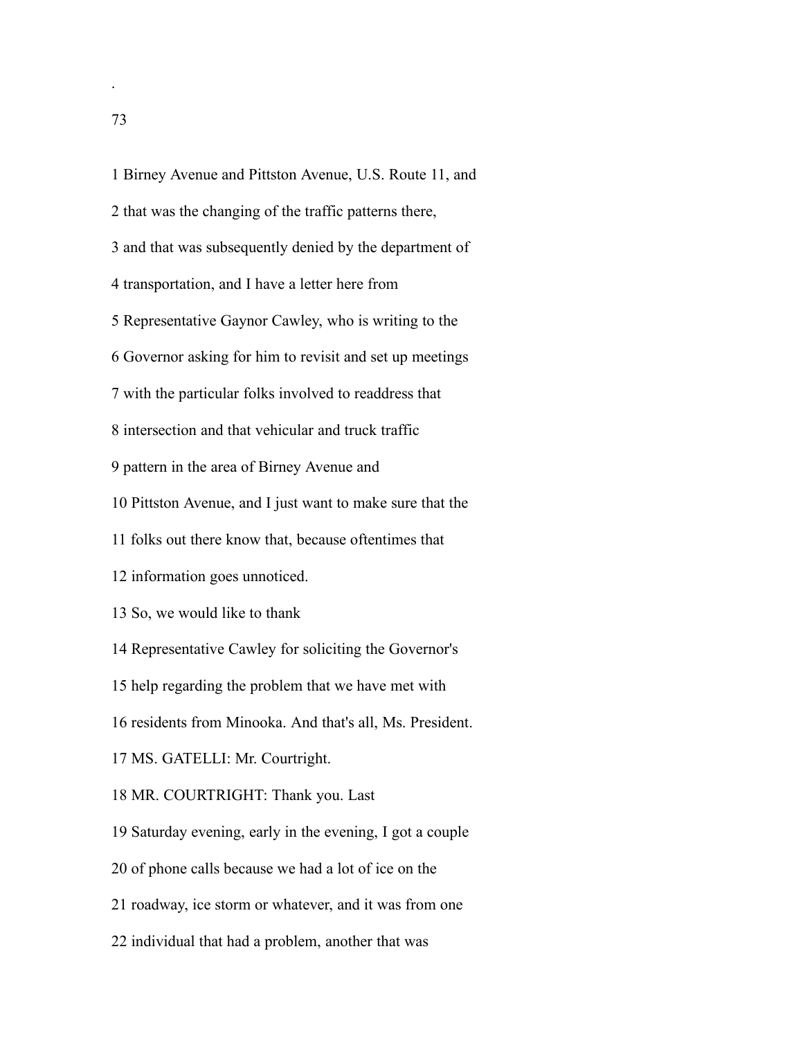1 Birney Avenue and Pittston Avenue, U.S. Route 11, and

2 that was the changing of the traffic patterns there,

3 and that was subsequently denied by the department of

4 transportation, and I have a letter here from

5 Representative Gaynor Cawley, who is writing to the

6 Governor asking for him to revisit and set up meetings

7 with the particular folks involved to readdress that

8 intersection and that vehicular and truck traffic

9 pattern in the area of Birney Avenue and

10 Pittston Avenue, and I just want to make sure that the

11 folks out there know that, because oftentimes that

12 information goes unnoticed.

13 So, we would like to thank

14 Representative Cawley for soliciting the Governor's

15 help regarding the problem that we have met with

16 residents from Minooka. And that's all, Ms. President.

17 MS. GATELLI: Mr. Courtright.

18 MR. COURTRIGHT: Thank you. Last

19 Saturday evening, early in the evening, I got a couple

20 of phone calls because we had a lot of ice on the

21 roadway, ice storm or whatever, and it was from one

22 individual that had a problem, another that was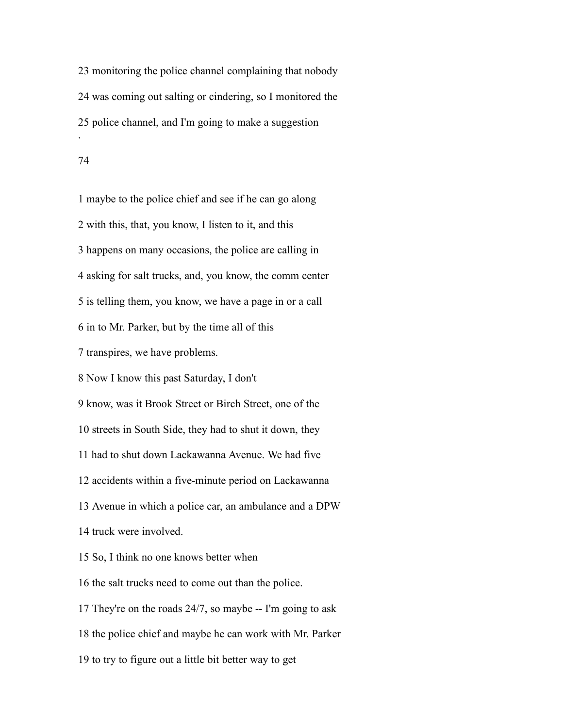23 monitoring the police channel complaining that nobody

24 was coming out salting or cindering, so I monitored the

25 police channel, and I'm going to make a suggestion

1 maybe to the police chief and see if he can go along

2 with this, that, you know, I listen to it, and this

3 happens on many occasions, the police are calling in

4 asking for salt trucks, and, you know, the comm center

5 is telling them, you know, we have a page in or a call

6 in to Mr. Parker, but by the time all of this

7 transpires, we have problems.

8 Now I know this past Saturday, I don't

9 know, was it Brook Street or Birch Street, one of the

10 streets in South Side, they had to shut it down, they

11 had to shut down Lackawanna Avenue. We had five

12 accidents within a five-minute period on Lackawanna

13 Avenue in which a police car, an ambulance and a DPW

14 truck were involved.

15 So, I think no one knows better when

16 the salt trucks need to come out than the police.

17 They're on the roads 24/7, so maybe -- I'm going to ask

18 the police chief and maybe he can work with Mr. Parker

19 to try to figure out a little bit better way to get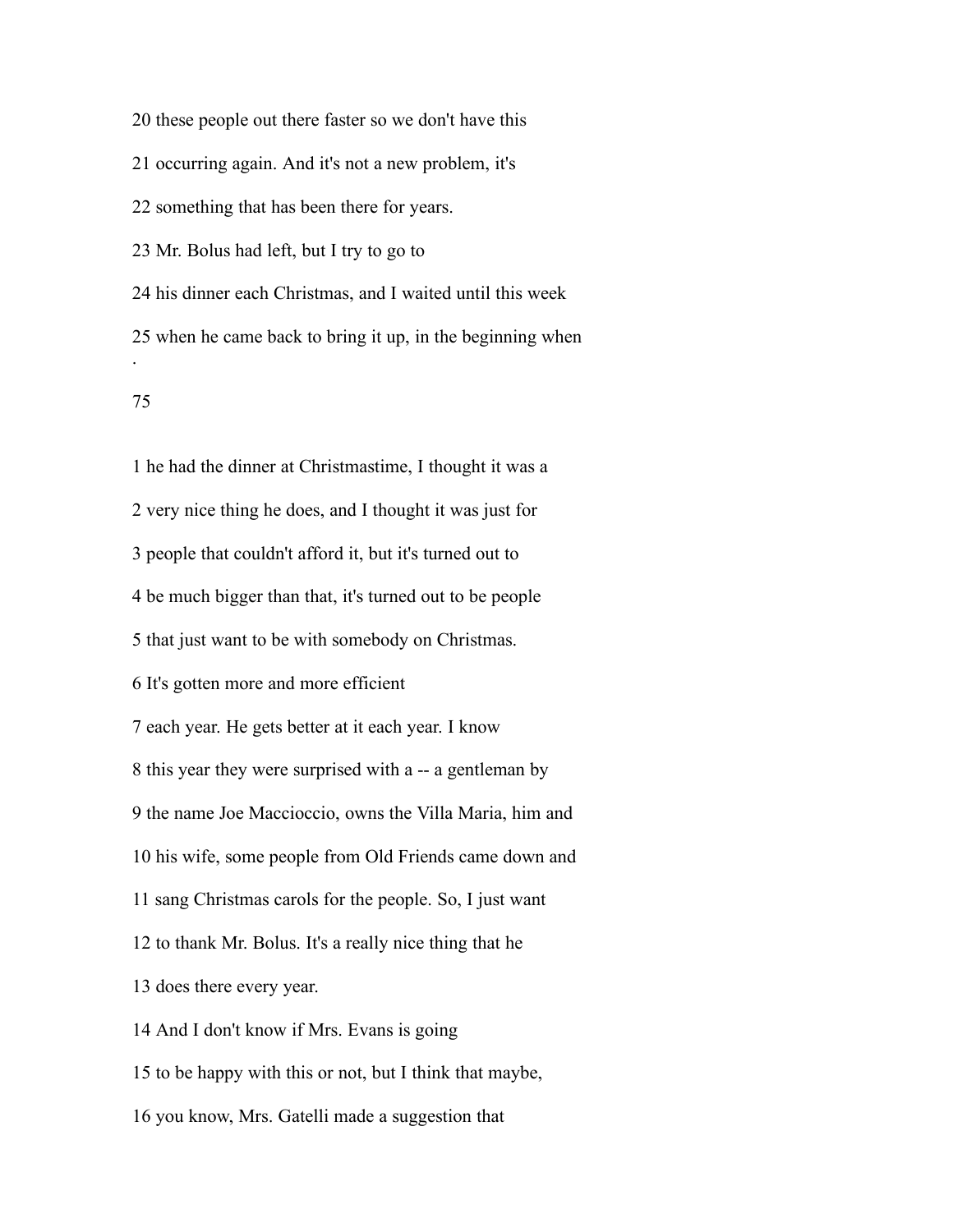20 these people out there faster so we don't have this

21 occurring again. And it's not a new problem, it's

22 something that has been there for years.

23 Mr. Bolus had left, but I try to go to

24 his dinner each Christmas, and I waited until this week

25 when he came back to bring it up, in the beginning when

1 he had the dinner at Christmastime, I thought it was a

2 very nice thing he does, and I thought it was just for

3 people that couldn't afford it, but it's turned out to

4 be much bigger than that, it's turned out to be people

5 that just want to be with somebody on Christmas.

6 It's gotten more and more efficient

7 each year. He gets better at it each year. I know

8 this year they were surprised with a -- a gentleman by

9 the name Joe Maccioccio, owns the Villa Maria, him and

10 his wife, some people from Old Friends came down and

11 sang Christmas carols for the people. So, I just want

12 to thank Mr. Bolus. It's a really nice thing that he

13 does there every year.

14 And I don't know if Mrs. Evans is going

15 to be happy with this or not, but I think that maybe,

16 you know, Mrs. Gatelli made a suggestion that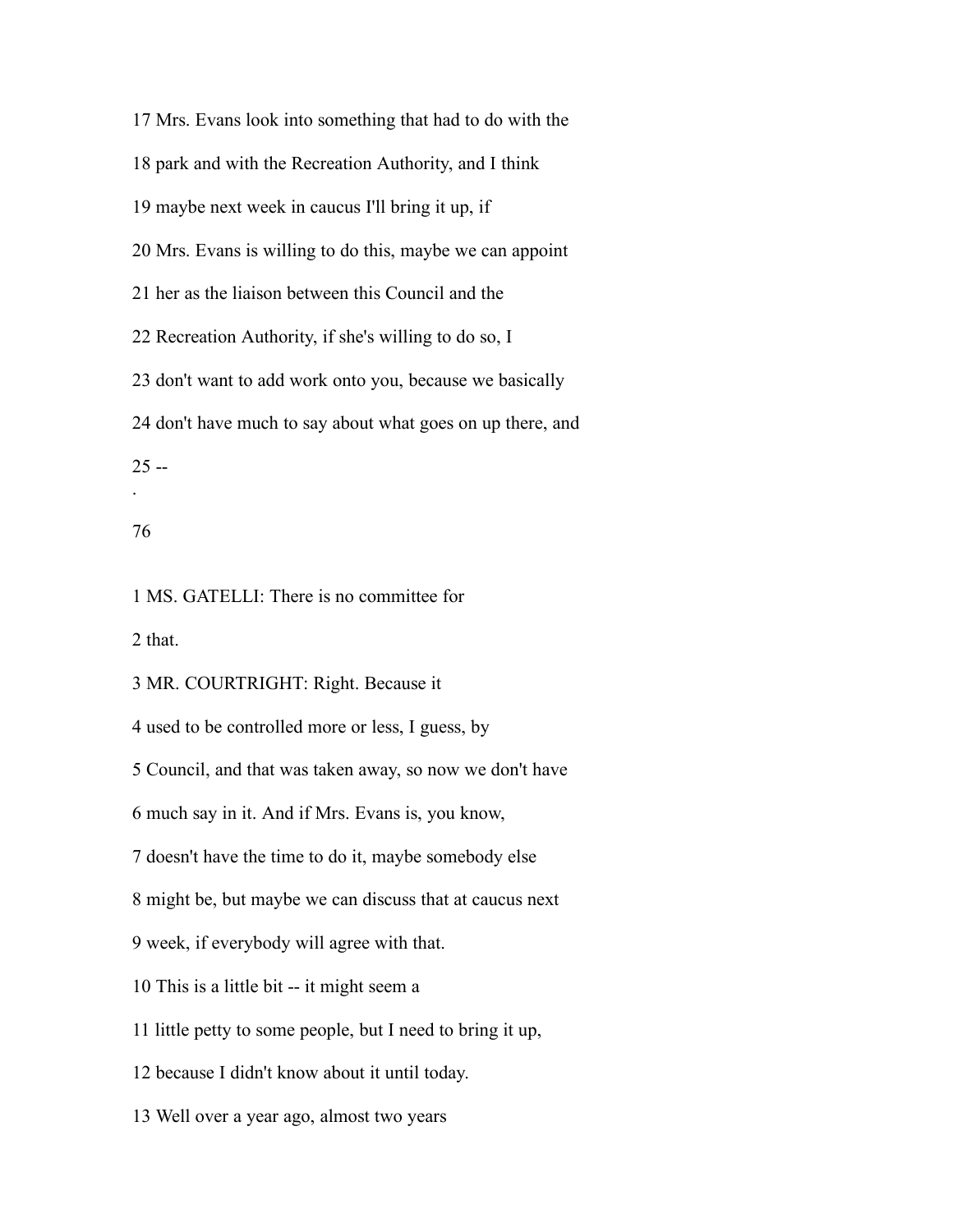17 Mrs. Evans look into something that had to do with the

18 park and with the Recreation Authority, and I think

19 maybe next week in caucus I'll bring it up, if

20 Mrs. Evans is willing to do this, maybe we can appoint

21 her as the liaison between this Council and the

22 Recreation Authority, if she's willing to do so, I

23 don't want to add work onto you, because we basically

24 don't have much to say about what goes on up there, and

25 --

.

76

1 MS. GATELLI: There is no committee for

2 that.

3 MR. COURTRIGHT: Right. Because it

4 used to be controlled more or less, I guess, by

5 Council, and that was taken away, so now we don't have

6 much say in it. And if Mrs. Evans is, you know,

7 doesn't have the time to do it, maybe somebody else

8 might be, but maybe we can discuss that at caucus next

9 week, if everybody will agree with that.

10 This is a little bit -- it might seem a

11 little petty to some people, but I need to bring it up,

12 because I didn't know about it until today.

13 Well over a year ago, almost two years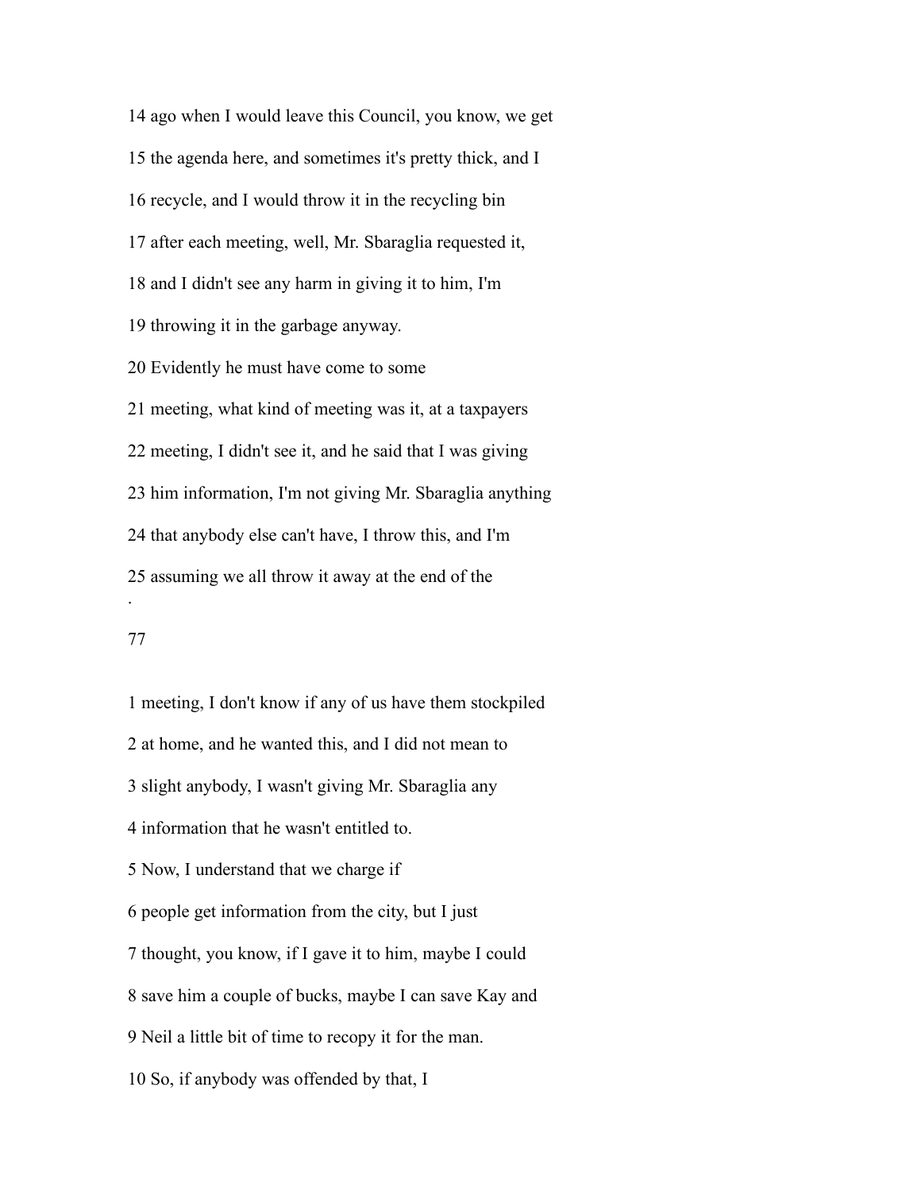14 ago when I would leave this Council, you know, we get

15 the agenda here, and sometimes it's pretty thick, and I

16 recycle, and I would throw it in the recycling bin

17 after each meeting, well, Mr. Sbaraglia requested it,

18 and I didn't see any harm in giving it to him, I'm

19 throwing it in the garbage anyway.

20 Evidently he must have come to some

21 meeting, what kind of meeting was it, at a taxpayers

22 meeting, I didn't see it, and he said that I was giving

23 him information, I'm not giving Mr. Sbaraglia anything

24 that anybody else can't have, I throw this, and I'm

25 assuming we all throw it away at the end of the

.

77

1 meeting, I don't know if any of us have them stockpiled

2 at home, and he wanted this, and I did not mean to

3 slight anybody, I wasn't giving Mr. Sbaraglia any

4 information that he wasn't entitled to.

5 Now, I understand that we charge if

6 people get information from the city, but I just

7 thought, you know, if I gave it to him, maybe I could

8 save him a couple of bucks, maybe I can save Kay and

9 Neil a little bit of time to recopy it for the man.

10 So, if anybody was offended by that, I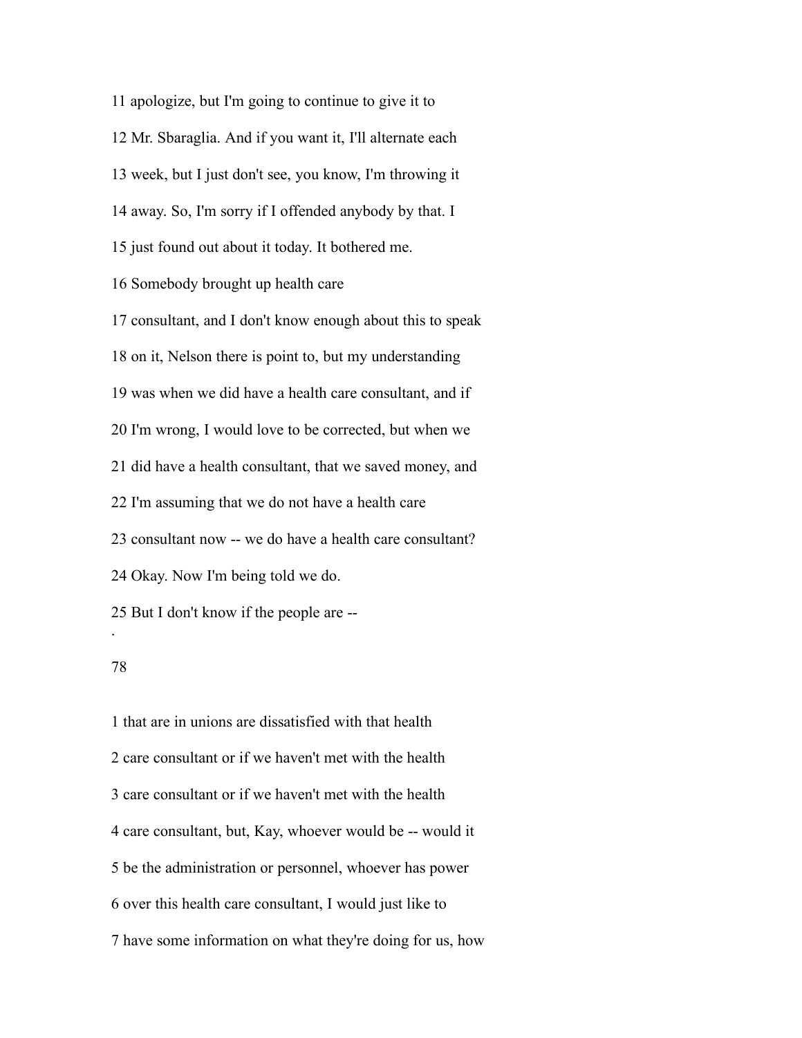11 apologize, but I'm going to continue to give it to

12 Mr. Sbaraglia. And if you want it, I'll alternate each

13 week, but I just don't see, you know, I'm throwing it

14 away. So, I'm sorry if I offended anybody by that. I

15 just found out about it today. It bothered me.

16 Somebody brought up health care

17 consultant, and I don't know enough about this to speak

18 on it, Nelson there is point to, but my understanding

19 was when we did have a health care consultant, and if

20 I'm wrong, I would love to be corrected, but when we

21 did have a health consultant, that we saved money, and

22 I'm assuming that we do not have a health care

23 consultant now -- we do have a health care consultant?

24 Okay. Now I'm being told we do.

25 But I don't know if the people are --

1 that are in unions are dissatisfied with that health

2 care consultant or if we haven't met with the health

3 care consultant or if we haven't met with the health

4 care consultant, but, Kay, whoever would be -- would it

5 be the administration or personnel, whoever has power

6 over this health care consultant, I would just like to

7 have some information on what they're doing for us, how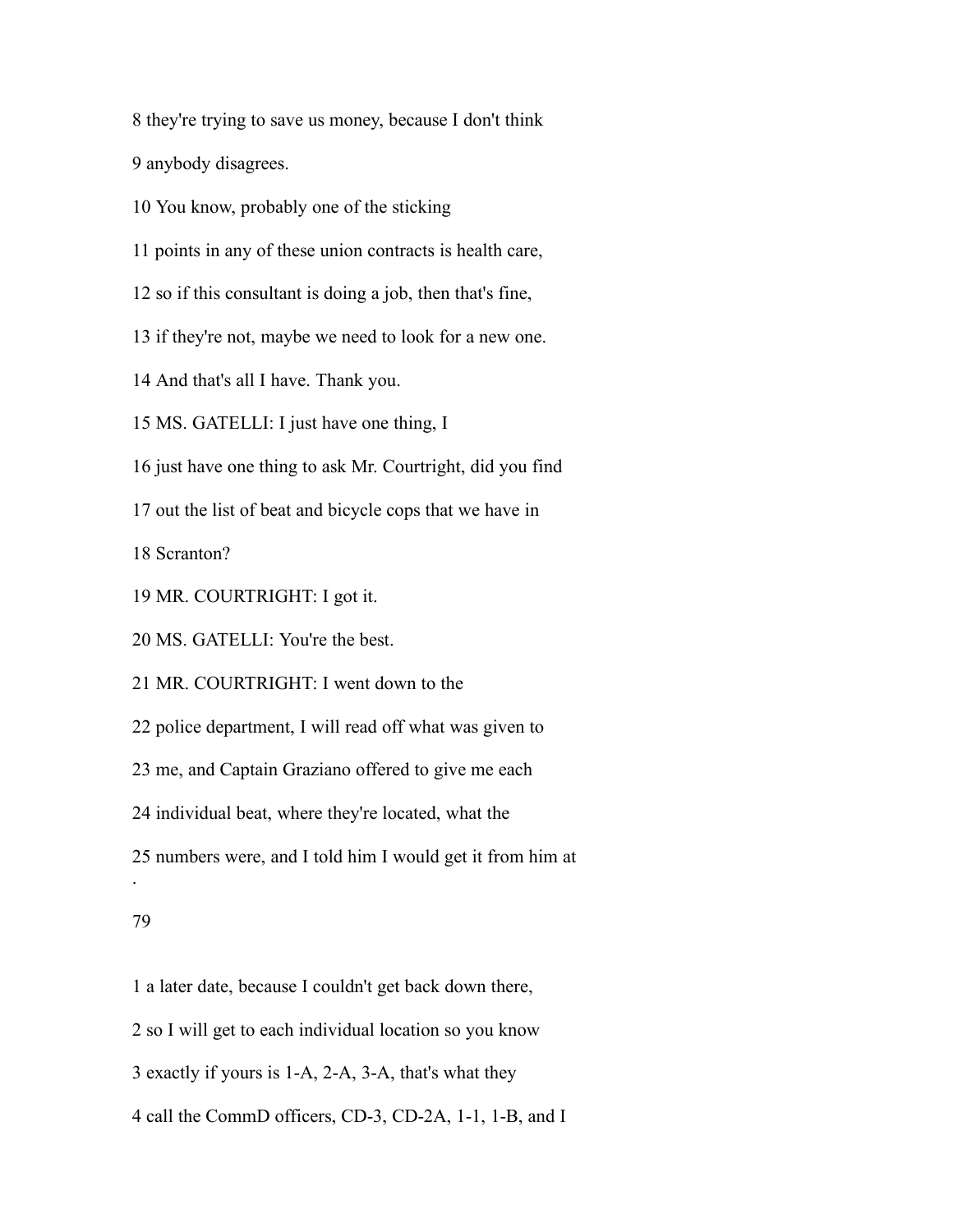8 they're trying to save us money, because I don't think

9 anybody disagrees.

10 You know, probably one of the sticking

11 points in any of these union contracts is health care,

12 so if this consultant is doing a job, then that's fine,

13 if they're not, maybe we need to look for a new one.

14 And that's all I have. Thank you.

15 MS. GATELLI: I just have one thing, I

16 just have one thing to ask Mr. Courtright, did you find

17 out the list of beat and bicycle cops that we have in

18 Scranton?

19 MR. COURTRIGHT: I got it.

20 MS. GATELLI: You're the best.

21 MR. COURTRIGHT: I went down to the

22 police department, I will read off what was given to

23 me, and Captain Graziano offered to give me each

24 individual beat, where they're located, what the

25 numbers were, and I told him I would get it from him at

1 a later date, because I couldn't get back down there,

2 so I will get to each individual location so you know

3 exactly if yours is 1-A, 2-A, 3-A, that's what they

4 call the CommD officers, CD-3, CD-2A, 1-1, 1-B, and I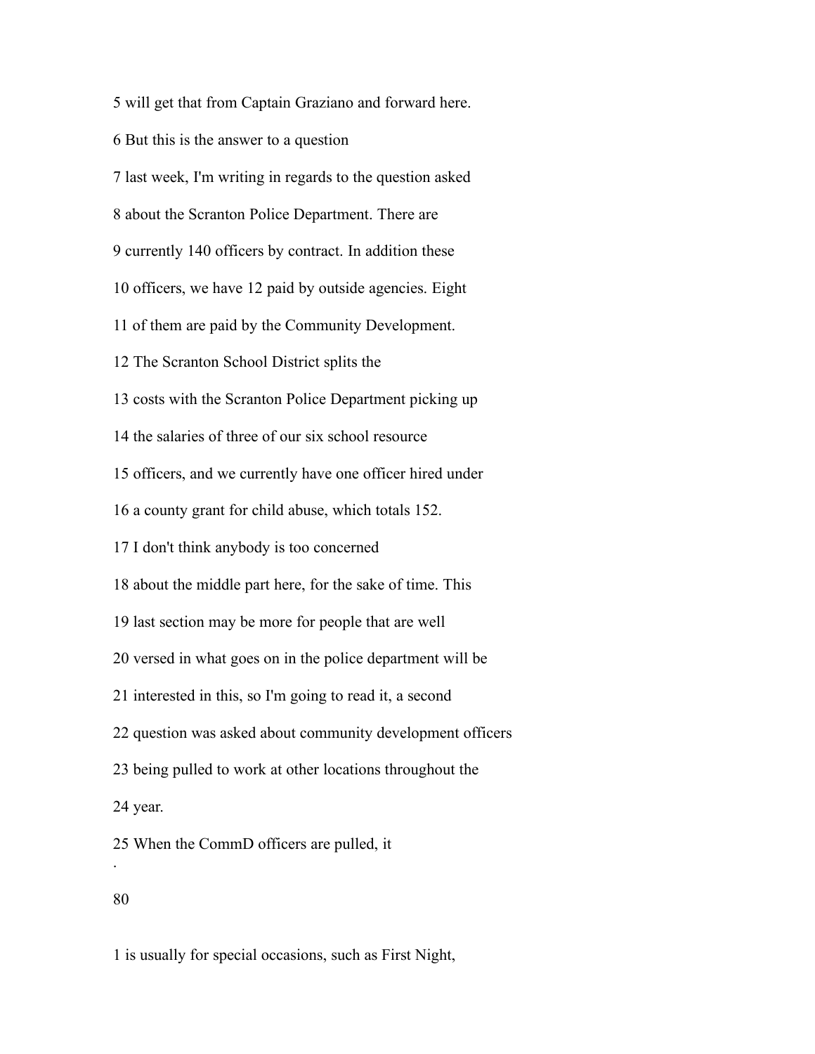5 will get that from Captain Graziano and forward here.

6 But this is the answer to a question

7 last week, I'm writing in regards to the question asked

8 about the Scranton Police Department. There are

9 currently 140 officers by contract. In addition these

10 officers, we have 12 paid by outside agencies. Eight

11 of them are paid by the Community Development.

12 The Scranton School District splits the

13 costs with the Scranton Police Department picking up

14 the salaries of three of our six school resource

15 officers, and we currently have one officer hired under

16 a county grant for child abuse, which totals 152.

17 I don't think anybody is too concerned

18 about the middle part here, for the sake of time. This

19 last section may be more for people that are well

20 versed in what goes on in the police department will be

21 interested in this, so I'm going to read it, a second

22 question was asked about community development officers

23 being pulled to work at other locations throughout the

24 year.

25 When the CommD officers are pulled, it

1 is usually for special occasions, such as First Night,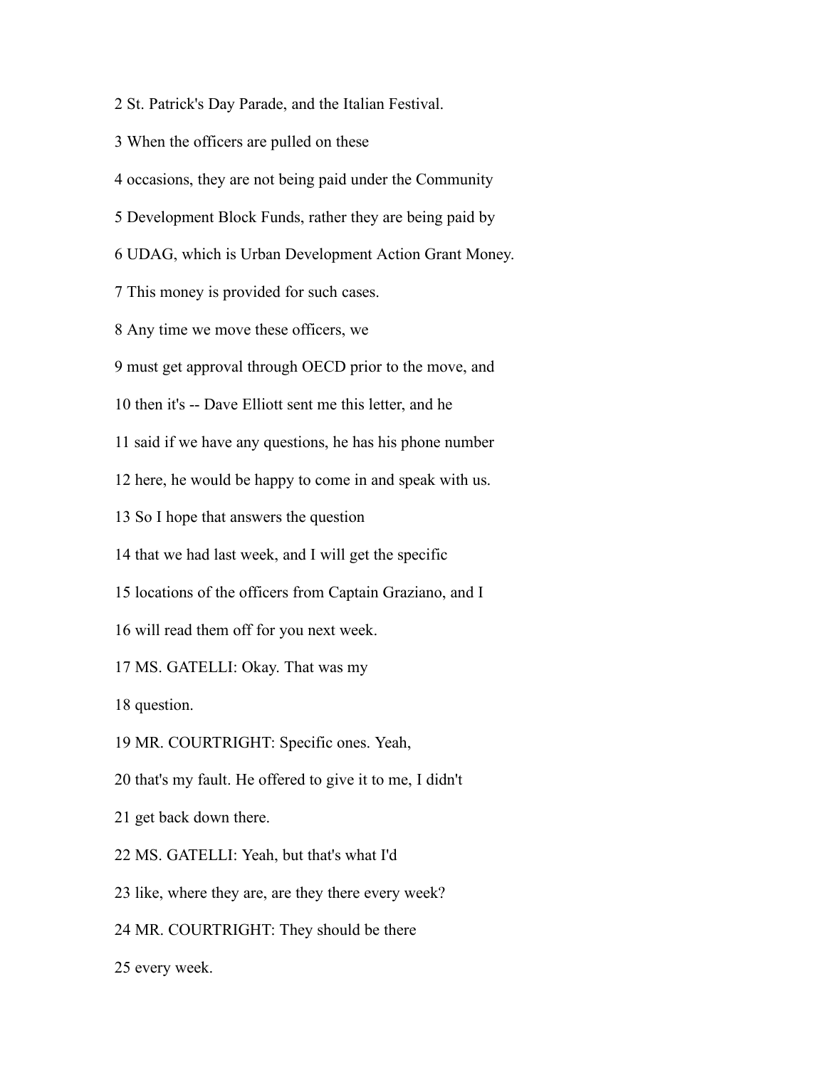2 St. Patrick's Day Parade, and the Italian Festival.

3 When the officers are pulled on these

4 occasions, they are not being paid under the Community

5 Development Block Funds, rather they are being paid by

6 UDAG, which is Urban Development Action Grant Money.

7 This money is provided for such cases.

8 Any time we move these officers, we

9 must get approval through OECD prior to the move, and

10 then it's -- Dave Elliott sent me this letter, and he

11 said if we have any questions, he has his phone number

12 here, he would be happy to come in and speak with us.

13 So I hope that answers the question

14 that we had last week, and I will get the specific

15 locations of the officers from Captain Graziano, and I

16 will read them off for you next week.

17 MS. GATELLI: Okay. That was my

18 question.

19 MR. COURTRIGHT: Specific ones. Yeah,

20 that's my fault. He offered to give it to me, I didn't

21 get back down there.

22 MS. GATELLI: Yeah, but that's what I'd

23 like, where they are, are they there every week?

24 MR. COURTRIGHT: They should be there

25 every week.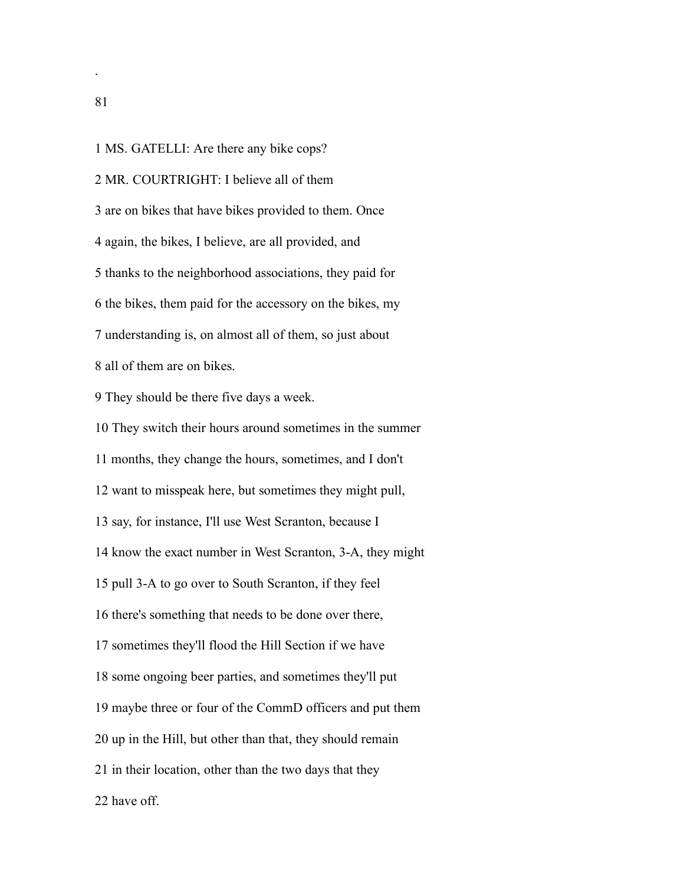1 MS. GATELLI: Are there any bike cops?

2 MR. COURTRIGHT: I believe all of them

3 are on bikes that have bikes provided to them. Once

4 again, the bikes, I believe, are all provided, and

5 thanks to the neighborhood associations, they paid for

6 the bikes, them paid for the accessory on the bikes, my

7 understanding is, on almost all of them, so just about

8 all of them are on bikes.

9 They should be there five days a week.

10 They switch their hours around sometimes in the summer

11 months, they change the hours, sometimes, and I don't

12 want to misspeak here, but sometimes they might pull,

13 say, for instance, I'll use West Scranton, because I

14 know the exact number in West Scranton, 3-A, they might

15 pull 3-A to go over to South Scranton, if they feel

16 there's something that needs to be done over there,

17 sometimes they'll flood the Hill Section if we have

18 some ongoing beer parties, and sometimes they'll put

19 maybe three or four of the CommD officers and put them

20 up in the Hill, but other than that, they should remain

21 in their location, other than the two days that they

22 have off.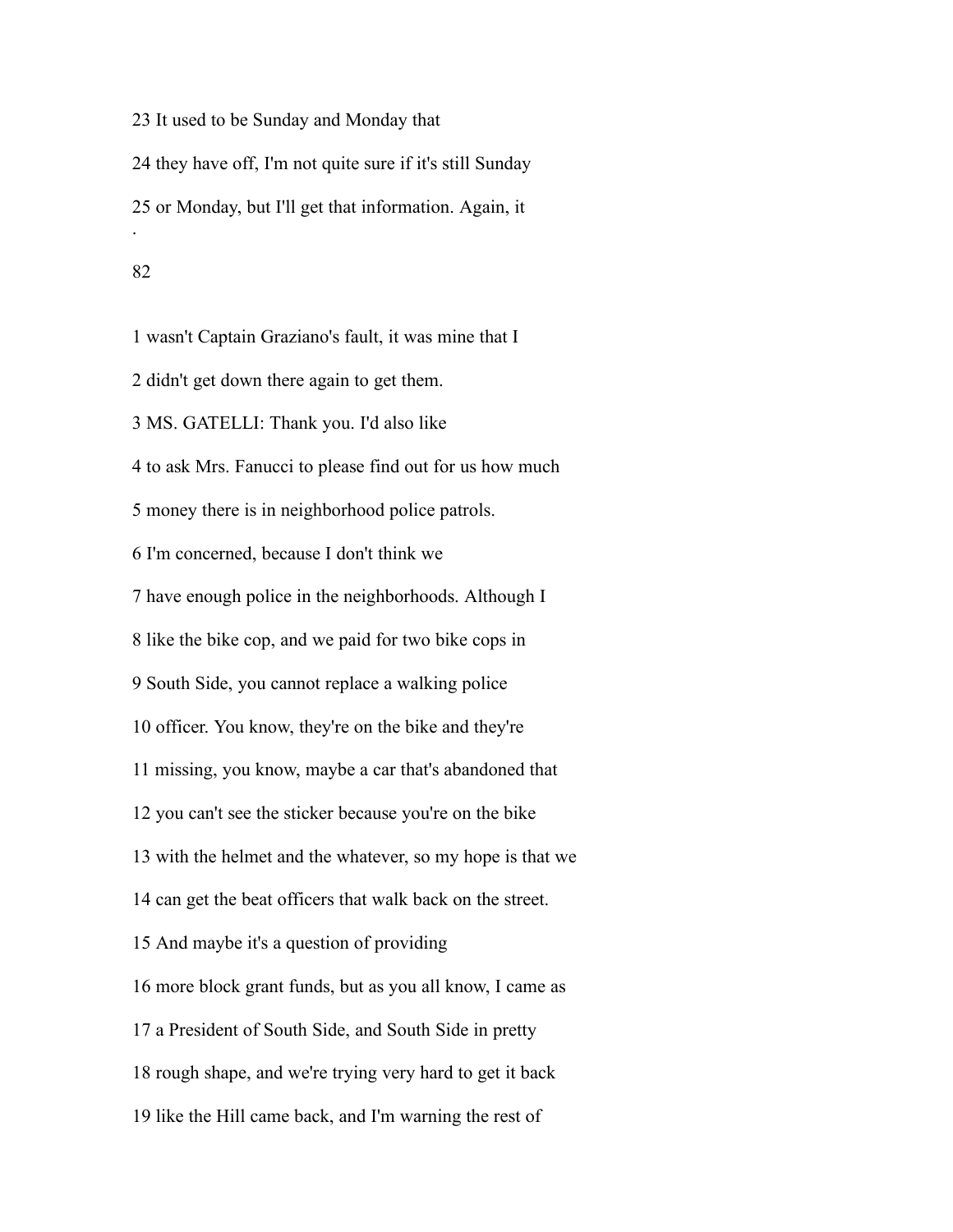23 It used to be Sunday and Monday that

24 they have off, I'm not quite sure if it's still Sunday

25 or Monday, but I'll get that information. Again, it

1 wasn't Captain Graziano's fault, it was mine that I

2 didn't get down there again to get them.

3 MS. GATELLI: Thank you. I'd also like

4 to ask Mrs. Fanucci to please find out for us how much

5 money there is in neighborhood police patrols.

6 I'm concerned, because I don't think we

7 have enough police in the neighborhoods. Although I

8 like the bike cop, and we paid for two bike cops in

9 South Side, you cannot replace a walking police

10 officer. You know, they're on the bike and they're

11 missing, you know, maybe a car that's abandoned that

12 you can't see the sticker because you're on the bike

13 with the helmet and the whatever, so my hope is that we

14 can get the beat officers that walk back on the street.

15 And maybe it's a question of providing

16 more block grant funds, but as you all know, I came as

17 a President of South Side, and South Side in pretty

18 rough shape, and we're trying very hard to get it back

19 like the Hill came back, and I'm warning the rest of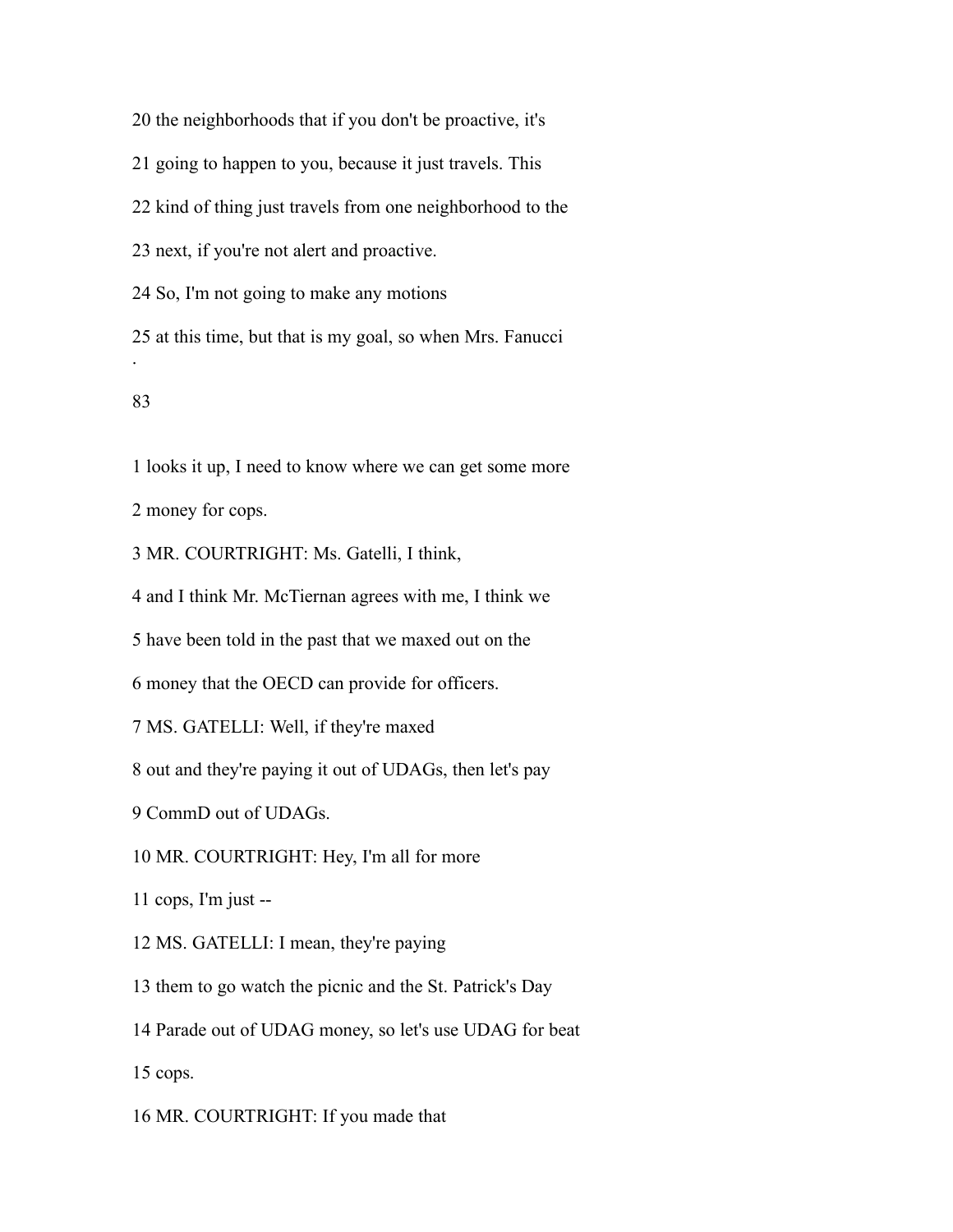20 the neighborhoods that if you don't be proactive, it's

21 going to happen to you, because it just travels. This

22 kind of thing just travels from one neighborhood to the

23 next, if you're not alert and proactive.

24 So, I'm not going to make any motions

25 at this time, but that is my goal, so when Mrs. Fanucci

1 looks it up, I need to know where we can get some more

2 money for cops.

3 MR. COURTRIGHT: Ms. Gatelli, I think,

4 and I think Mr. McTiernan agrees with me, I think we

5 have been told in the past that we maxed out on the

6 money that the OECD can provide for officers.

7 MS. GATELLI: Well, if they're maxed

8 out and they're paying it out of UDAGs, then let's pay

9 CommD out of UDAGs.

10 MR. COURTRIGHT: Hey, I'm all for more

11 cops, I'm just --

12 MS. GATELLI: I mean, they're paying

13 them to go watch the picnic and the St. Patrick's Day

14 Parade out of UDAG money, so let's use UDAG for beat

15 cops.

16 MR. COURTRIGHT: If you made that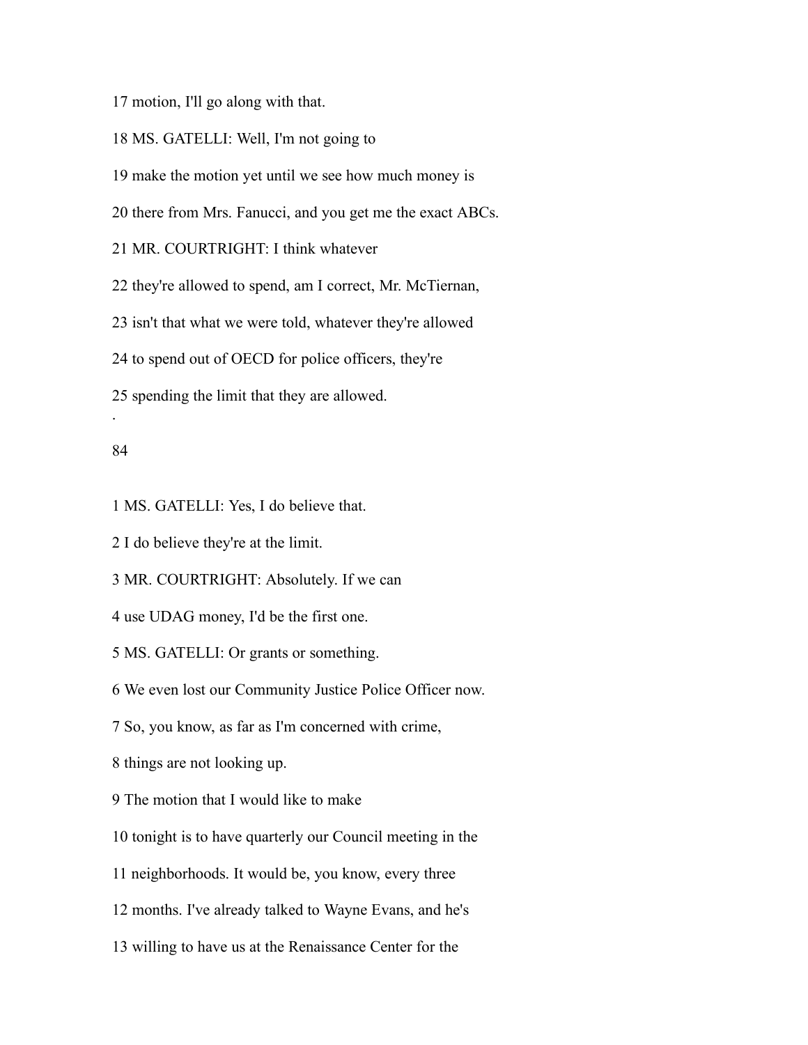17 motion, I'll go along with that.

18 MS. GATELLI: Well, I'm not going to

19 make the motion yet until we see how much money is

20 there from Mrs. Fanucci, and you get me the exact ABCs.

21 MR. COURTRIGHT: I think whatever

22 they're allowed to spend, am I correct, Mr. McTiernan,

23 isn't that what we were told, whatever they're allowed

24 to spend out of OECD for police officers, they're

25 spending the limit that they are allowed.

.

84

1 MS. GATELLI: Yes, I do believe that.

2 I do believe they're at the limit.

3 MR. COURTRIGHT: Absolutely. If we can

4 use UDAG money, I'd be the first one.

5 MS. GATELLI: Or grants or something.

6 We even lost our Community Justice Police Officer now.

7 So, you know, as far as I'm concerned with crime,

8 things are not looking up.

9 The motion that I would like to make

10 tonight is to have quarterly our Council meeting in the

11 neighborhoods. It would be, you know, every three

12 months. I've already talked to Wayne Evans, and he's

13 willing to have us at the Renaissance Center for the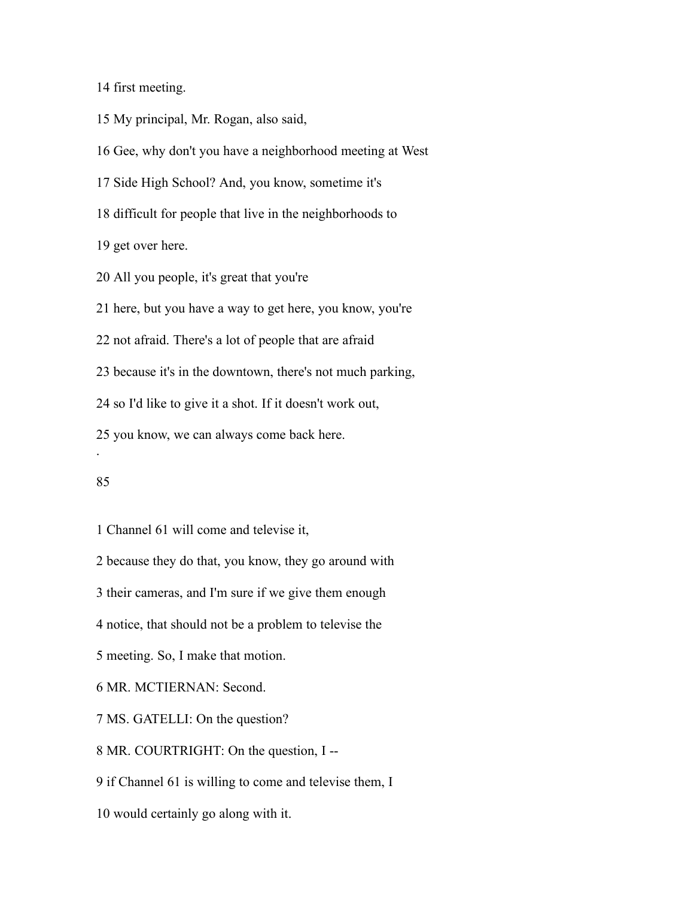14 first meeting.

15 My principal, Mr. Rogan, also said,

16 Gee, why don't you have a neighborhood meeting at West

17 Side High School? And, you know, sometime it's

18 difficult for people that live in the neighborhoods to

19 get over here.

20 All you people, it's great that you're

21 here, but you have a way to get here, you know, you're

22 not afraid. There's a lot of people that are afraid

23 because it's in the downtown, there's not much parking,

24 so I'd like to give it a shot. If it doesn't work out,

25 you know, we can always come back here.

1 Channel 61 will come and televise it,

2 because they do that, you know, they go around with

3 their cameras, and I'm sure if we give them enough

4 notice, that should not be a problem to televise the

5 meeting. So, I make that motion.

6 MR. MCTIERNAN: Second.

7 MS. GATELLI: On the question?

8 MR. COURTRIGHT: On the question, I --

9 if Channel 61 is willing to come and televise them, I

10 would certainly go along with it.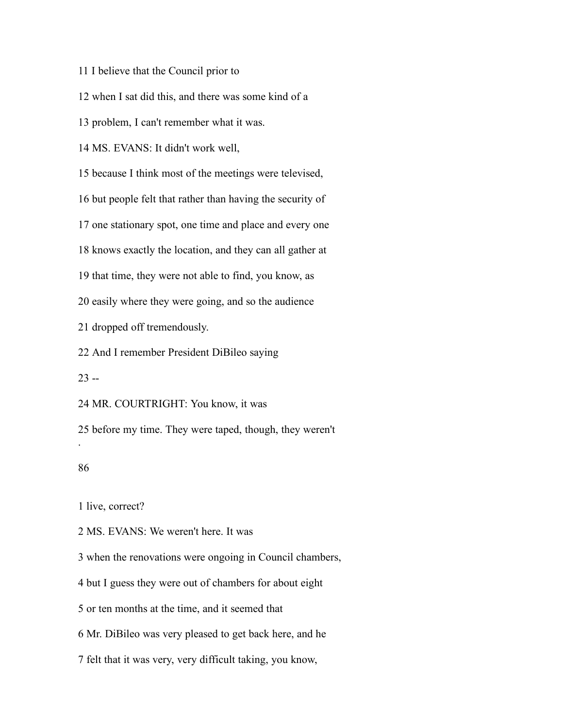11 I believe that the Council prior to

12 when I sat did this, and there was some kind of a

13 problem, I can't remember what it was.

14 MS. EVANS: It didn't work well,

15 because I think most of the meetings were televised,

16 but people felt that rather than having the security of

17 one stationary spot, one time and place and every one

18 knows exactly the location, and they can all gather at

19 that time, they were not able to find, you know, as

20 easily where they were going, and so the audience

21 dropped off tremendously.

22 And I remember President DiBileo saying

23 --

24 MR. COURTRIGHT: You know, it was

25 before my time. They were taped, though, they weren't

1 live, correct?

2 MS. EVANS: We weren't here. It was

3 when the renovations were ongoing in Council chambers,

4 but I guess they were out of chambers for about eight

5 or ten months at the time, and it seemed that

6 Mr. DiBileo was very pleased to get back here, and he

7 felt that it was very, very difficult taking, you know,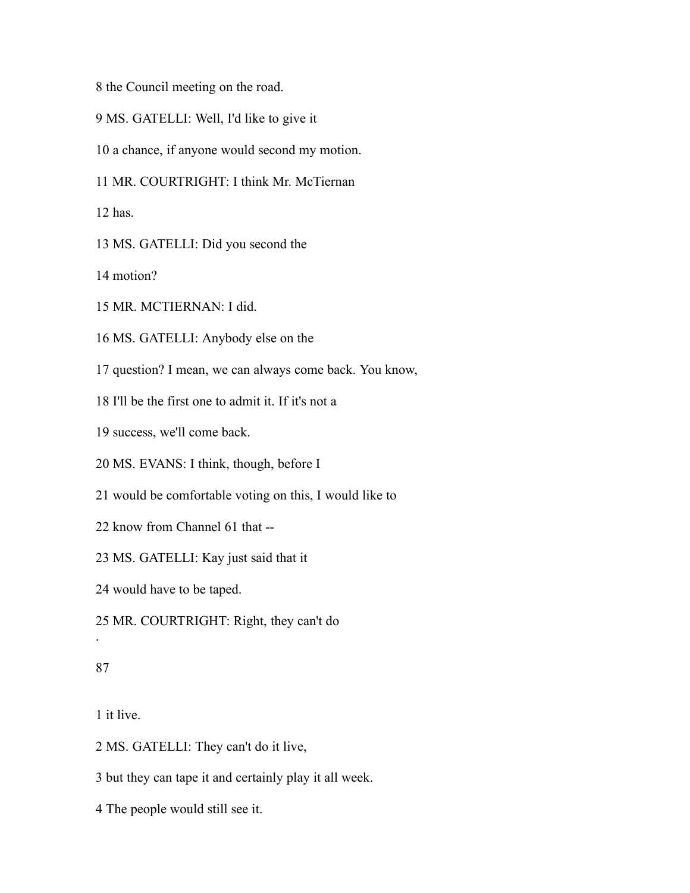8 the Council meeting on the road.

9 MS. GATELLI: Well, I'd like to give it

10 a chance, if anyone would second my motion.

11 MR. COURTRIGHT: I think Mr. McTiernan

12 has.

13 MS. GATELLI: Did you second the

14 motion?

15 MR. MCTIERNAN: I did.

16 MS. GATELLI: Anybody else on the

17 question? I mean, we can always come back. You know,

18 I'll be the first one to admit it. If it's not a

19 success, we'll come back.

20 MS. EVANS: I think, though, before I

21 would be comfortable voting on this, I would like to

22 know from Channel 61 that --

23 MS. GATELLI: Kay just said that it

24 would have to be taped.

25 MR. COURTRIGHT: Right, they can't do

1 it live.

2 MS. GATELLI: They can't do it live,

3 but they can tape it and certainly play it all week.

4 The people would still see it.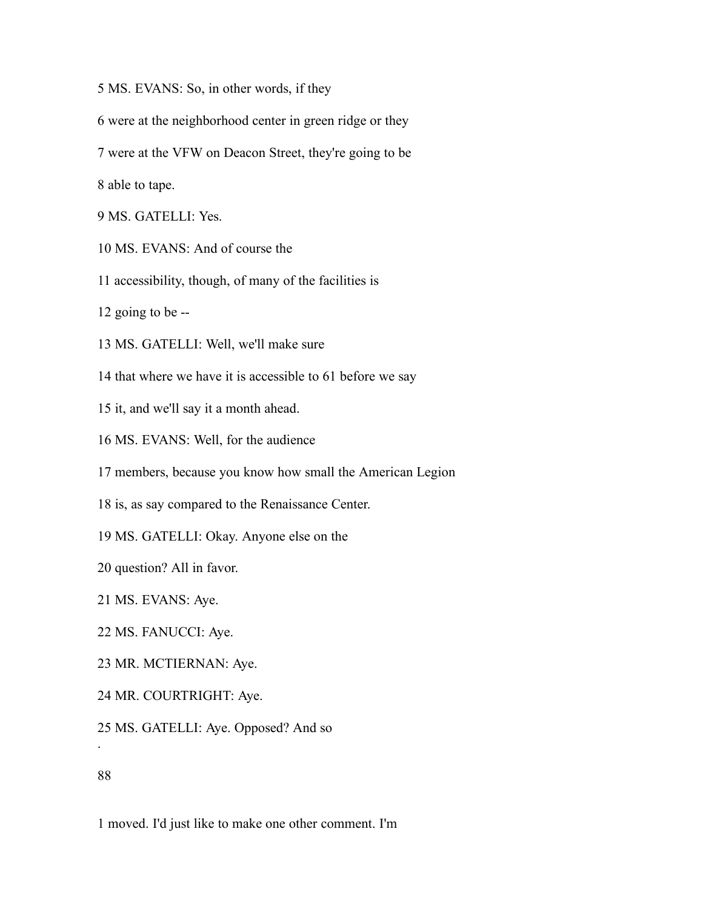5 MS. EVANS: So, in other words, if they

6 were at the neighborhood center in green ridge or they

7 were at the VFW on Deacon Street, they're going to be

8 able to tape.

9 MS. GATELLI: Yes.

10 MS. EVANS: And of course the

11 accessibility, though, of many of the facilities is

12 going to be --

13 MS. GATELLI: Well, we'll make sure

14 that where we have it is accessible to 61 before we say

15 it, and we'll say it a month ahead.

16 MS. EVANS: Well, for the audience

17 members, because you know how small the American Legion

18 is, as say compared to the Renaissance Center.

19 MS. GATELLI: Okay. Anyone else on the

20 question? All in favor.

21 MS. EVANS: Aye.

22 MS. FANUCCI: Aye.

23 MR. MCTIERNAN: Aye.

24 MR. COURTRIGHT: Aye.

25 MS. GATELLI: Aye. Opposed? And so

1 moved. I'd just like to make one other comment. I'm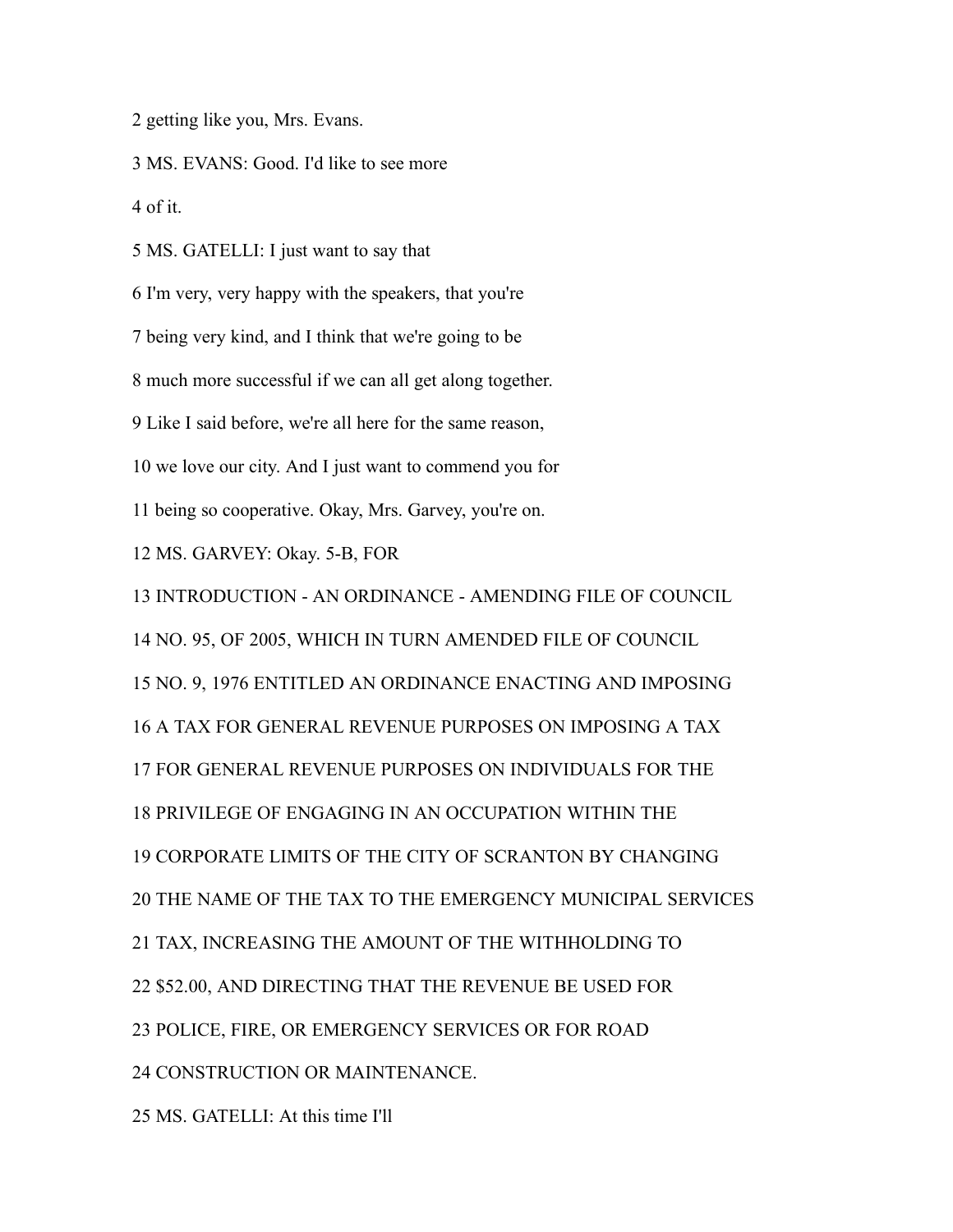2 getting like you, Mrs. Evans.

3 MS. EVANS: Good. I'd like to see more

4 of it.

5 MS. GATELLI: I just want to say that

6 I'm very, very happy with the speakers, that you're

7 being very kind, and I think that we're going to be

8 much more successful if we can all get along together.

9 Like I said before, we're all here for the same reason,

10 we love our city. And I just want to commend you for

11 being so cooperative. Okay, Mrs. Garvey, you're on.

12 MS. GARVEY: Okay. 5-B, FOR

13 INTRODUCTION - AN ORDINANCE - AMENDING FILE OF COUNCIL

14 NO. 95, OF 2005, WHICH IN TURN AMENDED FILE OF COUNCIL

15 NO. 9, 1976 ENTITLED AN ORDINANCE ENACTING AND IMPOSING

16 A TAX FOR GENERAL REVENUE PURPOSES ON IMPOSING A TAX

17 FOR GENERAL REVENUE PURPOSES ON INDIVIDUALS FOR THE

18 PRIVILEGE OF ENGAGING IN AN OCCUPATION WITHIN THE

19 CORPORATE LIMITS OF THE CITY OF SCRANTON BY CHANGING

20 THE NAME OF THE TAX TO THE EMERGENCY MUNICIPAL SERVICES

21 TAX, INCREASING THE AMOUNT OF THE WITHHOLDING TO

22 $52.00, AND DIRECTING THAT THE REVENUE BE USED FOR

23 POLICE, FIRE, OR EMERGENCY SERVICES OR FOR ROAD

24 CONSTRUCTION OR MAINTENANCE.

25 MS. GATELLI: At this time I'll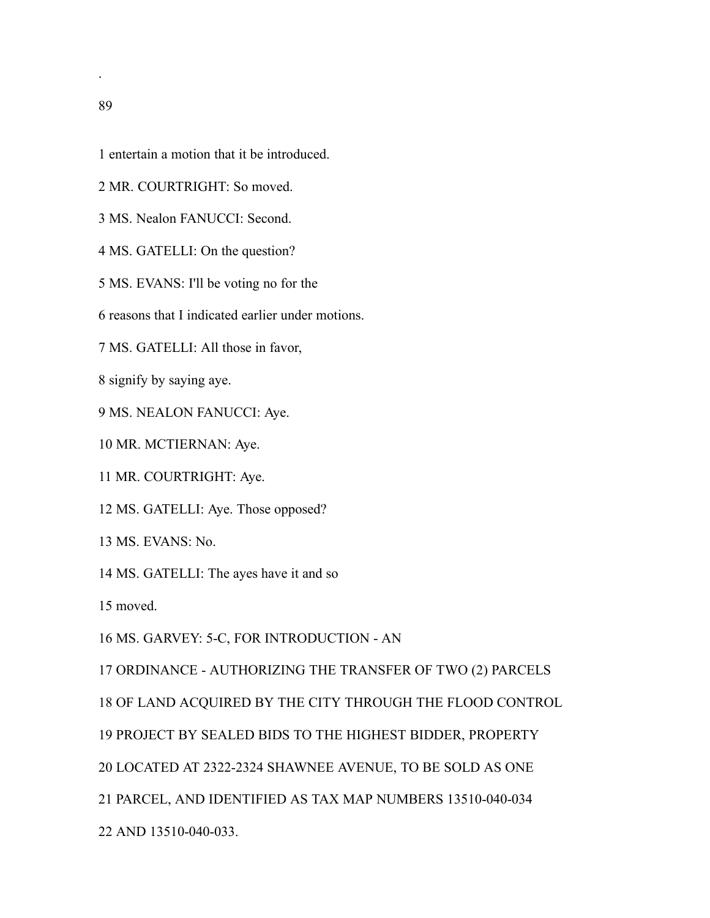1 entertain a motion that it be introduced.

2 MR. COURTRIGHT: So moved.

3 MS. Nealon FANUCCI: Second.

4 MS. GATELLI: On the question?

5 MS. EVANS: I'll be voting no for the

6 reasons that I indicated earlier under motions.

7 MS. GATELLI: All those in favor,

8 signify by saying aye.

9 MS. NEALON FANUCCI: Aye.

10 MR. MCTIERNAN: Aye.

11 MR. COURTRIGHT: Aye.

12 MS. GATELLI: Aye. Those opposed?

13 MS. EVANS: No.

14 MS. GATELLI: The ayes have it and so

15 moved.

16 MS. GARVEY: 5-C, FOR INTRODUCTION - AN

17 ORDINANCE - AUTHORIZING THE TRANSFER OF TWO (2) PARCELS

18 OF LAND ACQUIRED BY THE CITY THROUGH THE FLOOD CONTROL

19 PROJECT BY SEALED BIDS TO THE HIGHEST BIDDER, PROPERTY

20 LOCATED AT 2322-2324 SHAWNEE AVENUE, TO BE SOLD AS ONE

21 PARCEL, AND IDENTIFIED AS TAX MAP NUMBERS 13510-040-034

22 AND 13510-040-033.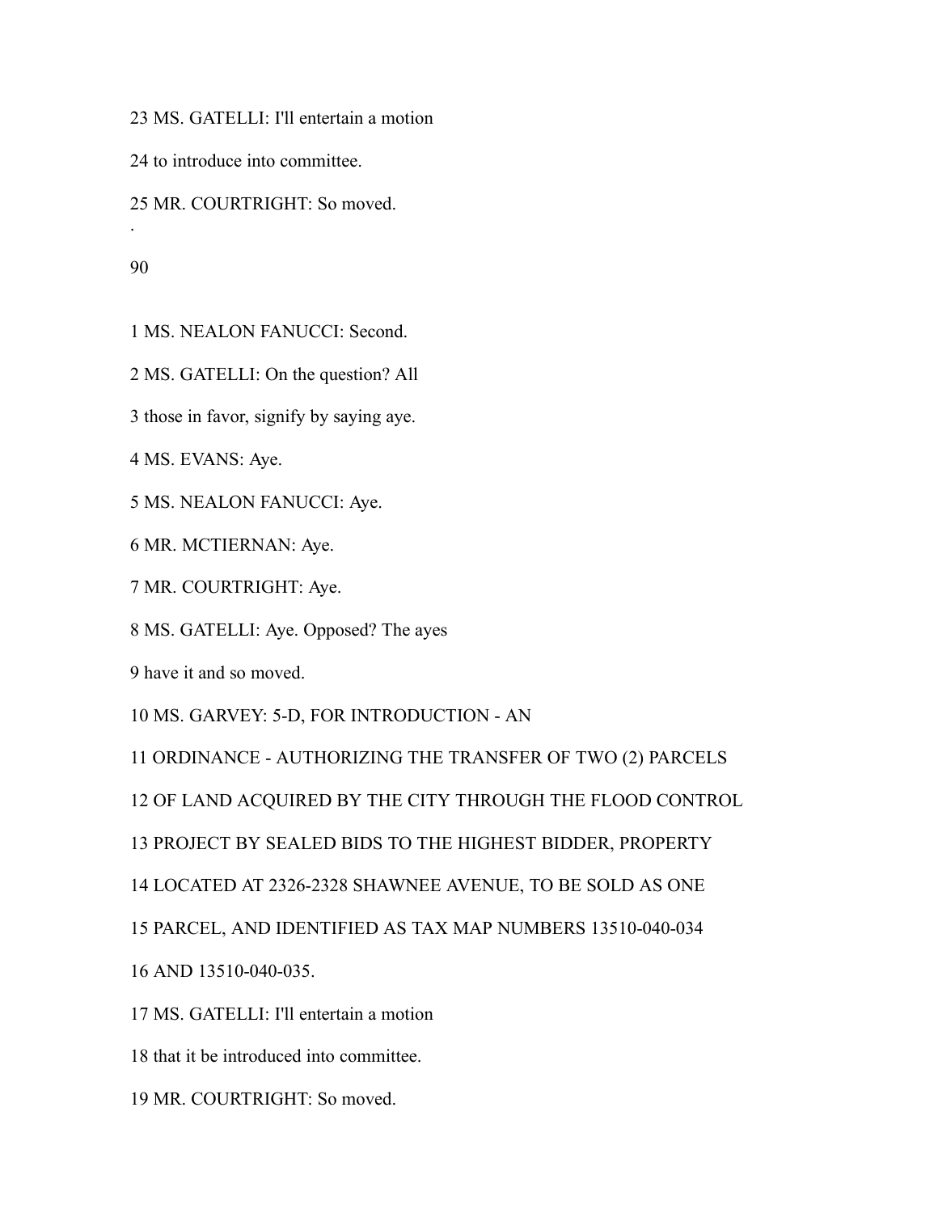23 MS. GATELLI: I'll entertain a motion

24 to introduce into committee.

25 MR. COURTRIGHT: So moved.

1 MS. NEALON FANUCCI: Second.

2 MS. GATELLI: On the question? All

3 those in favor, signify by saying aye.

4 MS. EVANS: Aye.

5 MS. NEALON FANUCCI: Aye.

6 MR. MCTIERNAN: Aye.

7 MR. COURTRIGHT: Aye.

8 MS. GATELLI: Aye. Opposed? The ayes

9 have it and so moved.

10 MS. GARVEY: 5-D, FOR INTRODUCTION - AN

11 ORDINANCE - AUTHORIZING THE TRANSFER OF TWO (2) PARCELS

12 OF LAND ACQUIRED BY THE CITY THROUGH THE FLOOD CONTROL

13 PROJECT BY SEALED BIDS TO THE HIGHEST BIDDER, PROPERTY

14 LOCATED AT 2326-2328 SHAWNEE AVENUE, TO BE SOLD AS ONE

15 PARCEL, AND IDENTIFIED AS TAX MAP NUMBERS 13510-040-034

16 AND 13510-040-035.

17 MS. GATELLI: I'll entertain a motion

18 that it be introduced into committee.

19 MR. COURTRIGHT: So moved.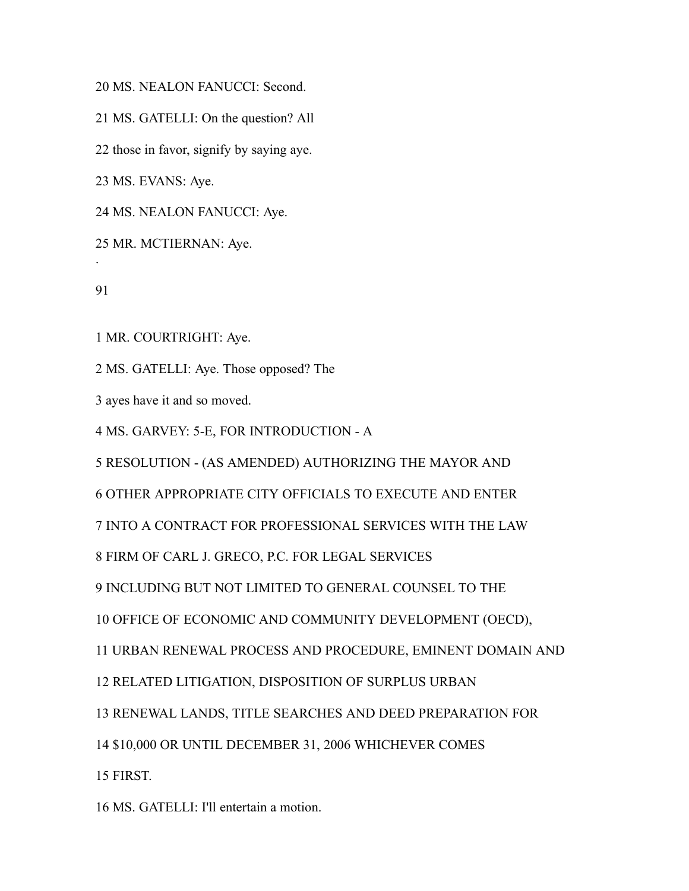20 MS. NEALON FANUCCI: Second.

21 MS. GATELLI: On the question? All

22 those in favor, signify by saying aye.

23 MS. EVANS: Aye.

24 MS. NEALON FANUCCI: Aye.

25 MR. MCTIERNAN: Aye.

.

91

1 MR. COURTRIGHT: Aye.

2 MS. GATELLI: Aye. Those opposed? The

3 ayes have it and so moved.

4 MS. GARVEY: 5-E, FOR INTRODUCTION - A

5 RESOLUTION - (AS AMENDED) AUTHORIZING THE MAYOR AND

6 OTHER APPROPRIATE CITY OFFICIALS TO EXECUTE AND ENTER

7 INTO A CONTRACT FOR PROFESSIONAL SERVICES WITH THE LAW

8 FIRM OF CARL J. GRECO, P.C. FOR LEGAL SERVICES

9 INCLUDING BUT NOT LIMITED TO GENERAL COUNSEL TO THE

10 OFFICE OF ECONOMIC AND COMMUNITY DEVELOPMENT (OECD),

11 URBAN RENEWAL PROCESS AND PROCEDURE, EMINENT DOMAIN AND

12 RELATED LITIGATION, DISPOSITION OF SURPLUS URBAN

13 RENEWAL LANDS, TITLE SEARCHES AND DEED PREPARATION FOR

14 $10,000 OR UNTIL DECEMBER 31, 2006 WHICHEVER COMES

15 FIRST.

16 MS. GATELLI: I'll entertain a motion.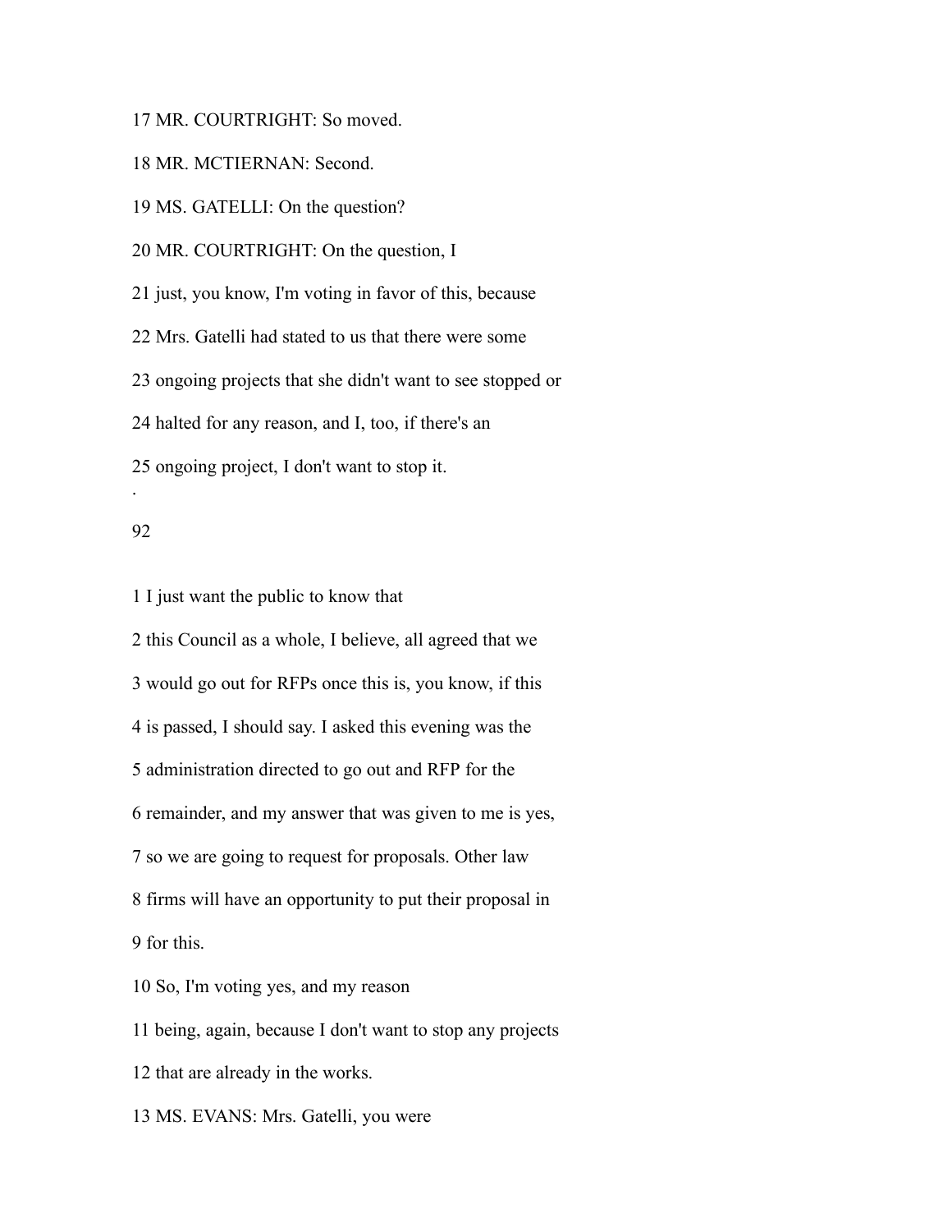17 MR. COURTRIGHT: So moved.

18 MR. MCTIERNAN: Second.

19 MS. GATELLI: On the question?

20 MR. COURTRIGHT: On the question, I

21 just, you know, I'm voting in favor of this, because

22 Mrs. Gatelli had stated to us that there were some

23 ongoing projects that she didn't want to see stopped or

24 halted for any reason, and I, too, if there's an

25 ongoing project, I don't want to stop it.

1 I just want the public to know that

2 this Council as a whole, I believe, all agreed that we

3 would go out for RFPs once this is, you know, if this

4 is passed, I should say. I asked this evening was the

5 administration directed to go out and RFP for the

6 remainder, and my answer that was given to me is yes,

7 so we are going to request for proposals. Other law

8 firms will have an opportunity to put their proposal in

9 for this.

10 So, I'm voting yes, and my reason

11 being, again, because I don't want to stop any projects

12 that are already in the works.

13 MS. EVANS: Mrs. Gatelli, you were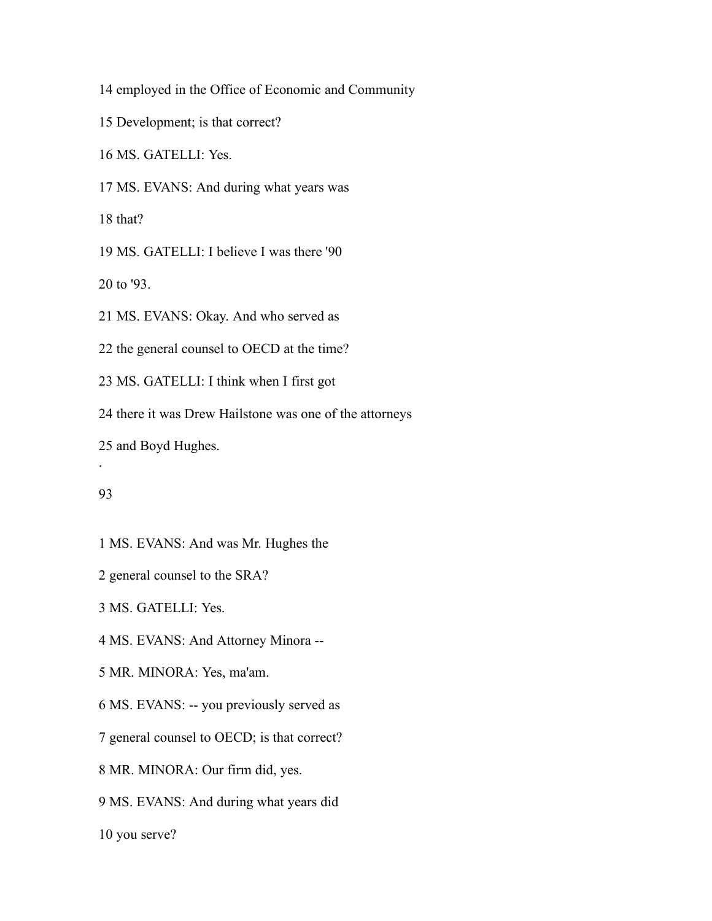14 employed in the Office of Economic and Community

15 Development; is that correct?

16 MS. GATELLI: Yes.

17 MS. EVANS: And during what years was

18 that?

19 MS. GATELLI: I believe I was there '90

20 to '93.

21 MS. EVANS: Okay. And who served as

22 the general counsel to OECD at the time?

23 MS. GATELLI: I think when I first got

24 there it was Drew Hailstone was one of the attorneys

25 and Boyd Hughes.

.

93

1 MS. EVANS: And was Mr. Hughes the

2 general counsel to the SRA?

3 MS. GATELLI: Yes.

4 MS. EVANS: And Attorney Minora --

5 MR. MINORA: Yes, ma'am.

6 MS. EVANS: -- you previously served as

7 general counsel to OECD; is that correct?

8 MR. MINORA: Our firm did, yes.

9 MS. EVANS: And during what years did

10 you serve?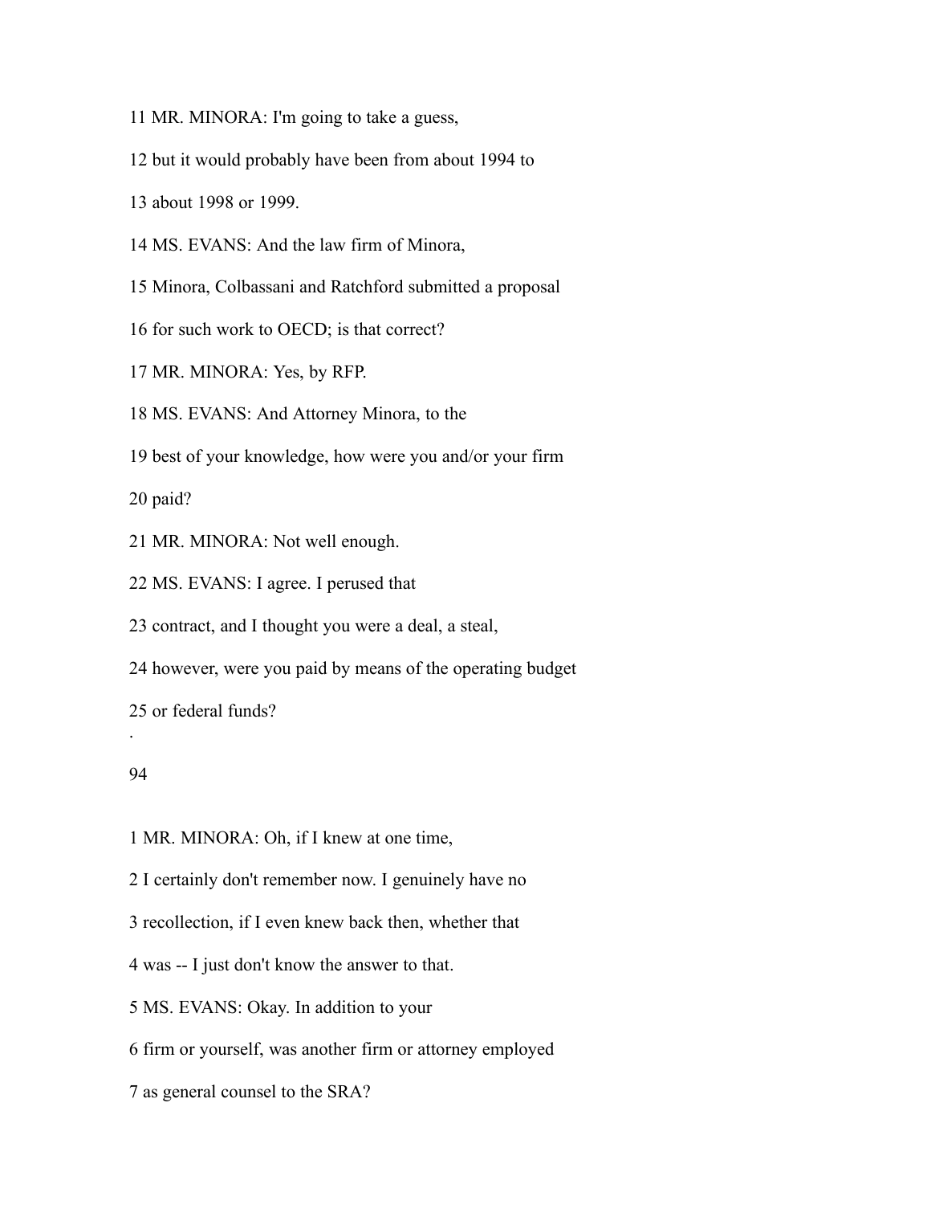11 MR. MINORA: I'm going to take a guess,

12 but it would probably have been from about 1994 to

13 about 1998 or 1999.

14 MS. EVANS: And the law firm of Minora,

15 Minora, Colbassani and Ratchford submitted a proposal

16 for such work to OECD; is that correct?

17 MR. MINORA: Yes, by RFP.

18 MS. EVANS: And Attorney Minora, to the

19 best of your knowledge, how were you and/or your firm

20 paid?

21 MR. MINORA: Not well enough.

22 MS. EVANS: I agree. I perused that

23 contract, and I thought you were a deal, a steal,

24 however, were you paid by means of the operating budget

25 or federal funds?

1 MR. MINORA: Oh, if I knew at one time,

2 I certainly don't remember now. I genuinely have no

3 recollection, if I even knew back then, whether that

4 was -- I just don't know the answer to that.

5 MS. EVANS: Okay. In addition to your

6 firm or yourself, was another firm or attorney employed

7 as general counsel to the SRA?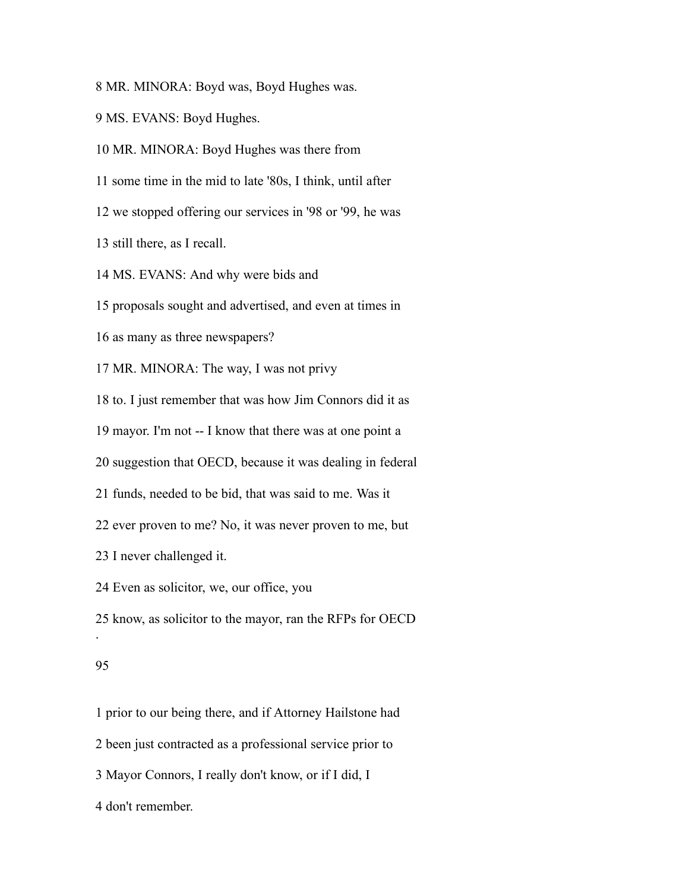8 MR. MINORA: Boyd was, Boyd Hughes was.

9 MS. EVANS: Boyd Hughes.

10 MR. MINORA: Boyd Hughes was there from

11 some time in the mid to late '80s, I think, until after

12 we stopped offering our services in '98 or '99, he was

13 still there, as I recall.

14 MS. EVANS: And why were bids and

15 proposals sought and advertised, and even at times in

16 as many as three newspapers?

17 MR. MINORA: The way, I was not privy

18 to. I just remember that was how Jim Connors did it as

19 mayor. I'm not -- I know that there was at one point a

20 suggestion that OECD, because it was dealing in federal

21 funds, needed to be bid, that was said to me. Was it

22 ever proven to me? No, it was never proven to me, but

23 I never challenged it.

24 Even as solicitor, we, our office, you

25 know, as solicitor to the mayor, ran the RFPs for OECD

.

1 prior to our being there, and if Attorney Hailstone had

2 been just contracted as a professional service prior to

3 Mayor Connors, I really don't know, or if I did, I

4 don't remember.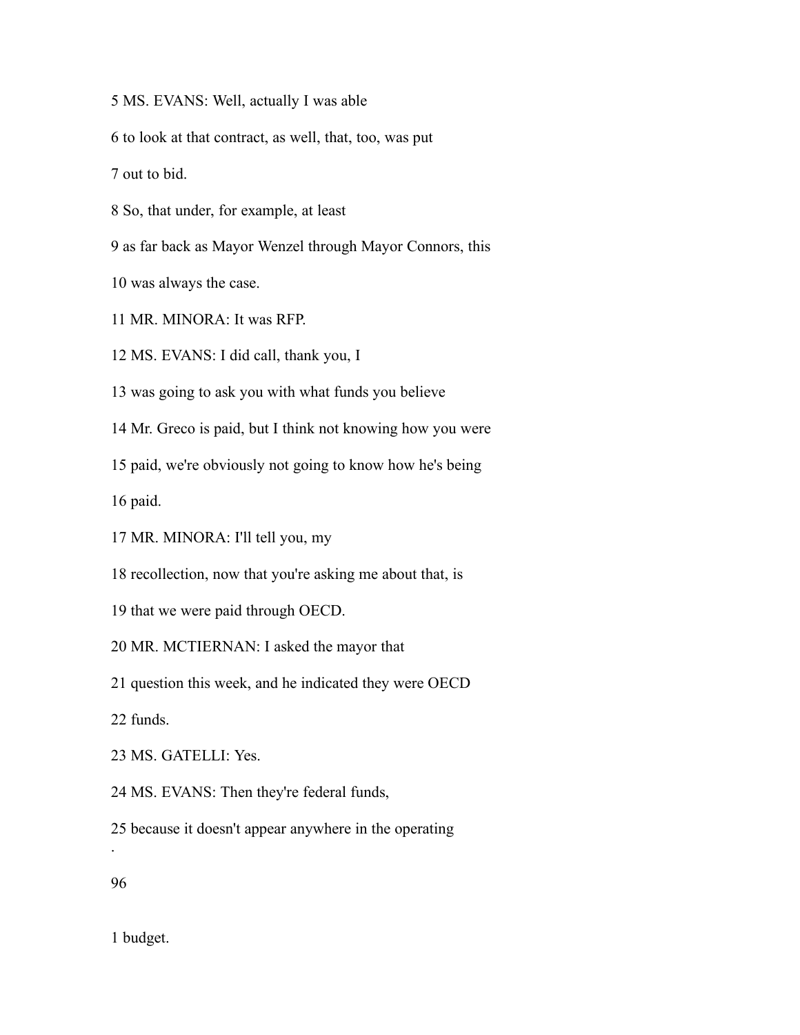5 MS. EVANS: Well, actually I was able

6 to look at that contract, as well, that, too, was put

7 out to bid.

8 So, that under, for example, at least

9 as far back as Mayor Wenzel through Mayor Connors, this

10 was always the case.

11 MR. MINORA: It was RFP.

12 MS. EVANS: I did call, thank you, I

13 was going to ask you with what funds you believe

14 Mr. Greco is paid, but I think not knowing how you were

15 paid, we're obviously not going to know how he's being

16 paid.

17 MR. MINORA: I'll tell you, my

18 recollection, now that you're asking me about that, is

19 that we were paid through OECD.

20 MR. MCTIERNAN: I asked the mayor that

21 question this week, and he indicated they were OECD

22 funds.

23 MS. GATELLI: Yes.

24 MS. EVANS: Then they're federal funds,

25 because it doesn't appear anywhere in the operating

1 budget.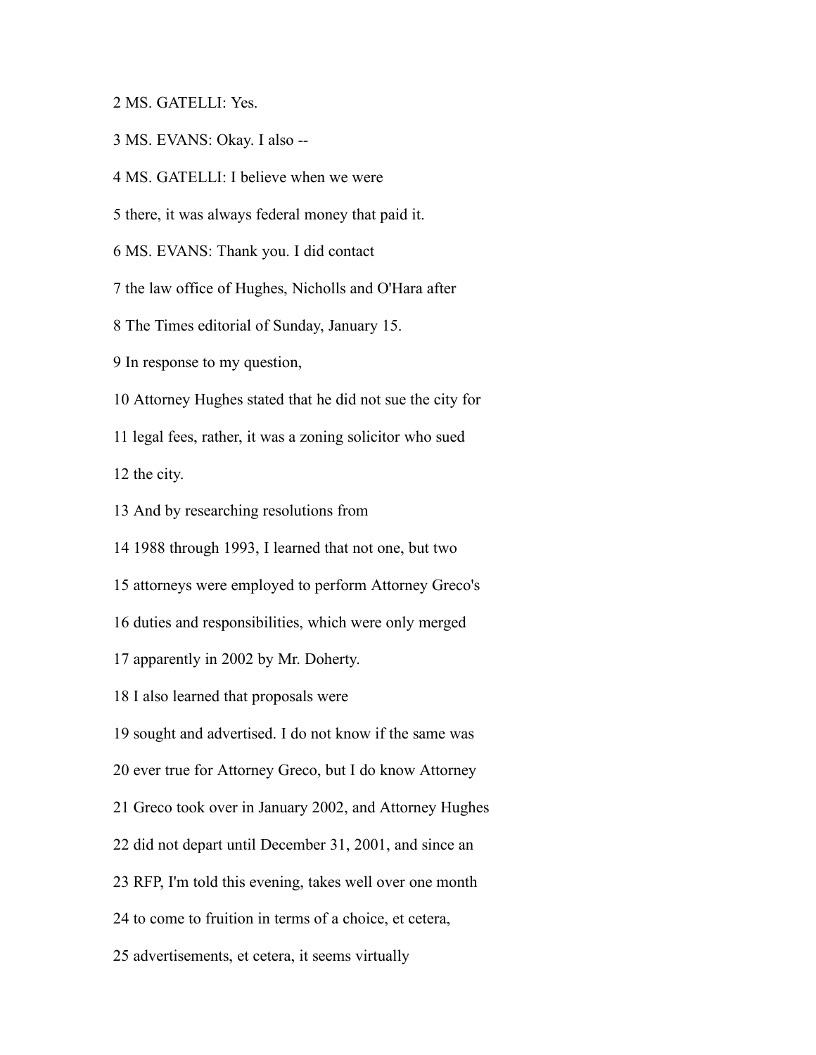2 MS. GATELLI: Yes.

3 MS. EVANS: Okay. I also --

4 MS. GATELLI: I believe when we were

5 there, it was always federal money that paid it.

6 MS. EVANS: Thank you. I did contact

7 the law office of Hughes, Nicholls and O'Hara after

8 The Times editorial of Sunday, January 15.

9 In response to my question,

10 Attorney Hughes stated that he did not sue the city for

11 legal fees, rather, it was a zoning solicitor who sued

12 the city.

13 And by researching resolutions from

14 1988 through 1993, I learned that not one, but two

15 attorneys were employed to perform Attorney Greco's

16 duties and responsibilities, which were only merged

17 apparently in 2002 by Mr. Doherty.

18 I also learned that proposals were

19 sought and advertised. I do not know if the same was

20 ever true for Attorney Greco, but I do know Attorney

21 Greco took over in January 2002, and Attorney Hughes

22 did not depart until December 31, 2001, and since an

23 RFP, I'm told this evening, takes well over one month

24 to come to fruition in terms of a choice, et cetera,

25 advertisements, et cetera, it seems virtually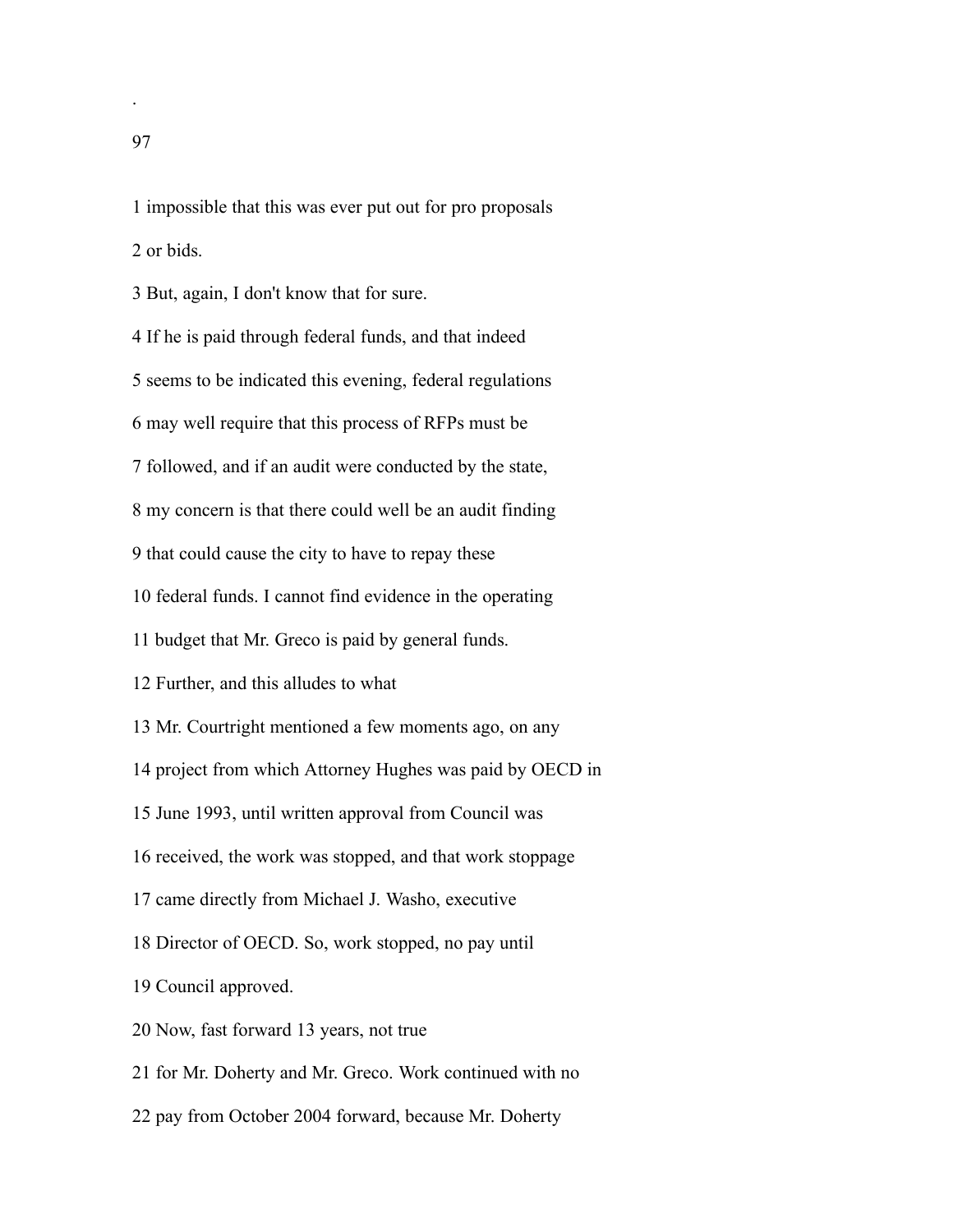1 impossible that this was ever put out for pro proposals

2 or bids.

3 But, again, I don't know that for sure.

4 If he is paid through federal funds, and that indeed

5 seems to be indicated this evening, federal regulations

6 may well require that this process of RFPs must be

7 followed, and if an audit were conducted by the state,

8 my concern is that there could well be an audit finding

9 that could cause the city to have to repay these

10 federal funds. I cannot find evidence in the operating

11 budget that Mr. Greco is paid by general funds.

12 Further, and this alludes to what

13 Mr. Courtright mentioned a few moments ago, on any

14 project from which Attorney Hughes was paid by OECD in

15 June 1993, until written approval from Council was

16 received, the work was stopped, and that work stoppage

17 came directly from Michael J. Washo, executive

18 Director of OECD. So, work stopped, no pay until

19 Council approved.

20 Now, fast forward 13 years, not true

21 for Mr. Doherty and Mr. Greco. Work continued with no

22 pay from October 2004 forward, because Mr. Doherty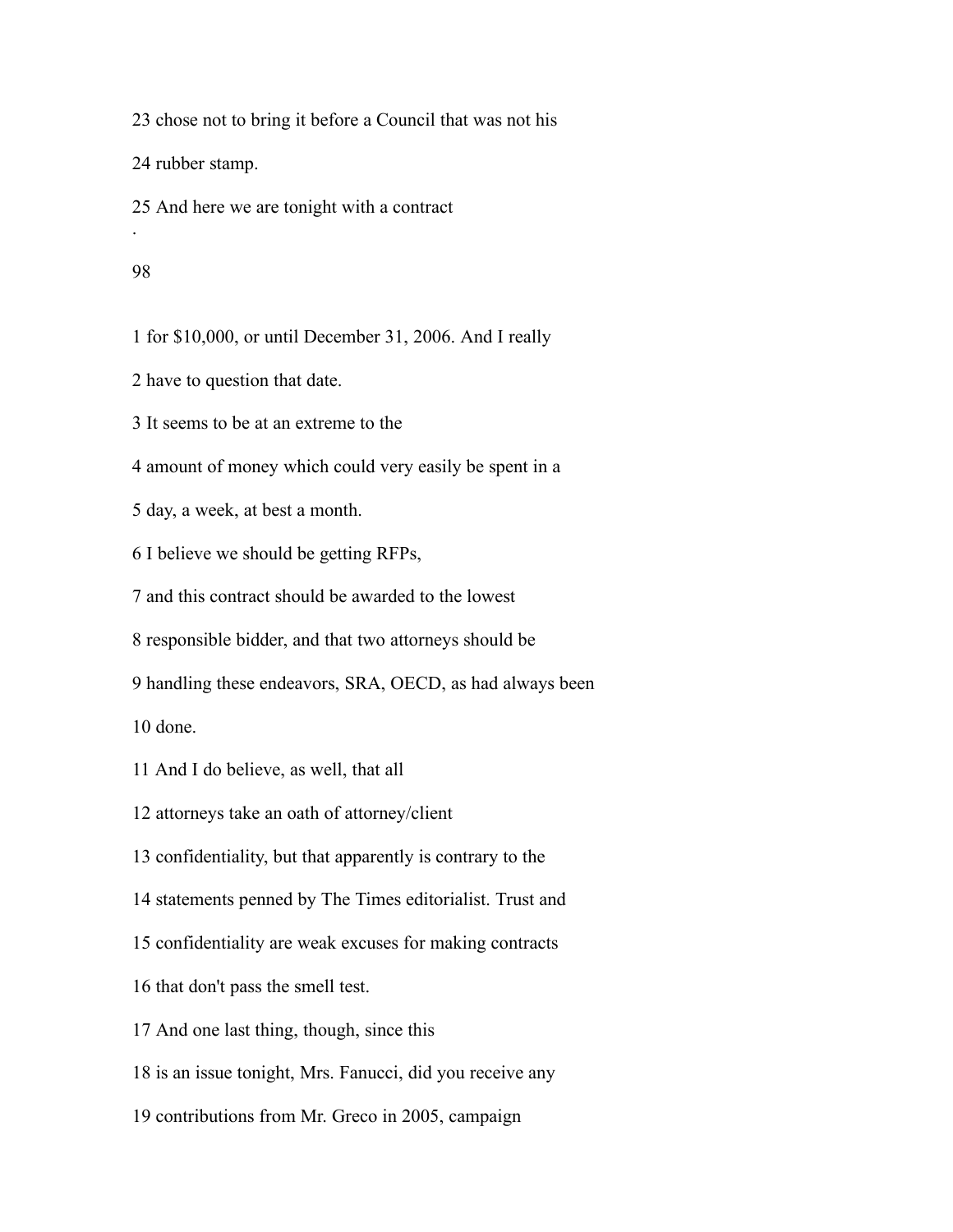23 chose not to bring it before a Council that was not his

24 rubber stamp.

25 And here we are tonight with a contract

·

1 for $10,000, or until December 31, 2006. And I really

2 have to question that date.

3 It seems to be at an extreme to the

4 amount of money which could very easily be spent in a

5 day, a week, at best a month.

6 I believe we should be getting RFPs,

7 and this contract should be awarded to the lowest

8 responsible bidder, and that two attorneys should be

9 handling these endeavors, SRA, OECD, as had always been

10 done.

11 And I do believe, as well, that all

12 attorneys take an oath of attorney/client

13 confidentiality, but that apparently is contrary to the

14 statements penned by The Times editorialist. Trust and

15 confidentiality are weak excuses for making contracts

16 that don't pass the smell test.

17 And one last thing, though, since this

18 is an issue tonight, Mrs. Fanucci, did you receive any

19 contributions from Mr. Greco in 2005, campaign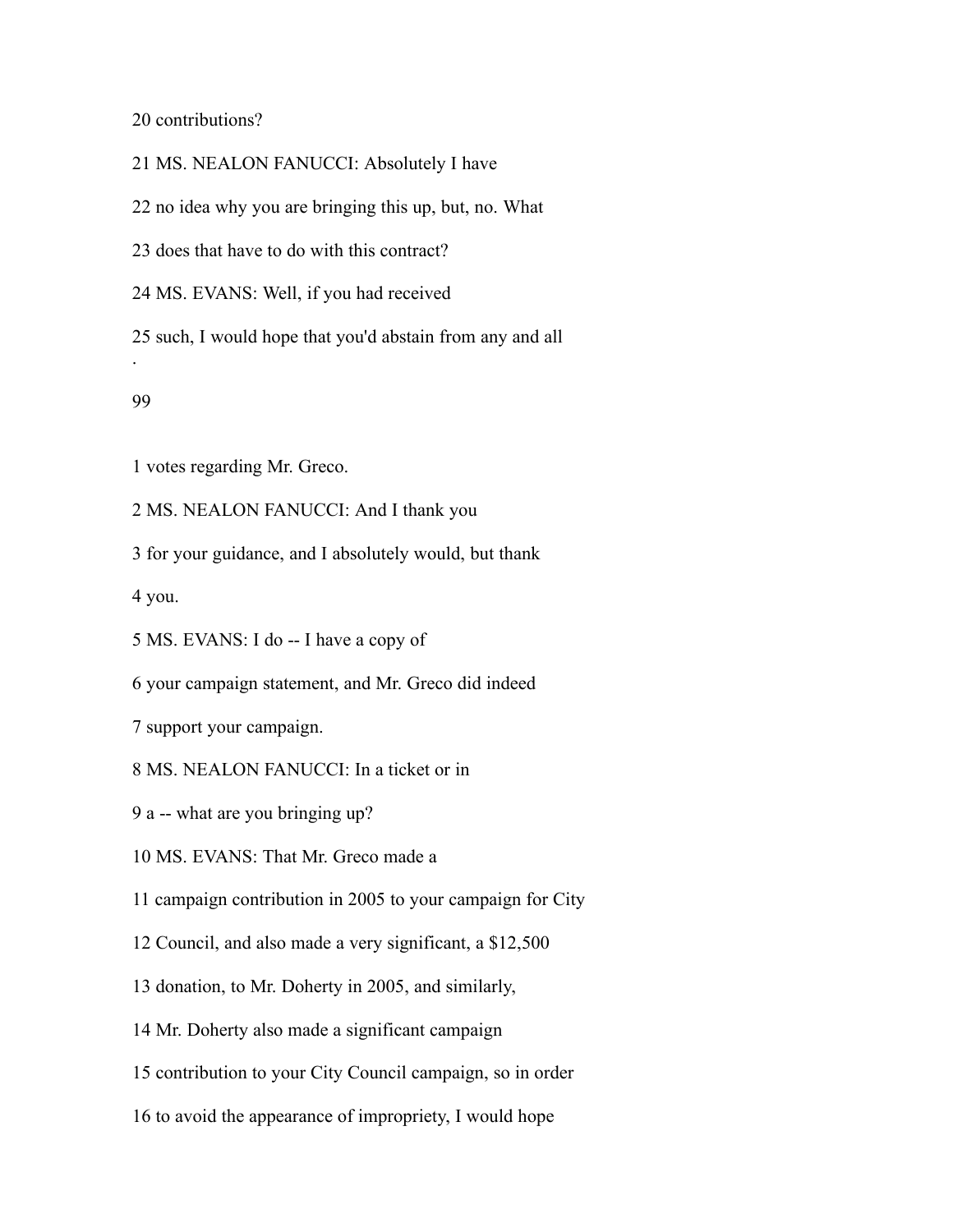20 contributions?

21 MS. NEALON FANUCCI: Absolutely I have

22 no idea why you are bringing this up, but, no. What

23 does that have to do with this contract?

24 MS. EVANS: Well, if you had received

25 such, I would hope that you'd abstain from any and all

1 votes regarding Mr. Greco.

2 MS. NEALON FANUCCI: And I thank you

3 for your guidance, and I absolutely would, but thank

4 you.

5 MS. EVANS: I do -- I have a copy of

6 your campaign statement, and Mr. Greco did indeed

7 support your campaign.

8 MS. NEALON FANUCCI: In a ticket or in

9 a -- what are you bringing up?

10 MS. EVANS: That Mr. Greco made a

11 campaign contribution in 2005 to your campaign for City

12 Council, and also made a very significant, a $12,500

13 donation, to Mr. Doherty in 2005, and similarly,

14 Mr. Doherty also made a significant campaign

15 contribution to your City Council campaign, so in order

16 to avoid the appearance of impropriety, I would hope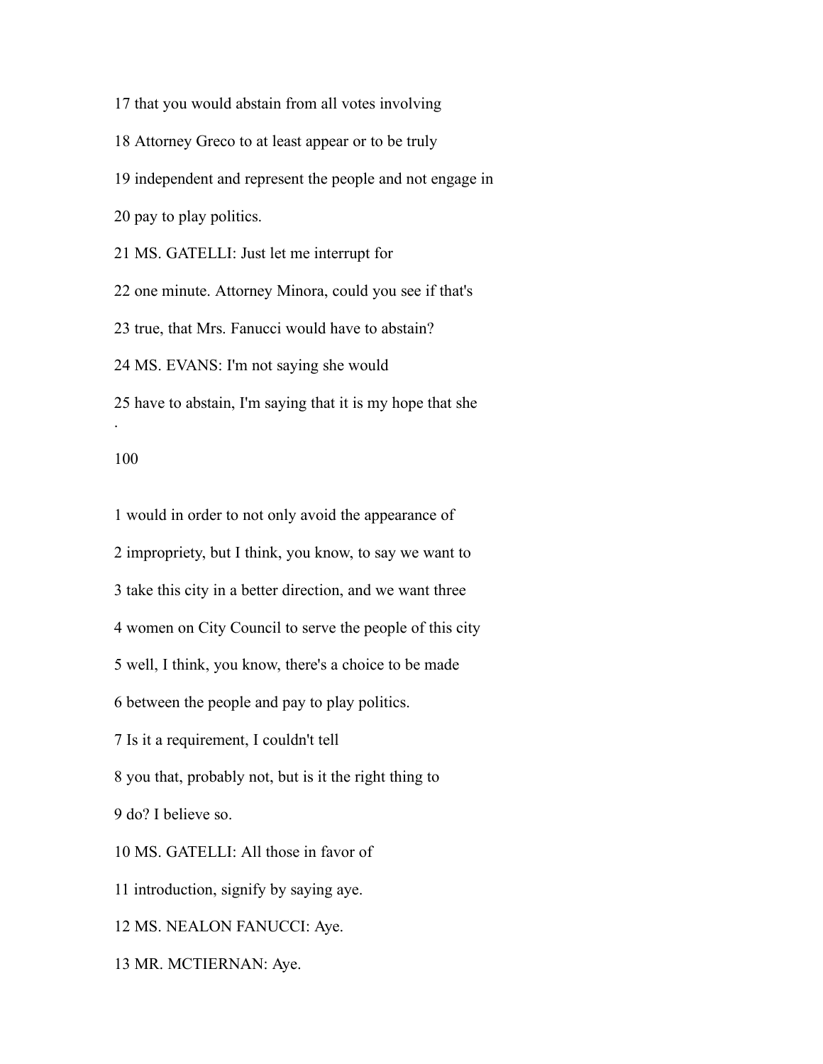17 that you would abstain from all votes involving

18 Attorney Greco to at least appear or to be truly

19 independent and represent the people and not engage in

20 pay to play politics.

21 MS. GATELLI: Just let me interrupt for

22 one minute. Attorney Minora, could you see if that's

23 true, that Mrs. Fanucci would have to abstain?

24 MS. EVANS: I'm not saying she would

25 have to abstain, I'm saying that it is my hope that she

1 would in order to not only avoid the appearance of

2 impropriety, but I think, you know, to say we want to

3 take this city in a better direction, and we want three

4 women on City Council to serve the people of this city

5 well, I think, you know, there's a choice to be made

6 between the people and pay to play politics.

7 Is it a requirement, I couldn't tell

8 you that, probably not, but is it the right thing to

9 do? I believe so.

10 MS. GATELLI: All those in favor of

11 introduction, signify by saying aye.

12 MS. NEALON FANUCCI: Aye.

13 MR. MCTIERNAN: Aye.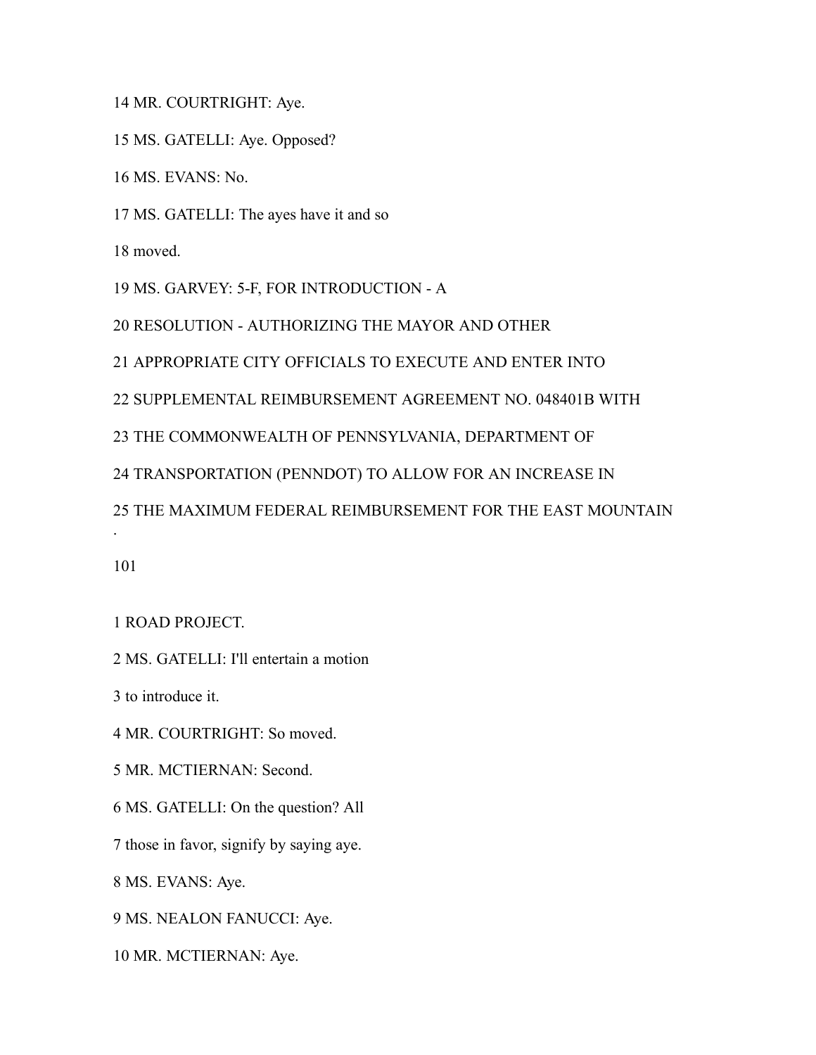14 MR. COURTRIGHT: Aye.

15 MS. GATELLI: Aye. Opposed?

16 MS. EVANS: No.

17 MS. GATELLI: The ayes have it and so

18 moved.

19 MS. GARVEY: 5-F, FOR INTRODUCTION - A

20 RESOLUTION - AUTHORIZING THE MAYOR AND OTHER

21 APPROPRIATE CITY OFFICIALS TO EXECUTE AND ENTER INTO

22 SUPPLEMENTAL REIMBURSEMENT AGREEMENT NO. 048401B WITH

23 THE COMMONWEALTH OF PENNSYLVANIA, DEPARTMENT OF

24 TRANSPORTATION (PENNDOT) TO ALLOW FOR AN INCREASE IN

25 THE MAXIMUM FEDERAL REIMBURSEMENT FOR THE EAST MOUNTAIN

1 ROAD PROJECT.

2 MS. GATELLI: I'll entertain a motion

3 to introduce it.

4 MR. COURTRIGHT: So moved.

5 MR. MCTIERNAN: Second.

6 MS. GATELLI: On the question? All

7 those in favor, signify by saying aye.

8 MS. EVANS: Aye.

9 MS. NEALON FANUCCI: Aye.

10 MR. MCTIERNAN: Aye.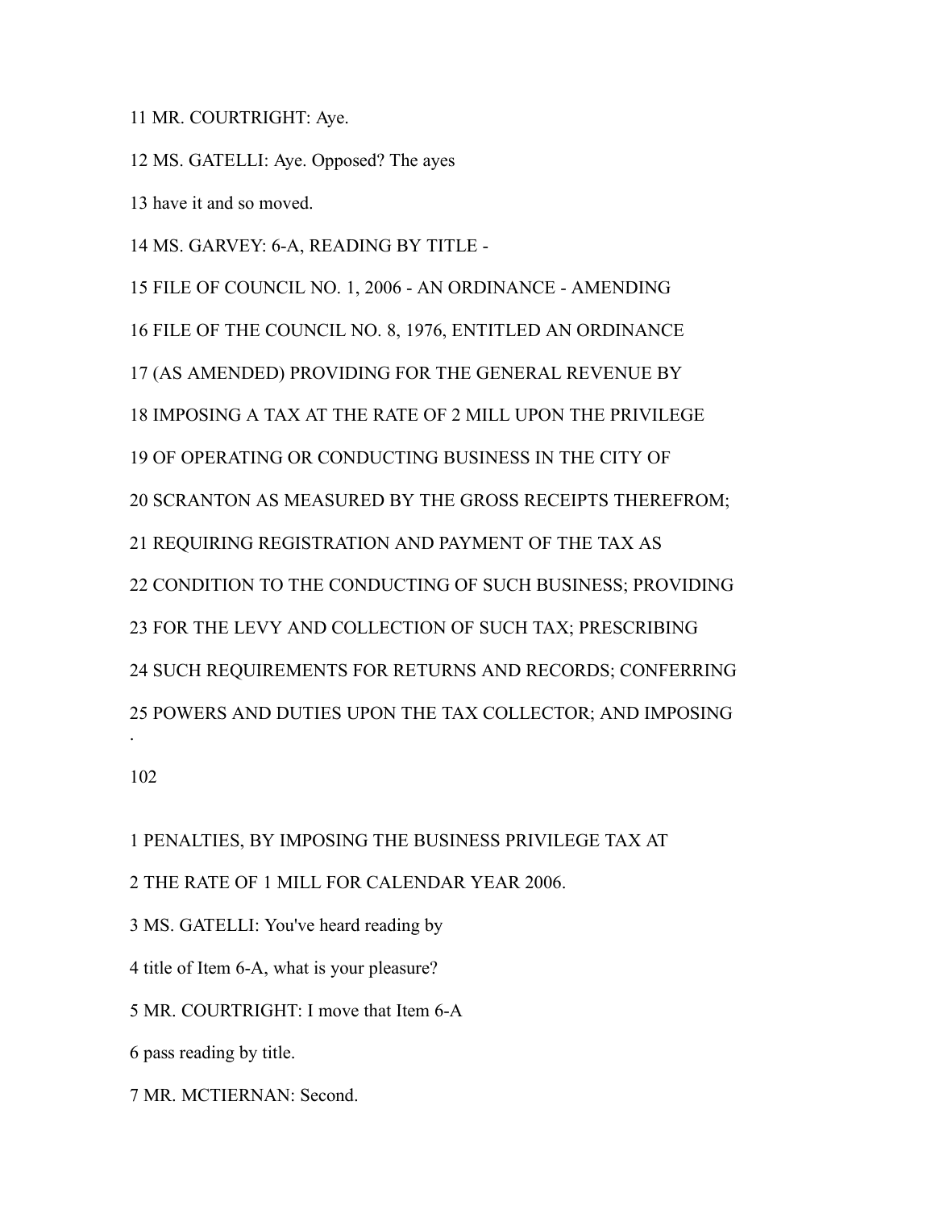11 MR. COURTRIGHT: Aye.

12 MS. GATELLI: Aye. Opposed? The ayes

13 have it and so moved.

14 MS. GARVEY: 6-A, READING BY TITLE -

15 FILE OF COUNCIL NO. 1, 2006 - AN ORDINANCE - AMENDING

16 FILE OF THE COUNCIL NO. 8, 1976, ENTITLED AN ORDINANCE

17 (AS AMENDED) PROVIDING FOR THE GENERAL REVENUE BY

18 IMPOSING A TAX AT THE RATE OF 2 MILL UPON THE PRIVILEGE

19 OF OPERATING OR CONDUCTING BUSINESS IN THE CITY OF

20 SCRANTON AS MEASURED BY THE GROSS RECEIPTS THEREFROM;

21 REQUIRING REGISTRATION AND PAYMENT OF THE TAX AS

22 CONDITION TO THE CONDUCTING OF SUCH BUSINESS; PROVIDING

23 FOR THE LEVY AND COLLECTION OF SUCH TAX; PRESCRIBING

24 SUCH REQUIREMENTS FOR RETURNS AND RECORDS; CONFERRING

25 POWERS AND DUTIES UPON THE TAX COLLECTOR; AND IMPOSING

1 PENALTIES, BY IMPOSING THE BUSINESS PRIVILEGE TAX AT

2 THE RATE OF 1 MILL FOR CALENDAR YEAR 2006.

3 MS. GATELLI: You've heard reading by

4 title of Item 6-A, what is your pleasure?

5 MR. COURTRIGHT: I move that Item 6-A

6 pass reading by title.

7 MR. MCTIERNAN: Second.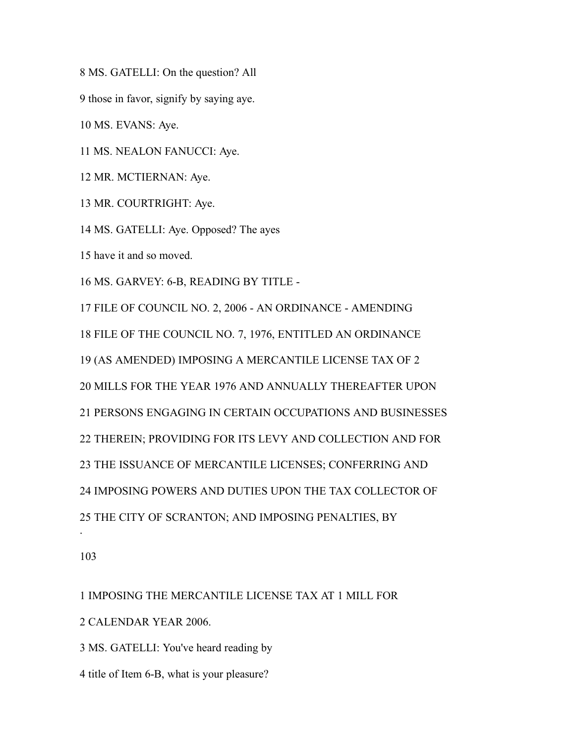8 MS. GATELLI: On the question? All

9 those in favor, signify by saying aye.

10 MS. EVANS: Aye.

11 MS. NEALON FANUCCI: Aye.

12 MR. MCTIERNAN: Aye.

13 MR. COURTRIGHT: Aye.

14 MS. GATELLI: Aye. Opposed? The ayes

15 have it and so moved.

16 MS. GARVEY: 6-B, READING BY TITLE -

17 FILE OF COUNCIL NO. 2, 2006 - AN ORDINANCE - AMENDING

18 FILE OF THE COUNCIL NO. 7, 1976, ENTITLED AN ORDINANCE

19 (AS AMENDED) IMPOSING A MERCANTILE LICENSE TAX OF 2

20 MILLS FOR THE YEAR 1976 AND ANNUALLY THEREAFTER UPON

21 PERSONS ENGAGING IN CERTAIN OCCUPATIONS AND BUSINESSES

22 THEREIN; PROVIDING FOR ITS LEVY AND COLLECTION AND FOR

23 THE ISSUANCE OF MERCANTILE LICENSES; CONFERRING AND

24 IMPOSING POWERS AND DUTIES UPON THE TAX COLLECTOR OF

25 THE CITY OF SCRANTON; AND IMPOSING PENALTIES, BY

1 IMPOSING THE MERCANTILE LICENSE TAX AT 1 MILL FOR

2 CALENDAR YEAR 2006.

3 MS. GATELLI: You've heard reading by

4 title of Item 6-B, what is your pleasure?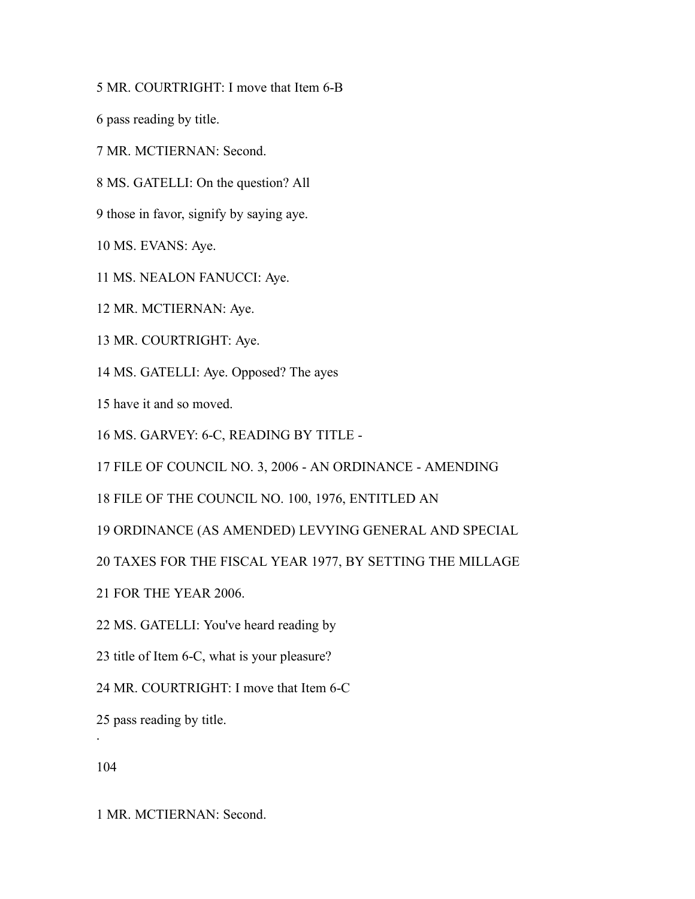5 MR. COURTRIGHT: I move that Item 6-B

6 pass reading by title.

7 MR. MCTIERNAN: Second.

8 MS. GATELLI: On the question? All

9 those in favor, signify by saying aye.

10 MS. EVANS: Aye.

11 MS. NEALON FANUCCI: Aye.

12 MR. MCTIERNAN: Aye.

13 MR. COURTRIGHT: Aye.

14 MS. GATELLI: Aye. Opposed? The ayes

15 have it and so moved.

16 MS. GARVEY: 6-C, READING BY TITLE -

17 FILE OF COUNCIL NO. 3, 2006 - AN ORDINANCE - AMENDING

18 FILE OF THE COUNCIL NO. 100, 1976, ENTITLED AN

19 ORDINANCE (AS AMENDED) LEVYING GENERAL AND SPECIAL

20 TAXES FOR THE FISCAL YEAR 1977, BY SETTING THE MILLAGE

21 FOR THE YEAR 2006.

22 MS. GATELLI: You've heard reading by

23 title of Item 6-C, what is your pleasure?

24 MR. COURTRIGHT: I move that Item 6-C

25 pass reading by title.

1 MR. MCTIERNAN: Second.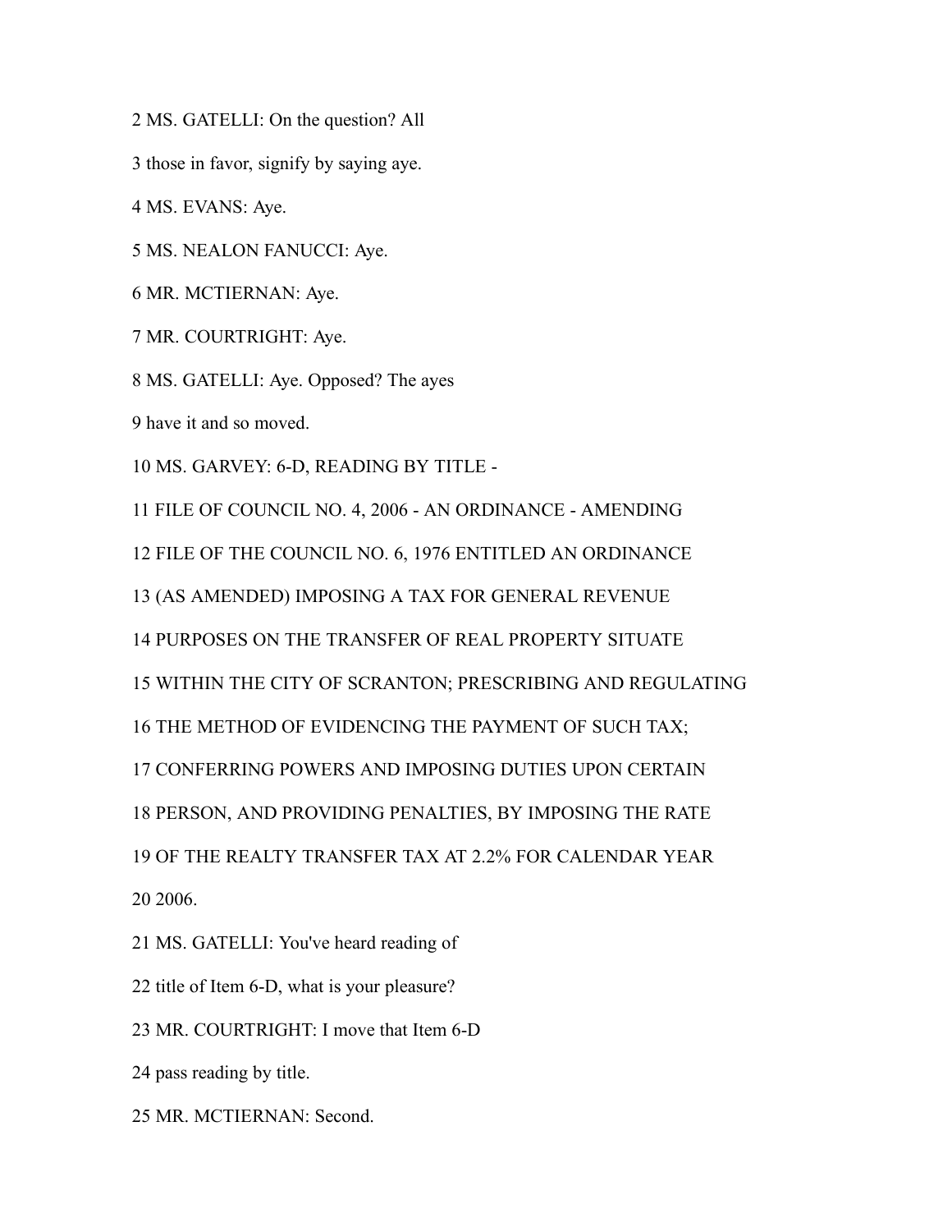2 MS. GATELLI: On the question? All

3 those in favor, signify by saying aye.

4 MS. EVANS: Aye.

5 MS. NEALON FANUCCI: Aye.

6 MR. MCTIERNAN: Aye.

7 MR. COURTRIGHT: Aye.

8 MS. GATELLI: Aye. Opposed? The ayes

9 have it and so moved.

10 MS. GARVEY: 6-D, READING BY TITLE -

11 FILE OF COUNCIL NO. 4, 2006 - AN ORDINANCE - AMENDING

12 FILE OF THE COUNCIL NO. 6, 1976 ENTITLED AN ORDINANCE

13 (AS AMENDED) IMPOSING A TAX FOR GENERAL REVENUE

14 PURPOSES ON THE TRANSFER OF REAL PROPERTY SITUATE

15 WITHIN THE CITY OF SCRANTON; PRESCRIBING AND REGULATING

16 THE METHOD OF EVIDENCING THE PAYMENT OF SUCH TAX;

17 CONFERRING POWERS AND IMPOSING DUTIES UPON CERTAIN

18 PERSON, AND PROVIDING PENALTIES, BY IMPOSING THE RATE

19 OF THE REALTY TRANSFER TAX AT 2.2% FOR CALENDAR YEAR

20 2006.

21 MS. GATELLI: You've heard reading of

22 title of Item 6-D, what is your pleasure?

23 MR. COURTRIGHT: I move that Item 6-D

24 pass reading by title.

25 MR. MCTIERNAN: Second.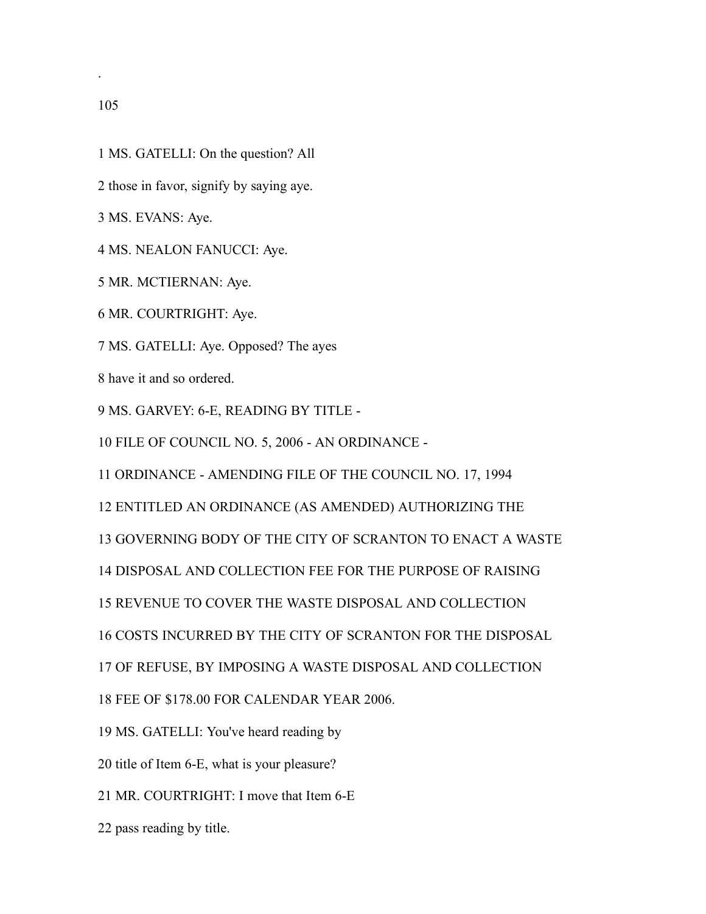1 MS. GATELLI: On the question? All

2 those in favor, signify by saying aye.

3 MS. EVANS: Aye.

4 MS. NEALON FANUCCI: Aye.

5 MR. MCTIERNAN: Aye.

6 MR. COURTRIGHT: Aye.

7 MS. GATELLI: Aye. Opposed? The ayes

8 have it and so ordered.

9 MS. GARVEY: 6-E, READING BY TITLE -

10 FILE OF COUNCIL NO. 5, 2006 - AN ORDINANCE -

11 ORDINANCE - AMENDING FILE OF THE COUNCIL NO. 17, 1994

12 ENTITLED AN ORDINANCE (AS AMENDED) AUTHORIZING THE

13 GOVERNING BODY OF THE CITY OF SCRANTON TO ENACT A WASTE

14 DISPOSAL AND COLLECTION FEE FOR THE PURPOSE OF RAISING

15 REVENUE TO COVER THE WASTE DISPOSAL AND COLLECTION

16 COSTS INCURRED BY THE CITY OF SCRANTON FOR THE DISPOSAL

17 OF REFUSE, BY IMPOSING A WASTE DISPOSAL AND COLLECTION

18 FEE OF $178.00 FOR CALENDAR YEAR 2006.

19 MS. GATELLI: You've heard reading by

20 title of Item 6-E, what is your pleasure?

21 MR. COURTRIGHT: I move that Item 6-E

22 pass reading by title.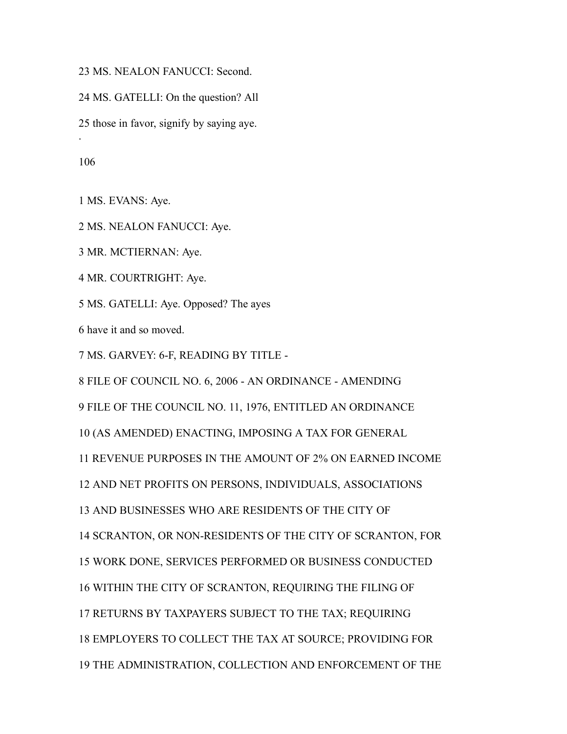23 MS. NEALON FANUCCI: Second.

24 MS. GATELLI: On the question? All

25 those in favor, signify by saying aye.

1 MS. EVANS: Aye.

2 MS. NEALON FANUCCI: Aye.

3 MR. MCTIERNAN: Aye.

4 MR. COURTRIGHT: Aye.

5 MS. GATELLI: Aye. Opposed? The ayes

6 have it and so moved.

7 MS. GARVEY: 6-F, READING BY TITLE -

8 FILE OF COUNCIL NO. 6, 2006 - AN ORDINANCE - AMENDING

9 FILE OF THE COUNCIL NO. 11, 1976, ENTITLED AN ORDINANCE

10 (AS AMENDED) ENACTING, IMPOSING A TAX FOR GENERAL

11 REVENUE PURPOSES IN THE AMOUNT OF 2% ON EARNED INCOME

12 AND NET PROFITS ON PERSONS, INDIVIDUALS, ASSOCIATIONS

13 AND BUSINESSES WHO ARE RESIDENTS OF THE CITY OF

14 SCRANTON, OR NON-RESIDENTS OF THE CITY OF SCRANTON, FOR

15 WORK DONE, SERVICES PERFORMED OR BUSINESS CONDUCTED

16 WITHIN THE CITY OF SCRANTON, REQUIRING THE FILING OF

17 RETURNS BY TAXPAYERS SUBJECT TO THE TAX; REQUIRING

18 EMPLOYERS TO COLLECT THE TAX AT SOURCE; PROVIDING FOR

19 THE ADMINISTRATION, COLLECTION AND ENFORCEMENT OF THE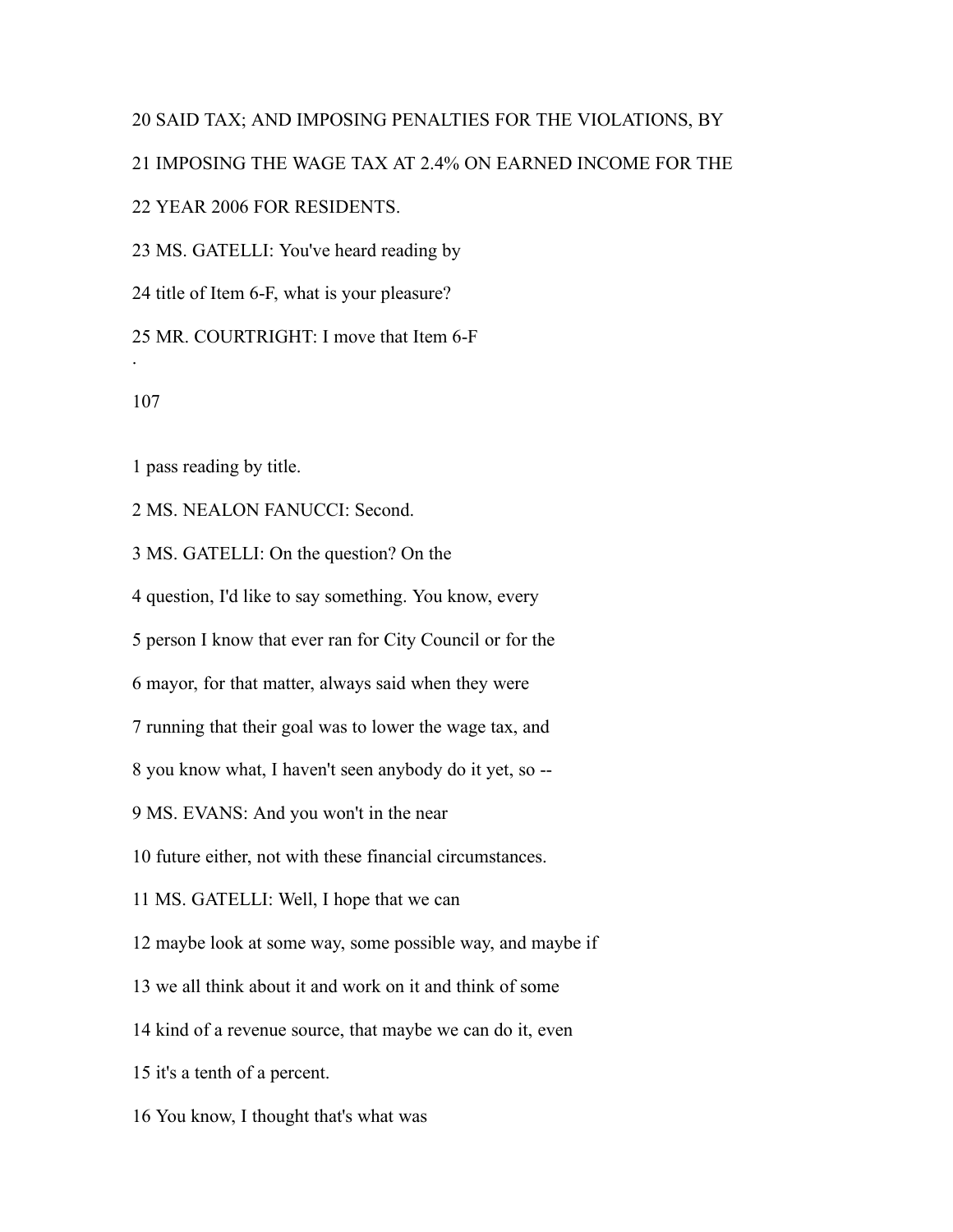20 SAID TAX; AND IMPOSING PENALTIES FOR THE VIOLATIONS, BY

21 IMPOSING THE WAGE TAX AT 2.4% ON EARNED INCOME FOR THE

22 YEAR 2006 FOR RESIDENTS.

23 MS. GATELLI: You've heard reading by

24 title of Item 6-F, what is your pleasure?

25 MR. COURTRIGHT: I move that Item 6-F

.

1 pass reading by title.

2 MS. NEALON FANUCCI: Second.

3 MS. GATELLI: On the question? On the

4 question, I'd like to say something. You know, every

5 person I know that ever ran for City Council or for the

6 mayor, for that matter, always said when they were

7 running that their goal was to lower the wage tax, and

8 you know what, I haven't seen anybody do it yet, so --

9 MS. EVANS: And you won't in the near

10 future either, not with these financial circumstances.

11 MS. GATELLI: Well, I hope that we can

12 maybe look at some way, some possible way, and maybe if

13 we all think about it and work on it and think of some

14 kind of a revenue source, that maybe we can do it, even

15 it's a tenth of a percent.

16 You know, I thought that's what was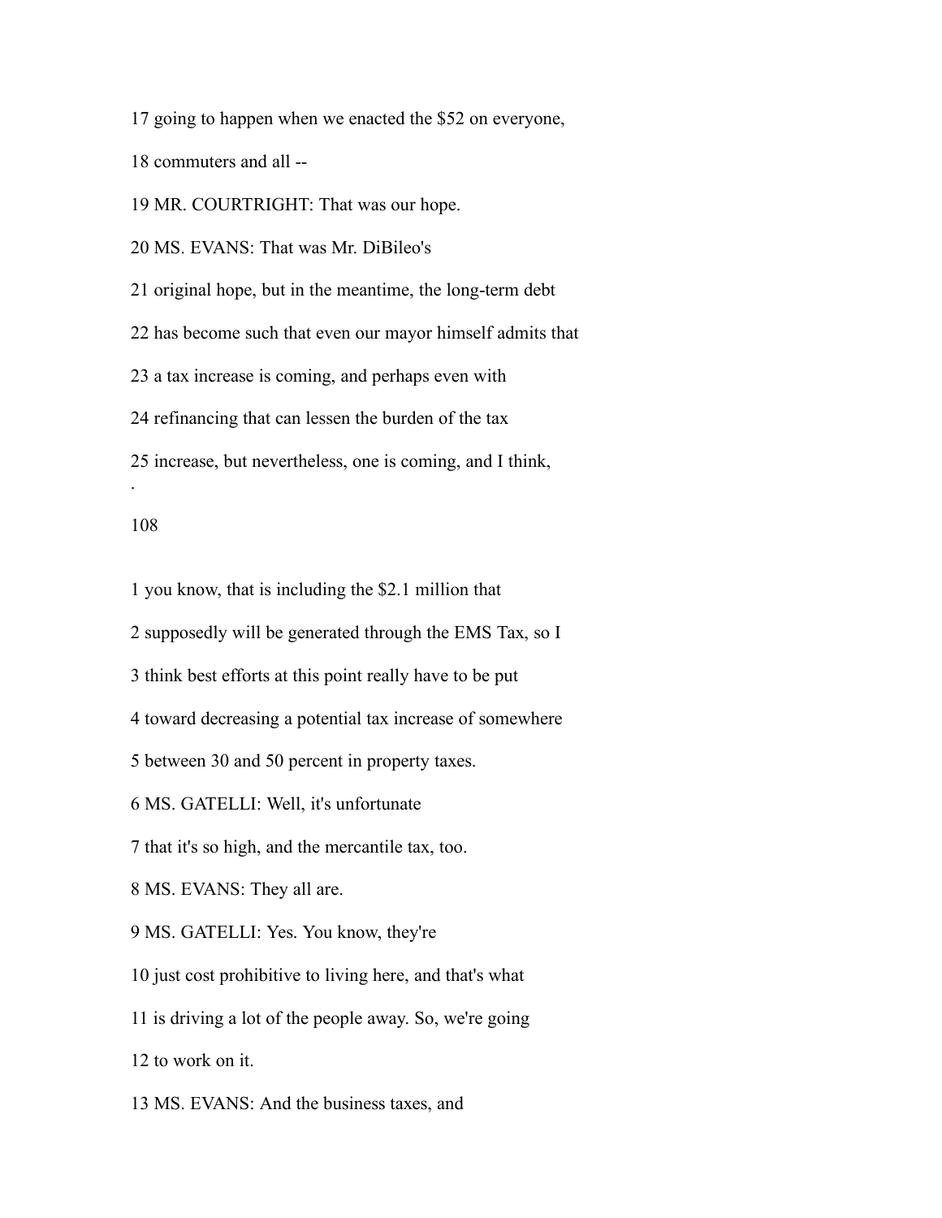17 going to happen when we enacted the $52 on everyone,

18 commuters and all --

19 MR. COURTRIGHT: That was our hope.

20 MS. EVANS: That was Mr. DiBileo's

21 original hope, but in the meantime, the long-term debt

22 has become such that even our mayor himself admits that

23 a tax increase is coming, and perhaps even with

24 refinancing that can lessen the burden of the tax

25 increase, but nevertheless, one is coming, and I think,

1 you know, that is including the $2.1 million that

2 supposedly will be generated through the EMS Tax, so I

3 think best efforts at this point really have to be put

4 toward decreasing a potential tax increase of somewhere

5 between 30 and 50 percent in property taxes.

6 MS. GATELLI: Well, it's unfortunate

7 that it's so high, and the mercantile tax, too.

8 MS. EVANS: They all are.

9 MS. GATELLI: Yes. You know, they're

10 just cost prohibitive to living here, and that's what

11 is driving a lot of the people away. So, we're going

12 to work on it.

13 MS. EVANS: And the business taxes, and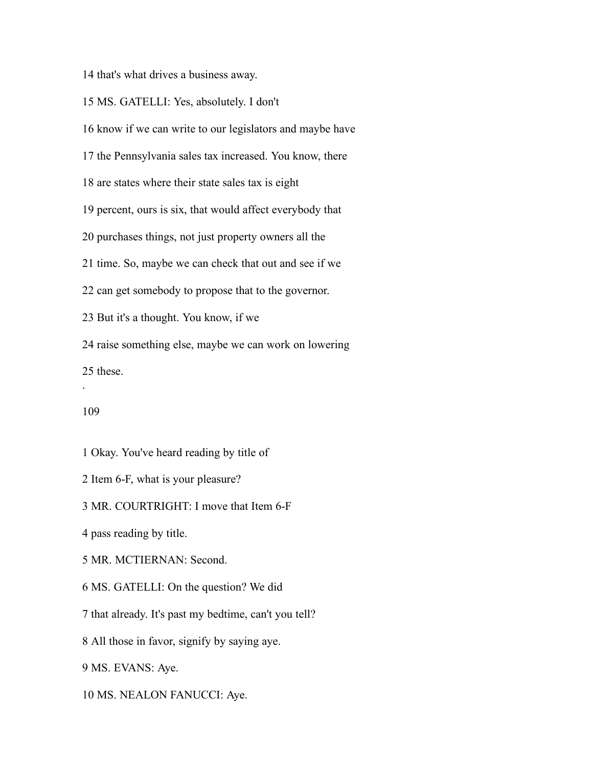14 that's what drives a business away.

15 MS. GATELLI: Yes, absolutely. I don't

16 know if we can write to our legislators and maybe have

17 the Pennsylvania sales tax increased. You know, there

18 are states where their state sales tax is eight

19 percent, ours is six, that would affect everybody that

20 purchases things, not just property owners all the

21 time. So, maybe we can check that out and see if we

22 can get somebody to propose that to the governor.

23 But it's a thought. You know, if we

24 raise something else, maybe we can work on lowering

25 these.

.

1 Okay. You've heard reading by title of

2 Item 6-F, what is your pleasure?

3 MR. COURTRIGHT: I move that Item 6-F

4 pass reading by title.

5 MR. MCTIERNAN: Second.

6 MS. GATELLI: On the question? We did

7 that already. It's past my bedtime, can't you tell?

8 All those in favor, signify by saying aye.

9 MS. EVANS: Aye.

10 MS. NEALON FANUCCI: Aye.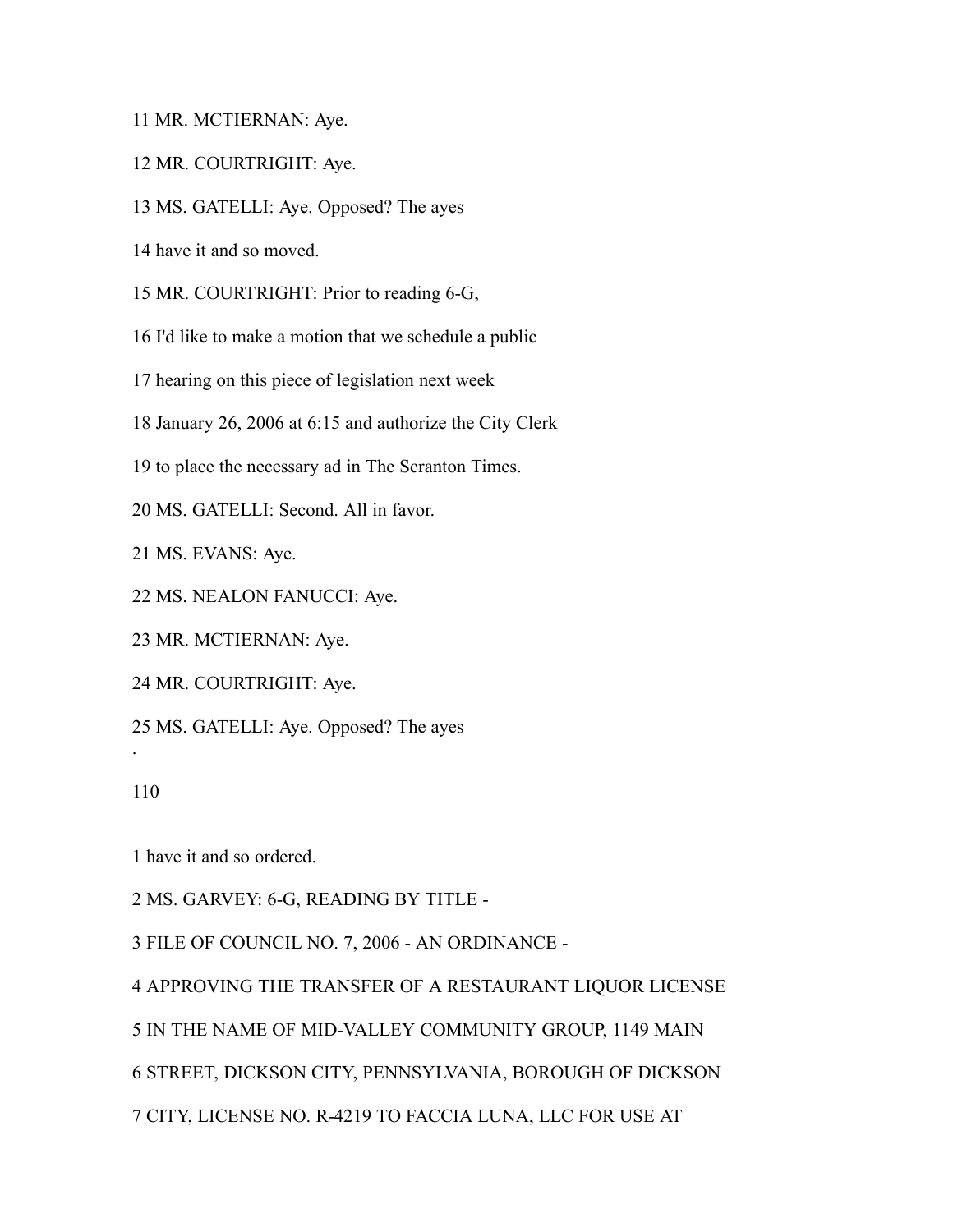11 MR. MCTIERNAN: Aye.

12 MR. COURTRIGHT: Aye.

13 MS. GATELLI: Aye. Opposed? The ayes

14 have it and so moved.

15 MR. COURTRIGHT: Prior to reading 6-G,

16 I'd like to make a motion that we schedule a public

17 hearing on this piece of legislation next week

18 January 26, 2006 at 6:15 and authorize the City Clerk

19 to place the necessary ad in The Scranton Times.

20 MS. GATELLI: Second. All in favor.

21 MS. EVANS: Aye.

22 MS. NEALON FANUCCI: Aye.

23 MR. MCTIERNAN: Aye.

24 MR. COURTRIGHT: Aye.

25 MS. GATELLI: Aye. Opposed? The ayes

.

1 have it and so ordered.

2 MS. GARVEY: 6-G, READING BY TITLE -

3 FILE OF COUNCIL NO. 7, 2006 - AN ORDINANCE -

4 APPROVING THE TRANSFER OF A RESTAURANT LIQUOR LICENSE

5 IN THE NAME OF MID-VALLEY COMMUNITY GROUP, 1149 MAIN

6 STREET, DICKSON CITY, PENNSYLVANIA, BOROUGH OF DICKSON

7 CITY, LICENSE NO. R-4219 TO FACCIA LUNA, LLC FOR USE AT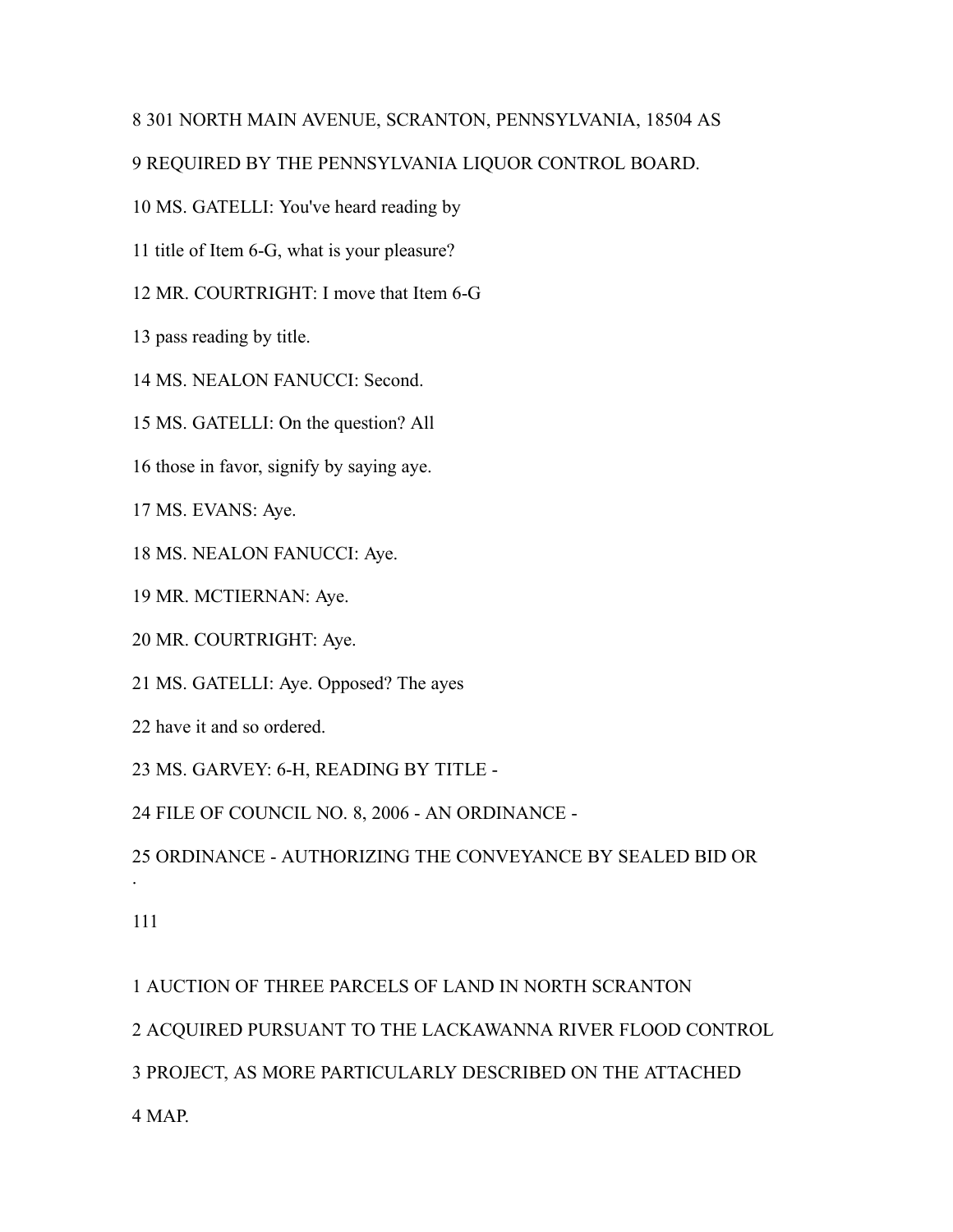8 301 NORTH MAIN AVENUE, SCRANTON, PENNSYLVANIA, 18504 AS

9 REQUIRED BY THE PENNSYLVANIA LIQUOR CONTROL BOARD.

10 MS. GATELLI: You've heard reading by

11 title of Item 6-G, what is your pleasure?

12 MR. COURTRIGHT: I move that Item 6-G

13 pass reading by title.

14 MS. NEALON FANUCCI: Second.

15 MS. GATELLI: On the question? All

16 those in favor, signify by saying aye.

17 MS. EVANS: Aye.

18 MS. NEALON FANUCCI: Aye.

19 MR. MCTIERNAN: Aye.

20 MR. COURTRIGHT: Aye.

21 MS. GATELLI: Aye. Opposed? The ayes

22 have it and so ordered.

23 MS. GARVEY: 6-H, READING BY TITLE -

24 FILE OF COUNCIL NO. 8, 2006 - AN ORDINANCE -

25 ORDINANCE - AUTHORIZING THE CONVEYANCE BY SEALED BID OR

1 AUCTION OF THREE PARCELS OF LAND IN NORTH SCRANTON

2 ACQUIRED PURSUANT TO THE LACKAWANNA RIVER FLOOD CONTROL

3 PROJECT, AS MORE PARTICULARLY DESCRIBED ON THE ATTACHED

4 MAP.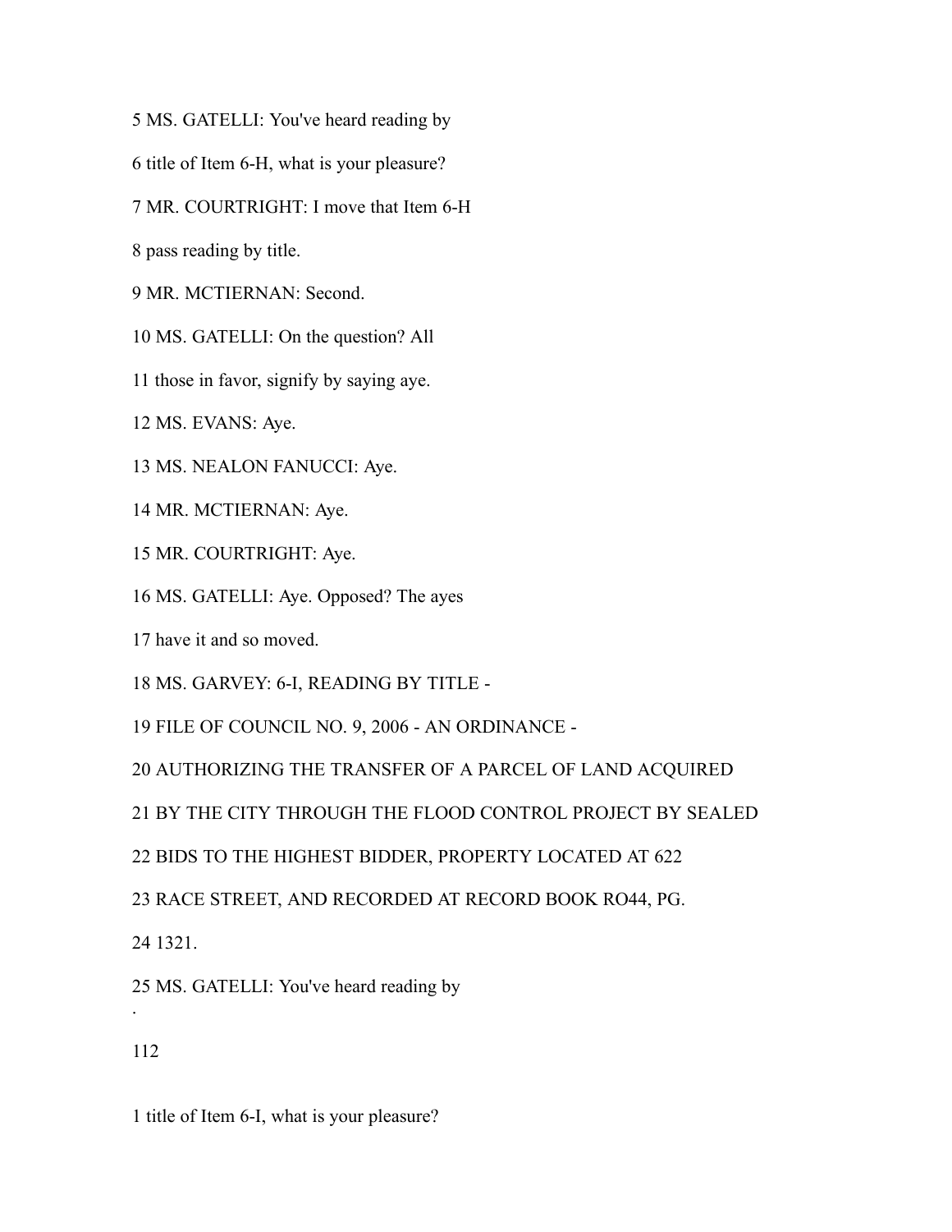5 MS. GATELLI: You've heard reading by

6 title of Item 6-H, what is your pleasure?

7 MR. COURTRIGHT: I move that Item 6-H

8 pass reading by title.

9 MR. MCTIERNAN: Second.

10 MS. GATELLI: On the question? All

11 those in favor, signify by saying aye.

12 MS. EVANS: Aye.

13 MS. NEALON FANUCCI: Aye.

14 MR. MCTIERNAN: Aye.

15 MR. COURTRIGHT: Aye.

16 MS. GATELLI: Aye. Opposed? The ayes

17 have it and so moved.

18 MS. GARVEY: 6-I, READING BY TITLE -

19 FILE OF COUNCIL NO. 9, 2006 - AN ORDINANCE -

20 AUTHORIZING THE TRANSFER OF A PARCEL OF LAND ACQUIRED

21 BY THE CITY THROUGH THE FLOOD CONTROL PROJECT BY SEALED

22 BIDS TO THE HIGHEST BIDDER, PROPERTY LOCATED AT 622

23 RACE STREET, AND RECORDED AT RECORD BOOK RO44, PG.

24 1321.

25 MS. GATELLI: You've heard reading by

1 title of Item 6-I, what is your pleasure?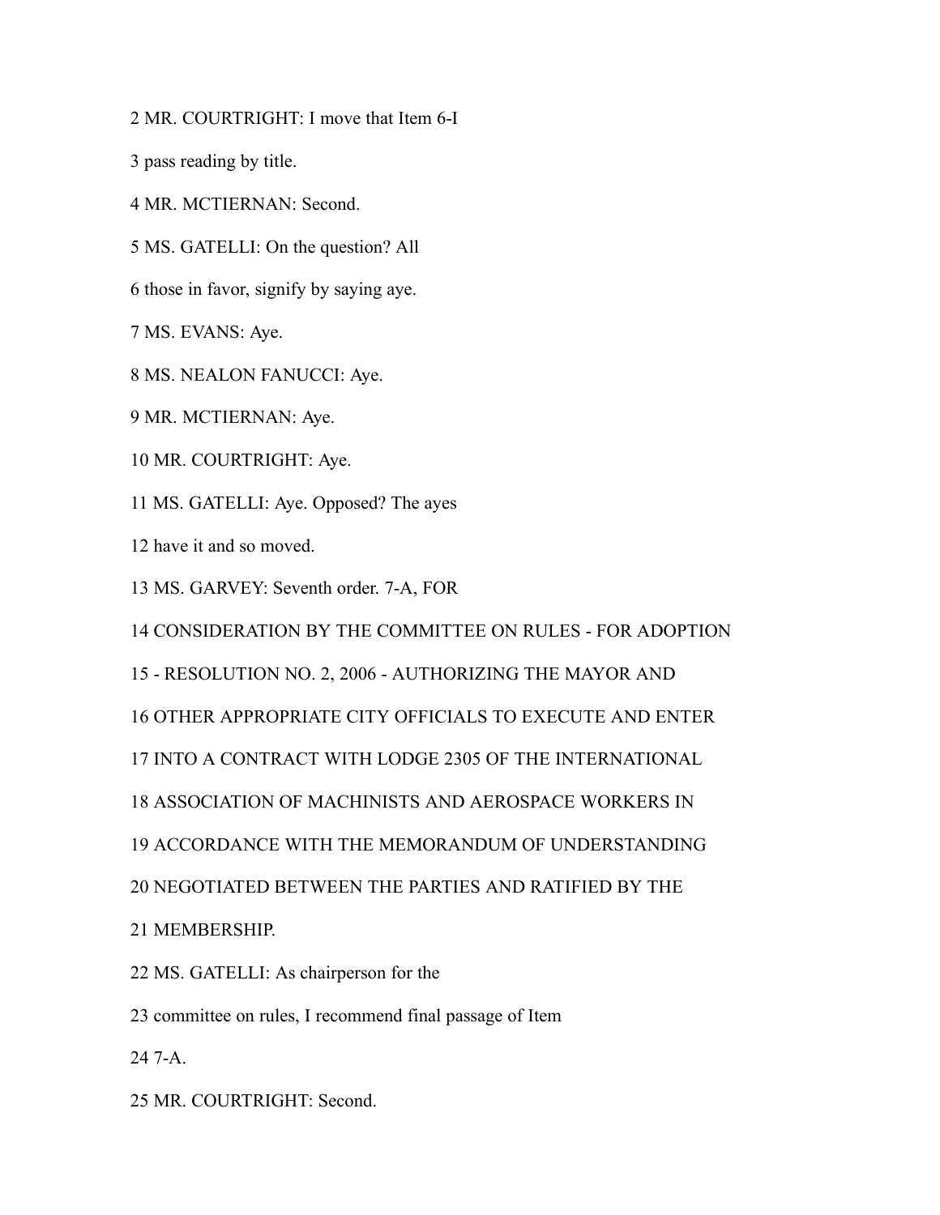2 MR. COURTRIGHT: I move that Item 6-I

3 pass reading by title.

4 MR. MCTIERNAN: Second.

5 MS. GATELLI: On the question? All

6 those in favor, signify by saying aye.

7 MS. EVANS: Aye.

8 MS. NEALON FANUCCI: Aye.

9 MR. MCTIERNAN: Aye.

10 MR. COURTRIGHT: Aye.

11 MS. GATELLI: Aye. Opposed? The ayes

12 have it and so moved.

13 MS. GARVEY: Seventh order. 7-A, FOR

14 CONSIDERATION BY THE COMMITTEE ON RULES - FOR ADOPTION

15 - RESOLUTION NO. 2, 2006 - AUTHORIZING THE MAYOR AND

16 OTHER APPROPRIATE CITY OFFICIALS TO EXECUTE AND ENTER

17 INTO A CONTRACT WITH LODGE 2305 OF THE INTERNATIONAL

18 ASSOCIATION OF MACHINISTS AND AEROSPACE WORKERS IN

19 ACCORDANCE WITH THE MEMORANDUM OF UNDERSTANDING

20 NEGOTIATED BETWEEN THE PARTIES AND RATIFIED BY THE

21 MEMBERSHIP.

22 MS. GATELLI: As chairperson for the

23 committee on rules, I recommend final passage of Item

24 7-A.

25 MR. COURTRIGHT: Second.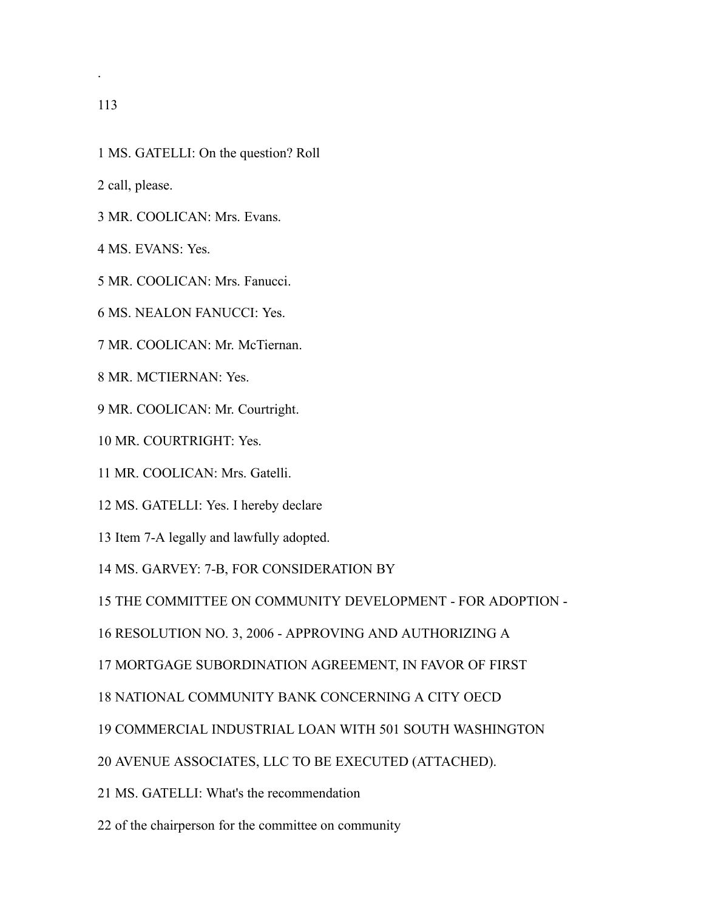1 MS. GATELLI: On the question? Roll

2 call, please.

3 MR. COOLICAN: Mrs. Evans.

4 MS. EVANS: Yes.

5 MR. COOLICAN: Mrs. Fanucci.

6 MS. NEALON FANUCCI: Yes.

7 MR. COOLICAN: Mr. McTiernan.

8 MR. MCTIERNAN: Yes.

9 MR. COOLICAN: Mr. Courtright.

10 MR. COURTRIGHT: Yes.

11 MR. COOLICAN: Mrs. Gatelli.

12 MS. GATELLI: Yes. I hereby declare

13 Item 7-A legally and lawfully adopted.

14 MS. GARVEY: 7-B, FOR CONSIDERATION BY

15 THE COMMITTEE ON COMMUNITY DEVELOPMENT - FOR ADOPTION -

16 RESOLUTION NO. 3, 2006 - APPROVING AND AUTHORIZING A

17 MORTGAGE SUBORDINATION AGREEMENT, IN FAVOR OF FIRST

18 NATIONAL COMMUNITY BANK CONCERNING A CITY OECD

19 COMMERCIAL INDUSTRIAL LOAN WITH 501 SOUTH WASHINGTON

20 AVENUE ASSOCIATES, LLC TO BE EXECUTED (ATTACHED).

21 MS. GATELLI: What's the recommendation

22 of the chairperson for the committee on community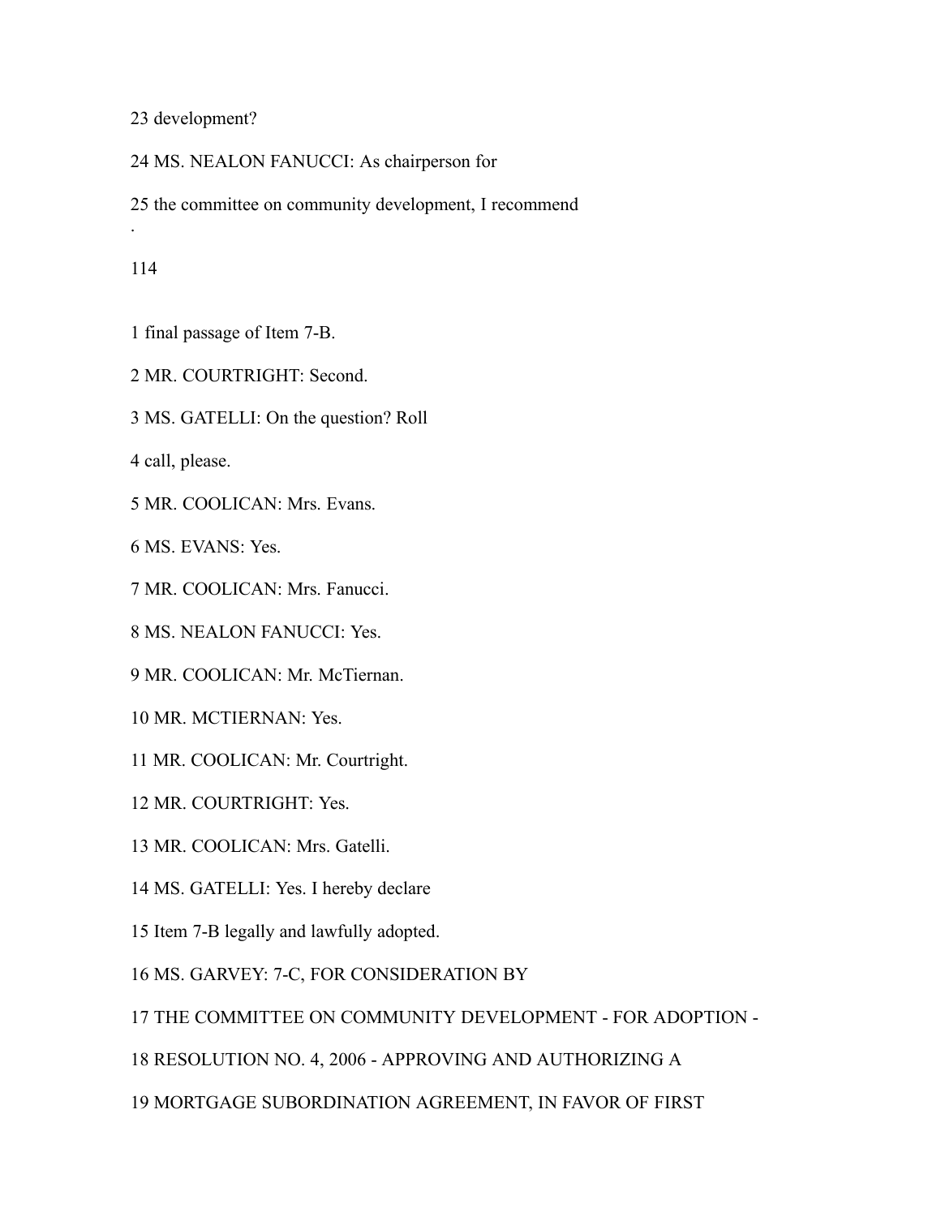23 development?

24 MS. NEALON FANUCCI: As chairperson for

25 the committee on community development, I recommend

1 final passage of Item 7-B.

2 MR. COURTRIGHT: Second.

3 MS. GATELLI: On the question? Roll

4 call, please.

5 MR. COOLICAN: Mrs. Evans.

6 MS. EVANS: Yes.

7 MR. COOLICAN: Mrs. Fanucci.

8 MS. NEALON FANUCCI: Yes.

9 MR. COOLICAN: Mr. McTiernan.

10 MR. MCTIERNAN: Yes.

11 MR. COOLICAN: Mr. Courtright.

12 MR. COURTRIGHT: Yes.

13 MR. COOLICAN: Mrs. Gatelli.

14 MS. GATELLI: Yes. I hereby declare

15 Item 7-B legally and lawfully adopted.

16 MS. GARVEY: 7-C, FOR CONSIDERATION BY

17 THE COMMITTEE ON COMMUNITY DEVELOPMENT - FOR ADOPTION -

18 RESOLUTION NO. 4, 2006 - APPROVING AND AUTHORIZING A

19 MORTGAGE SUBORDINATION AGREEMENT, IN FAVOR OF FIRST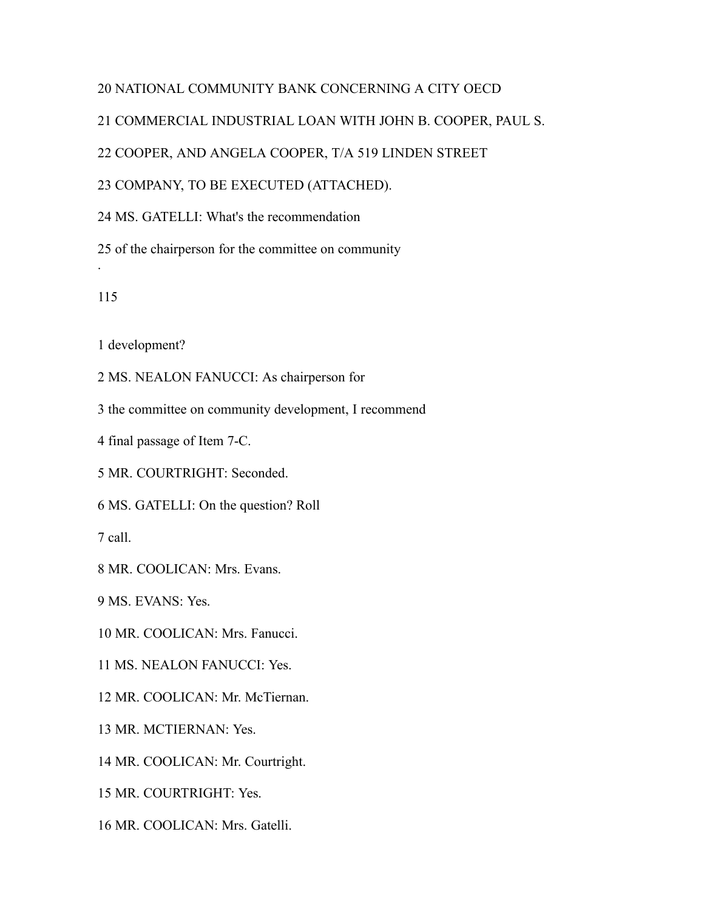20 NATIONAL COMMUNITY BANK CONCERNING A CITY OECD

21 COMMERCIAL INDUSTRIAL LOAN WITH JOHN B. COOPER, PAUL S.

22 COOPER, AND ANGELA COOPER, T/A 519 LINDEN STREET

23 COMPANY, TO BE EXECUTED (ATTACHED).

24 MS. GATELLI: What's the recommendation

25 of the chairperson for the committee on community

1 development?

2 MS. NEALON FANUCCI: As chairperson for

3 the committee on community development, I recommend

4 final passage of Item 7-C.

5 MR. COURTRIGHT: Seconded.

6 MS. GATELLI: On the question? Roll

7 call.

8 MR. COOLICAN: Mrs. Evans.

9 MS. EVANS: Yes.

10 MR. COOLICAN: Mrs. Fanucci.

11 MS. NEALON FANUCCI: Yes.

12 MR. COOLICAN: Mr. McTiernan.

13 MR. MCTIERNAN: Yes.

14 MR. COOLICAN: Mr. Courtright.

15 MR. COURTRIGHT: Yes.

16 MR. COOLICAN: Mrs. Gatelli.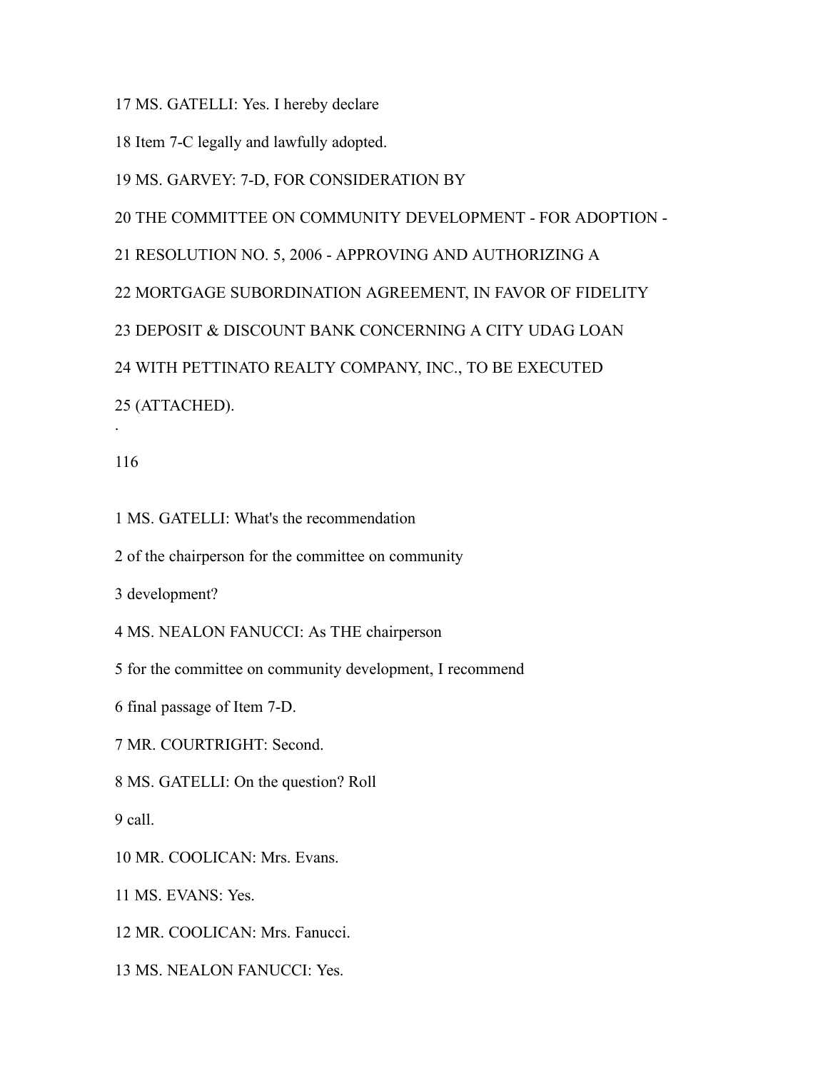17 MS. GATELLI: Yes. I hereby declare

18 Item 7-C legally and lawfully adopted.

19 MS. GARVEY: 7-D, FOR CONSIDERATION BY

20 THE COMMITTEE ON COMMUNITY DEVELOPMENT - FOR ADOPTION -

21 RESOLUTION NO. 5, 2006 - APPROVING AND AUTHORIZING A

22 MORTGAGE SUBORDINATION AGREEMENT, IN FAVOR OF FIDELITY

23 DEPOSIT & DISCOUNT BANK CONCERNING A CITY UDAG LOAN

24 WITH PETTINATO REALTY COMPANY, INC., TO BE EXECUTED

25 (ATTACHED).

.

116

1 MS. GATELLI: What's the recommendation

2 of the chairperson for the committee on community

3 development?

4 MS. NEALON FANUCCI: As THE chairperson

5 for the committee on community development, I recommend

6 final passage of Item 7-D.

7 MR. COURTRIGHT: Second.

8 MS. GATELLI: On the question? Roll

9 call.

10 MR. COOLICAN: Mrs. Evans.

11 MS. EVANS: Yes.

12 MR. COOLICAN: Mrs. Fanucci.

13 MS. NEALON FANUCCI: Yes.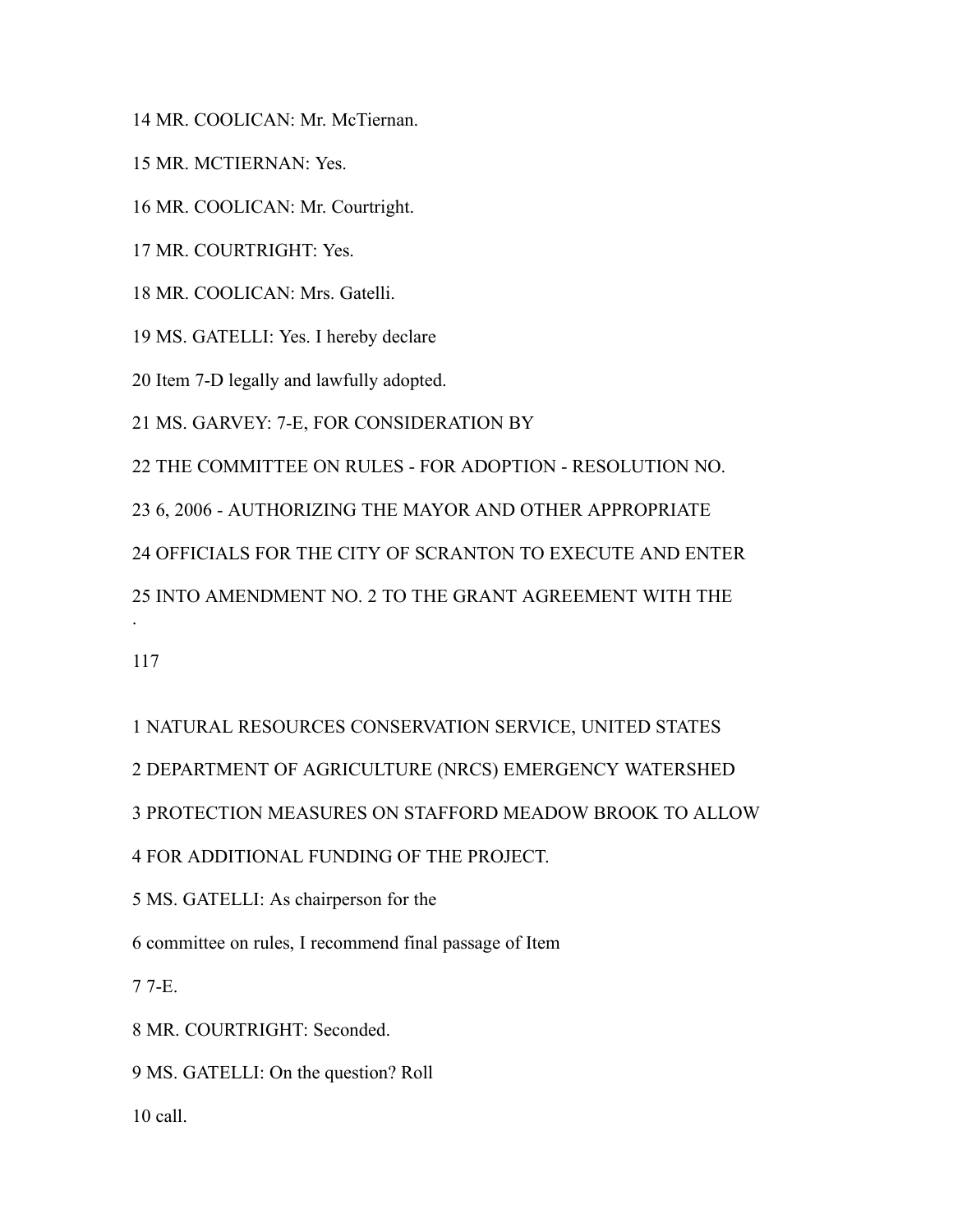14 MR. COOLICAN: Mr. McTiernan.

15 MR. MCTIERNAN: Yes.

16 MR. COOLICAN: Mr. Courtright.

17 MR. COURTRIGHT: Yes.

18 MR. COOLICAN: Mrs. Gatelli.

19 MS. GATELLI: Yes. I hereby declare

20 Item 7-D legally and lawfully adopted.

21 MS. GARVEY: 7-E, FOR CONSIDERATION BY

22 THE COMMITTEE ON RULES - FOR ADOPTION - RESOLUTION NO.

23 6, 2006 - AUTHORIZING THE MAYOR AND OTHER APPROPRIATE

24 OFFICIALS FOR THE CITY OF SCRANTON TO EXECUTE AND ENTER

25 INTO AMENDMENT NO. 2 TO THE GRANT AGREEMENT WITH THE

1 NATURAL RESOURCES CONSERVATION SERVICE, UNITED STATES

2 DEPARTMENT OF AGRICULTURE (NRCS) EMERGENCY WATERSHED

3 PROTECTION MEASURES ON STAFFORD MEADOW BROOK TO ALLOW

4 FOR ADDITIONAL FUNDING OF THE PROJECT.

5 MS. GATELLI: As chairperson for the

6 committee on rules, I recommend final passage of Item

7 7-E.

8 MR. COURTRIGHT: Seconded.

9 MS. GATELLI: On the question? Roll

10 call.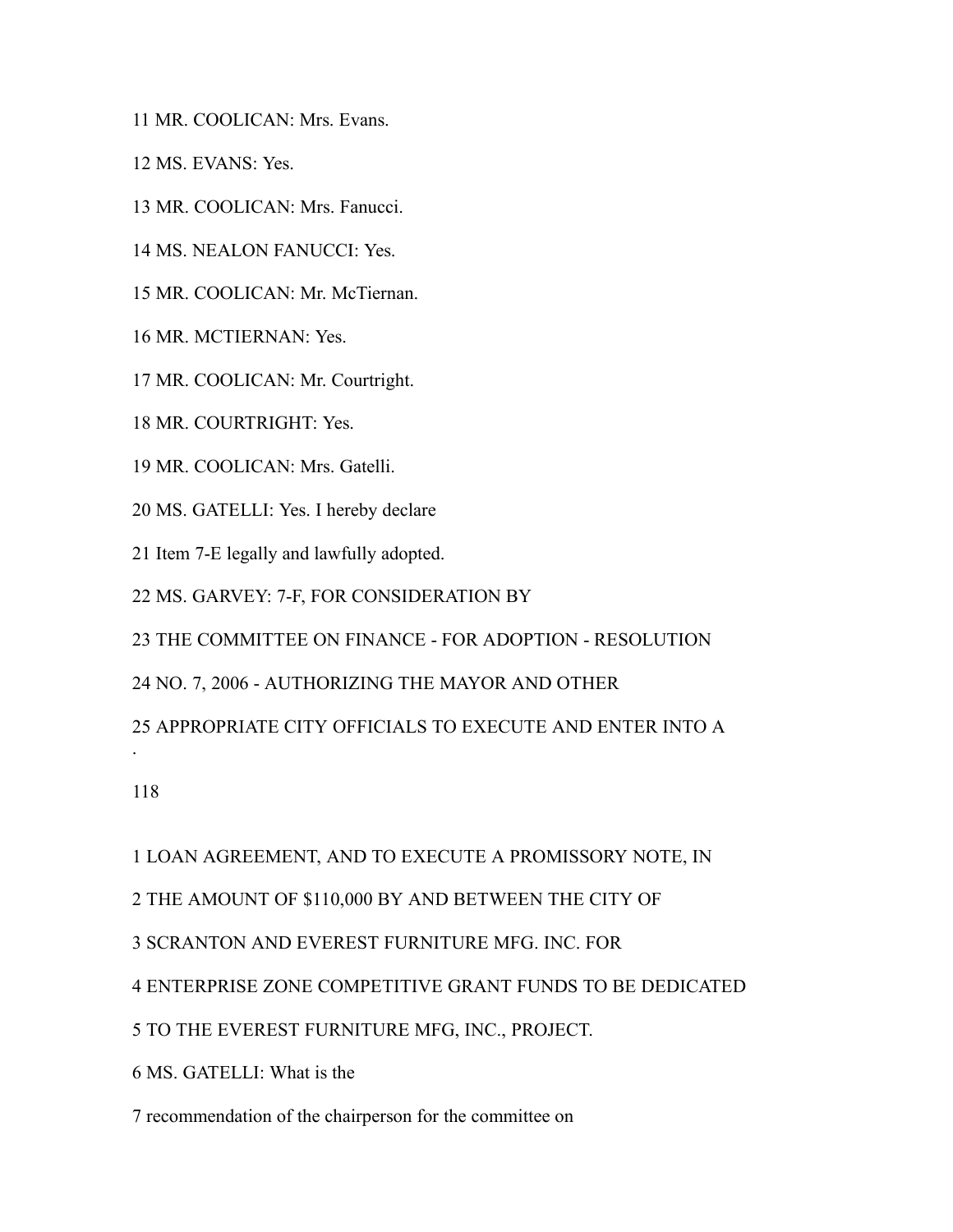11 MR. COOLICAN: Mrs. Evans.

12 MS. EVANS: Yes.

13 MR. COOLICAN: Mrs. Fanucci.

14 MS. NEALON FANUCCI: Yes.

15 MR. COOLICAN: Mr. McTiernan.

16 MR. MCTIERNAN: Yes.

17 MR. COOLICAN: Mr. Courtright.

18 MR. COURTRIGHT: Yes.

19 MR. COOLICAN: Mrs. Gatelli.

20 MS. GATELLI: Yes. I hereby declare

21 Item 7-E legally and lawfully adopted.

22 MS. GARVEY: 7-F, FOR CONSIDERATION BY

23 THE COMMITTEE ON FINANCE - FOR ADOPTION - RESOLUTION

24 NO. 7, 2006 - AUTHORIZING THE MAYOR AND OTHER

25 APPROPRIATE CITY OFFICIALS TO EXECUTE AND ENTER INTO A

1 LOAN AGREEMENT, AND TO EXECUTE A PROMISSORY NOTE, IN

2 THE AMOUNT OF $110,000 BY AND BETWEEN THE CITY OF

3 SCRANTON AND EVEREST FURNITURE MFG. INC. FOR

4 ENTERPRISE ZONE COMPETITIVE GRANT FUNDS TO BE DEDICATED

5 TO THE EVEREST FURNITURE MFG, INC., PROJECT.

6 MS. GATELLI: What is the

7 recommendation of the chairperson for the committee on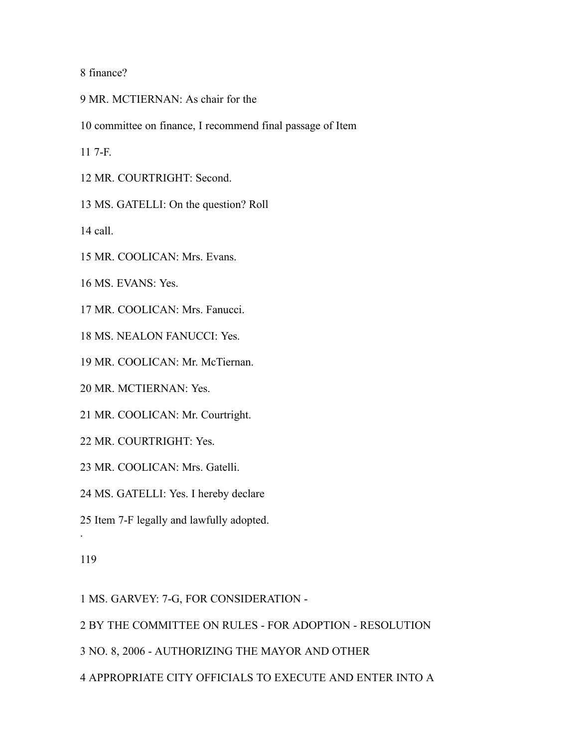8 finance?

9 MR. MCTIERNAN: As chair for the

10 committee on finance, I recommend final passage of Item

11 7-F.

12 MR. COURTRIGHT: Second.

13 MS. GATELLI: On the question? Roll

14 call.

15 MR. COOLICAN: Mrs. Evans.

16 MS. EVANS: Yes.

17 MR. COOLICAN: Mrs. Fanucci.

18 MS. NEALON FANUCCI: Yes.

19 MR. COOLICAN: Mr. McTiernan.

20 MR. MCTIERNAN: Yes.

21 MR. COOLICAN: Mr. Courtright.

22 MR. COURTRIGHT: Yes.

23 MR. COOLICAN: Mrs. Gatelli.

24 MS. GATELLI: Yes. I hereby declare

25 Item 7-F legally and lawfully adopted.

1 MS. GARVEY: 7-G, FOR CONSIDERATION -

2 BY THE COMMITTEE ON RULES - FOR ADOPTION - RESOLUTION

3 NO. 8, 2006 - AUTHORIZING THE MAYOR AND OTHER

4 APPROPRIATE CITY OFFICIALS TO EXECUTE AND ENTER INTO A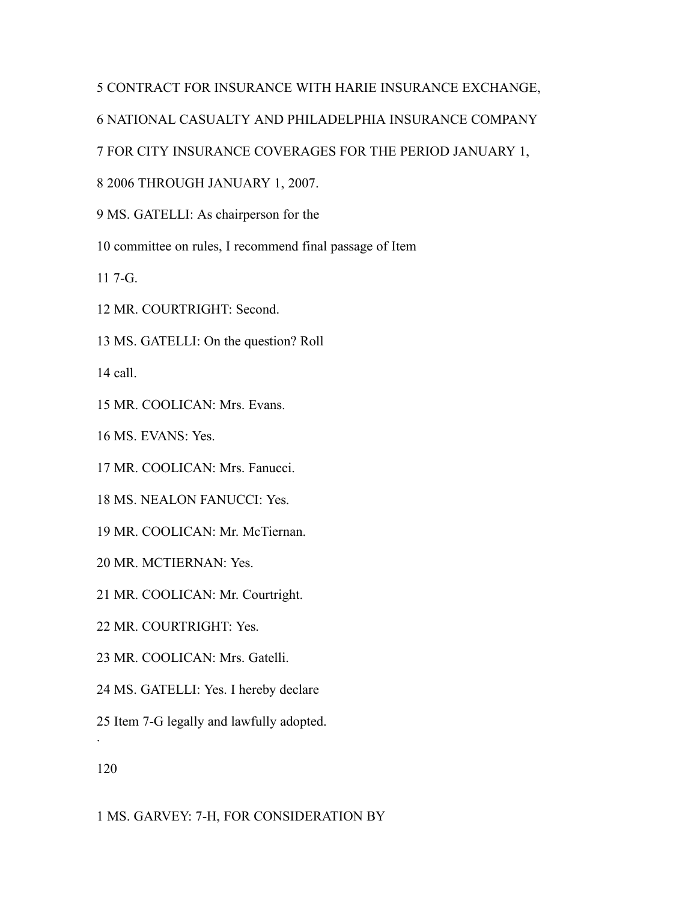5 CONTRACT FOR INSURANCE WITH HARIE INSURANCE EXCHANGE,

6 NATIONAL CASUALTY AND PHILADELPHIA INSURANCE COMPANY

7 FOR CITY INSURANCE COVERAGES FOR THE PERIOD JANUARY 1,

8 2006 THROUGH JANUARY 1, 2007.

9 MS. GATELLI: As chairperson for the

10 committee on rules, I recommend final passage of Item

11 7-G.

12 MR. COURTRIGHT: Second.

13 MS. GATELLI: On the question? Roll

14 call.

15 MR. COOLICAN: Mrs. Evans.

16 MS. EVANS: Yes.

17 MR. COOLICAN: Mrs. Fanucci.

18 MS. NEALON FANUCCI: Yes.

19 MR. COOLICAN: Mr. McTiernan.

20 MR. MCTIERNAN: Yes.

21 MR. COOLICAN: Mr. Courtright.

22 MR. COURTRIGHT: Yes.

23 MR. COOLICAN: Mrs. Gatelli.

24 MS. GATELLI: Yes. I hereby declare

25 Item 7-G legally and lawfully adopted.

1 MS. GARVEY: 7-H, FOR CONSIDERATION BY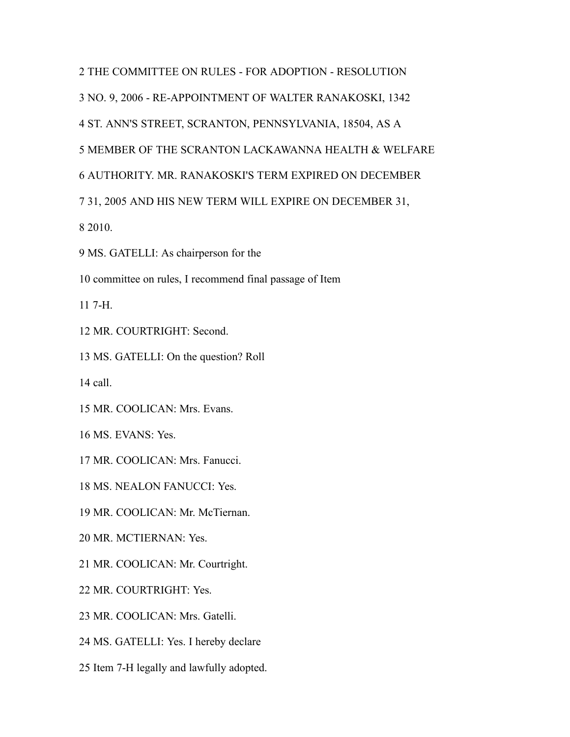2 THE COMMITTEE ON RULES - FOR ADOPTION - RESOLUTION

3 NO. 9, 2006 - RE-APPOINTMENT OF WALTER RANAKOSKI, 1342

4 ST. ANN'S STREET, SCRANTON, PENNSYLVANIA, 18504, AS A

5 MEMBER OF THE SCRANTON LACKAWANNA HEALTH & WELFARE

6 AUTHORITY. MR. RANAKOSKI'S TERM EXPIRED ON DECEMBER

7 31, 2005 AND HIS NEW TERM WILL EXPIRE ON DECEMBER 31,

8 2010.

9 MS. GATELLI: As chairperson for the

10 committee on rules, I recommend final passage of Item

11 7-H.

12 MR. COURTRIGHT: Second.

13 MS. GATELLI: On the question? Roll

14 call.

15 MR. COOLICAN: Mrs. Evans.

16 MS. EVANS: Yes.

17 MR. COOLICAN: Mrs. Fanucci.

18 MS. NEALON FANUCCI: Yes.

19 MR. COOLICAN: Mr. McTiernan.

20 MR. MCTIERNAN: Yes.

21 MR. COOLICAN: Mr. Courtright.

22 MR. COURTRIGHT: Yes.

23 MR. COOLICAN: Mrs. Gatelli.

24 MS. GATELLI: Yes. I hereby declare

25 Item 7-H legally and lawfully adopted.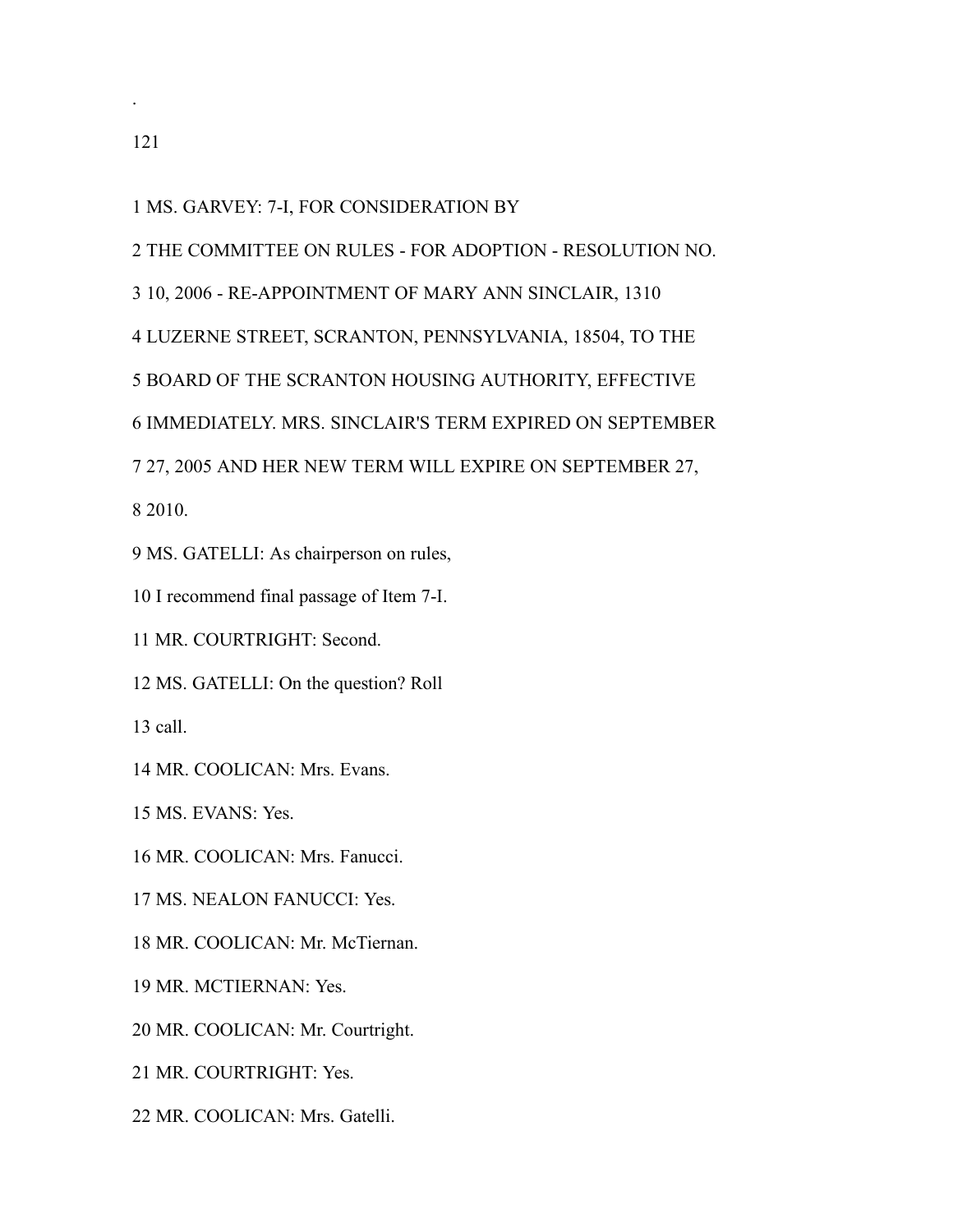1 MS. GARVEY: 7-I, FOR CONSIDERATION BY

2 THE COMMITTEE ON RULES - FOR ADOPTION - RESOLUTION NO.

3 10, 2006 - RE-APPOINTMENT OF MARY ANN SINCLAIR, 1310

4 LUZERNE STREET, SCRANTON, PENNSYLVANIA, 18504, TO THE

5 BOARD OF THE SCRANTON HOUSING AUTHORITY, EFFECTIVE

6 IMMEDIATELY. MRS. SINCLAIR'S TERM EXPIRED ON SEPTEMBER

7 27, 2005 AND HER NEW TERM WILL EXPIRE ON SEPTEMBER 27,

8 2010.

9 MS. GATELLI: As chairperson on rules,

10 I recommend final passage of Item 7-I.

11 MR. COURTRIGHT: Second.

12 MS. GATELLI: On the question? Roll

13 call.

14 MR. COOLICAN: Mrs. Evans.

15 MS. EVANS: Yes.

16 MR. COOLICAN: Mrs. Fanucci.

17 MS. NEALON FANUCCI: Yes.

18 MR. COOLICAN: Mr. McTiernan.

19 MR. MCTIERNAN: Yes.

20 MR. COOLICAN: Mr. Courtright.

21 MR. COURTRIGHT: Yes.

22 MR. COOLICAN: Mrs. Gatelli.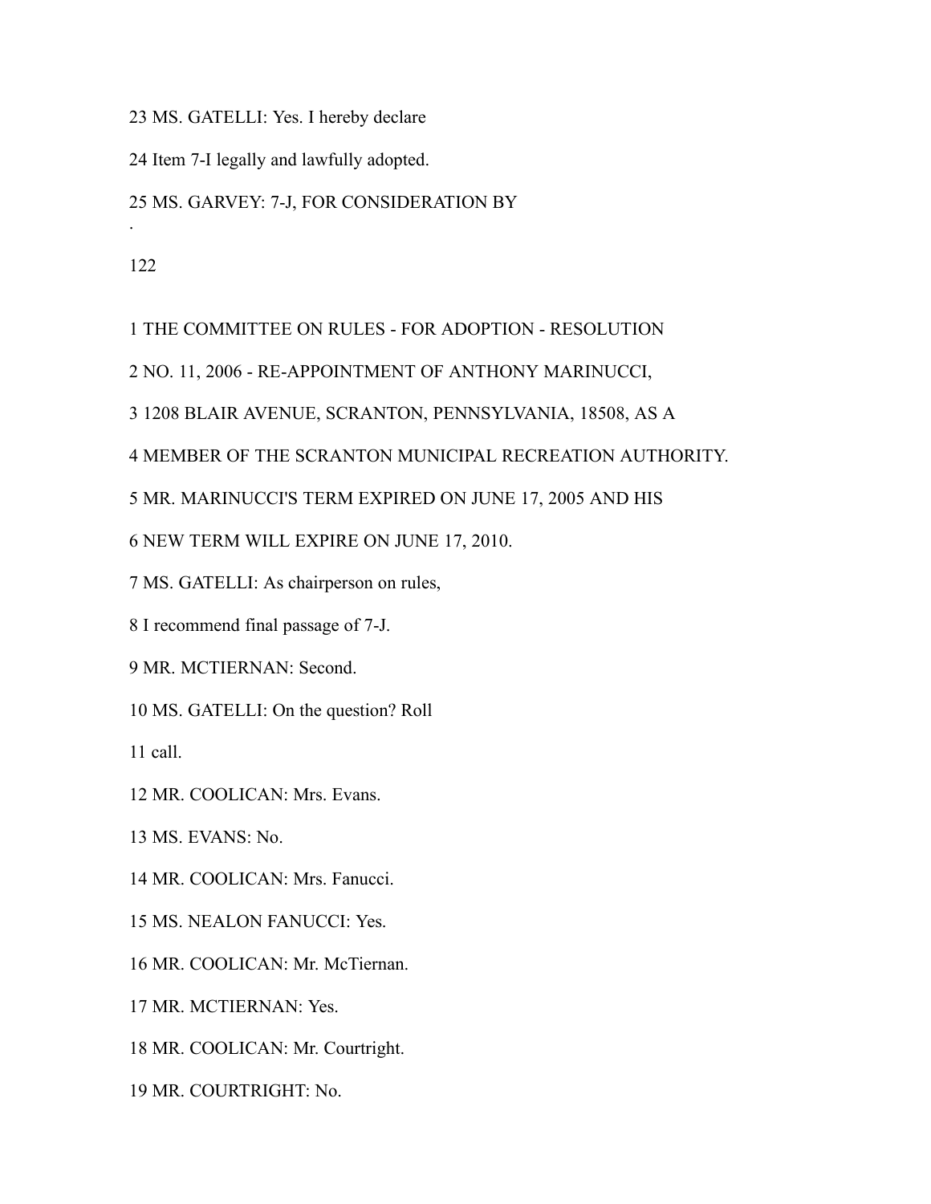23 MS. GATELLI: Yes. I hereby declare

24 Item 7-I legally and lawfully adopted.

25 MS. GARVEY: 7-J, FOR CONSIDERATION BY

1 THE COMMITTEE ON RULES - FOR ADOPTION - RESOLUTION

2 NO. 11, 2006 - RE-APPOINTMENT OF ANTHONY MARINUCCI,

3 1208 BLAIR AVENUE, SCRANTON, PENNSYLVANIA, 18508, AS A

4 MEMBER OF THE SCRANTON MUNICIPAL RECREATION AUTHORITY.

5 MR. MARINUCCI'S TERM EXPIRED ON JUNE 17, 2005 AND HIS

6 NEW TERM WILL EXPIRE ON JUNE 17, 2010.

7 MS. GATELLI: As chairperson on rules,

8 I recommend final passage of 7-J.

9 MR. MCTIERNAN: Second.

10 MS. GATELLI: On the question? Roll

11 call.

12 MR. COOLICAN: Mrs. Evans.

13 MS. EVANS: No.

14 MR. COOLICAN: Mrs. Fanucci.

15 MS. NEALON FANUCCI: Yes.

16 MR. COOLICAN: Mr. McTiernan.

17 MR. MCTIERNAN: Yes.

18 MR. COOLICAN: Mr. Courtright.

19 MR. COURTRIGHT: No.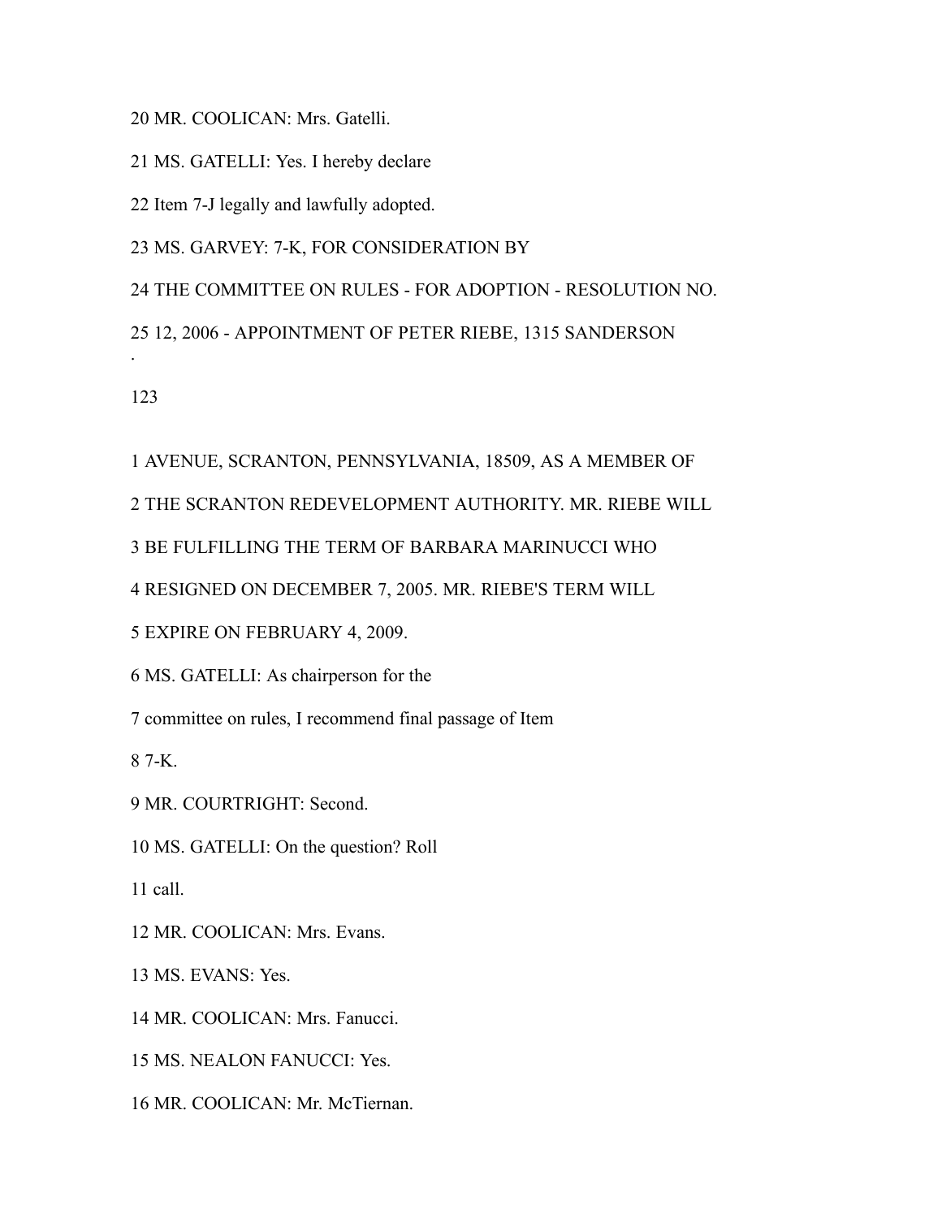20 MR. COOLICAN: Mrs. Gatelli.

21 MS. GATELLI: Yes. I hereby declare

22 Item 7-J legally and lawfully adopted.

23 MS. GARVEY: 7-K, FOR CONSIDERATION BY

24 THE COMMITTEE ON RULES - FOR ADOPTION - RESOLUTION NO.

25 12, 2006 - APPOINTMENT OF PETER RIEBE, 1315 SANDERSON

.

123

1 AVENUE, SCRANTON, PENNSYLVANIA, 18509, AS A MEMBER OF

2 THE SCRANTON REDEVELOPMENT AUTHORITY. MR. RIEBE WILL

3 BE FULFILLING THE TERM OF BARBARA MARINUCCI WHO

4 RESIGNED ON DECEMBER 7, 2005. MR. RIEBE'S TERM WILL

5 EXPIRE ON FEBRUARY 4, 2009.

6 MS. GATELLI: As chairperson for the

7 committee on rules, I recommend final passage of Item

8 7-K.

9 MR. COURTRIGHT: Second.

10 MS. GATELLI: On the question? Roll

11 call.

12 MR. COOLICAN: Mrs. Evans.

13 MS. EVANS: Yes.

14 MR. COOLICAN: Mrs. Fanucci.

15 MS. NEALON FANUCCI: Yes.

16 MR. COOLICAN: Mr. McTiernan.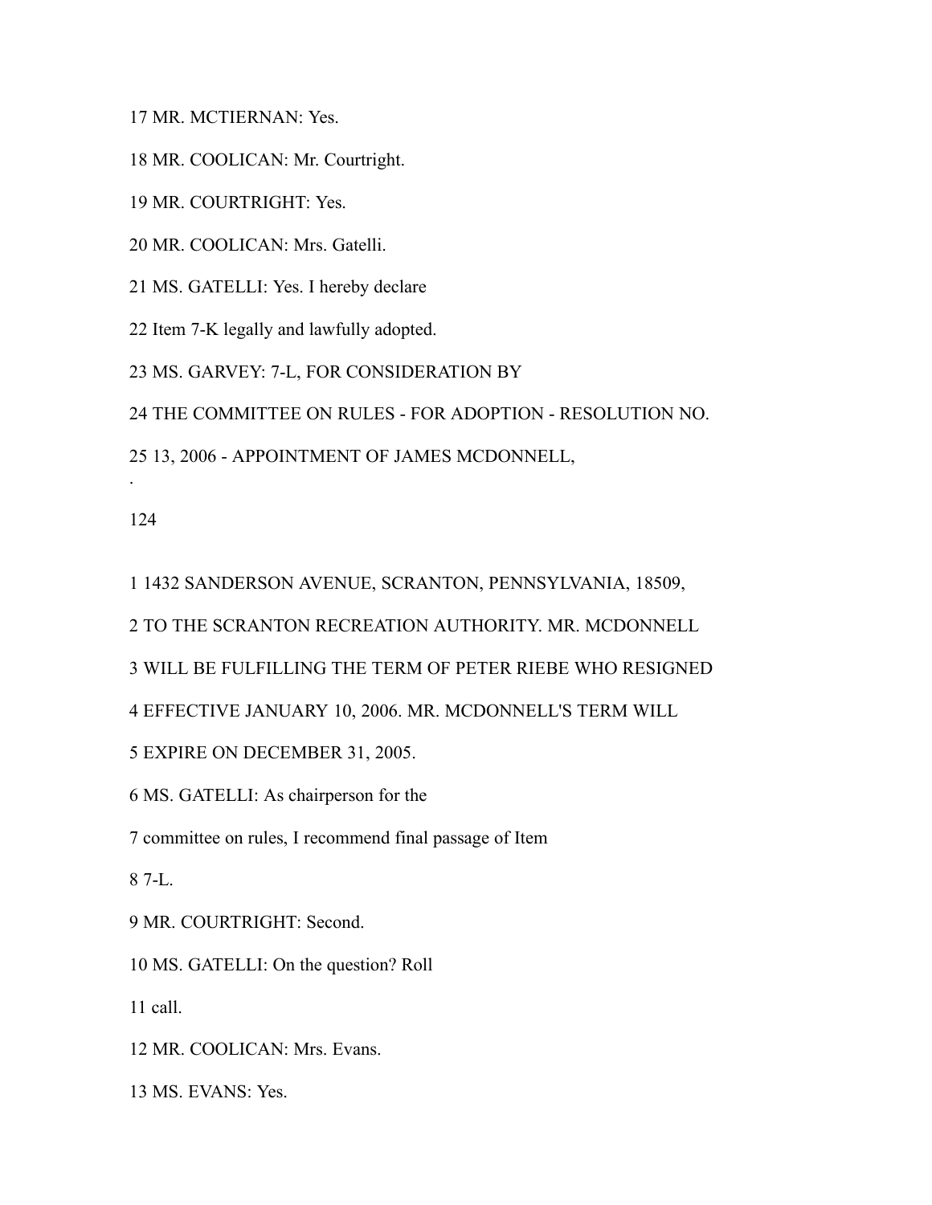17 MR. MCTIERNAN: Yes.

18 MR. COOLICAN: Mr. Courtright.

19 MR. COURTRIGHT: Yes.

20 MR. COOLICAN: Mrs. Gatelli.

21 MS. GATELLI: Yes. I hereby declare

22 Item 7-K legally and lawfully adopted.

23 MS. GARVEY: 7-L, FOR CONSIDERATION BY

24 THE COMMITTEE ON RULES - FOR ADOPTION - RESOLUTION NO.

25 13, 2006 - APPOINTMENT OF JAMES MCDONNELL,

1 1432 SANDERSON AVENUE, SCRANTON, PENNSYLVANIA, 18509,

2 TO THE SCRANTON RECREATION AUTHORITY. MR. MCDONNELL

3 WILL BE FULFILLING THE TERM OF PETER RIEBE WHO RESIGNED

4 EFFECTIVE JANUARY 10, 2006. MR. MCDONNELL'S TERM WILL

5 EXPIRE ON DECEMBER 31, 2005.

6 MS. GATELLI: As chairperson for the

7 committee on rules, I recommend final passage of Item

8 7-L.

9 MR. COURTRIGHT: Second.

10 MS. GATELLI: On the question? Roll

11 call.

12 MR. COOLICAN: Mrs. Evans.

13 MS. EVANS: Yes.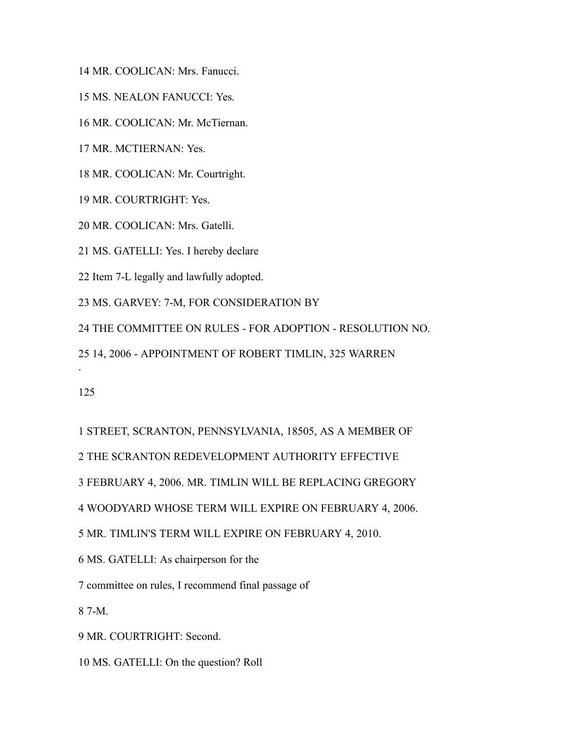14 MR. COOLICAN: Mrs. Fanucci.

15 MS. NEALON FANUCCI: Yes.

16 MR. COOLICAN: Mr. McTiernan.

17 MR. MCTIERNAN: Yes.

18 MR. COOLICAN: Mr. Courtright.

19 MR. COURTRIGHT: Yes.

20 MR. COOLICAN: Mrs. Gatelli.

21 MS. GATELLI: Yes. I hereby declare

22 Item 7-L legally and lawfully adopted.

23 MS. GARVEY: 7-M, FOR CONSIDERATION BY

24 THE COMMITTEE ON RULES - FOR ADOPTION - RESOLUTION NO.

25 14, 2006 - APPOINTMENT OF ROBERT TIMLIN, 325 WARREN

.

125

1 STREET, SCRANTON, PENNSYLVANIA, 18505, AS A MEMBER OF

2 THE SCRANTON REDEVELOPMENT AUTHORITY EFFECTIVE

3 FEBRUARY 4, 2006. MR. TIMLIN WILL BE REPLACING GREGORY

4 WOODYARD WHOSE TERM WILL EXPIRE ON FEBRUARY 4, 2006.

5 MR. TIMLIN'S TERM WILL EXPIRE ON FEBRUARY 4, 2010.

6 MS. GATELLI: As chairperson for the

7 committee on rules, I recommend final passage of

8 7-M.

9 MR. COURTRIGHT: Second.

10 MS. GATELLI: On the question? Roll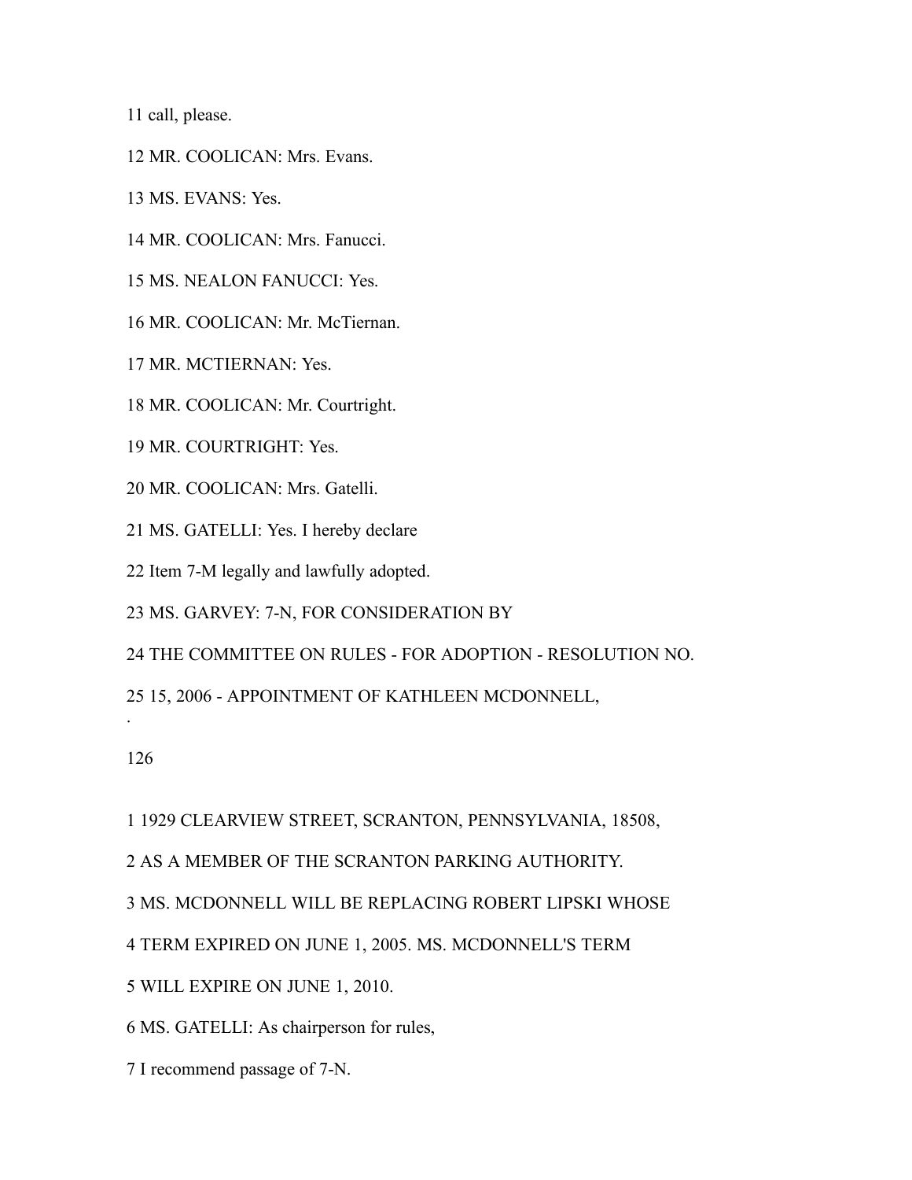11 call, please.

12 MR. COOLICAN: Mrs. Evans.

13 MS. EVANS: Yes.

14 MR. COOLICAN: Mrs. Fanucci.

15 MS. NEALON FANUCCI: Yes.

16 MR. COOLICAN: Mr. McTiernan.

17 MR. MCTIERNAN: Yes.

18 MR. COOLICAN: Mr. Courtright.

19 MR. COURTRIGHT: Yes.

20 MR. COOLICAN: Mrs. Gatelli.

21 MS. GATELLI: Yes. I hereby declare

22 Item 7-M legally and lawfully adopted.

23 MS. GARVEY: 7-N, FOR CONSIDERATION BY

24 THE COMMITTEE ON RULES - FOR ADOPTION - RESOLUTION NO.

25 15, 2006 - APPOINTMENT OF KATHLEEN MCDONNELL,

1 1929 CLEARVIEW STREET, SCRANTON, PENNSYLVANIA, 18508,

2 AS A MEMBER OF THE SCRANTON PARKING AUTHORITY.

3 MS. MCDONNELL WILL BE REPLACING ROBERT LIPSKI WHOSE

4 TERM EXPIRED ON JUNE 1, 2005. MS. MCDONNELL'S TERM

5 WILL EXPIRE ON JUNE 1, 2010.

6 MS. GATELLI: As chairperson for rules,

7 I recommend passage of 7-N.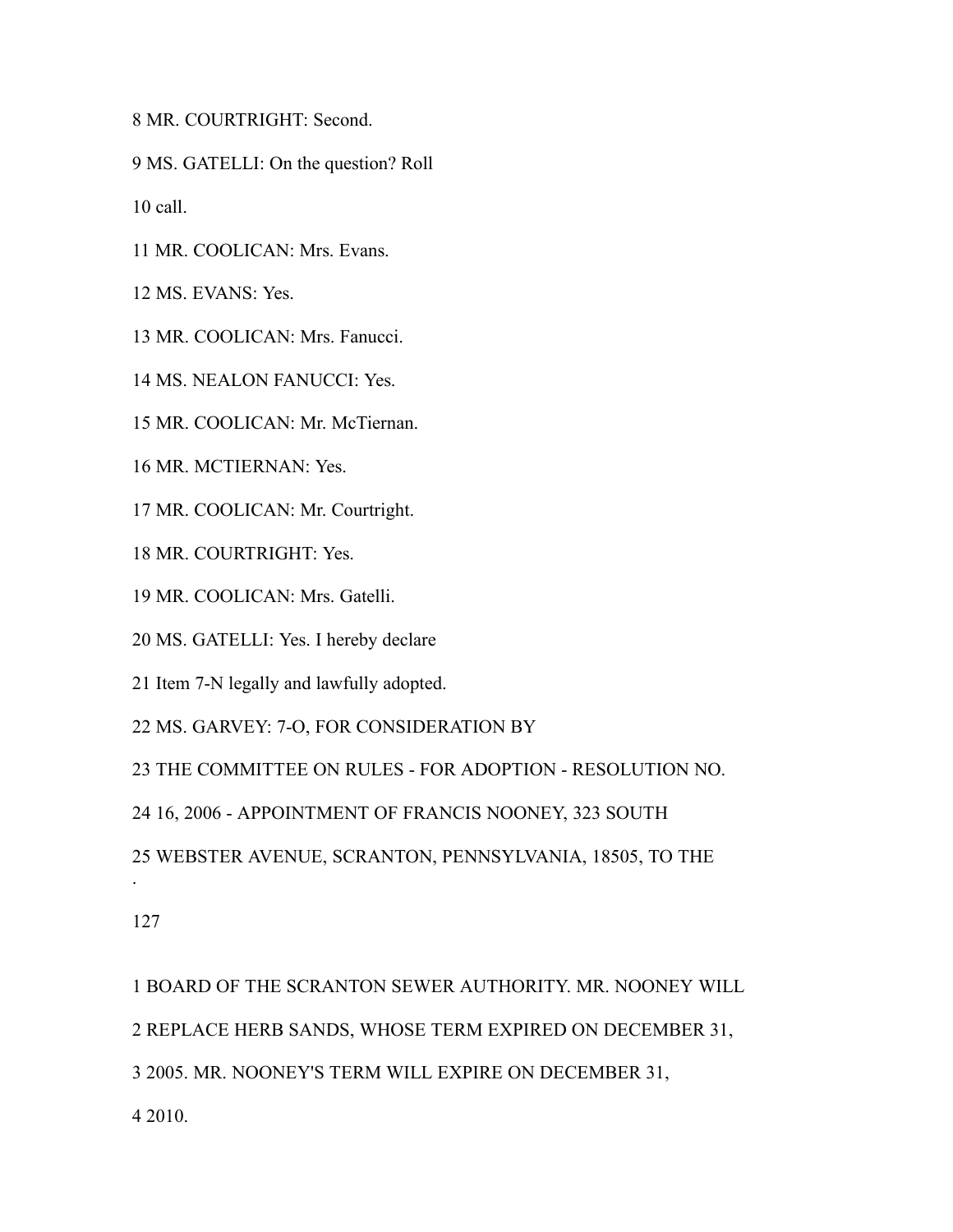8 MR. COURTRIGHT: Second.

9 MS. GATELLI: On the question? Roll

10 call.

11 MR. COOLICAN: Mrs. Evans.

12 MS. EVANS: Yes.

13 MR. COOLICAN: Mrs. Fanucci.

14 MS. NEALON FANUCCI: Yes.

15 MR. COOLICAN: Mr. McTiernan.

16 MR. MCTIERNAN: Yes.

17 MR. COOLICAN: Mr. Courtright.

18 MR. COURTRIGHT: Yes.

19 MR. COOLICAN: Mrs. Gatelli.

20 MS. GATELLI: Yes. I hereby declare

21 Item 7-N legally and lawfully adopted.

22 MS. GARVEY: 7-O, FOR CONSIDERATION BY

23 THE COMMITTEE ON RULES - FOR ADOPTION - RESOLUTION NO.

24 16, 2006 - APPOINTMENT OF FRANCIS NOONEY, 323 SOUTH

25 WEBSTER AVENUE, SCRANTON, PENNSYLVANIA, 18505, TO THE

1 BOARD OF THE SCRANTON SEWER AUTHORITY. MR. NOONEY WILL

2 REPLACE HERB SANDS, WHOSE TERM EXPIRED ON DECEMBER 31,

3 2005. MR. NOONEY'S TERM WILL EXPIRE ON DECEMBER 31,

4 2010.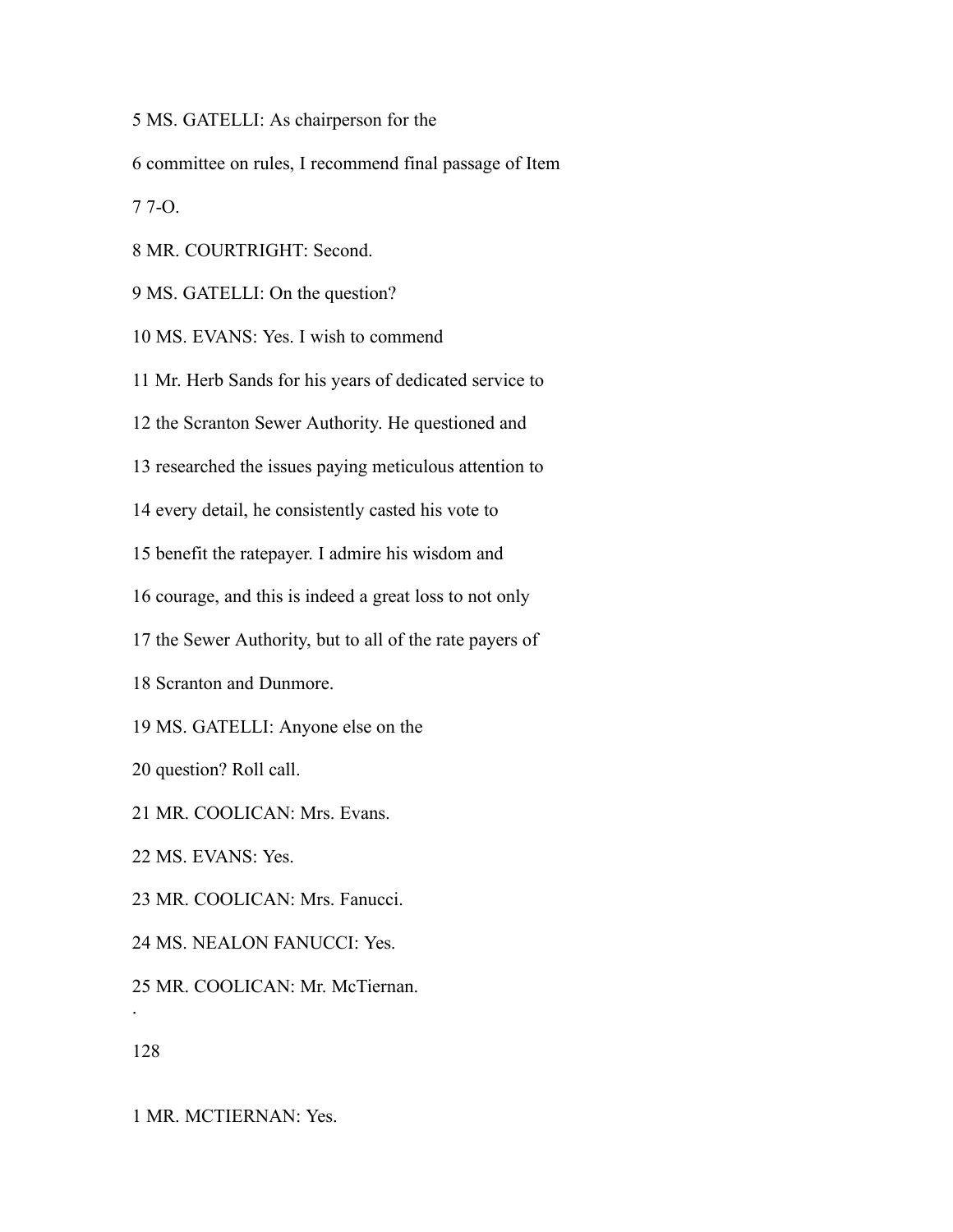5 MS. GATELLI: As chairperson for the

6 committee on rules, I recommend final passage of Item

7 7-O.

8 MR. COURTRIGHT: Second.

9 MS. GATELLI: On the question?

10 MS. EVANS: Yes. I wish to commend

11 Mr. Herb Sands for his years of dedicated service to

12 the Scranton Sewer Authority. He questioned and

13 researched the issues paying meticulous attention to

14 every detail, he consistently casted his vote to

15 benefit the ratepayer. I admire his wisdom and

16 courage, and this is indeed a great loss to not only

17 the Sewer Authority, but to all of the rate payers of

18 Scranton and Dunmore.

19 MS. GATELLI: Anyone else on the

20 question? Roll call.

21 MR. COOLICAN: Mrs. Evans.

22 MS. EVANS: Yes.

23 MR. COOLICAN: Mrs. Fanucci.

24 MS. NEALON FANUCCI: Yes.

25 MR. COOLICAN: Mr. McTiernan.

.

128

1 MR. MCTIERNAN: Yes.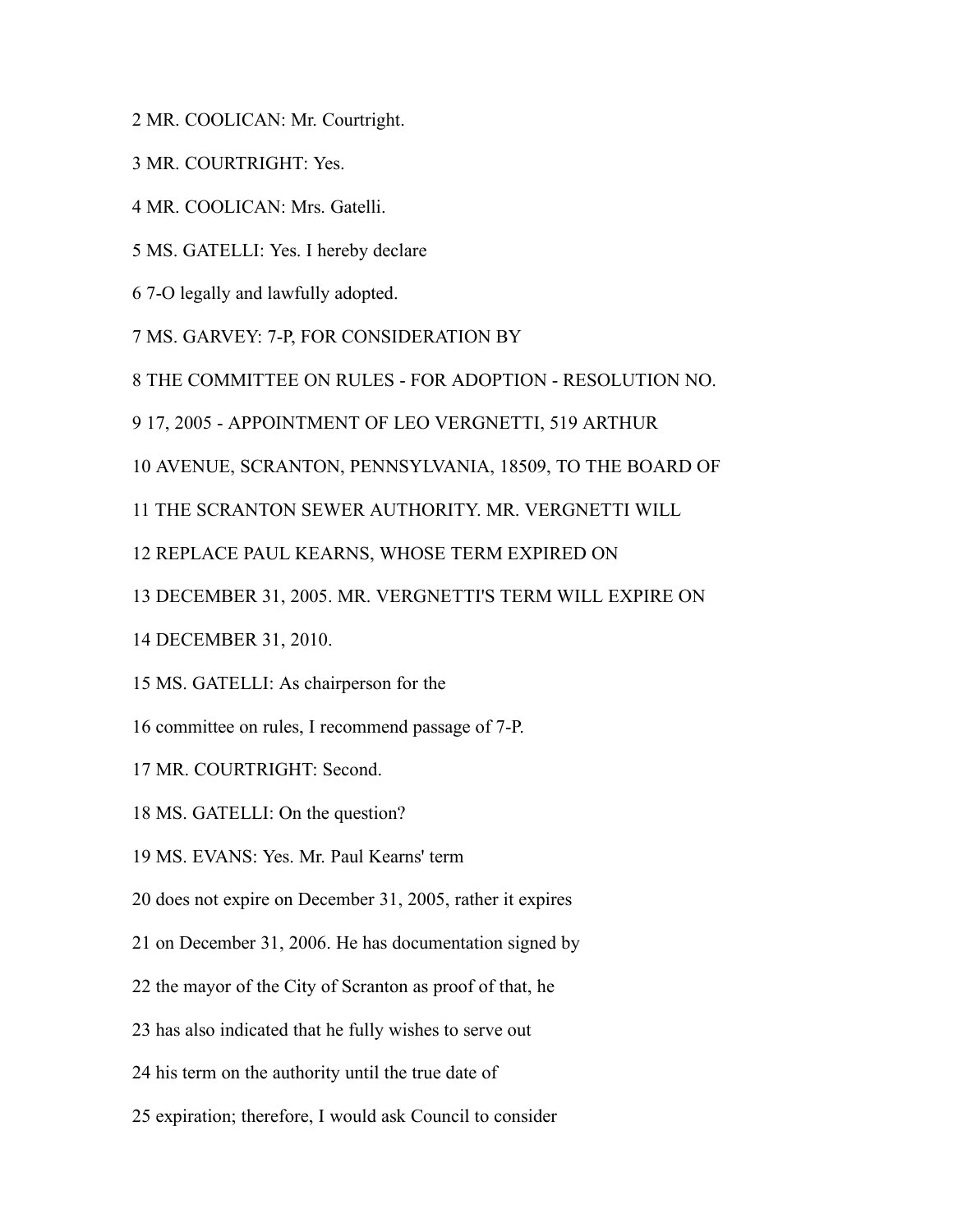2 MR. COOLICAN: Mr. Courtright.

3 MR. COURTRIGHT: Yes.

4 MR. COOLICAN: Mrs. Gatelli.

5 MS. GATELLI: Yes. I hereby declare

6 7-O legally and lawfully adopted.

7 MS. GARVEY: 7-P, FOR CONSIDERATION BY

8 THE COMMITTEE ON RULES - FOR ADOPTION - RESOLUTION NO.

9 17, 2005 - APPOINTMENT OF LEO VERGNETTI, 519 ARTHUR

10 AVENUE, SCRANTON, PENNSYLVANIA, 18509, TO THE BOARD OF

11 THE SCRANTON SEWER AUTHORITY. MR. VERGNETTI WILL

12 REPLACE PAUL KEARNS, WHOSE TERM EXPIRED ON

13 DECEMBER 31, 2005. MR. VERGNETTI'S TERM WILL EXPIRE ON

14 DECEMBER 31, 2010.

15 MS. GATELLI: As chairperson for the

16 committee on rules, I recommend passage of 7-P.

17 MR. COURTRIGHT: Second.

18 MS. GATELLI: On the question?

19 MS. EVANS: Yes. Mr. Paul Kearns' term

20 does not expire on December 31, 2005, rather it expires

21 on December 31, 2006. He has documentation signed by

22 the mayor of the City of Scranton as proof of that, he

23 has also indicated that he fully wishes to serve out

24 his term on the authority until the true date of

25 expiration; therefore, I would ask Council to consider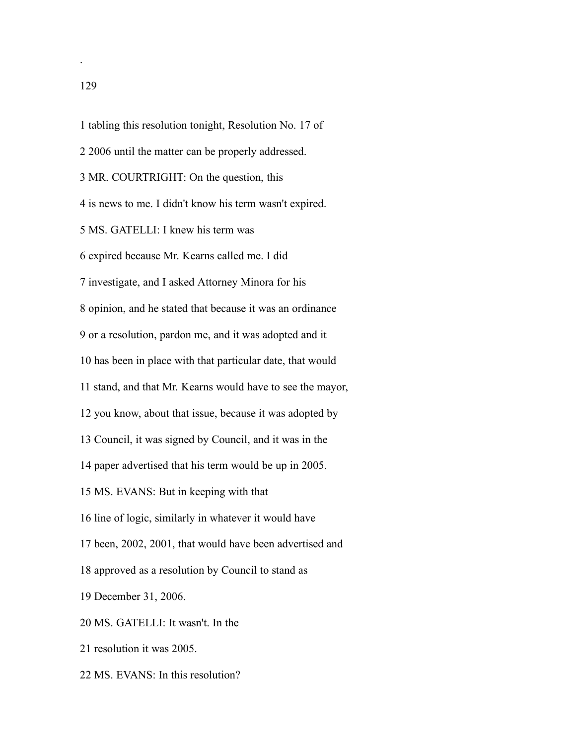1 tabling this resolution tonight, Resolution No. 17 of

2 2006 until the matter can be properly addressed.

3 MR. COURTRIGHT: On the question, this

4 is news to me. I didn't know his term wasn't expired.

5 MS. GATELLI: I knew his term was

6 expired because Mr. Kearns called me. I did

7 investigate, and I asked Attorney Minora for his

8 opinion, and he stated that because it was an ordinance

9 or a resolution, pardon me, and it was adopted and it

10 has been in place with that particular date, that would

11 stand, and that Mr. Kearns would have to see the mayor,

12 you know, about that issue, because it was adopted by

13 Council, it was signed by Council, and it was in the

14 paper advertised that his term would be up in 2005.

15 MS. EVANS: But in keeping with that

16 line of logic, similarly in whatever it would have

17 been, 2002, 2001, that would have been advertised and

18 approved as a resolution by Council to stand as

19 December 31, 2006.

20 MS. GATELLI: It wasn't. In the

21 resolution it was 2005.

22 MS. EVANS: In this resolution?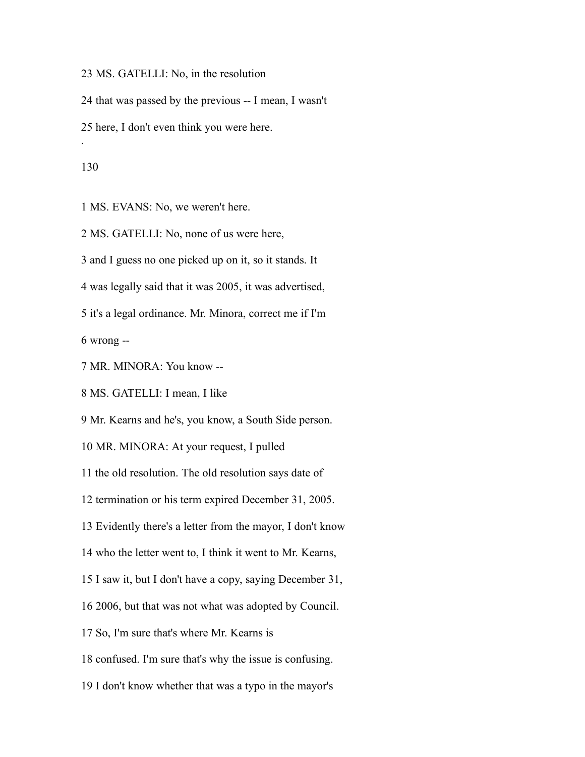23 MS. GATELLI: No, in the resolution

24 that was passed by the previous -- I mean, I wasn't

25 here, I don't even think you were here.

1 MS. EVANS: No, we weren't here.

2 MS. GATELLI: No, none of us were here,

3 and I guess no one picked up on it, so it stands. It

4 was legally said that it was 2005, it was advertised,

5 it's a legal ordinance. Mr. Minora, correct me if I'm

6 wrong --

7 MR. MINORA: You know --

8 MS. GATELLI: I mean, I like

9 Mr. Kearns and he's, you know, a South Side person.

10 MR. MINORA: At your request, I pulled

11 the old resolution. The old resolution says date of

12 termination or his term expired December 31, 2005.

13 Evidently there's a letter from the mayor, I don't know

14 who the letter went to, I think it went to Mr. Kearns,

15 I saw it, but I don't have a copy, saying December 31,

16 2006, but that was not what was adopted by Council.

17 So, I'm sure that's where Mr. Kearns is

18 confused. I'm sure that's why the issue is confusing.

19 I don't know whether that was a typo in the mayor's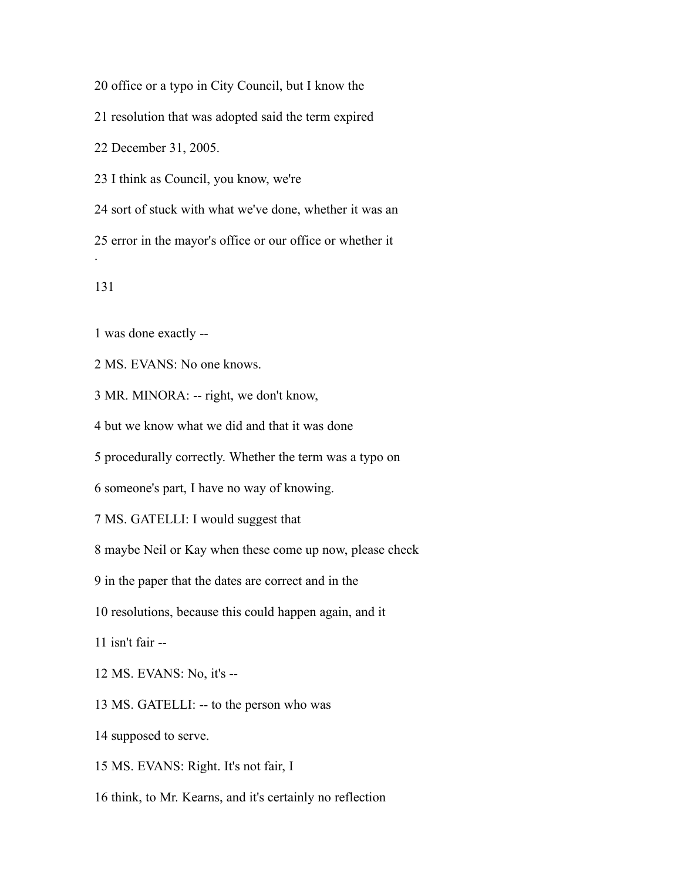20 office or a typo in City Council, but I know the

21 resolution that was adopted said the term expired

22 December 31, 2005.

23 I think as Council, you know, we're

24 sort of stuck with what we've done, whether it was an

25 error in the mayor's office or our office or whether it

1 was done exactly --

2 MS. EVANS: No one knows.

3 MR. MINORA: -- right, we don't know,

4 but we know what we did and that it was done

5 procedurally correctly. Whether the term was a typo on

6 someone's part, I have no way of knowing.

7 MS. GATELLI: I would suggest that

8 maybe Neil or Kay when these come up now, please check

9 in the paper that the dates are correct and in the

10 resolutions, because this could happen again, and it

11 isn't fair --

12 MS. EVANS: No, it's --

13 MS. GATELLI: -- to the person who was

14 supposed to serve.

15 MS. EVANS: Right. It's not fair, I

16 think, to Mr. Kearns, and it's certainly no reflection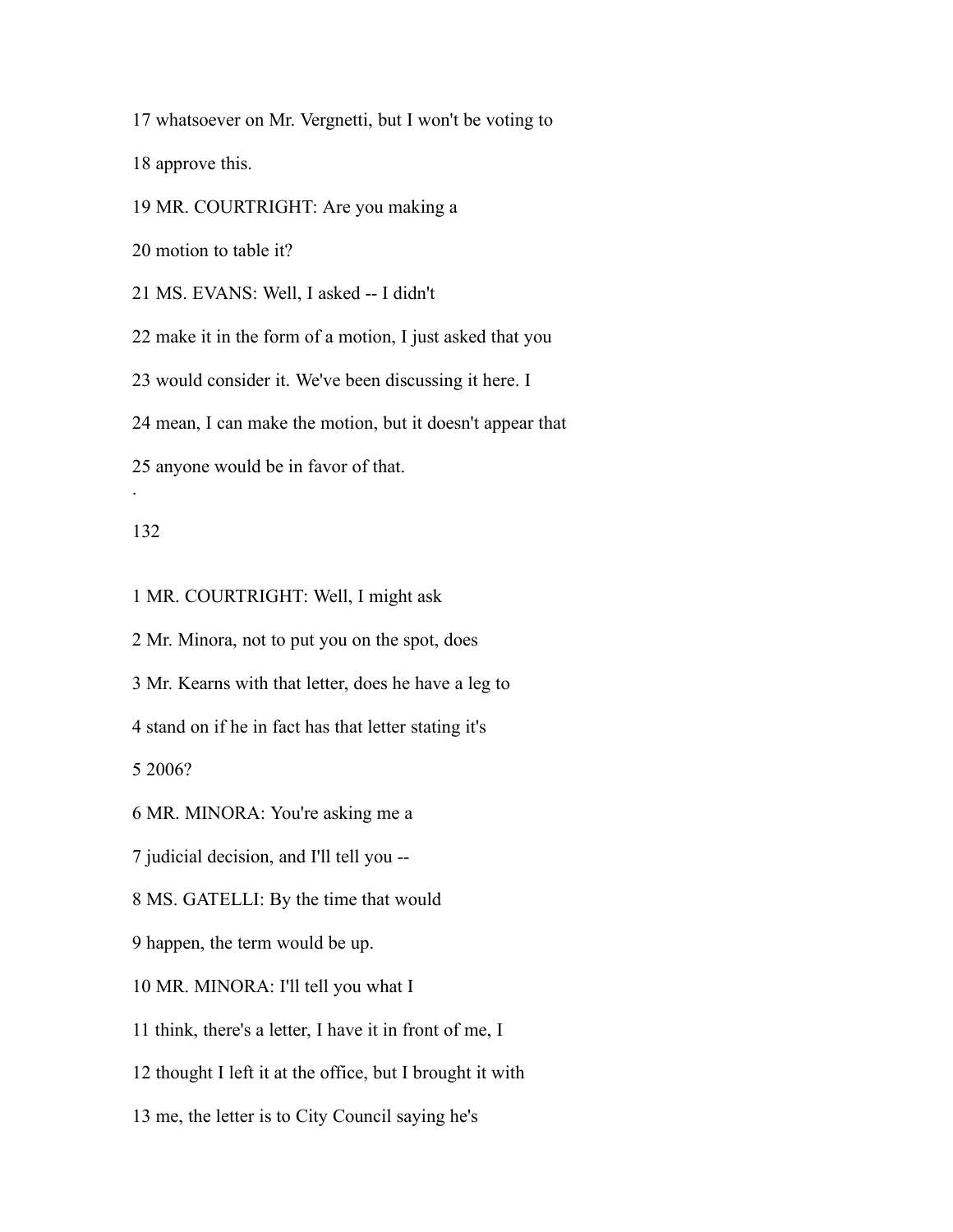17 whatsoever on Mr. Vergnetti, but I won't be voting to

18 approve this.

19 MR. COURTRIGHT: Are you making a

20 motion to table it?

21 MS. EVANS: Well, I asked -- I didn't

22 make it in the form of a motion, I just asked that you

23 would consider it. We've been discussing it here. I

24 mean, I can make the motion, but it doesn't appear that

25 anyone would be in favor of that.

·

132

1 MR. COURTRIGHT: Well, I might ask

2 Mr. Minora, not to put you on the spot, does

3 Mr. Kearns with that letter, does he have a leg to

4 stand on if he in fact has that letter stating it's

5 2006?

6 MR. MINORA: You're asking me a

7 judicial decision, and I'll tell you --

8 MS. GATELLI: By the time that would

9 happen, the term would be up.

10 MR. MINORA: I'll tell you what I

11 think, there's a letter, I have it in front of me, I

12 thought I left it at the office, but I brought it with

13 me, the letter is to City Council saying he's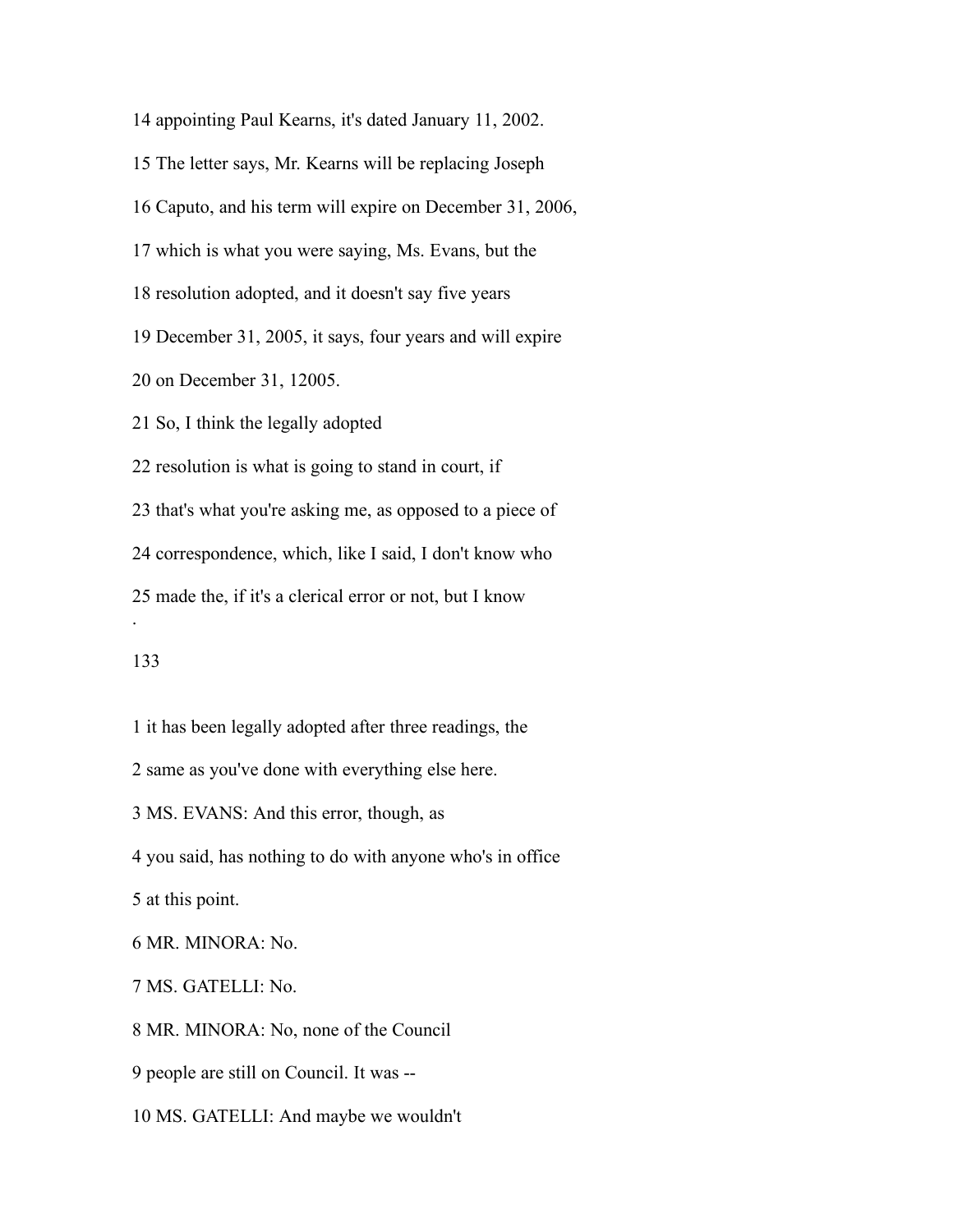14 appointing Paul Kearns, it's dated January 11, 2002.

15 The letter says, Mr. Kearns will be replacing Joseph

16 Caputo, and his term will expire on December 31, 2006,

17 which is what you were saying, Ms. Evans, but the

18 resolution adopted, and it doesn't say five years

19 December 31, 2005, it says, four years and will expire

20 on December 31, 12005.

21 So, I think the legally adopted

22 resolution is what is going to stand in court, if

23 that's what you're asking me, as opposed to a piece of

24 correspondence, which, like I said, I don't know who

25 made the, if it's a clerical error or not, but I know

133

1 it has been legally adopted after three readings, the

2 same as you've done with everything else here.

3 MS. EVANS: And this error, though, as

4 you said, has nothing to do with anyone who's in office

5 at this point.

6 MR. MINORA: No.

7 MS. GATELLI: No.

8 MR. MINORA: No, none of the Council

9 people are still on Council. It was --

10 MS. GATELLI: And maybe we wouldn't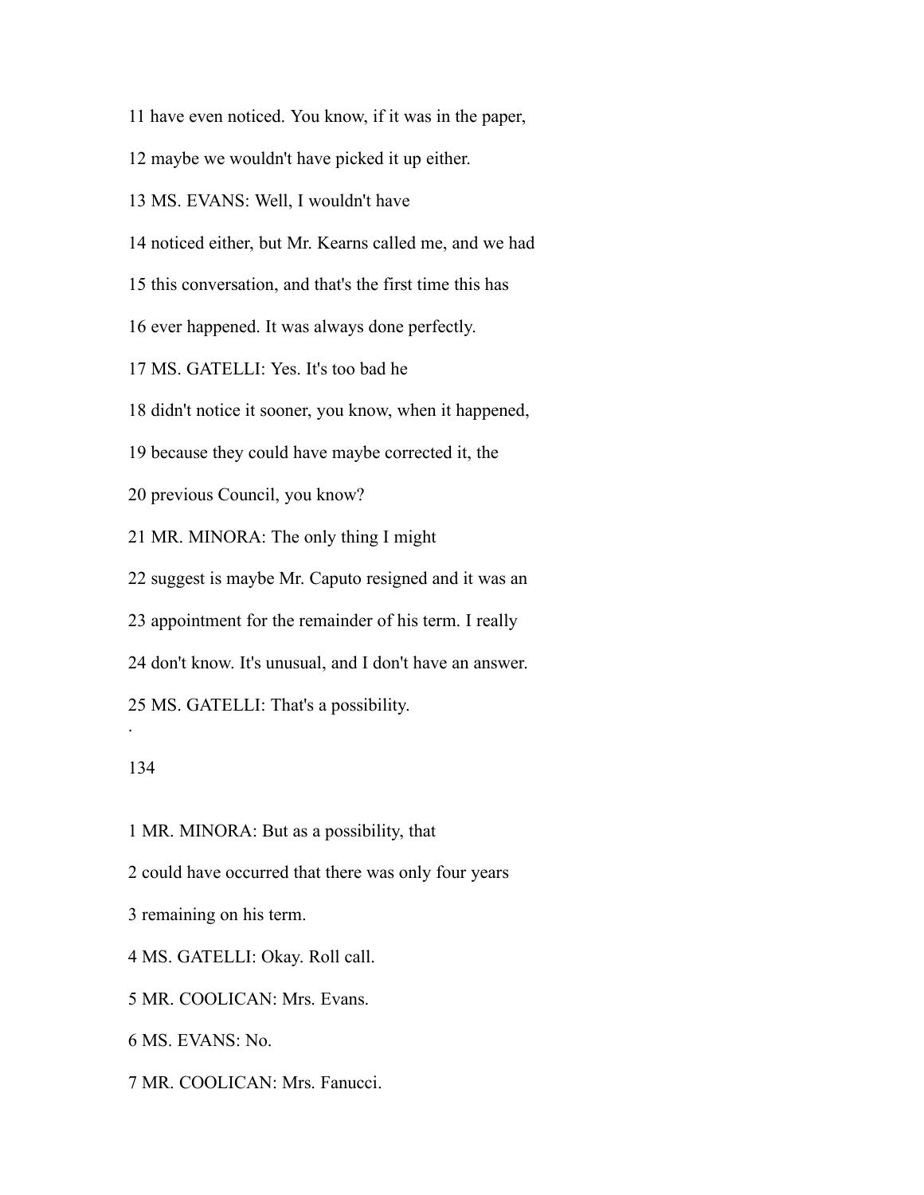11 have even noticed. You know, if it was in the paper,

12 maybe we wouldn't have picked it up either.

13 MS. EVANS: Well, I wouldn't have

14 noticed either, but Mr. Kearns called me, and we had

15 this conversation, and that's the first time this has

16 ever happened. It was always done perfectly.

17 MS. GATELLI: Yes. It's too bad he

18 didn't notice it sooner, you know, when it happened,

19 because they could have maybe corrected it, the

20 previous Council, you know?

21 MR. MINORA: The only thing I might

22 suggest is maybe Mr. Caputo resigned and it was an

23 appointment for the remainder of his term. I really

24 don't know. It's unusual, and I don't have an answer.

25 MS. GATELLI: That's a possibility.

1 MR. MINORA: But as a possibility, that

2 could have occurred that there was only four years

3 remaining on his term.

4 MS. GATELLI: Okay. Roll call.

5 MR. COOLICAN: Mrs. Evans.

6 MS. EVANS: No.

7 MR. COOLICAN: Mrs. Fanucci.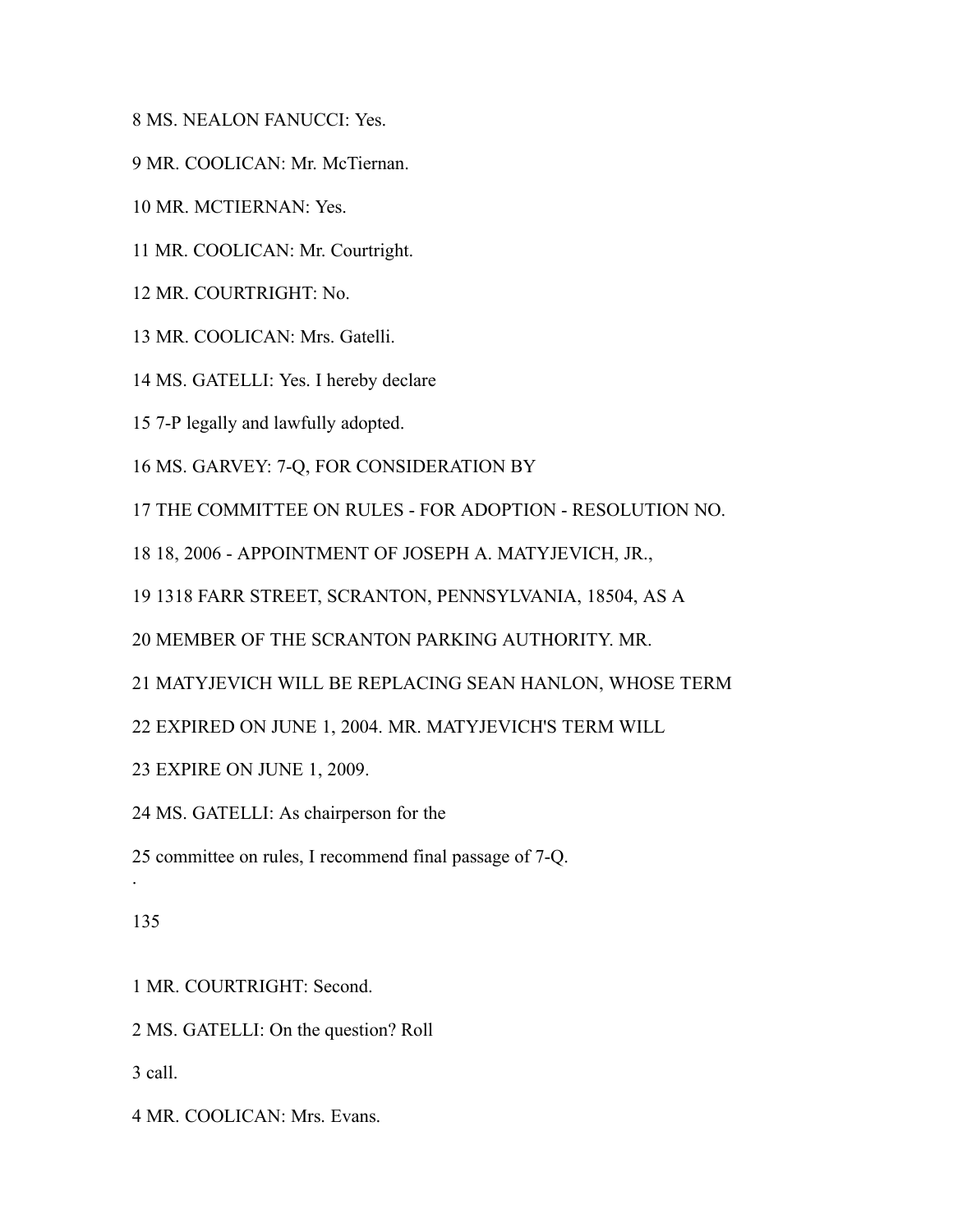8 MS. NEALON FANUCCI: Yes.

9 MR. COOLICAN: Mr. McTiernan.

10 MR. MCTIERNAN: Yes.

11 MR. COOLICAN: Mr. Courtright.

12 MR. COURTRIGHT: No.

13 MR. COOLICAN: Mrs. Gatelli.

14 MS. GATELLI: Yes. I hereby declare

15 7-P legally and lawfully adopted.

16 MS. GARVEY: 7-Q, FOR CONSIDERATION BY

17 THE COMMITTEE ON RULES - FOR ADOPTION - RESOLUTION NO.

18 18, 2006 - APPOINTMENT OF JOSEPH A. MATYJEVICH, JR.,

19 1318 FARR STREET, SCRANTON, PENNSYLVANIA, 18504, AS A

20 MEMBER OF THE SCRANTON PARKING AUTHORITY. MR.

21 MATYJEVICH WILL BE REPLACING SEAN HANLON, WHOSE TERM

22 EXPIRED ON JUNE 1, 2004. MR. MATYJEVICH'S TERM WILL

23 EXPIRE ON JUNE 1, 2009.

24 MS. GATELLI: As chairperson for the

25 committee on rules, I recommend final passage of 7-Q.

1 MR. COURTRIGHT: Second.

2 MS. GATELLI: On the question? Roll

3 call.

4 MR. COOLICAN: Mrs. Evans.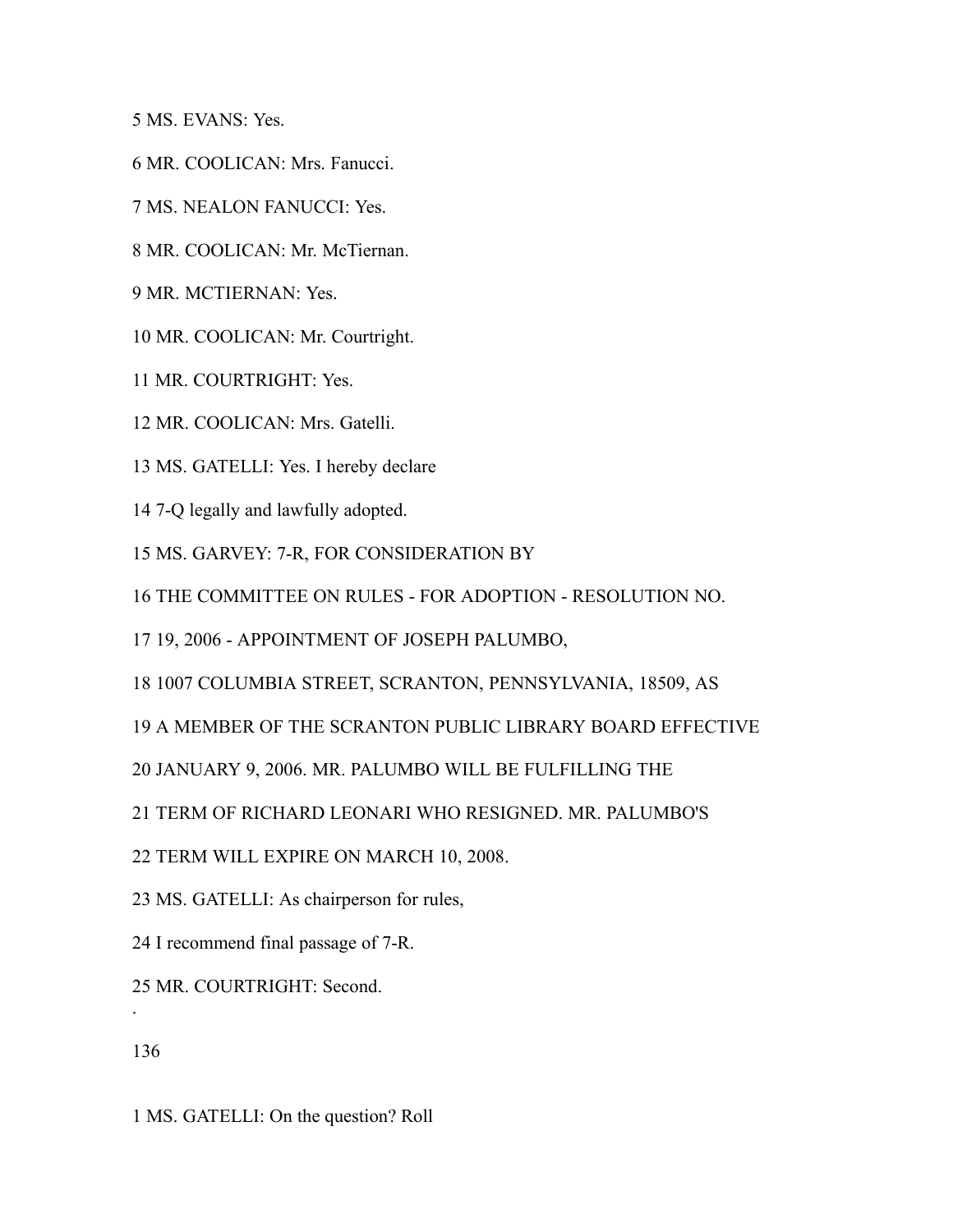5 MS. EVANS: Yes.

6 MR. COOLICAN: Mrs. Fanucci.

7 MS. NEALON FANUCCI: Yes.

8 MR. COOLICAN: Mr. McTiernan.

9 MR. MCTIERNAN: Yes.

10 MR. COOLICAN: Mr. Courtright.

11 MR. COURTRIGHT: Yes.

12 MR. COOLICAN: Mrs. Gatelli.

13 MS. GATELLI: Yes. I hereby declare

14 7-Q legally and lawfully adopted.

15 MS. GARVEY: 7-R, FOR CONSIDERATION BY

16 THE COMMITTEE ON RULES - FOR ADOPTION - RESOLUTION NO.

17 19, 2006 - APPOINTMENT OF JOSEPH PALUMBO,

18 1007 COLUMBIA STREET, SCRANTON, PENNSYLVANIA, 18509, AS

19 A MEMBER OF THE SCRANTON PUBLIC LIBRARY BOARD EFFECTIVE

20 JANUARY 9, 2006. MR. PALUMBO WILL BE FULFILLING THE

21 TERM OF RICHARD LEONARI WHO RESIGNED. MR. PALUMBO'S

22 TERM WILL EXPIRE ON MARCH 10, 2008.

23 MS. GATELLI: As chairperson for rules,

24 I recommend final passage of 7-R.

25 MR. COURTRIGHT: Second.

1 MS. GATELLI: On the question? Roll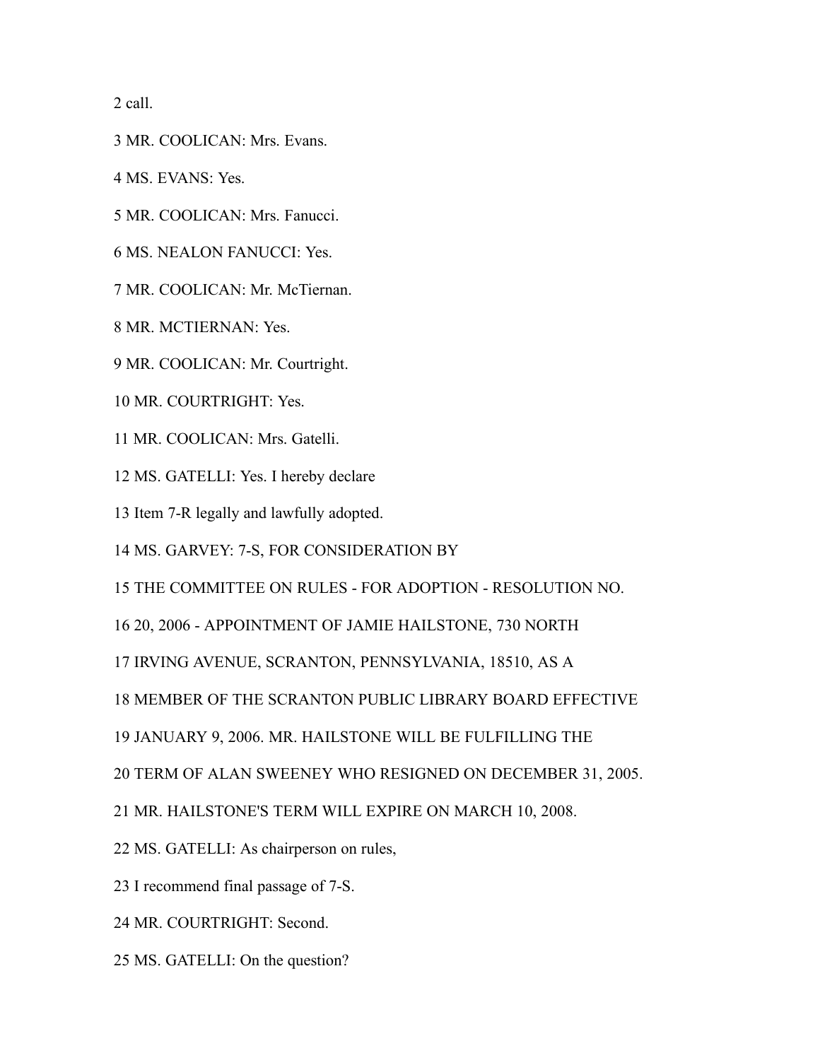2 call.

3 MR. COOLICAN: Mrs. Evans.

4 MS. EVANS: Yes.

5 MR. COOLICAN: Mrs. Fanucci.

6 MS. NEALON FANUCCI: Yes.

7 MR. COOLICAN: Mr. McTiernan.

8 MR. MCTIERNAN: Yes.

9 MR. COOLICAN: Mr. Courtright.

10 MR. COURTRIGHT: Yes.

11 MR. COOLICAN: Mrs. Gatelli.

12 MS. GATELLI: Yes. I hereby declare

13 Item 7-R legally and lawfully adopted.

14 MS. GARVEY: 7-S, FOR CONSIDERATION BY

15 THE COMMITTEE ON RULES - FOR ADOPTION - RESOLUTION NO.

16 20, 2006 - APPOINTMENT OF JAMIE HAILSTONE, 730 NORTH

17 IRVING AVENUE, SCRANTON, PENNSYLVANIA, 18510, AS A

18 MEMBER OF THE SCRANTON PUBLIC LIBRARY BOARD EFFECTIVE

19 JANUARY 9, 2006. MR. HAILSTONE WILL BE FULFILLING THE

20 TERM OF ALAN SWEENEY WHO RESIGNED ON DECEMBER 31, 2005.

21 MR. HAILSTONE'S TERM WILL EXPIRE ON MARCH 10, 2008.

22 MS. GATELLI: As chairperson on rules,

23 I recommend final passage of 7-S.

24 MR. COURTRIGHT: Second.

25 MS. GATELLI: On the question?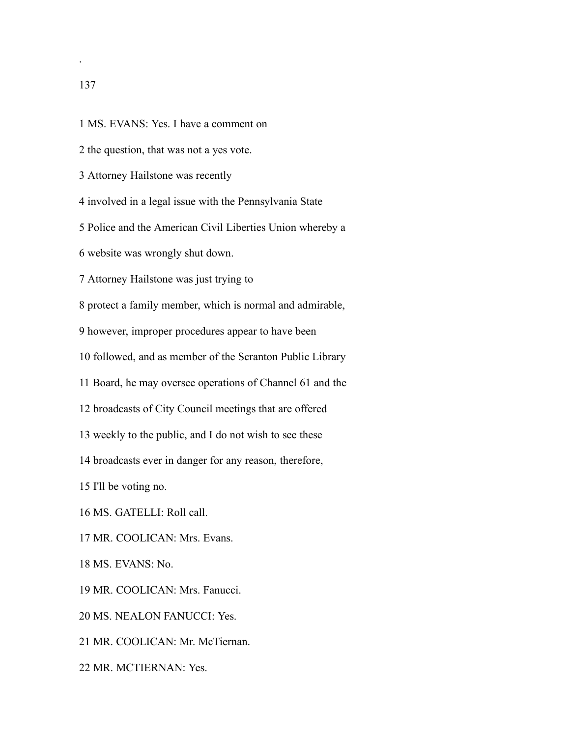1 MS. EVANS: Yes. I have a comment on

2 the question, that was not a yes vote.

3 Attorney Hailstone was recently

4 involved in a legal issue with the Pennsylvania State

5 Police and the American Civil Liberties Union whereby a

6 website was wrongly shut down.

7 Attorney Hailstone was just trying to

8 protect a family member, which is normal and admirable,

9 however, improper procedures appear to have been

10 followed, and as member of the Scranton Public Library

11 Board, he may oversee operations of Channel 61 and the

12 broadcasts of City Council meetings that are offered

13 weekly to the public, and I do not wish to see these

14 broadcasts ever in danger for any reason, therefore,

15 I'll be voting no.

16 MS. GATELLI: Roll call.

17 MR. COOLICAN: Mrs. Evans.

18 MS. EVANS: No.

19 MR. COOLICAN: Mrs. Fanucci.

20 MS. NEALON FANUCCI: Yes.

21 MR. COOLICAN: Mr. McTiernan.

22 MR. MCTIERNAN: Yes.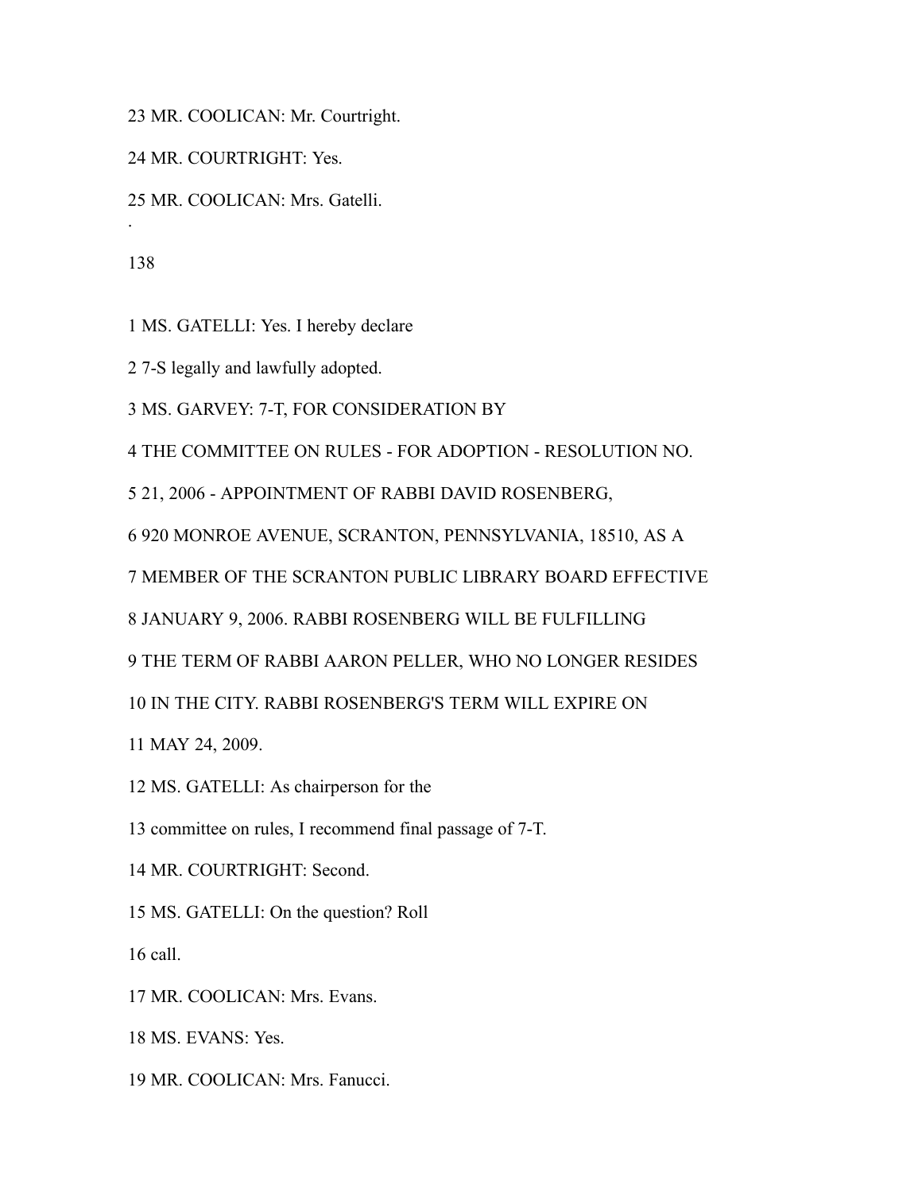23 MR. COOLICAN: Mr. Courtright.

24 MR. COURTRIGHT: Yes.

25 MR. COOLICAN: Mrs. Gatelli.

1 MS. GATELLI: Yes. I hereby declare

2 7-S legally and lawfully adopted.

3 MS. GARVEY: 7-T, FOR CONSIDERATION BY

4 THE COMMITTEE ON RULES - FOR ADOPTION - RESOLUTION NO.

5 21, 2006 - APPOINTMENT OF RABBI DAVID ROSENBERG,

6 920 MONROE AVENUE, SCRANTON, PENNSYLVANIA, 18510, AS A

7 MEMBER OF THE SCRANTON PUBLIC LIBRARY BOARD EFFECTIVE

8 JANUARY 9, 2006. RABBI ROSENBERG WILL BE FULFILLING

9 THE TERM OF RABBI AARON PELLER, WHO NO LONGER RESIDES

10 IN THE CITY. RABBI ROSENBERG'S TERM WILL EXPIRE ON

11 MAY 24, 2009.

12 MS. GATELLI: As chairperson for the

13 committee on rules, I recommend final passage of 7-T.

14 MR. COURTRIGHT: Second.

15 MS. GATELLI: On the question? Roll

16 call.

17 MR. COOLICAN: Mrs. Evans.

18 MS. EVANS: Yes.

19 MR. COOLICAN: Mrs. Fanucci.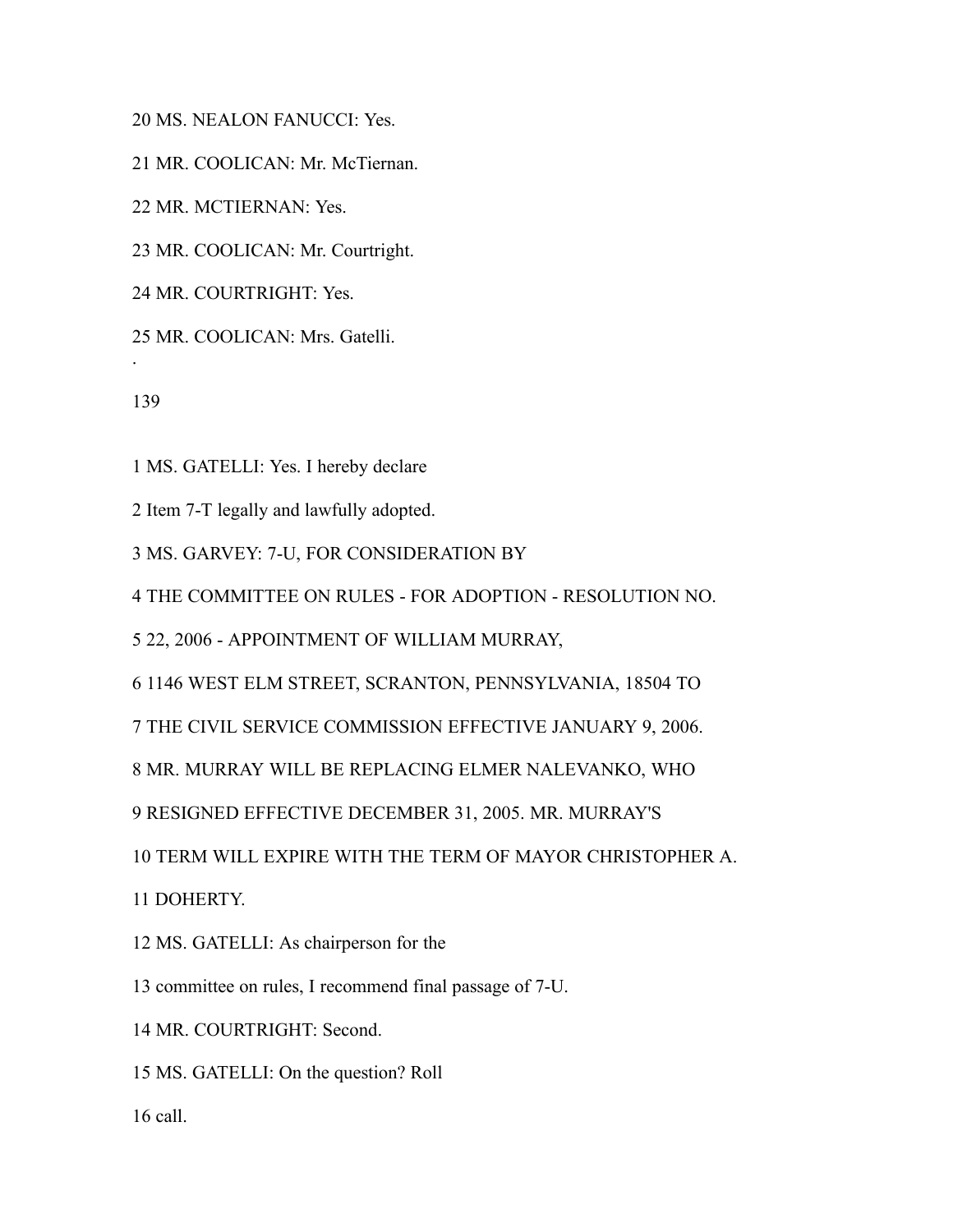20 MS. NEALON FANUCCI: Yes.

21 MR. COOLICAN: Mr. McTiernan.

22 MR. MCTIERNAN: Yes.

23 MR. COOLICAN: Mr. Courtright.

24 MR. COURTRIGHT: Yes.

25 MR. COOLICAN: Mrs. Gatelli.

1 MS. GATELLI: Yes. I hereby declare

2 Item 7-T legally and lawfully adopted.

3 MS. GARVEY: 7-U, FOR CONSIDERATION BY

4 THE COMMITTEE ON RULES - FOR ADOPTION - RESOLUTION NO.

5 22, 2006 - APPOINTMENT OF WILLIAM MURRAY,

6 1146 WEST ELM STREET, SCRANTON, PENNSYLVANIA, 18504 TO

7 THE CIVIL SERVICE COMMISSION EFFECTIVE JANUARY 9, 2006.

8 MR. MURRAY WILL BE REPLACING ELMER NALEVANKO, WHO

9 RESIGNED EFFECTIVE DECEMBER 31, 2005. MR. MURRAY'S

10 TERM WILL EXPIRE WITH THE TERM OF MAYOR CHRISTOPHER A.

11 DOHERTY.

12 MS. GATELLI: As chairperson for the

13 committee on rules, I recommend final passage of 7-U.

14 MR. COURTRIGHT: Second.

15 MS. GATELLI: On the question? Roll

16 call.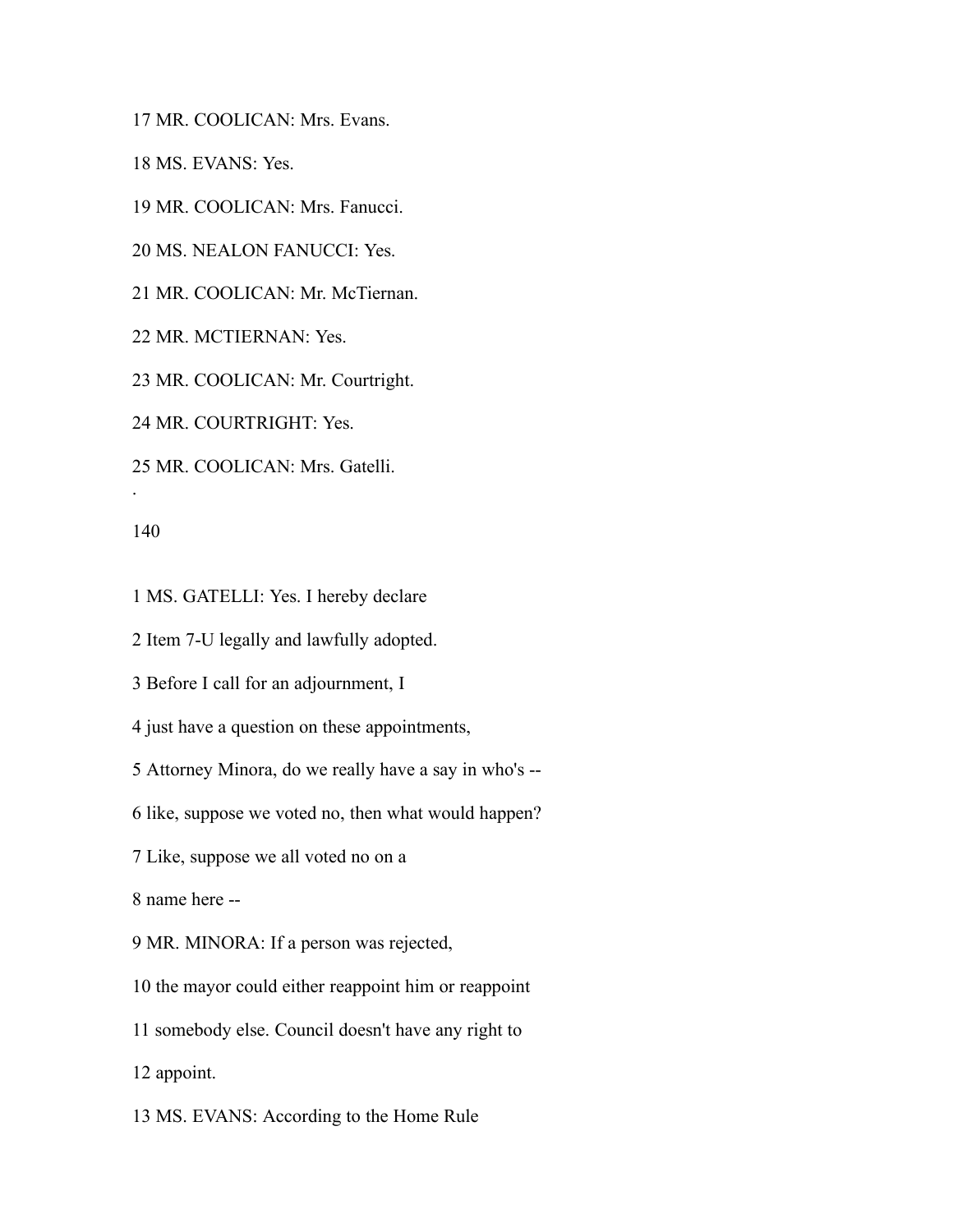17 MR. COOLICAN: Mrs. Evans.

18 MS. EVANS: Yes.

19 MR. COOLICAN: Mrs. Fanucci.

20 MS. NEALON FANUCCI: Yes.

21 MR. COOLICAN: Mr. McTiernan.

22 MR. MCTIERNAN: Yes.

23 MR. COOLICAN: Mr. Courtright.

24 MR. COURTRIGHT: Yes.

25 MR. COOLICAN: Mrs. Gatelli.

1 MS. GATELLI: Yes. I hereby declare

2 Item 7-U legally and lawfully adopted.

3 Before I call for an adjournment, I

4 just have a question on these appointments,

5 Attorney Minora, do we really have a say in who's --

6 like, suppose we voted no, then what would happen?

7 Like, suppose we all voted no on a

8 name here --

9 MR. MINORA: If a person was rejected,

10 the mayor could either reappoint him or reappoint

11 somebody else. Council doesn't have any right to

12 appoint.

13 MS. EVANS: According to the Home Rule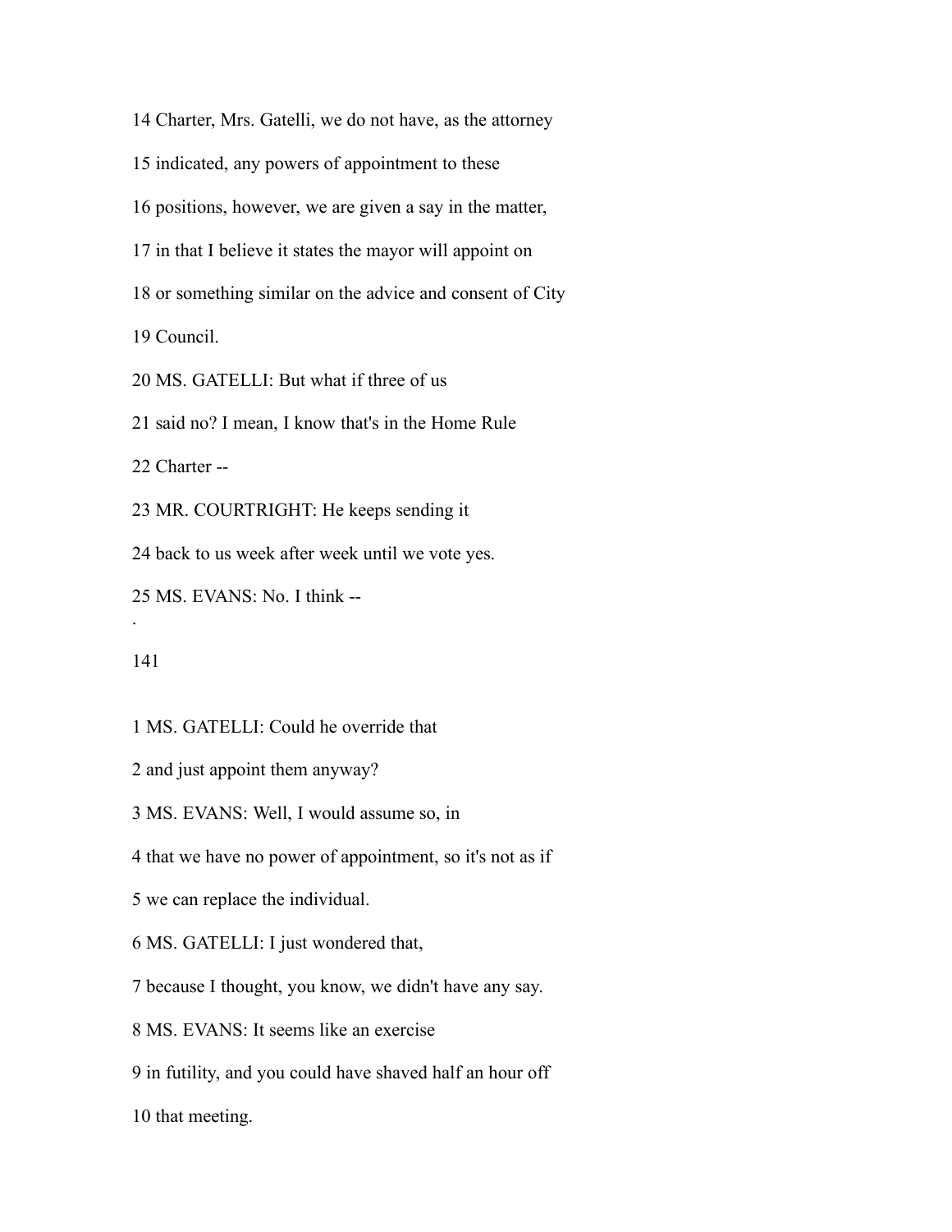14 Charter, Mrs. Gatelli, we do not have, as the attorney

15 indicated, any powers of appointment to these

16 positions, however, we are given a say in the matter,

17 in that I believe it states the mayor will appoint on

18 or something similar on the advice and consent of City

19 Council.

20 MS. GATELLI: But what if three of us

21 said no? I mean, I know that's in the Home Rule

22 Charter --

23 MR. COURTRIGHT: He keeps sending it

24 back to us week after week until we vote yes.

25 MS. EVANS: No. I think --

1 MS. GATELLI: Could he override that

2 and just appoint them anyway?

3 MS. EVANS: Well, I would assume so, in

4 that we have no power of appointment, so it's not as if

5 we can replace the individual.

6 MS. GATELLI: I just wondered that,

7 because I thought, you know, we didn't have any say.

8 MS. EVANS: It seems like an exercise

9 in futility, and you could have shaved half an hour off

10 that meeting.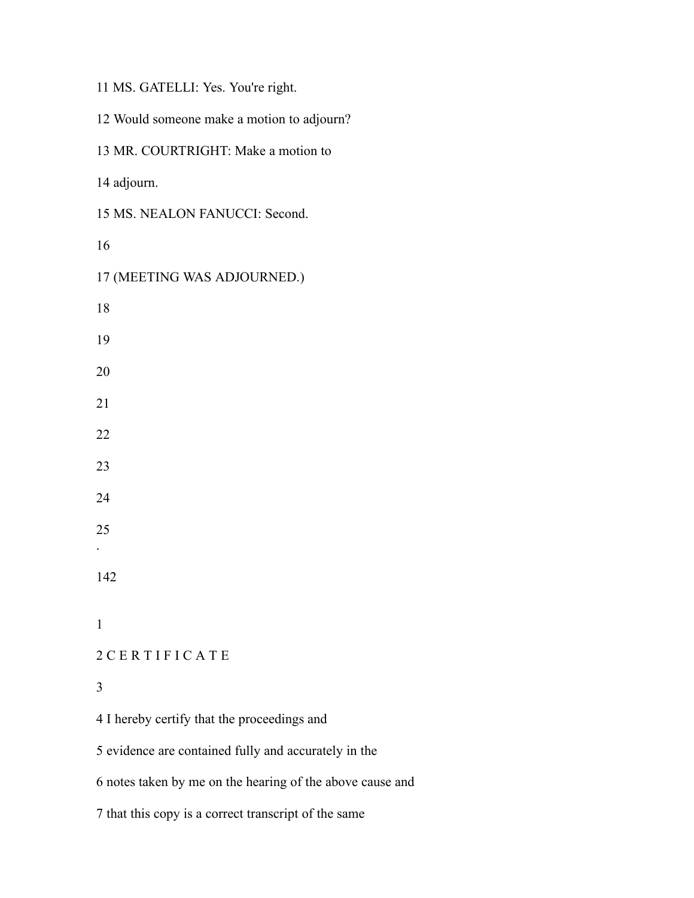11 MS. GATELLI: Yes. You're right.

12 Would someone make a motion to adjourn?

13 MR. COURTRIGHT: Make a motion to

14 adjourn.

15 MS. NEALON FANUCCI: Second.

16

17 (MEETING WAS ADJOURNED.)

18

19

20

21

22

23

24

25

1

2 C E R T I F I C A T E

3

4 I hereby certify that the proceedings and

5 evidence are contained fully and accurately in the

6 notes taken by me on the hearing of the above cause and

7 that this copy is a correct transcript of the same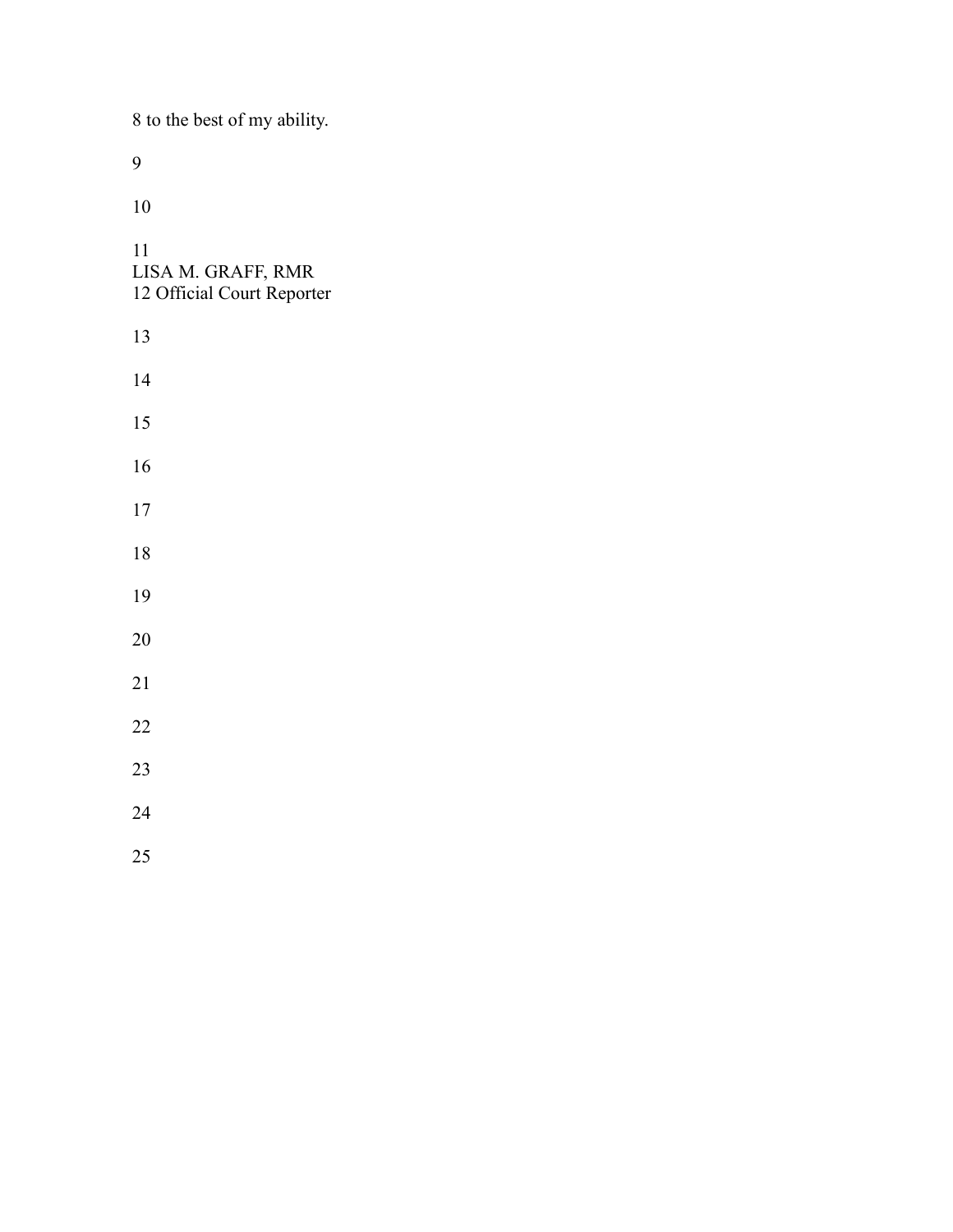8 to the best of my ability.

9

10

11

LISA M. GRAFF, RMR

12 Official Court Reporter

13

14

15

16

17

18

19

20

21

22

23

24

25